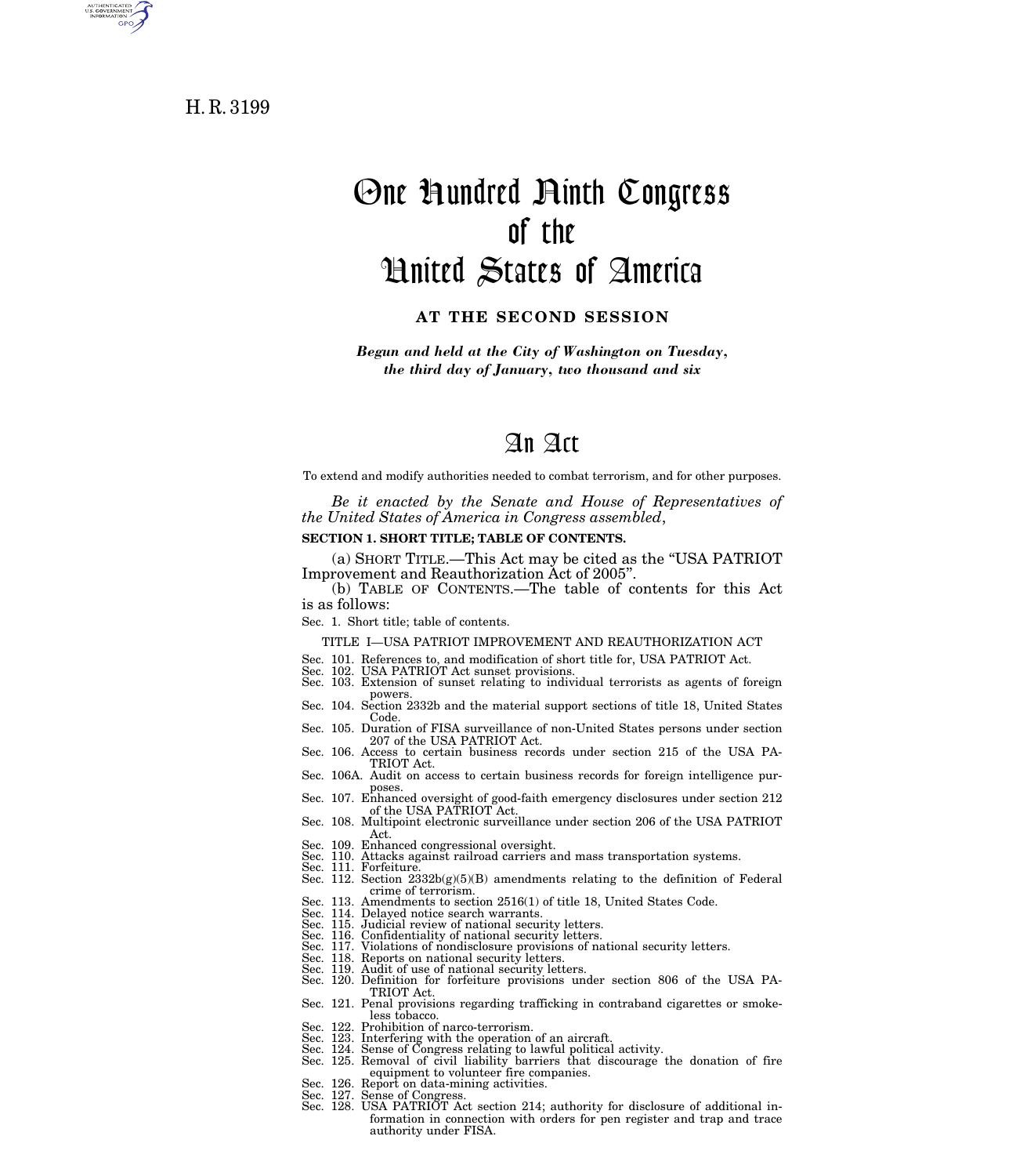H. R. 3199

# One Hundred Ninth Congress of the United States of America

**AT THE SECOND SESSION**

***Begun and held at the City of Washington on Tuesday, the third day of January, two thousand and six***

## An Act

To extend and modify authorities needed to combat terrorism, and for other purposes.

*Be it enacted by the Senate and House of Representatives of the United States of America in Congress assembled,*

**SECTION 1. SHORT TITLE; TABLE OF CONTENTS.**

(a) SHORT TITLE.—This Act may be cited as the "USA PATRIOT Improvement and Reauthorization Act of 2005".

(b) TABLE OF CONTENTS.—The table of contents for this Act is as follows:

Sec. 1. Short title; table of contents.

TITLE I—USA PATRIOT IMPROVEMENT AND REAUTHORIZATION ACT

Sec. 101. References to, and modification of short title for, USA PATRIOT Act.
Sec. 102. USA PATRIOT Act sunset provisions.
Sec. 103. Extension of sunset relating to individual terrorists as agents of foreign powers.
Sec. 104. Section 2332b and the material support sections of title 18, United States Code.
Sec. 105. Duration of FISA surveillance of non-United States persons under section 207 of the USA PATRIOT Act.
Sec. 106. Access to certain business records under section 215 of the USA PATRIOT Act.
Sec. 106A. Audit on access to certain business records for foreign intelligence purposes.
Sec. 107. Enhanced oversight of good-faith emergency disclosures under section 212 of the USA PATRIOT Act.
Sec. 108. Multipoint electronic surveillance under section 206 of the USA PATRIOT Act.
Sec. 109. Enhanced congressional oversight.
Sec. 110. Attacks against railroad carriers and mass transportation systems.
Sec. 111. Forfeiture.
Sec. 112. Section 2332b(g)(5)(B) amendments relating to the definition of Federal crime of terrorism.
Sec. 113. Amendments to section 2516(1) of title 18, United States Code.
Sec. 114. Delayed notice search warrants.
Sec. 115. Judicial review of national security letters.
Sec. 116. Confidentiality of national security letters.
Sec. 117. Violations of nondisclosure provisions of national security letters.
Sec. 118. Reports on national security letters.
Sec. 119. Audit of use of national security letters.
Sec. 120. Definition for forfeiture provisions under section 806 of the USA PATRIOT Act.
Sec. 121. Penal provisions regarding trafficking in contraband cigarettes or smokeless tobacco.
Sec. 122. Prohibition of narco-terrorism.
Sec. 123. Interfering with the operation of an aircraft.
Sec. 124. Sense of Congress relating to lawful political activity.
Sec. 125. Removal of civil liability barriers that discourage the donation of fire equipment to volunteer fire companies.
Sec. 126. Report on data-mining activities.
Sec. 127. Sense of Congress.
Sec. 128. USA PATRIOT Act section 214; authority for disclosure of additional information in connection with orders for pen register and trap and trace authority under FISA.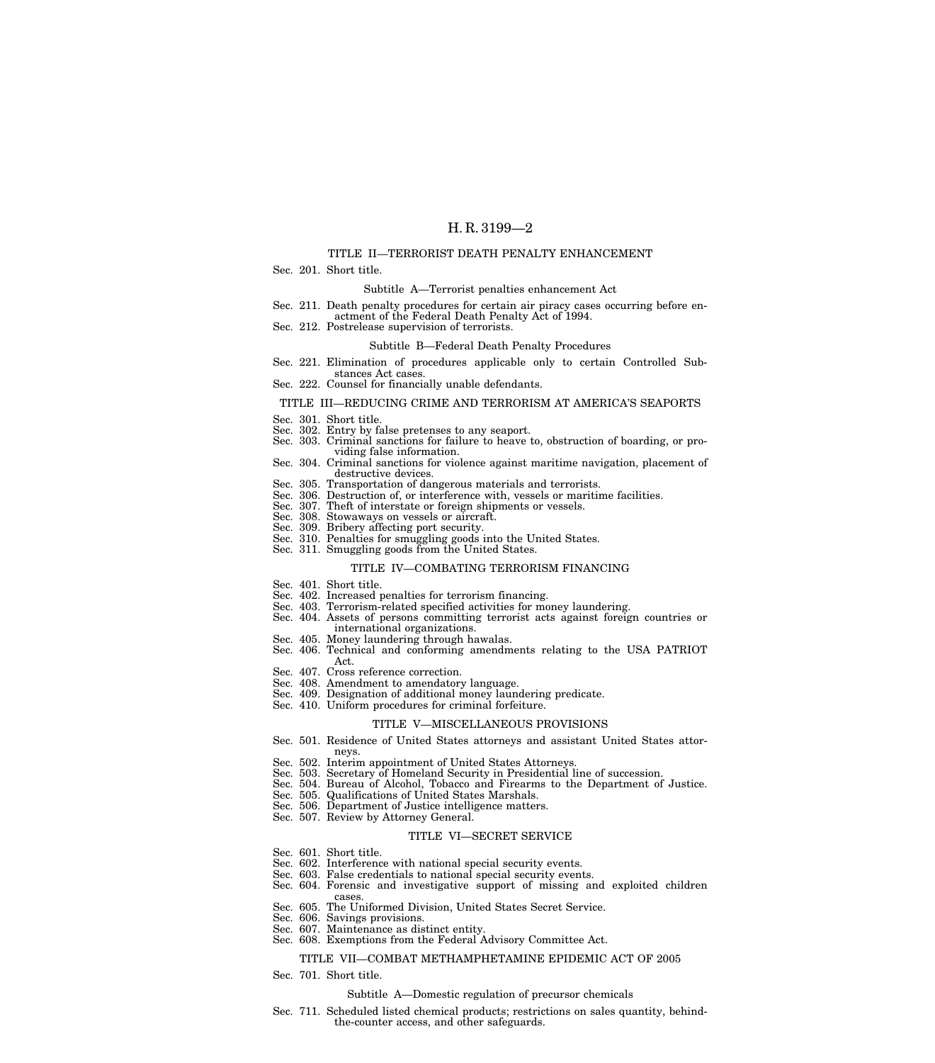## TITLE II—TERRORIST DEATH PENALTY ENHANCEMENT

Sec. 201. Short title.

### Subtitle A—Terrorist penalties enhancement Act

Sec. 211. Death penalty procedures for certain air piracy cases occurring before enactment of the Federal Death Penalty Act of 1994.
Sec. 212. Postrelease supervision of terrorists.

### Subtitle B—Federal Death Penalty Procedures

Sec. 221. Elimination of procedures applicable only to certain Controlled Substances Act cases.
Sec. 222. Counsel for financially unable defendants.

## TITLE III—REDUCING CRIME AND TERRORISM AT AMERICA'S SEAPORTS

Sec. 301. Short title.
Sec. 302. Entry by false pretenses to any seaport.
Sec. 303. Criminal sanctions for failure to heave to, obstruction of boarding, or providing false information.
Sec. 304. Criminal sanctions for violence against maritime navigation, placement of destructive devices.
Sec. 305. Transportation of dangerous materials and terrorists.
Sec. 306. Destruction of, or interference with, vessels or maritime facilities.
Sec. 307. Theft of interstate or foreign shipments or vessels.
Sec. 308. Stowaways on vessels or aircraft.
Sec. 309. Bribery affecting port security.
Sec. 310. Penalties for smuggling goods into the United States.
Sec. 311. Smuggling goods from the United States.

## TITLE IV—COMBATING TERRORISM FINANCING

Sec. 401. Short title.
Sec. 402. Increased penalties for terrorism financing.
Sec. 403. Terrorism-related specified activities for money laundering.
Sec. 404. Assets of persons committing terrorist acts against foreign countries or international organizations.
Sec. 405. Money laundering through hawalas.
Sec. 406. Technical and conforming amendments relating to the USA PATRIOT Act.
Sec. 407. Cross reference correction.
Sec. 408. Amendment to amendatory language.
Sec. 409. Designation of additional money laundering predicate.
Sec. 410. Uniform procedures for criminal forfeiture.

## TITLE V—MISCELLANEOUS PROVISIONS

Sec. 501. Residence of United States attorneys and assistant United States attorneys.
Sec. 502. Interim appointment of United States Attorneys.
Sec. 503. Secretary of Homeland Security in Presidential line of succession.
Sec. 504. Bureau of Alcohol, Tobacco and Firearms to the Department of Justice.
Sec. 505. Qualifications of United States Marshals.
Sec. 506. Department of Justice intelligence matters.
Sec. 507. Review by Attorney General.

## TITLE VI—SECRET SERVICE

Sec. 601. Short title.
Sec. 602. Interference with national special security events.
Sec. 603. False credentials to national special security events.
Sec. 604. Forensic and investigative support of missing and exploited children cases.
Sec. 605. The Uniformed Division, United States Secret Service.
Sec. 606. Savings provisions.
Sec. 607. Maintenance as distinct entity.
Sec. 608. Exemptions from the Federal Advisory Committee Act.

## TITLE VII—COMBAT METHAMPHETAMINE EPIDEMIC ACT OF 2005

Sec. 701. Short title.

### Subtitle A—Domestic regulation of precursor chemicals

Sec. 711. Scheduled listed chemical products; restrictions on sales quantity, behind-the-counter access, and other safeguards.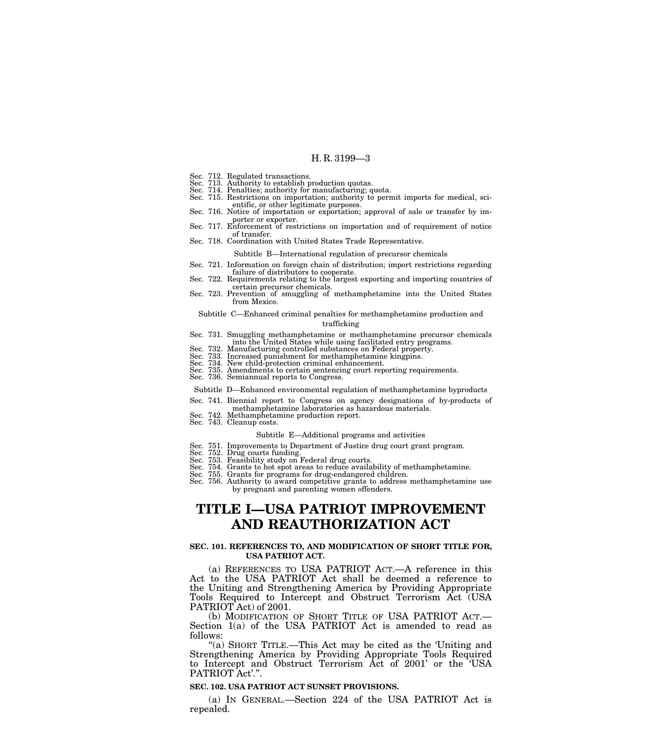Sec. 712. Regulated transactions.
Sec. 713. Authority to establish production quotas.
Sec. 714. Penalties; authority for manufacturing; quota.
Sec. 715. Restrictions on importation; authority to permit imports for medical, scientific, or other legitimate purposes.
Sec. 716. Notice of importation or exportation; approval of sale or transfer by importer or exporter.
Sec. 717. Enforcement of restrictions on importation and of requirement of notice of transfer.
Sec. 718. Coordination with United States Trade Representative.

Subtitle B—International regulation of precursor chemicals

Sec. 721. Information on foreign chain of distribution; import restrictions regarding failure of distributors to cooperate.
Sec. 722. Requirements relating to the largest exporting and importing countries of certain precursor chemicals.
Sec. 723. Prevention of smuggling of methamphetamine into the United States from Mexico.

Subtitle C—Enhanced criminal penalties for methamphetamine production and trafficking

Sec. 731. Smuggling methamphetamine or methamphetamine precursor chemicals into the United States while using facilitated entry programs.
Sec. 732. Manufacturing controlled substances on Federal property.
Sec. 733. Increased punishment for methamphetamine kingpins.
Sec. 734. New child-protection criminal enhancement.
Sec. 735. Amendments to certain sentencing court reporting requirements.
Sec. 736. Semiannual reports to Congress.

Subtitle D—Enhanced environmental regulation of methamphetamine byproducts

Sec. 741. Biennial report to Congress on agency designations of by-products of methamphetamine laboratories as hazardous materials.
Sec. 742. Methamphetamine production report.
Sec. 743. Cleanup costs.

Subtitle E—Additional programs and activities

Sec. 751. Improvements to Department of Justice drug court grant program.
Sec. 752. Drug courts funding.
Sec. 753. Feasibility study on Federal drug courts.
Sec. 754. Grants to hot spot areas to reduce availability of methamphetamine.
Sec. 755. Grants for programs for drug-endangered children.
Sec. 756. Authority to award competitive grants to address methamphetamine use by pregnant and parenting women offenders.

# TITLE I—USA PATRIOT IMPROVEMENT AND REAUTHORIZATION ACT

**SEC. 101. REFERENCES TO, AND MODIFICATION OF SHORT TITLE FOR, USA PATRIOT ACT.**

(a) REFERENCES TO USA PATRIOT ACT.—A reference in this Act to the USA PATRIOT Act shall be deemed a reference to the Uniting and Strengthening America by Providing Appropriate Tools Required to Intercept and Obstruct Terrorism Act (USA PATRIOT Act) of 2001.

(b) MODIFICATION OF SHORT TITLE OF USA PATRIOT ACT.—Section 1(a) of the USA PATRIOT Act is amended to read as follows:

"(a) SHORT TITLE.—This Act may be cited as the 'Uniting and Strengthening America by Providing Appropriate Tools Required to Intercept and Obstruct Terrorism Act of 2001' or the 'USA PATRIOT Act'.".

**SEC. 102. USA PATRIOT ACT SUNSET PROVISIONS.**

(a) IN GENERAL.—Section 224 of the USA PATRIOT Act is repealed.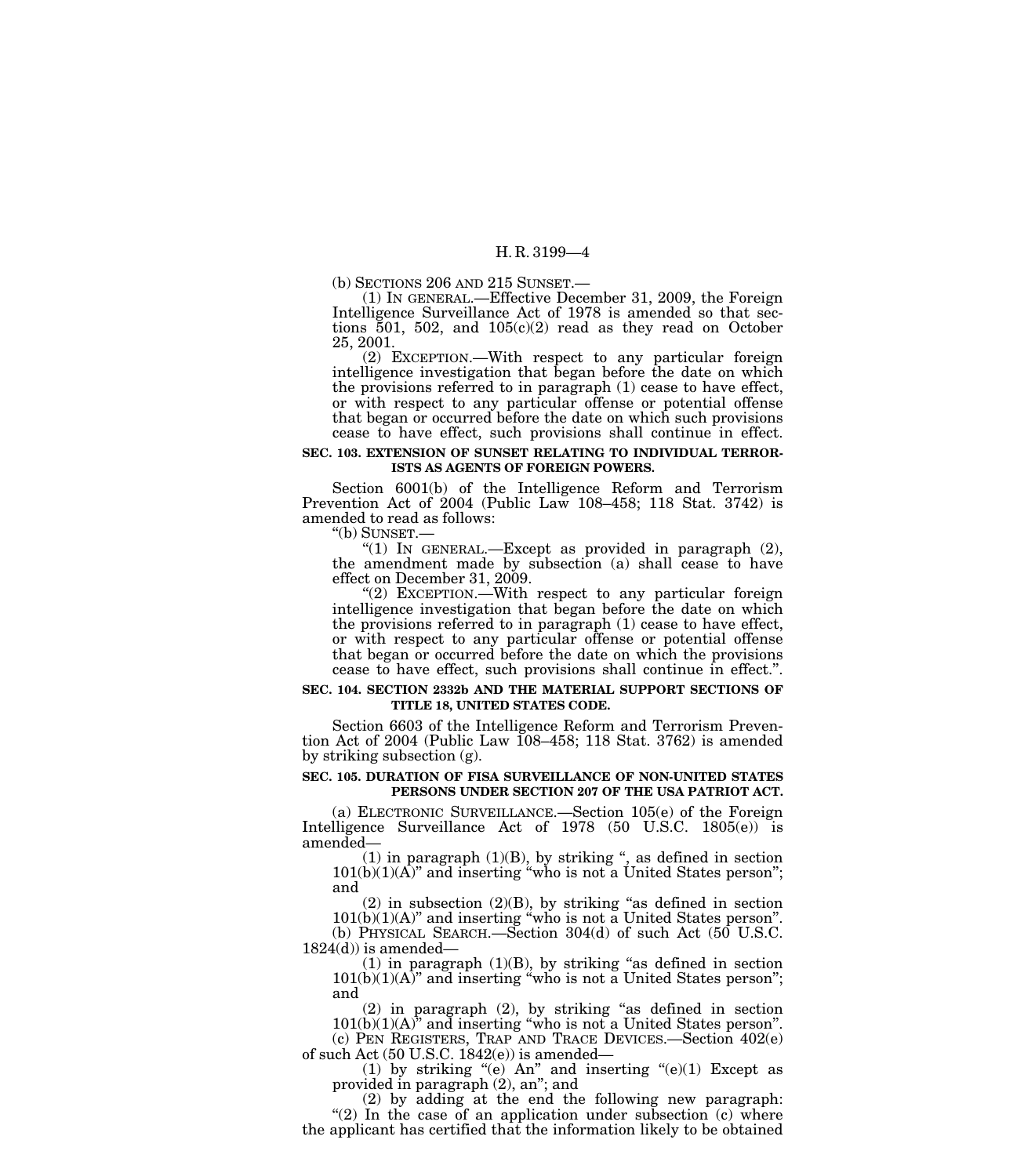(b) SECTIONS 206 AND 215 SUNSET.—

(1) IN GENERAL.—Effective December 31, 2009, the Foreign Intelligence Surveillance Act of 1978 is amended so that sections 501, 502, and 105(c)(2) read as they read on October 25, 2001.

(2) EXCEPTION.—With respect to any particular foreign intelligence investigation that began before the date on which the provisions referred to in paragraph (1) cease to have effect, or with respect to any particular offense or potential offense that began or occurred before the date on which such provisions cease to have effect, such provisions shall continue in effect.

**SEC. 103. EXTENSION OF SUNSET RELATING TO INDIVIDUAL TERRORISTS AS AGENTS OF FOREIGN POWERS.**

Section 6001(b) of the Intelligence Reform and Terrorism Prevention Act of 2004 (Public Law 108–458; 118 Stat. 3742) is amended to read as follows:

"(b) SUNSET.—

"(1) IN GENERAL.—Except as provided in paragraph (2), the amendment made by subsection (a) shall cease to have effect on December 31, 2009.

"(2) EXCEPTION.—With respect to any particular foreign intelligence investigation that began before the date on which the provisions referred to in paragraph (1) cease to have effect, or with respect to any particular offense or potential offense that began or occurred before the date on which the provisions cease to have effect, such provisions shall continue in effect.".

**SEC. 104. SECTION 2332b AND THE MATERIAL SUPPORT SECTIONS OF TITLE 18, UNITED STATES CODE.**

Section 6603 of the Intelligence Reform and Terrorism Prevention Act of 2004 (Public Law 108–458; 118 Stat. 3762) is amended by striking subsection (g).

**SEC. 105. DURATION OF FISA SURVEILLANCE OF NON-UNITED STATES PERSONS UNDER SECTION 207 OF THE USA PATRIOT ACT.**

(a) ELECTRONIC SURVEILLANCE.—Section 105(e) of the Foreign Intelligence Surveillance Act of 1978 (50 U.S.C. 1805(e)) is amended—

(1) in paragraph (1)(B), by striking ", as defined in section 101(b)(1)(A)" and inserting "who is not a United States person"; and

(2) in subsection (2)(B), by striking "as defined in section 101(b)(1)(A)" and inserting "who is not a United States person".

(b) PHYSICAL SEARCH.—Section 304(d) of such Act (50 U.S.C. 1824(d)) is amended—

(1) in paragraph (1)(B), by striking "as defined in section 101(b)(1)(A)" and inserting "who is not a United States person"; and

(2) in paragraph (2), by striking "as defined in section 101(b)(1)(A)" and inserting "who is not a United States person".

(c) PEN REGISTERS, TRAP AND TRACE DEVICES.—Section 402(e) of such Act (50 U.S.C. 1842(e)) is amended—

(1) by striking "(e) An" and inserting "(e)(1) Except as provided in paragraph (2), an"; and

(2) by adding at the end the following new paragraph:

"(2) In the case of an application under subsection (c) where the applicant has certified that the information likely to be obtained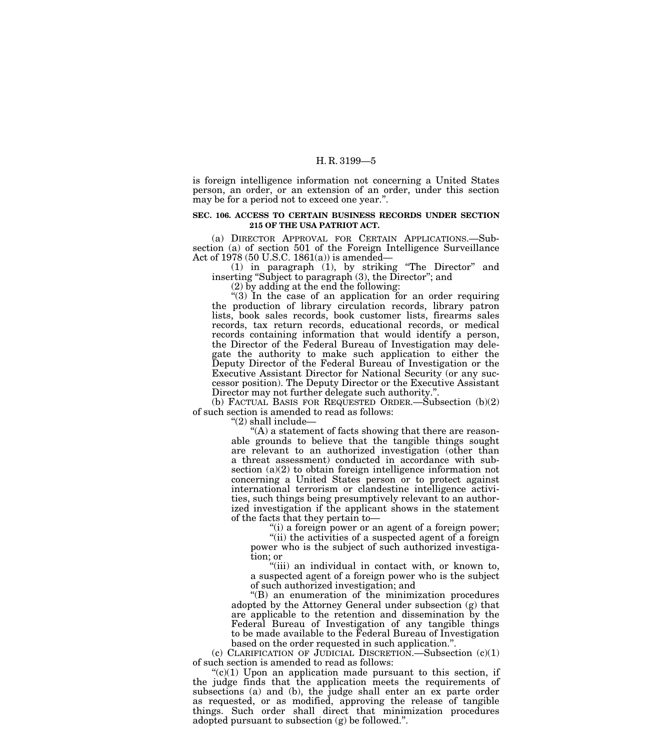is foreign intelligence information not concerning a United States person, an order, or an extension of an order, under this section may be for a period not to exceed one year.".

**SEC. 106. ACCESS TO CERTAIN BUSINESS RECORDS UNDER SECTION 215 OF THE USA PATRIOT ACT.**

(a) DIRECTOR APPROVAL FOR CERTAIN APPLICATIONS.—Subsection (a) of section 501 of the Foreign Intelligence Surveillance Act of 1978 (50 U.S.C. 1861(a)) is amended—

(1) in paragraph (1), by striking "The Director" and inserting "Subject to paragraph (3), the Director"; and

(2) by adding at the end the following:

"(3) In the case of an application for an order requiring the production of library circulation records, library patron lists, book sales records, book customer lists, firearms sales records, tax return records, educational records, or medical records containing information that would identify a person, the Director of the Federal Bureau of Investigation may delegate the authority to make such application to either the Deputy Director of the Federal Bureau of Investigation or the Executive Assistant Director for National Security (or any successor position). The Deputy Director or the Executive Assistant Director may not further delegate such authority.".

(b) FACTUAL BASIS FOR REQUESTED ORDER.—Subsection (b)(2) of such section is amended to read as follows:

"(2) shall include—

"(A) a statement of facts showing that there are reasonable grounds to believe that the tangible things sought are relevant to an authorized investigation (other than a threat assessment) conducted in accordance with subsection (a)(2) to obtain foreign intelligence information not concerning a United States person or to protect against international terrorism or clandestine intelligence activities, such things being presumptively relevant to an authorized investigation if the applicant shows in the statement of the facts that they pertain to—

"(i) a foreign power or an agent of a foreign power;

"(ii) the activities of a suspected agent of a foreign power who is the subject of such authorized investigation; or

"(iii) an individual in contact with, or known to, a suspected agent of a foreign power who is the subject of such authorized investigation; and

"(B) an enumeration of the minimization procedures adopted by the Attorney General under subsection (g) that are applicable to the retention and dissemination by the Federal Bureau of Investigation of any tangible things to be made available to the Federal Bureau of Investigation based on the order requested in such application.".

(c) CLARIFICATION OF JUDICIAL DISCRETION.—Subsection (c)(1) of such section is amended to read as follows:

"(c)(1) Upon an application made pursuant to this section, if the judge finds that the application meets the requirements of subsections (a) and (b), the judge shall enter an ex parte order as requested, or as modified, approving the release of tangible things. Such order shall direct that minimization procedures adopted pursuant to subsection (g) be followed.".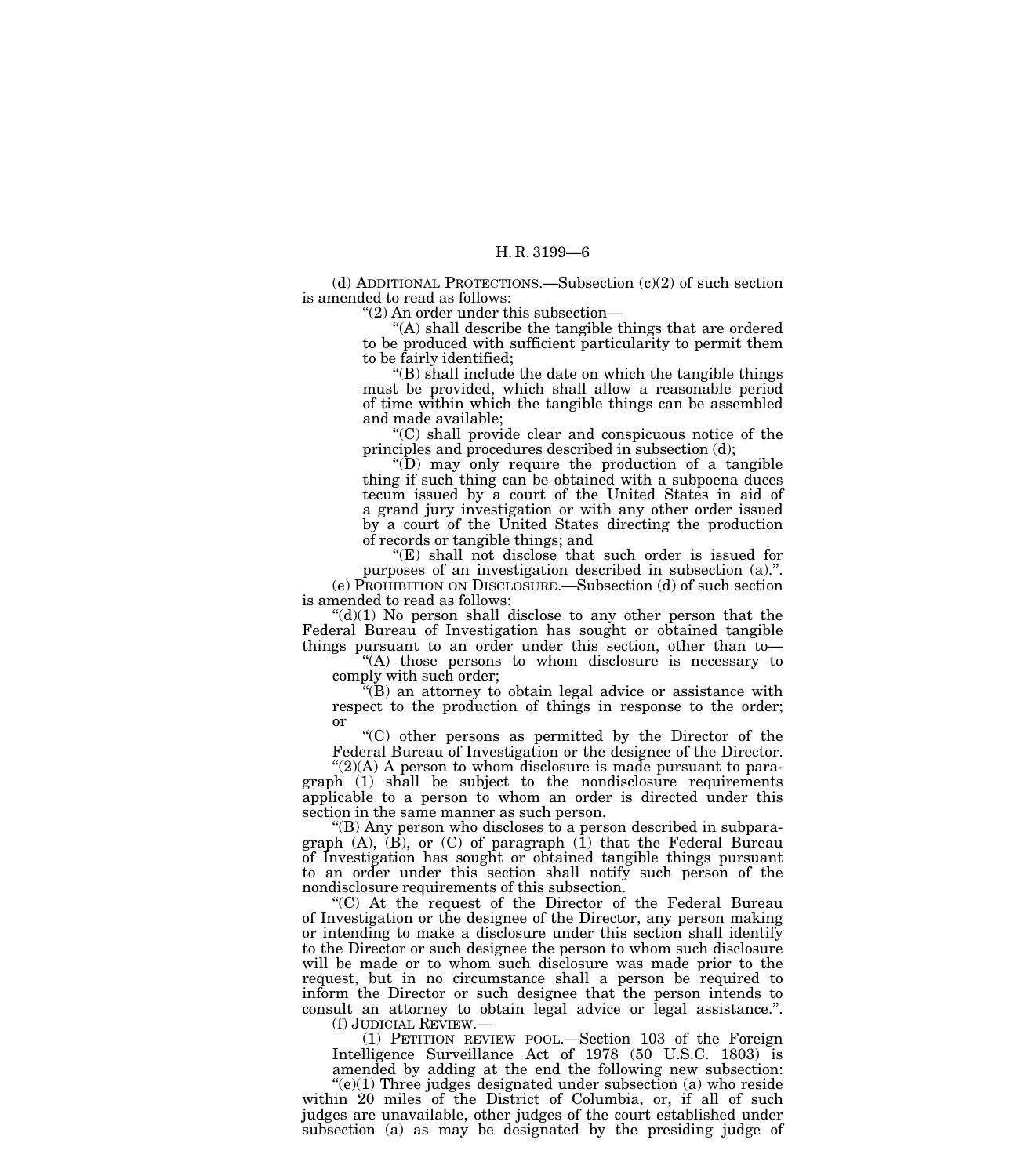(d) ADDITIONAL PROTECTIONS.—Subsection (c)(2) of such section is amended to read as follows:

"(2) An order under this subsection—

"(A) shall describe the tangible things that are ordered to be produced with sufficient particularity to permit them to be fairly identified;

"(B) shall include the date on which the tangible things must be provided, which shall allow a reasonable period of time within which the tangible things can be assembled and made available;

"(C) shall provide clear and conspicuous notice of the principles and procedures described in subsection (d);

"(D) may only require the production of a tangible thing if such thing can be obtained with a subpoena duces tecum issued by a court of the United States in aid of a grand jury investigation or with any other order issued by a court of the United States directing the production of records or tangible things; and

"(E) shall not disclose that such order is issued for purposes of an investigation described in subsection (a).".

(e) PROHIBITION ON DISCLOSURE.—Subsection (d) of such section is amended to read as follows:

"(d)(1) No person shall disclose to any other person that the Federal Bureau of Investigation has sought or obtained tangible things pursuant to an order under this section, other than to—

"(A) those persons to whom disclosure is necessary to comply with such order;

"(B) an attorney to obtain legal advice or assistance with respect to the production of things in response to the order; or

"(C) other persons as permitted by the Director of the Federal Bureau of Investigation or the designee of the Director.

"(2)(A) A person to whom disclosure is made pursuant to paragraph (1) shall be subject to the nondisclosure requirements applicable to a person to whom an order is directed under this section in the same manner as such person.

"(B) Any person who discloses to a person described in subparagraph (A), (B), or (C) of paragraph (1) that the Federal Bureau of Investigation has sought or obtained tangible things pursuant to an order under this section shall notify such person of the nondisclosure requirements of this subsection.

"(C) At the request of the Director of the Federal Bureau of Investigation or the designee of the Director, any person making or intending to make a disclosure under this section shall identify to the Director or such designee the person to whom such disclosure will be made or to whom such disclosure was made prior to the request, but in no circumstance shall a person be required to inform the Director or such designee that the person intends to consult an attorney to obtain legal advice or legal assistance.".

(f) JUDICIAL REVIEW.—

(1) PETITION REVIEW POOL.—Section 103 of the Foreign Intelligence Surveillance Act of 1978 (50 U.S.C. 1803) is amended by adding at the end the following new subsection:

"(e)(1) Three judges designated under subsection (a) who reside within 20 miles of the District of Columbia, or, if all of such judges are unavailable, other judges of the court established under subsection (a) as may be designated by the presiding judge of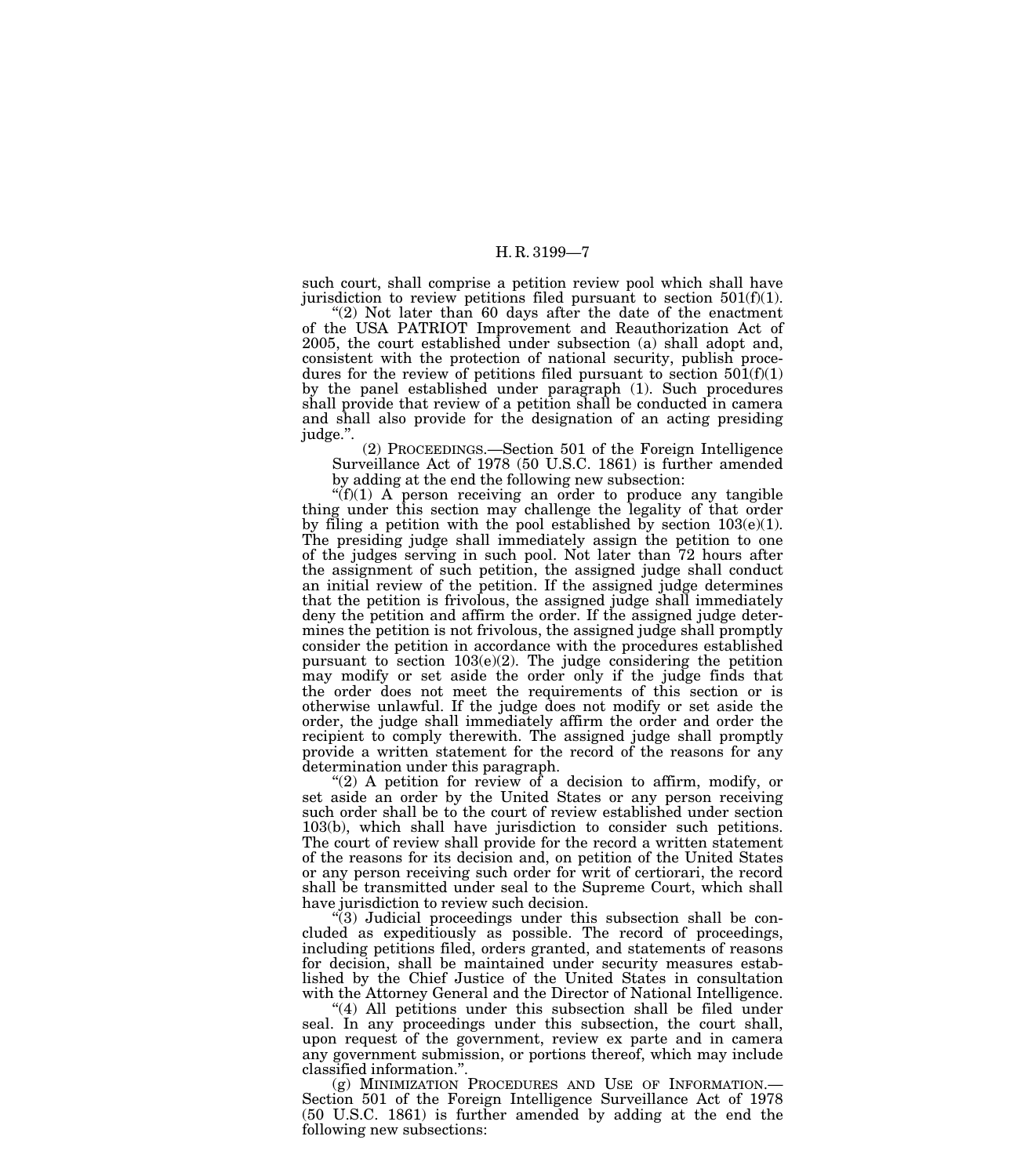such court, shall comprise a petition review pool which shall have jurisdiction to review petitions filed pursuant to section 501(f)(1).

"(2) Not later than 60 days after the date of the enactment of the USA PATRIOT Improvement and Reauthorization Act of 2005, the court established under subsection (a) shall adopt and, consistent with the protection of national security, publish procedures for the review of petitions filed pursuant to section 501(f)(1) by the panel established under paragraph (1). Such procedures shall provide that review of a petition shall be conducted in camera and shall also provide for the designation of an acting presiding judge.".

(2) PROCEEDINGS.—Section 501 of the Foreign Intelligence Surveillance Act of 1978 (50 U.S.C. 1861) is further amended by adding at the end the following new subsection:

"(f)(1) A person receiving an order to produce any tangible thing under this section may challenge the legality of that order by filing a petition with the pool established by section 103(e)(1). The presiding judge shall immediately assign the petition to one of the judges serving in such pool. Not later than 72 hours after the assignment of such petition, the assigned judge shall conduct an initial review of the petition. If the assigned judge determines that the petition is frivolous, the assigned judge shall immediately deny the petition and affirm the order. If the assigned judge determines the petition is not frivolous, the assigned judge shall promptly consider the petition in accordance with the procedures established pursuant to section 103(e)(2). The judge considering the petition may modify or set aside the order only if the judge finds that the order does not meet the requirements of this section or is otherwise unlawful. If the judge does not modify or set aside the order, the judge shall immediately affirm the order and order the recipient to comply therewith. The assigned judge shall promptly provide a written statement for the record of the reasons for any determination under this paragraph.

"(2) A petition for review of a decision to affirm, modify, or set aside an order by the United States or any person receiving such order shall be to the court of review established under section 103(b), which shall have jurisdiction to consider such petitions. The court of review shall provide for the record a written statement of the reasons for its decision and, on petition of the United States or any person receiving such order for writ of certiorari, the record shall be transmitted under seal to the Supreme Court, which shall have jurisdiction to review such decision.

"(3) Judicial proceedings under this subsection shall be concluded as expeditiously as possible. The record of proceedings, including petitions filed, orders granted, and statements of reasons for decision, shall be maintained under security measures established by the Chief Justice of the United States in consultation with the Attorney General and the Director of National Intelligence.

"(4) All petitions under this subsection shall be filed under seal. In any proceedings under this subsection, the court shall, upon request of the government, review ex parte and in camera any government submission, or portions thereof, which may include classified information.".

(g) MINIMIZATION PROCEDURES AND USE OF INFORMATION.—Section 501 of the Foreign Intelligence Surveillance Act of 1978 (50 U.S.C. 1861) is further amended by adding at the end the following new subsections: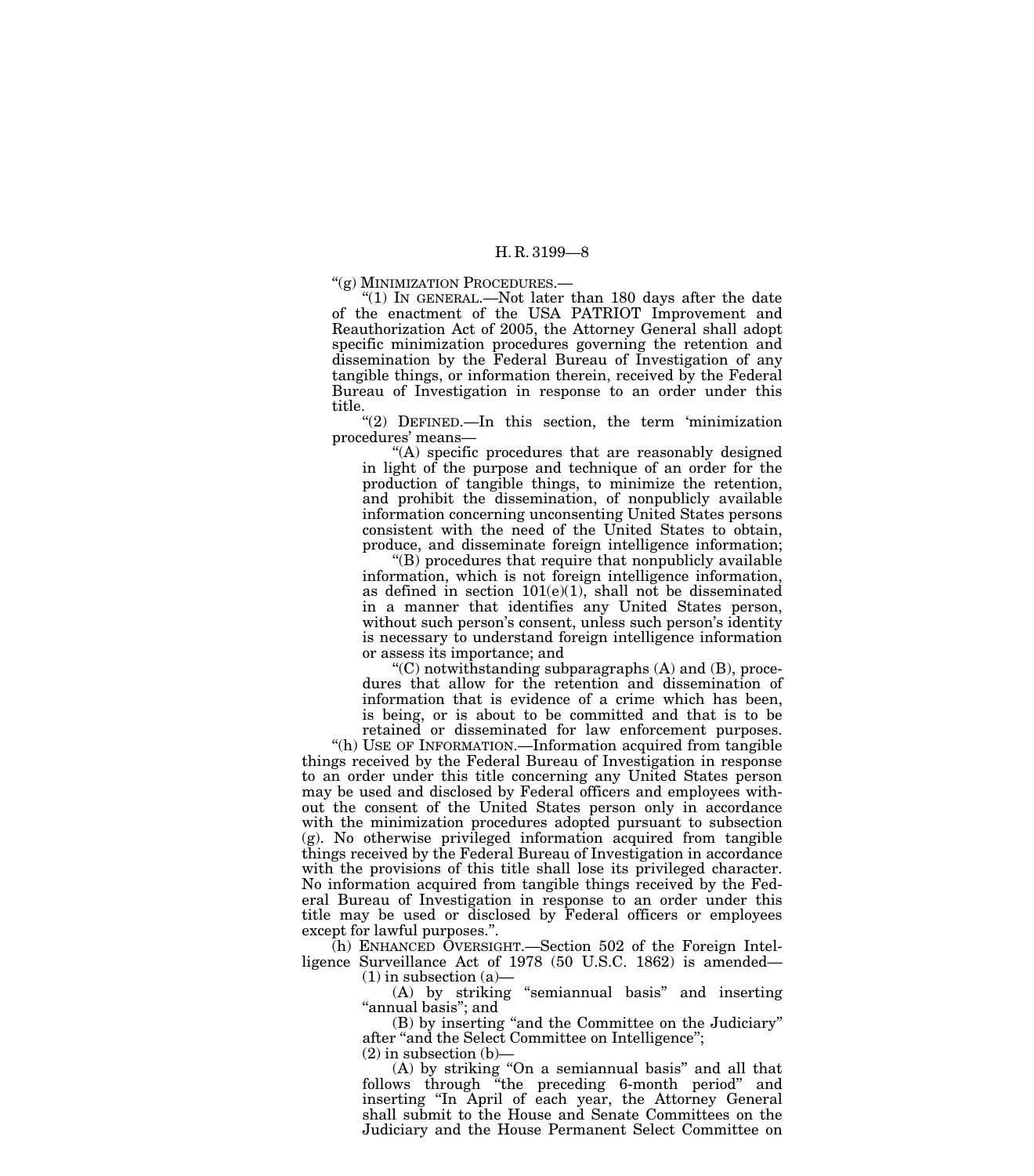"(g) MINIMIZATION PROCEDURES.—

"(1) IN GENERAL.—Not later than 180 days after the date of the enactment of the USA PATRIOT Improvement and Reauthorization Act of 2005, the Attorney General shall adopt specific minimization procedures governing the retention and dissemination by the Federal Bureau of Investigation of any tangible things, or information therein, received by the Federal Bureau of Investigation in response to an order under this title.

"(2) DEFINED.—In this section, the term 'minimization procedures' means—

"(A) specific procedures that are reasonably designed in light of the purpose and technique of an order for the production of tangible things, to minimize the retention, and prohibit the dissemination, of nonpublicly available information concerning unconsenting United States persons consistent with the need of the United States to obtain, produce, and disseminate foreign intelligence information;

"(B) procedures that require that nonpublicly available information, which is not foreign intelligence information, as defined in section 101(e)(1), shall not be disseminated in a manner that identifies any United States person, without such person's consent, unless such person's identity is necessary to understand foreign intelligence information or assess its importance; and

"(C) notwithstanding subparagraphs (A) and (B), procedures that allow for the retention and dissemination of information that is evidence of a crime which has been, is being, or is about to be committed and that is to be retained or disseminated for law enforcement purposes.

"(h) USE OF INFORMATION.—Information acquired from tangible things received by the Federal Bureau of Investigation in response to an order under this title concerning any United States person may be used and disclosed by Federal officers and employees without the consent of the United States person only in accordance with the minimization procedures adopted pursuant to subsection (g). No otherwise privileged information acquired from tangible things received by the Federal Bureau of Investigation in accordance with the provisions of this title shall lose its privileged character. No information acquired from tangible things received by the Federal Bureau of Investigation in response to an order under this title may be used or disclosed by Federal officers or employees except for lawful purposes.".

(h) ENHANCED OVERSIGHT.—Section 502 of the Foreign Intelligence Surveillance Act of 1978 (50 U.S.C. 1862) is amended—

(1) in subsection (a)—

(A) by striking "semiannual basis" and inserting "annual basis"; and

(B) by inserting "and the Committee on the Judiciary" after "and the Select Committee on Intelligence";

(2) in subsection (b)—

(A) by striking "On a semiannual basis" and all that follows through "the preceding 6-month period" and inserting "In April of each year, the Attorney General shall submit to the House and Senate Committees on the Judiciary and the House Permanent Select Committee on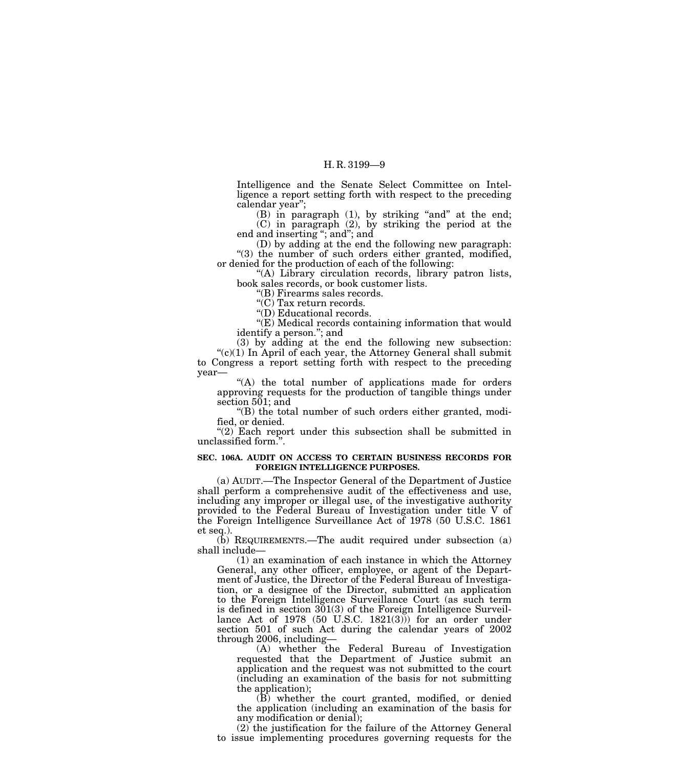Intelligence and the Senate Select Committee on Intelligence a report setting forth with respect to the preceding calendar year'';

(B) in paragraph (1), by striking ''and'' at the end;

(C) in paragraph (2), by striking the period at the end and inserting ''; and''; and

(D) by adding at the end the following new paragraph:

''(3) the number of such orders either granted, modified, or denied for the production of each of the following:

''(A) Library circulation records, library patron lists, book sales records, or book customer lists.

''(B) Firearms sales records.

''(C) Tax return records.

''(D) Educational records.

''(E) Medical records containing information that would identify a person.''; and

(3) by adding at the end the following new subsection:

''(c)(1) In April of each year, the Attorney General shall submit to Congress a report setting forth with respect to the preceding year—

''(A) the total number of applications made for orders approving requests for the production of tangible things under section 501; and

''(B) the total number of such orders either granted, modified, or denied.

''(2) Each report under this subsection shall be submitted in unclassified form.''.

**SEC. 106A. AUDIT ON ACCESS TO CERTAIN BUSINESS RECORDS FOR FOREIGN INTELLIGENCE PURPOSES.**

(a) AUDIT.—The Inspector General of the Department of Justice shall perform a comprehensive audit of the effectiveness and use, including any improper or illegal use, of the investigative authority provided to the Federal Bureau of Investigation under title V of the Foreign Intelligence Surveillance Act of 1978 (50 U.S.C. 1861 et seq.).

(b) REQUIREMENTS.—The audit required under subsection (a) shall include—

(1) an examination of each instance in which the Attorney General, any other officer, employee, or agent of the Department of Justice, the Director of the Federal Bureau of Investigation, or a designee of the Director, submitted an application to the Foreign Intelligence Surveillance Court (as such term is defined in section 301(3) of the Foreign Intelligence Surveillance Act of 1978 (50 U.S.C. 1821(3))) for an order under section 501 of such Act during the calendar years of 2002 through 2006, including—

(A) whether the Federal Bureau of Investigation requested that the Department of Justice submit an application and the request was not submitted to the court (including an examination of the basis for not submitting the application);

(B) whether the court granted, modified, or denied the application (including an examination of the basis for any modification or denial);

(2) the justification for the failure of the Attorney General to issue implementing procedures governing requests for the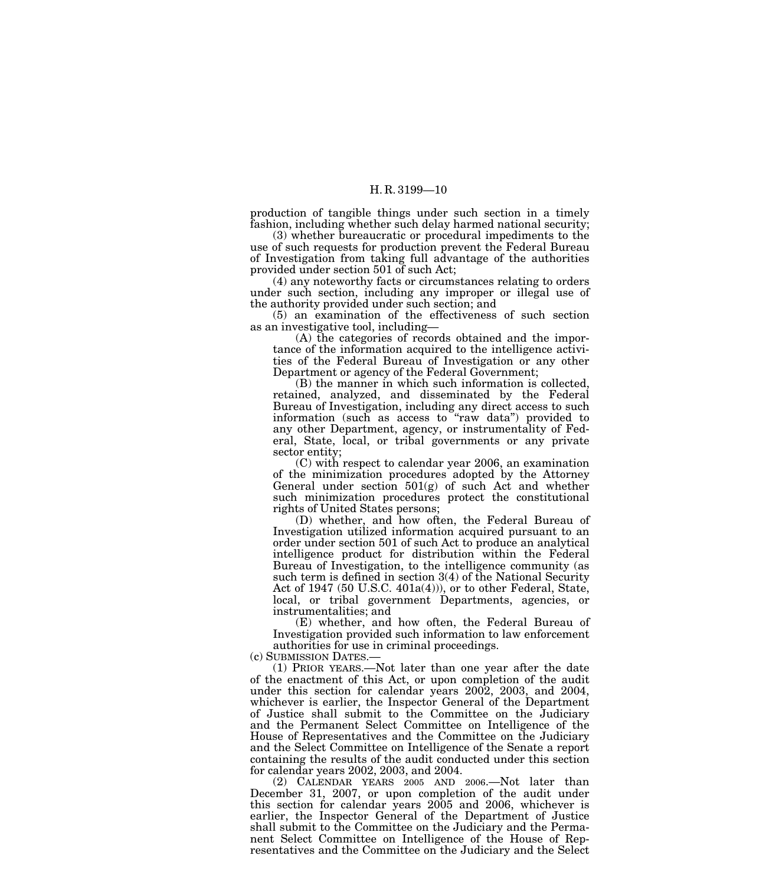production of tangible things under such section in a timely fashion, including whether such delay harmed national security;

(3) whether bureaucratic or procedural impediments to the use of such requests for production prevent the Federal Bureau of Investigation from taking full advantage of the authorities provided under section 501 of such Act;

(4) any noteworthy facts or circumstances relating to orders under such section, including any improper or illegal use of the authority provided under such section; and

(5) an examination of the effectiveness of such section as an investigative tool, including—

(A) the categories of records obtained and the importance of the information acquired to the intelligence activities of the Federal Bureau of Investigation or any other Department or agency of the Federal Government;

(B) the manner in which such information is collected, retained, analyzed, and disseminated by the Federal Bureau of Investigation, including any direct access to such information (such as access to "raw data") provided to any other Department, agency, or instrumentality of Federal, State, local, or tribal governments or any private sector entity;

(C) with respect to calendar year 2006, an examination of the minimization procedures adopted by the Attorney General under section 501(g) of such Act and whether such minimization procedures protect the constitutional rights of United States persons;

(D) whether, and how often, the Federal Bureau of Investigation utilized information acquired pursuant to an order under section 501 of such Act to produce an analytical intelligence product for distribution within the Federal Bureau of Investigation, to the intelligence community (as such term is defined in section 3(4) of the National Security Act of 1947 (50 U.S.C. 401a(4))), or to other Federal, State, local, or tribal government Departments, agencies, or instrumentalities; and

(E) whether, and how often, the Federal Bureau of Investigation provided such information to law enforcement authorities for use in criminal proceedings.

(c) SUBMISSION DATES.—

(1) PRIOR YEARS.—Not later than one year after the date of the enactment of this Act, or upon completion of the audit under this section for calendar years 2002, 2003, and 2004, whichever is earlier, the Inspector General of the Department of Justice shall submit to the Committee on the Judiciary and the Permanent Select Committee on Intelligence of the House of Representatives and the Committee on the Judiciary and the Select Committee on Intelligence of the Senate a report containing the results of the audit conducted under this section for calendar years 2002, 2003, and 2004.

(2) CALENDAR YEARS 2005 AND 2006.—Not later than December 31, 2007, or upon completion of the audit under this section for calendar years 2005 and 2006, whichever is earlier, the Inspector General of the Department of Justice shall submit to the Committee on the Judiciary and the Permanent Select Committee on Intelligence of the House of Representatives and the Committee on the Judiciary and the Select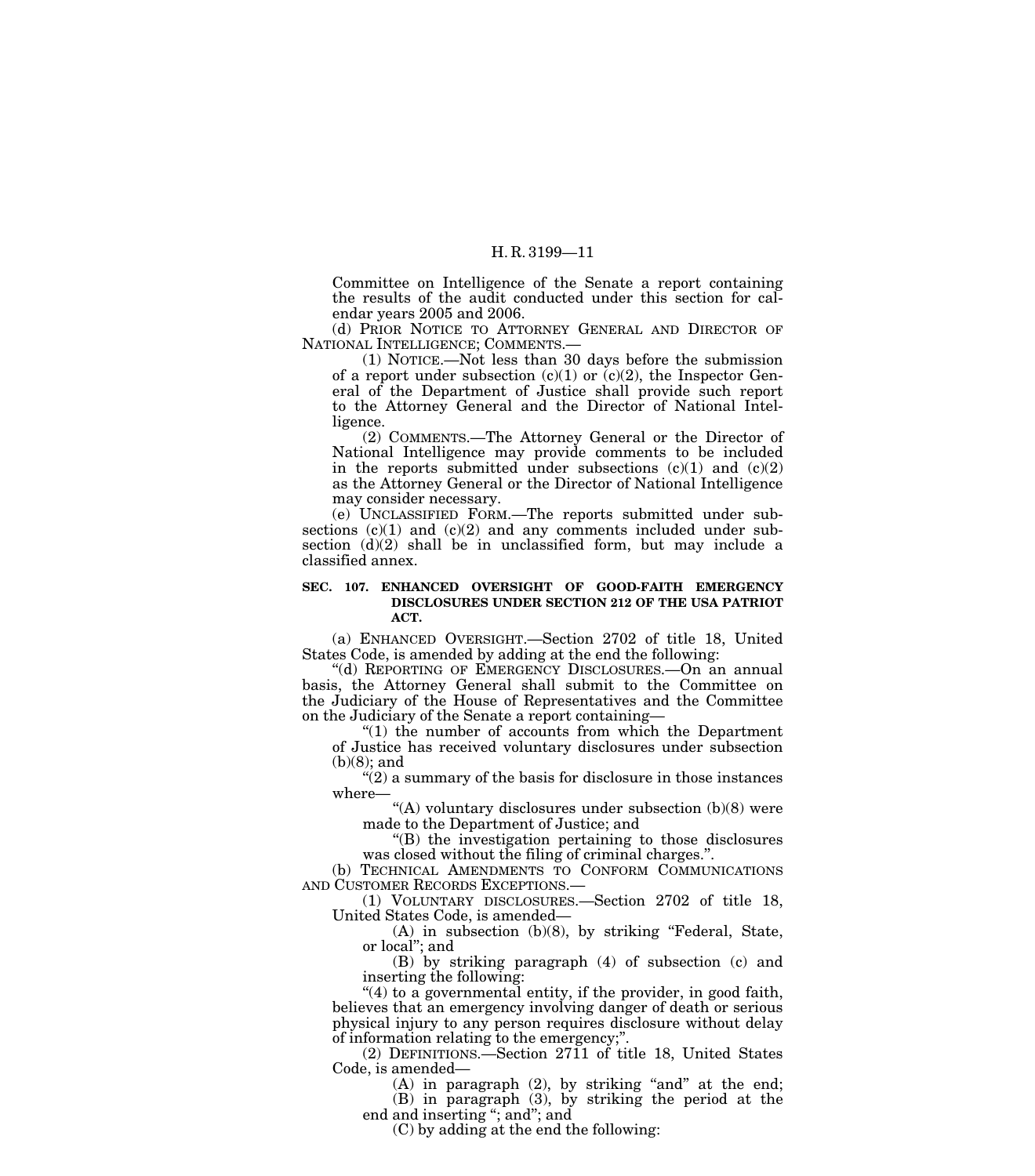Committee on Intelligence of the Senate a report containing the results of the audit conducted under this section for calendar years 2005 and 2006.

(d) PRIOR NOTICE TO ATTORNEY GENERAL AND DIRECTOR OF NATIONAL INTELLIGENCE; COMMENTS.—

(1) NOTICE.—Not less than 30 days before the submission of a report under subsection (c)(1) or (c)(2), the Inspector General of the Department of Justice shall provide such report to the Attorney General and the Director of National Intelligence.

(2) COMMENTS.—The Attorney General or the Director of National Intelligence may provide comments to be included in the reports submitted under subsections (c)(1) and (c)(2) as the Attorney General or the Director of National Intelligence may consider necessary.

(e) UNCLASSIFIED FORM.—The reports submitted under subsections (c)(1) and (c)(2) and any comments included under subsection (d)(2) shall be in unclassified form, but may include a classified annex.

**SEC. 107. ENHANCED OVERSIGHT OF GOOD-FAITH EMERGENCY DISCLOSURES UNDER SECTION 212 OF THE USA PATRIOT ACT.**

(a) ENHANCED OVERSIGHT.—Section 2702 of title 18, United States Code, is amended by adding at the end the following:

"(d) REPORTING OF EMERGENCY DISCLOSURES.—On an annual basis, the Attorney General shall submit to the Committee on the Judiciary of the House of Representatives and the Committee on the Judiciary of the Senate a report containing—

"(1) the number of accounts from which the Department of Justice has received voluntary disclosures under subsection (b)(8); and

"(2) a summary of the basis for disclosure in those instances where—

"(A) voluntary disclosures under subsection (b)(8) were made to the Department of Justice; and

"(B) the investigation pertaining to those disclosures was closed without the filing of criminal charges.".

(b) TECHNICAL AMENDMENTS TO CONFORM COMMUNICATIONS AND CUSTOMER RECORDS EXCEPTIONS.—

(1) VOLUNTARY DISCLOSURES.—Section 2702 of title 18, United States Code, is amended—

(A) in subsection (b)(8), by striking "Federal, State, or local"; and

(B) by striking paragraph (4) of subsection (c) and inserting the following:

"(4) to a governmental entity, if the provider, in good faith, believes that an emergency involving danger of death or serious physical injury to any person requires disclosure without delay of information relating to the emergency;".

(2) DEFINITIONS.—Section 2711 of title 18, United States Code, is amended—

(A) in paragraph (2), by striking "and" at the end;

(B) in paragraph (3), by striking the period at the end and inserting "; and"; and

(C) by adding at the end the following: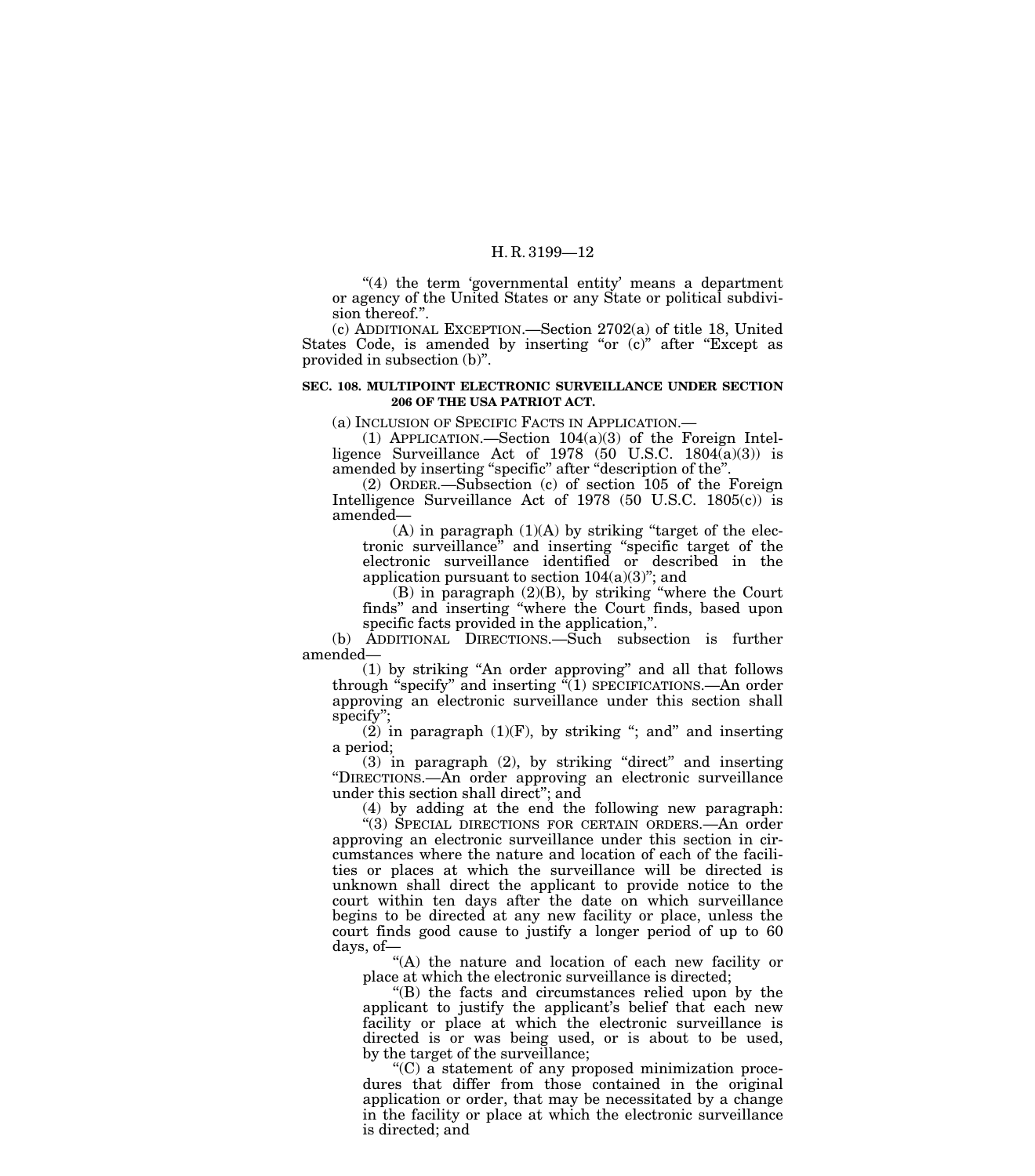"(4) the term 'governmental entity' means a department or agency of the United States or any State or political subdivision thereof.".

(c) ADDITIONAL EXCEPTION.—Section 2702(a) of title 18, United States Code, is amended by inserting "or (c)" after "Except as provided in subsection (b)".

**SEC. 108. MULTIPOINT ELECTRONIC SURVEILLANCE UNDER SECTION 206 OF THE USA PATRIOT ACT.**

(a) INCLUSION OF SPECIFIC FACTS IN APPLICATION.—

(1) APPLICATION.—Section 104(a)(3) of the Foreign Intelligence Surveillance Act of 1978 (50 U.S.C. 1804(a)(3)) is amended by inserting "specific" after "description of the".

(2) ORDER.—Subsection (c) of section 105 of the Foreign Intelligence Surveillance Act of 1978 (50 U.S.C. 1805(c)) is amended—

(A) in paragraph (1)(A) by striking "target of the electronic surveillance" and inserting "specific target of the electronic surveillance identified or described in the application pursuant to section 104(a)(3)"; and

(B) in paragraph (2)(B), by striking "where the Court finds" and inserting "where the Court finds, based upon specific facts provided in the application,".

(b) ADDITIONAL DIRECTIONS.—Such subsection is further amended—

(1) by striking "An order approving" and all that follows through "specify" and inserting "(1) SPECIFICATIONS.—An order approving an electronic surveillance under this section shall specify";

(2) in paragraph (1)(F), by striking "; and" and inserting a period;

(3) in paragraph (2), by striking "direct" and inserting "DIRECTIONS.—An order approving an electronic surveillance under this section shall direct"; and

(4) by adding at the end the following new paragraph:

"(3) SPECIAL DIRECTIONS FOR CERTAIN ORDERS.—An order approving an electronic surveillance under this section in circumstances where the nature and location of each of the facilities or places at which the surveillance will be directed is unknown shall direct the applicant to provide notice to the court within ten days after the date on which surveillance begins to be directed at any new facility or place, unless the court finds good cause to justify a longer period of up to 60 days, of—

"(A) the nature and location of each new facility or place at which the electronic surveillance is directed;

"(B) the facts and circumstances relied upon by the applicant to justify the applicant's belief that each new facility or place at which the electronic surveillance is directed is or was being used, or is about to be used, by the target of the surveillance;

"(C) a statement of any proposed minimization procedures that differ from those contained in the original application or order, that may be necessitated by a change in the facility or place at which the electronic surveillance is directed; and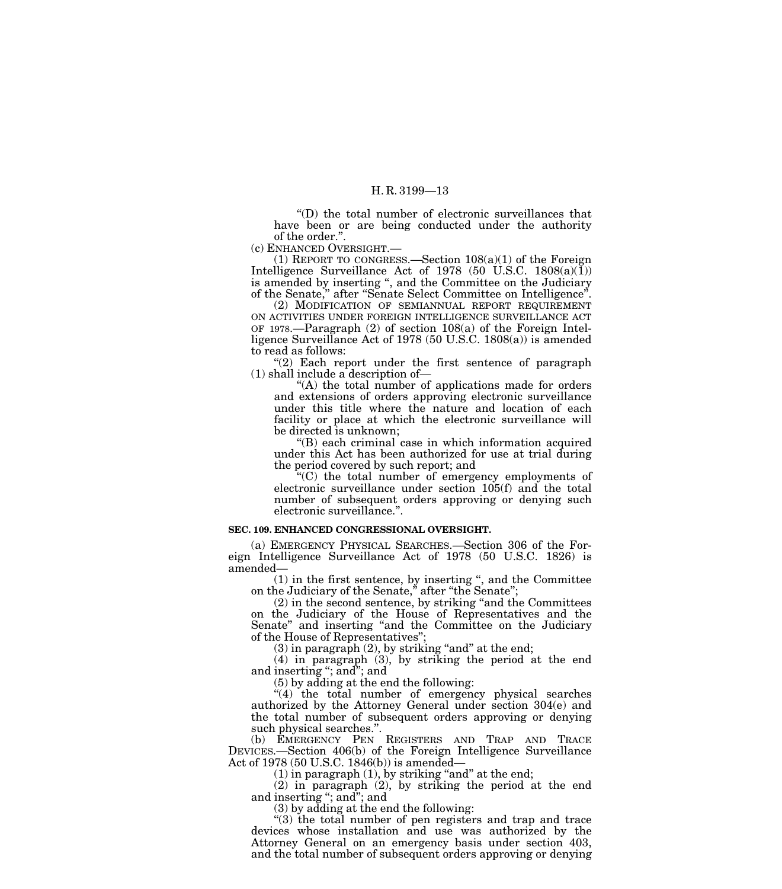"(D) the total number of electronic surveillances that have been or are being conducted under the authority of the order.".

(c) ENHANCED OVERSIGHT.—

(1) REPORT TO CONGRESS.—Section 108(a)(1) of the Foreign Intelligence Surveillance Act of 1978 (50 U.S.C. 1808(a)(1)) is amended by inserting ", and the Committee on the Judiciary of the Senate," after "Senate Select Committee on Intelligence".

(2) MODIFICATION OF SEMIANNUAL REPORT REQUIREMENT ON ACTIVITIES UNDER FOREIGN INTELLIGENCE SURVEILLANCE ACT OF 1978.—Paragraph (2) of section 108(a) of the Foreign Intelligence Surveillance Act of 1978 (50 U.S.C. 1808(a)) is amended to read as follows:

"(2) Each report under the first sentence of paragraph (1) shall include a description of—

"(A) the total number of applications made for orders and extensions of orders approving electronic surveillance under this title where the nature and location of each facility or place at which the electronic surveillance will be directed is unknown;

"(B) each criminal case in which information acquired under this Act has been authorized for use at trial during the period covered by such report; and

"(C) the total number of emergency employments of electronic surveillance under section 105(f) and the total number of subsequent orders approving or denying such electronic surveillance.".

**SEC. 109. ENHANCED CONGRESSIONAL OVERSIGHT.**

(a) EMERGENCY PHYSICAL SEARCHES.—Section 306 of the Foreign Intelligence Surveillance Act of 1978 (50 U.S.C. 1826) is amended—

(1) in the first sentence, by inserting ", and the Committee on the Judiciary of the Senate," after "the Senate";

(2) in the second sentence, by striking "and the Committees on the Judiciary of the House of Representatives and the Senate" and inserting "and the Committee on the Judiciary of the House of Representatives";

(3) in paragraph (2), by striking "and" at the end;

(4) in paragraph (3), by striking the period at the end and inserting "; and"; and

(5) by adding at the end the following:

"(4) the total number of emergency physical searches authorized by the Attorney General under section 304(e) and the total number of subsequent orders approving or denying such physical searches.".

(b) EMERGENCY PEN REGISTERS AND TRAP AND TRACE DEVICES.—Section 406(b) of the Foreign Intelligence Surveillance Act of 1978 (50 U.S.C. 1846(b)) is amended—

(1) in paragraph (1), by striking "and" at the end;

(2) in paragraph (2), by striking the period at the end and inserting "; and"; and

(3) by adding at the end the following:

"(3) the total number of pen registers and trap and trace devices whose installation and use was authorized by the Attorney General on an emergency basis under section 403, and the total number of subsequent orders approving or denying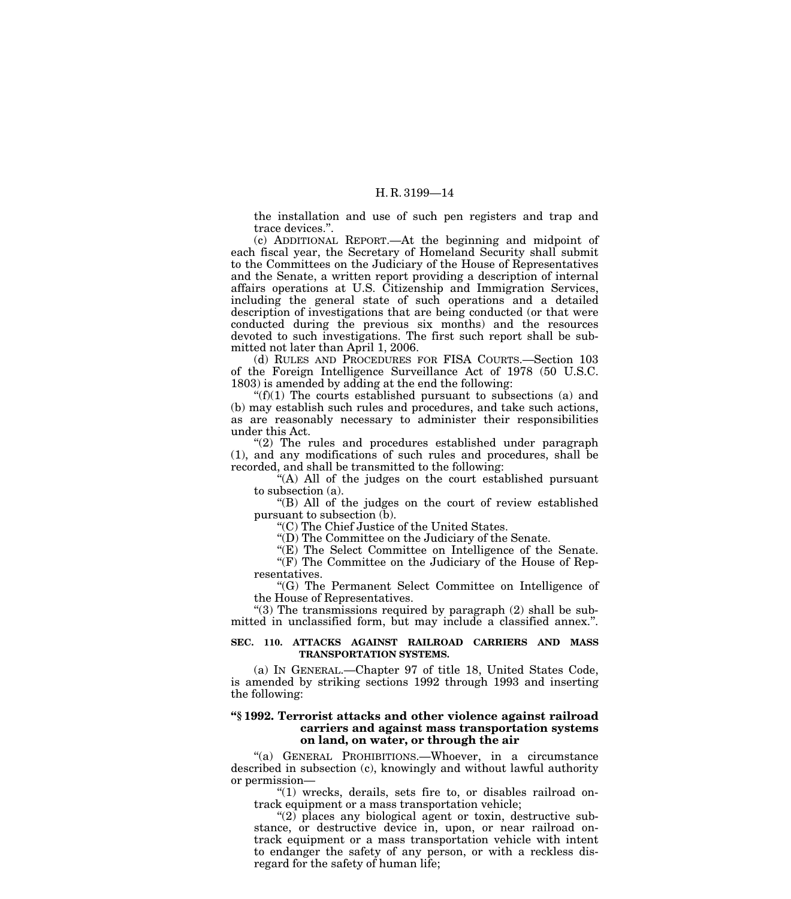the installation and use of such pen registers and trap and trace devices.".

(c) ADDITIONAL REPORT.—At the beginning and midpoint of each fiscal year, the Secretary of Homeland Security shall submit to the Committees on the Judiciary of the House of Representatives and the Senate, a written report providing a description of internal affairs operations at U.S. Citizenship and Immigration Services, including the general state of such operations and a detailed description of investigations that are being conducted (or that were conducted during the previous six months) and the resources devoted to such investigations. The first such report shall be submitted not later than April 1, 2006.

(d) RULES AND PROCEDURES FOR FISA COURTS.—Section 103 of the Foreign Intelligence Surveillance Act of 1978 (50 U.S.C. 1803) is amended by adding at the end the following:

"(f)(1) The courts established pursuant to subsections (a) and (b) may establish such rules and procedures, and take such actions, as are reasonably necessary to administer their responsibilities under this Act.

"(2) The rules and procedures established under paragraph (1), and any modifications of such rules and procedures, shall be recorded, and shall be transmitted to the following:

"(A) All of the judges on the court established pursuant to subsection (a).

"(B) All of the judges on the court of review established pursuant to subsection (b).

"(C) The Chief Justice of the United States.

"(D) The Committee on the Judiciary of the Senate.

"(E) The Select Committee on Intelligence of the Senate.

"(F) The Committee on the Judiciary of the House of Representatives.

"(G) The Permanent Select Committee on Intelligence of the House of Representatives.

"(3) The transmissions required by paragraph (2) shall be submitted in unclassified form, but may include a classified annex.".

**SEC. 110. ATTACKS AGAINST RAILROAD CARRIERS AND MASS TRANSPORTATION SYSTEMS.**

(a) IN GENERAL.—Chapter 97 of title 18, United States Code, is amended by striking sections 1992 through 1993 and inserting the following:

**"§ 1992. Terrorist attacks and other violence against railroad carriers and against mass transportation systems on land, on water, or through the air**

"(a) GENERAL PROHIBITIONS.—Whoever, in a circumstance described in subsection (c), knowingly and without lawful authority or permission—

"(1) wrecks, derails, sets fire to, or disables railroad on-track equipment or a mass transportation vehicle;

"(2) places any biological agent or toxin, destructive substance, or destructive device in, upon, or near railroad on-track equipment or a mass transportation vehicle with intent to endanger the safety of any person, or with a reckless disregard for the safety of human life;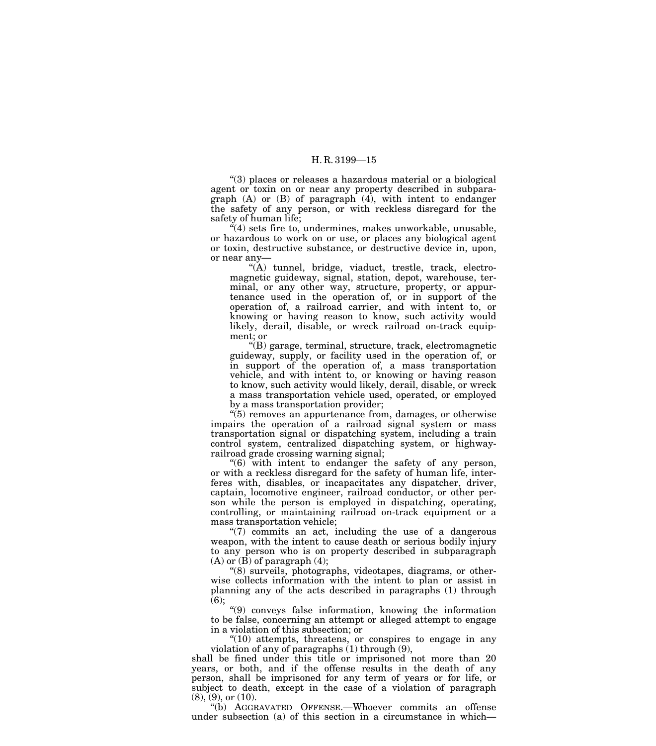"(3) places or releases a hazardous material or a biological agent or toxin on or near any property described in subparagraph (A) or (B) of paragraph (4), with intent to endanger the safety of any person, or with reckless disregard for the safety of human life;

"(4) sets fire to, undermines, makes unworkable, unusable, or hazardous to work on or use, or places any biological agent or toxin, destructive substance, or destructive device in, upon, or near any—

"(A) tunnel, bridge, viaduct, trestle, track, electromagnetic guideway, signal, station, depot, warehouse, terminal, or any other way, structure, property, or appurtenance used in the operation of, or in support of the operation of, a railroad carrier, and with intent to, or knowing or having reason to know, such activity would likely, derail, disable, or wreck railroad on-track equipment; or

"(B) garage, terminal, structure, track, electromagnetic guideway, supply, or facility used in the operation of, or in support of the operation of, a mass transportation vehicle, and with intent to, or knowing or having reason to know, such activity would likely, derail, disable, or wreck a mass transportation vehicle used, operated, or employed by a mass transportation provider;

"(5) removes an appurtenance from, damages, or otherwise impairs the operation of a railroad signal system or mass transportation signal or dispatching system, including a train control system, centralized dispatching system, or highway-railroad grade crossing warning signal;

"(6) with intent to endanger the safety of any person, or with a reckless disregard for the safety of human life, interferes with, disables, or incapacitates any dispatcher, driver, captain, locomotive engineer, railroad conductor, or other person while the person is employed in dispatching, operating, controlling, or maintaining railroad on-track equipment or a mass transportation vehicle;

"(7) commits an act, including the use of a dangerous weapon, with the intent to cause death or serious bodily injury to any person who is on property described in subparagraph (A) or (B) of paragraph (4);

"(8) surveils, photographs, videotapes, diagrams, or otherwise collects information with the intent to plan or assist in planning any of the acts described in paragraphs (1) through (6);

"(9) conveys false information, knowing the information to be false, concerning an attempt or alleged attempt to engage in a violation of this subsection; or

"(10) attempts, threatens, or conspires to engage in any violation of any of paragraphs (1) through (9),

shall be fined under this title or imprisoned not more than 20 years, or both, and if the offense results in the death of any person, shall be imprisoned for any term of years or for life, or subject to death, except in the case of a violation of paragraph (8), (9), or (10).

"(b) AGGRAVATED OFFENSE.—Whoever commits an offense under subsection (a) of this section in a circumstance in which—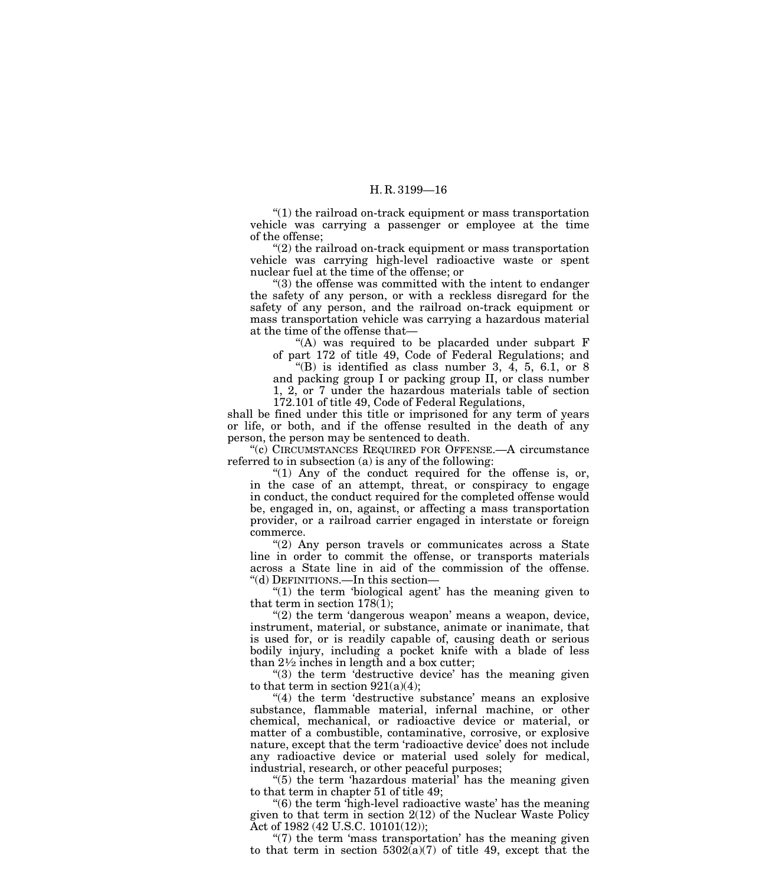“(1) the railroad on-track equipment or mass transportation vehicle was carrying a passenger or employee at the time of the offense;

“(2) the railroad on-track equipment or mass transportation vehicle was carrying high-level radioactive waste or spent nuclear fuel at the time of the offense; or

“(3) the offense was committed with the intent to endanger the safety of any person, or with a reckless disregard for the safety of any person, and the railroad on-track equipment or mass transportation vehicle was carrying a hazardous material at the time of the offense that—

“(A) was required to be placarded under subpart F of part 172 of title 49, Code of Federal Regulations; and

“(B) is identified as class number 3, 4, 5, 6.1, or 8 and packing group I or packing group II, or class number 1, 2, or 7 under the hazardous materials table of section 172.101 of title 49, Code of Federal Regulations,

shall be fined under this title or imprisoned for any term of years or life, or both, and if the offense resulted in the death of any person, the person may be sentenced to death.

“(c) CIRCUMSTANCES REQUIRED FOR OFFENSE.—A circumstance referred to in subsection (a) is any of the following:

“(1) Any of the conduct required for the offense is, or, in the case of an attempt, threat, or conspiracy to engage in conduct, the conduct required for the completed offense would be, engaged in, on, against, or affecting a mass transportation provider, or a railroad carrier engaged in interstate or foreign commerce.

“(2) Any person travels or communicates across a State line in order to commit the offense, or transports materials across a State line in aid of the commission of the offense.

“(d) DEFINITIONS.—In this section—

“(1) the term ‘biological agent’ has the meaning given to that term in section 178(1);

“(2) the term ‘dangerous weapon’ means a weapon, device, instrument, material, or substance, animate or inanimate, that is used for, or is readily capable of, causing death or serious bodily injury, including a pocket knife with a blade of less than 2½ inches in length and a box cutter;

“(3) the term ‘destructive device’ has the meaning given to that term in section 921(a)(4);

“(4) the term ‘destructive substance’ means an explosive substance, flammable material, infernal machine, or other chemical, mechanical, or radioactive device or material, or matter of a combustible, contaminative, corrosive, or explosive nature, except that the term ‘radioactive device’ does not include any radioactive device or material used solely for medical, industrial, research, or other peaceful purposes;

“(5) the term ‘hazardous material’ has the meaning given to that term in chapter 51 of title 49;

“(6) the term ‘high-level radioactive waste’ has the meaning given to that term in section 2(12) of the Nuclear Waste Policy Act of 1982 (42 U.S.C. 10101(12));

“(7) the term ‘mass transportation’ has the meaning given to that term in section 5302(a)(7) of title 49, except that the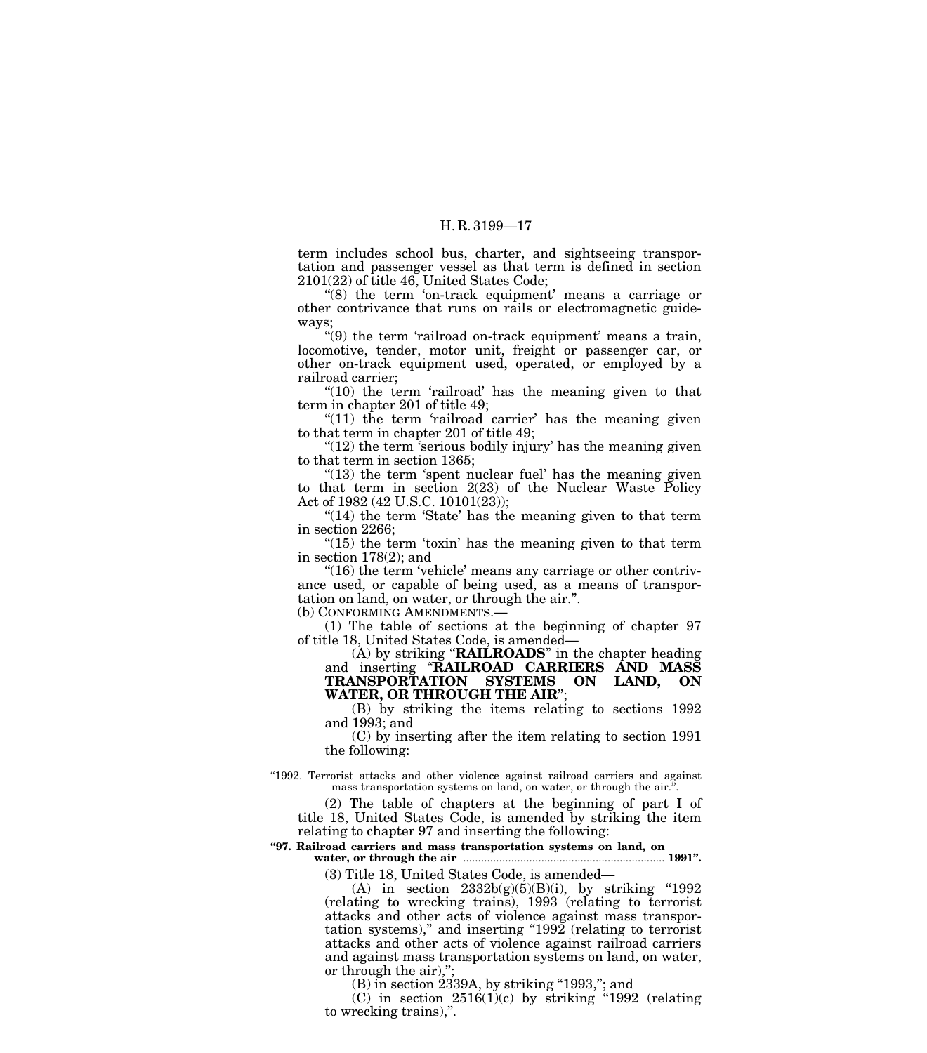term includes school bus, charter, and sightseeing transportation and passenger vessel as that term is defined in section 2101(22) of title 46, United States Code;

"(8) the term 'on-track equipment' means a carriage or other contrivance that runs on rails or electromagnetic guideways;

"(9) the term 'railroad on-track equipment' means a train, locomotive, tender, motor unit, freight or passenger car, or other on-track equipment used, operated, or employed by a railroad carrier;

"(10) the term 'railroad' has the meaning given to that term in chapter 201 of title 49;

"(11) the term 'railroad carrier' has the meaning given to that term in chapter 201 of title 49;

"(12) the term 'serious bodily injury' has the meaning given to that term in section 1365;

"(13) the term 'spent nuclear fuel' has the meaning given to that term in section 2(23) of the Nuclear Waste Policy Act of 1982 (42 U.S.C. 10101(23));

"(14) the term 'State' has the meaning given to that term in section 2266;

"(15) the term 'toxin' has the meaning given to that term in section 178(2); and

"(16) the term 'vehicle' means any carriage or other contrivance used, or capable of being used, as a means of transportation on land, on water, or through the air.".

(b) CONFORMING AMENDMENTS.—

(1) The table of sections at the beginning of chapter 97 of title 18, United States Code, is amended—

(A) by striking "**RAILROADS**" in the chapter heading and inserting "**RAILROAD CARRIERS AND MASS TRANSPORTATION SYSTEMS ON LAND, ON WATER, OR THROUGH THE AIR**";

(B) by striking the items relating to sections 1992 and 1993; and

(C) by inserting after the item relating to section 1991 the following:

"1992. Terrorist attacks and other violence against railroad carriers and against mass transportation systems on land, on water, or through the air.".

(2) The table of chapters at the beginning of part I of title 18, United States Code, is amended by striking the item relating to chapter 97 and inserting the following:

**"97. Railroad carriers and mass transportation systems on land, on water, or through the air .................................................................. 1991".**

(3) Title 18, United States Code, is amended—

(A) in section 2332b(g)(5)(B)(i), by striking "1992 (relating to wrecking trains), 1993 (relating to terrorist attacks and other acts of violence against mass transportation systems)," and inserting "1992 (relating to terrorist attacks and other acts of violence against railroad carriers and against mass transportation systems on land, on water, or through the air),";

(B) in section 2339A, by striking "1993,"; and

(C) in section 2516(1)(c) by striking "1992 (relating to wrecking trains),".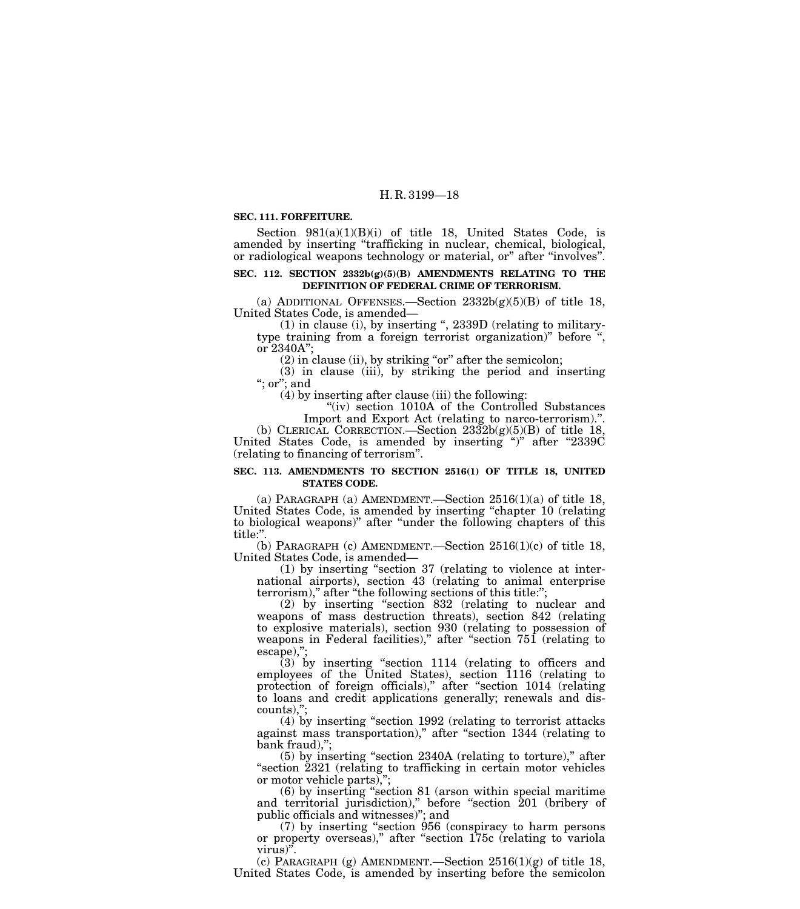**SEC. 111. FORFEITURE.**

Section 981(a)(1)(B)(i) of title 18, United States Code, is amended by inserting "trafficking in nuclear, chemical, biological, or radiological weapons technology or material, or" after "involves".

**SEC. 112. SECTION 2332b(g)(5)(B) AMENDMENTS RELATING TO THE DEFINITION OF FEDERAL CRIME OF TERRORISM.**

(a) ADDITIONAL OFFENSES.—Section 2332b(g)(5)(B) of title 18, United States Code, is amended—

(1) in clause (i), by inserting ", 2339D (relating to military-type training from a foreign terrorist organization)" before ", or 2340A";

(2) in clause (ii), by striking "or" after the semicolon;

(3) in clause (iii), by striking the period and inserting "; or"; and

(4) by inserting after clause (iii) the following:

"(iv) section 1010A of the Controlled Substances Import and Export Act (relating to narco-terrorism).".

(b) CLERICAL CORRECTION.—Section 2332b(g)(5)(B) of title 18, United States Code, is amended by inserting ")" after "2339C (relating to financing of terrorism".

**SEC. 113. AMENDMENTS TO SECTION 2516(1) OF TITLE 18, UNITED STATES CODE.**

(a) PARAGRAPH (a) AMENDMENT.—Section 2516(1)(a) of title 18, United States Code, is amended by inserting "chapter 10 (relating to biological weapons)" after "under the following chapters of this title:".

(b) PARAGRAPH (c) AMENDMENT.—Section 2516(1)(c) of title 18, United States Code, is amended—

(1) by inserting "section 37 (relating to violence at international airports), section 43 (relating to animal enterprise terrorism)," after "the following sections of this title:";

(2) by inserting "section 832 (relating to nuclear and weapons of mass destruction threats), section 842 (relating to explosive materials), section 930 (relating to possession of weapons in Federal facilities)," after "section 751 (relating to escape),";

(3) by inserting "section 1114 (relating to officers and employees of the United States), section 1116 (relating to protection of foreign officials)," after "section 1014 (relating to loans and credit applications generally; renewals and discounts),";

(4) by inserting "section 1992 (relating to terrorist attacks against mass transportation)," after "section 1344 (relating to bank fraud),";

(5) by inserting "section 2340A (relating to torture)," after "section 2321 (relating to trafficking in certain motor vehicles or motor vehicle parts),";

(6) by inserting "section 81 (arson within special maritime and territorial jurisdiction)," before "section 201 (bribery of public officials and witnesses)"; and

(7) by inserting "section 956 (conspiracy to harm persons or property overseas)," after "section 175c (relating to variola virus)".

(c) PARAGRAPH (g) AMENDMENT.—Section 2516(1)(g) of title 18, United States Code, is amended by inserting before the semicolon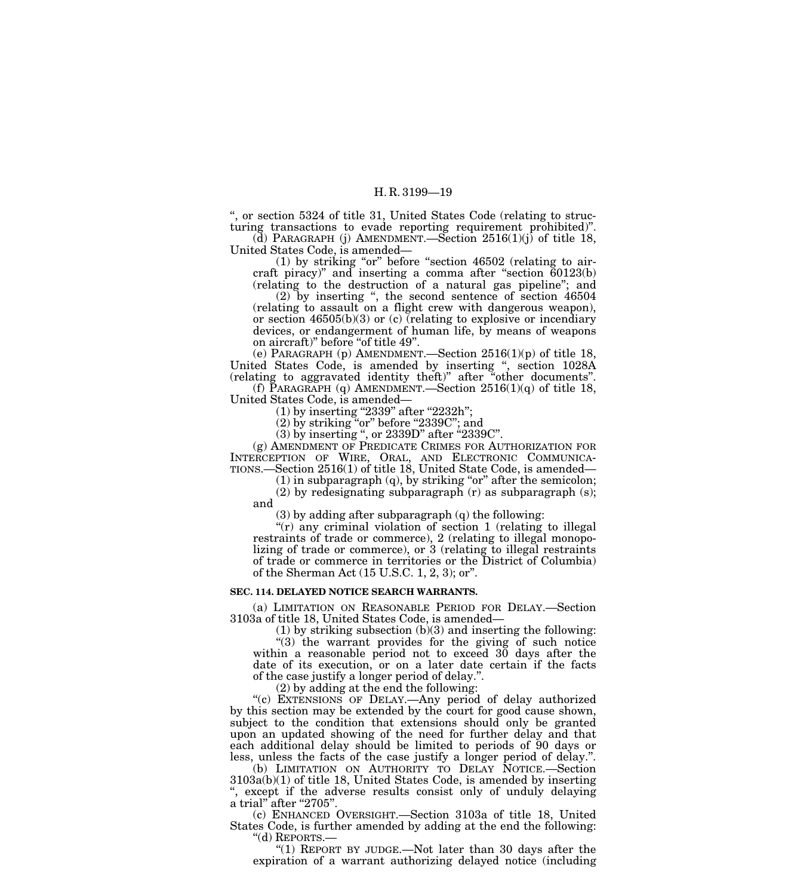", or section 5324 of title 31, United States Code (relating to structuring transactions to evade reporting requirement prohibited)".

(d) PARAGRAPH (j) AMENDMENT.—Section 2516(1)(j) of title 18, United States Code, is amended—

(1) by striking "or" before "section 46502 (relating to aircraft piracy)" and inserting a comma after "section 60123(b) (relating to the destruction of a natural gas pipeline"; and

(2) by inserting ", the second sentence of section 46504 (relating to assault on a flight crew with dangerous weapon), or section 46505(b)(3) or (c) (relating to explosive or incendiary devices, or endangerment of human life, by means of weapons on aircraft)" before "of title 49".

(e) PARAGRAPH (p) AMENDMENT.—Section 2516(1)(p) of title 18, United States Code, is amended by inserting ", section 1028A (relating to aggravated identity theft)" after "other documents".

(f) PARAGRAPH (q) AMENDMENT.—Section 2516(1)(q) of title 18, United States Code, is amended—

(1) by inserting "2339" after "2232h";

(2) by striking "or" before "2339C"; and

(3) by inserting ", or 2339D" after "2339C".

(g) AMENDMENT OF PREDICATE CRIMES FOR AUTHORIZATION FOR INTERCEPTION OF WIRE, ORAL, AND ELECTRONIC COMMUNICATIONS.—Section 2516(1) of title 18, United State Code, is amended—

(1) in subparagraph (q), by striking "or" after the semicolon;

(2) by redesignating subparagraph (r) as subparagraph (s); and

(3) by adding after subparagraph (q) the following:

"(r) any criminal violation of section 1 (relating to illegal restraints of trade or commerce), 2 (relating to illegal monopolizing of trade or commerce), or 3 (relating to illegal restraints of trade or commerce in territories or the District of Columbia) of the Sherman Act (15 U.S.C. 1, 2, 3); or".

**SEC. 114. DELAYED NOTICE SEARCH WARRANTS.**

(a) LIMITATION ON REASONABLE PERIOD FOR DELAY.—Section 3103a of title 18, United States Code, is amended—

(1) by striking subsection (b)(3) and inserting the following:

"(3) the warrant provides for the giving of such notice within a reasonable period not to exceed 30 days after the date of its execution, or on a later date certain if the facts of the case justify a longer period of delay.".

(2) by adding at the end the following:

"(c) EXTENSIONS OF DELAY.—Any period of delay authorized by this section may be extended by the court for good cause shown, subject to the condition that extensions should only be granted upon an updated showing of the need for further delay and that each additional delay should be limited to periods of 90 days or less, unless the facts of the case justify a longer period of delay.".

(b) LIMITATION ON AUTHORITY TO DELAY NOTICE.—Section 3103a(b)(1) of title 18, United States Code, is amended by inserting ", except if the adverse results consist only of unduly delaying a trial" after "2705".

(c) ENHANCED OVERSIGHT.—Section 3103a of title 18, United States Code, is further amended by adding at the end the following:

"(d) REPORTS.—

"(1) REPORT BY JUDGE.—Not later than 30 days after the expiration of a warrant authorizing delayed notice (including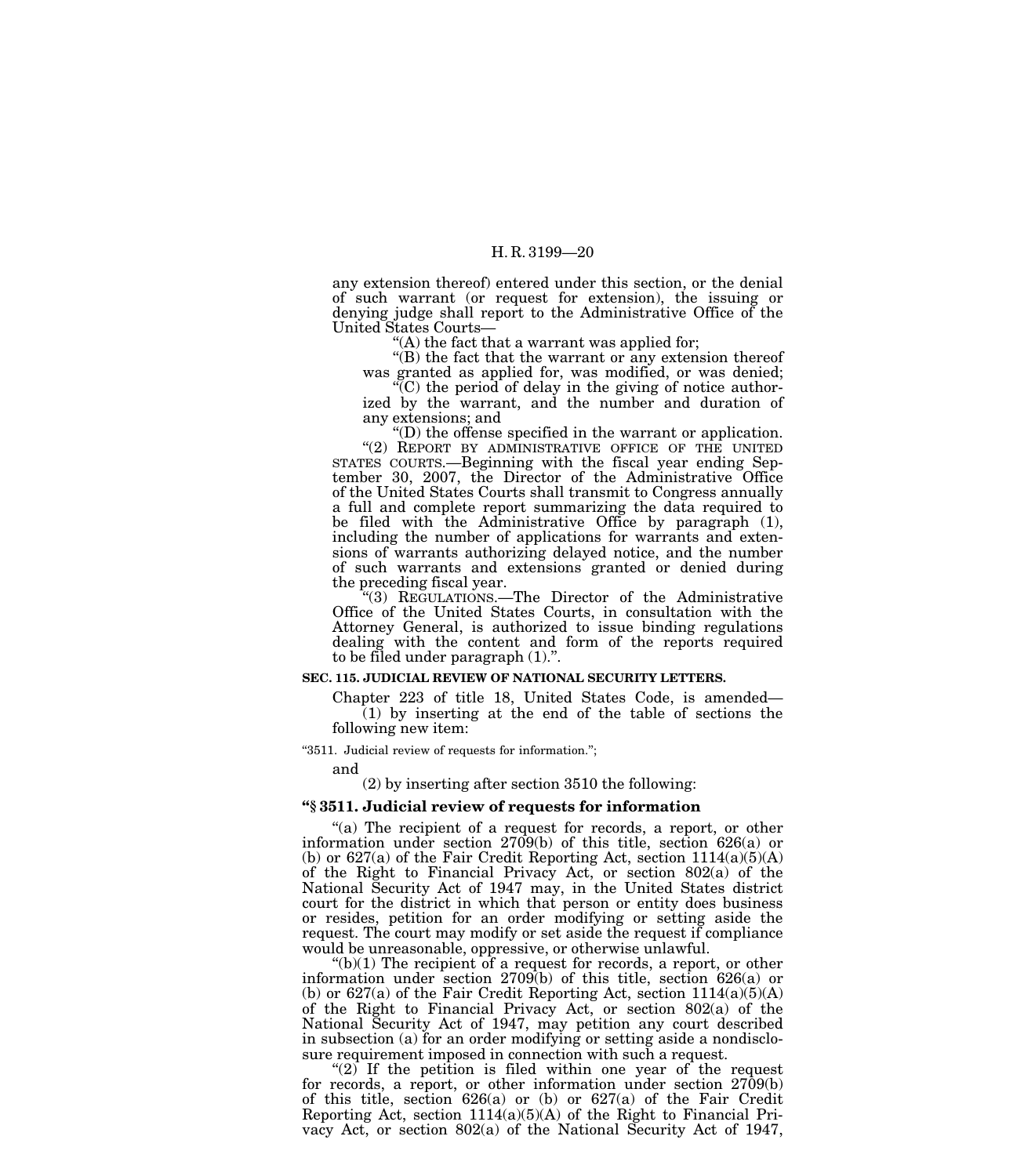any extension thereof) entered under this section, or the denial of such warrant (or request for extension), the issuing or denying judge shall report to the Administrative Office of the United States Courts—

"(A) the fact that a warrant was applied for;

"(B) the fact that the warrant or any extension thereof was granted as applied for, was modified, or was denied;

"(C) the period of delay in the giving of notice authorized by the warrant, and the number and duration of any extensions; and

"(D) the offense specified in the warrant or application.

"(2) REPORT BY ADMINISTRATIVE OFFICE OF THE UNITED STATES COURTS.—Beginning with the fiscal year ending September 30, 2007, the Director of the Administrative Office of the United States Courts shall transmit to Congress annually a full and complete report summarizing the data required to be filed with the Administrative Office by paragraph (1), including the number of applications for warrants and extensions of warrants authorizing delayed notice, and the number of such warrants and extensions granted or denied during the preceding fiscal year.

"(3) REGULATIONS.—The Director of the Administrative Office of the United States Courts, in consultation with the Attorney General, is authorized to issue binding regulations dealing with the content and form of the reports required to be filed under paragraph (1).".

**SEC. 115. JUDICIAL REVIEW OF NATIONAL SECURITY LETTERS.**

Chapter 223 of title 18, United States Code, is amended—

(1) by inserting at the end of the table of sections the following new item:

"3511. Judicial review of requests for information.";

and

(2) by inserting after section 3510 the following:

**"§ 3511. Judicial review of requests for information**

"(a) The recipient of a request for records, a report, or other information under section 2709(b) of this title, section 626(a) or (b) or 627(a) of the Fair Credit Reporting Act, section 1114(a)(5)(A) of the Right to Financial Privacy Act, or section 802(a) of the National Security Act of 1947 may, in the United States district court for the district in which that person or entity does business or resides, petition for an order modifying or setting aside the request. The court may modify or set aside the request if compliance would be unreasonable, oppressive, or otherwise unlawful.

"(b)(1) The recipient of a request for records, a report, or other information under section 2709(b) of this title, section 626(a) or (b) or 627(a) of the Fair Credit Reporting Act, section 1114(a)(5)(A) of the Right to Financial Privacy Act, or section 802(a) of the National Security Act of 1947, may petition any court described in subsection (a) for an order modifying or setting aside a nondisclosure requirement imposed in connection with such a request.

"(2) If the petition is filed within one year of the request for records, a report, or other information under section 2709(b) of this title, section 626(a) or (b) or 627(a) of the Fair Credit Reporting Act, section 1114(a)(5)(A) of the Right to Financial Privacy Act, or section 802(a) of the National Security Act of 1947,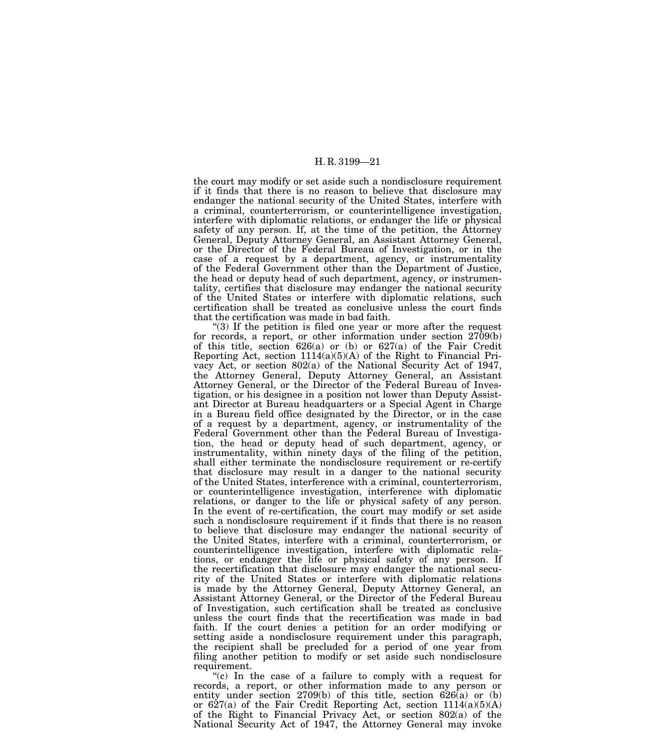the court may modify or set aside such a nondisclosure requirement if it finds that there is no reason to believe that disclosure may endanger the national security of the United States, interfere with a criminal, counterterrorism, or counterintelligence investigation, interfere with diplomatic relations, or endanger the life or physical safety of any person. If, at the time of the petition, the Attorney General, Deputy Attorney General, an Assistant Attorney General, or the Director of the Federal Bureau of Investigation, or in the case of a request by a department, agency, or instrumentality of the Federal Government other than the Department of Justice, the head or deputy head of such department, agency, or instrumentality, certifies that disclosure may endanger the national security of the United States or interfere with diplomatic relations, such certification shall be treated as conclusive unless the court finds that the certification was made in bad faith.

"(3) If the petition is filed one year or more after the request for records, a report, or other information under section 2709(b) of this title, section 626(a) or (b) or 627(a) of the Fair Credit Reporting Act, section 1114(a)(5)(A) of the Right to Financial Privacy Act, or section 802(a) of the National Security Act of 1947, the Attorney General, Deputy Attorney General, an Assistant Attorney General, or the Director of the Federal Bureau of Investigation, or his designee in a position not lower than Deputy Assistant Director at Bureau headquarters or a Special Agent in Charge in a Bureau field office designated by the Director, or in the case of a request by a department, agency, or instrumentality of the Federal Government other than the Federal Bureau of Investigation, the head or deputy head of such department, agency, or instrumentality, within ninety days of the filing of the petition, shall either terminate the nondisclosure requirement or re-certify that disclosure may result in a danger to the national security of the United States, interference with a criminal, counterterrorism, or counterintelligence investigation, interference with diplomatic relations, or danger to the life or physical safety of any person. In the event of re-certification, the court may modify or set aside such a nondisclosure requirement if it finds that there is no reason to believe that disclosure may endanger the national security of the United States, interfere with a criminal, counterterrorism, or counterintelligence investigation, interfere with diplomatic relations, or endanger the life or physical safety of any person. If the recertification that disclosure may endanger the national security of the United States or interfere with diplomatic relations is made by the Attorney General, Deputy Attorney General, an Assistant Attorney General, or the Director of the Federal Bureau of Investigation, such certification shall be treated as conclusive unless the court finds that the recertification was made in bad faith. If the court denies a petition for an order modifying or setting aside a nondisclosure requirement under this paragraph, the recipient shall be precluded for a period of one year from filing another petition to modify or set aside such nondisclosure requirement.

"(c) In the case of a failure to comply with a request for records, a report, or other information made to any person or entity under section 2709(b) of this title, section 626(a) or (b) or 627(a) of the Fair Credit Reporting Act, section 1114(a)(5)(A) of the Right to Financial Privacy Act, or section 802(a) of the National Security Act of 1947, the Attorney General may invoke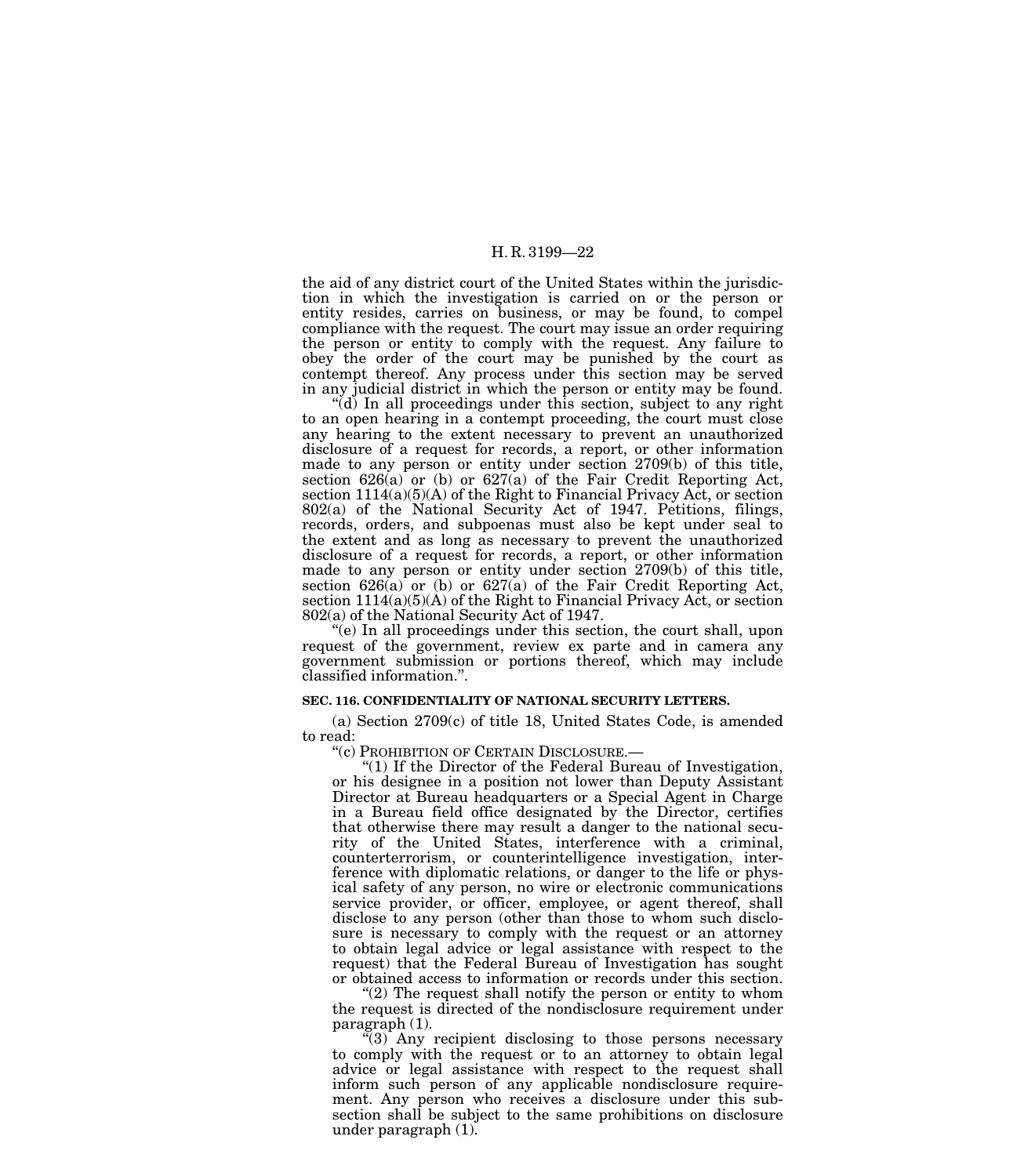the aid of any district court of the United States within the jurisdiction in which the investigation is carried on or the person or entity resides, carries on business, or may be found, to compel compliance with the request. The court may issue an order requiring the person or entity to comply with the request. Any failure to obey the order of the court may be punished by the court as contempt thereof. Any process under this section may be served in any judicial district in which the person or entity may be found.

"(d) In all proceedings under this section, subject to any right to an open hearing in a contempt proceeding, the court must close any hearing to the extent necessary to prevent an unauthorized disclosure of a request for records, a report, or other information made to any person or entity under section 2709(b) of this title, section 626(a) or (b) or 627(a) of the Fair Credit Reporting Act, section 1114(a)(5)(A) of the Right to Financial Privacy Act, or section 802(a) of the National Security Act of 1947. Petitions, filings, records, orders, and subpoenas must also be kept under seal to the extent and as long as necessary to prevent the unauthorized disclosure of a request for records, a report, or other information made to any person or entity under section 2709(b) of this title, section 626(a) or (b) or 627(a) of the Fair Credit Reporting Act, section 1114(a)(5)(A) of the Right to Financial Privacy Act, or section 802(a) of the National Security Act of 1947.

"(e) In all proceedings under this section, the court shall, upon request of the government, review ex parte and in camera any government submission or portions thereof, which may include classified information.".

**SEC. 116. CONFIDENTIALITY OF NATIONAL SECURITY LETTERS.**

(a) Section 2709(c) of title 18, United States Code, is amended to read:

"(c) PROHIBITION OF CERTAIN DISCLOSURE.—

"(1) If the Director of the Federal Bureau of Investigation, or his designee in a position not lower than Deputy Assistant Director at Bureau headquarters or a Special Agent in Charge in a Bureau field office designated by the Director, certifies that otherwise there may result a danger to the national security of the United States, interference with a criminal, counterterrorism, or counterintelligence investigation, interference with diplomatic relations, or danger to the life or physical safety of any person, no wire or electronic communications service provider, or officer, employee, or agent thereof, shall disclose to any person (other than those to whom such disclosure is necessary to comply with the request or an attorney to obtain legal advice or legal assistance with respect to the request) that the Federal Bureau of Investigation has sought or obtained access to information or records under this section.

"(2) The request shall notify the person or entity to whom the request is directed of the nondisclosure requirement under paragraph (1).

"(3) Any recipient disclosing to those persons necessary to comply with the request or to an attorney to obtain legal advice or legal assistance with respect to the request shall inform such person of any applicable nondisclosure requirement. Any person who receives a disclosure under this subsection shall be subject to the same prohibitions on disclosure under paragraph (1).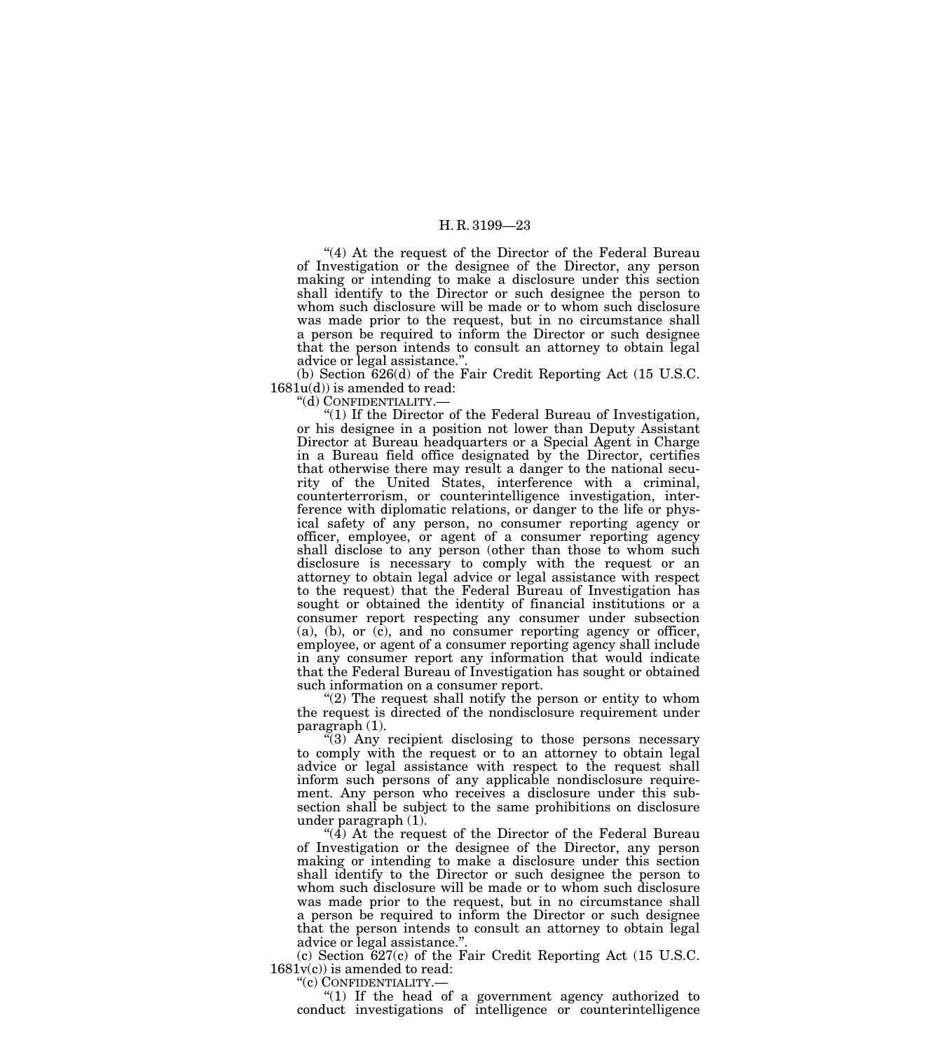"(4) At the request of the Director of the Federal Bureau of Investigation or the designee of the Director, any person making or intending to make a disclosure under this section shall identify to the Director or such designee the person to whom such disclosure will be made or to whom such disclosure was made prior to the request, but in no circumstance shall a person be required to inform the Director or such designee that the person intends to consult an attorney to obtain legal advice or legal assistance.".

(b) Section 626(d) of the Fair Credit Reporting Act (15 U.S.C. 1681u(d)) is amended to read:

"(d) CONFIDENTIALITY.—

"(1) If the Director of the Federal Bureau of Investigation, or his designee in a position not lower than Deputy Assistant Director at Bureau headquarters or a Special Agent in Charge in a Bureau field office designated by the Director, certifies that otherwise there may result a danger to the national security of the United States, interference with a criminal, counterterrorism, or counterintelligence investigation, interference with diplomatic relations, or danger to the life or physical safety of any person, no consumer reporting agency or officer, employee, or agent of a consumer reporting agency shall disclose to any person (other than those to whom such disclosure is necessary to comply with the request or an attorney to obtain legal advice or legal assistance with respect to the request) that the Federal Bureau of Investigation has sought or obtained the identity of financial institutions or a consumer report respecting any consumer under subsection (a), (b), or (c), and no consumer reporting agency or officer, employee, or agent of a consumer reporting agency shall include in any consumer report any information that would indicate that the Federal Bureau of Investigation has sought or obtained such information on a consumer report.

"(2) The request shall notify the person or entity to whom the request is directed of the nondisclosure requirement under paragraph (1).

"(3) Any recipient disclosing to those persons necessary to comply with the request or to an attorney to obtain legal advice or legal assistance with respect to the request shall inform such persons of any applicable nondisclosure requirement. Any person who receives a disclosure under this subsection shall be subject to the same prohibitions on disclosure under paragraph (1).

"(4) At the request of the Director of the Federal Bureau of Investigation or the designee of the Director, any person making or intending to make a disclosure under this section shall identify to the Director or such designee the person to whom such disclosure will be made or to whom such disclosure was made prior to the request, but in no circumstance shall a person be required to inform the Director or such designee that the person intends to consult an attorney to obtain legal advice or legal assistance.".

(c) Section 627(c) of the Fair Credit Reporting Act (15 U.S.C. 1681v(c)) is amended to read:

"(c) CONFIDENTIALITY.—

"(1) If the head of a government agency authorized to conduct investigations of intelligence or counterintelligence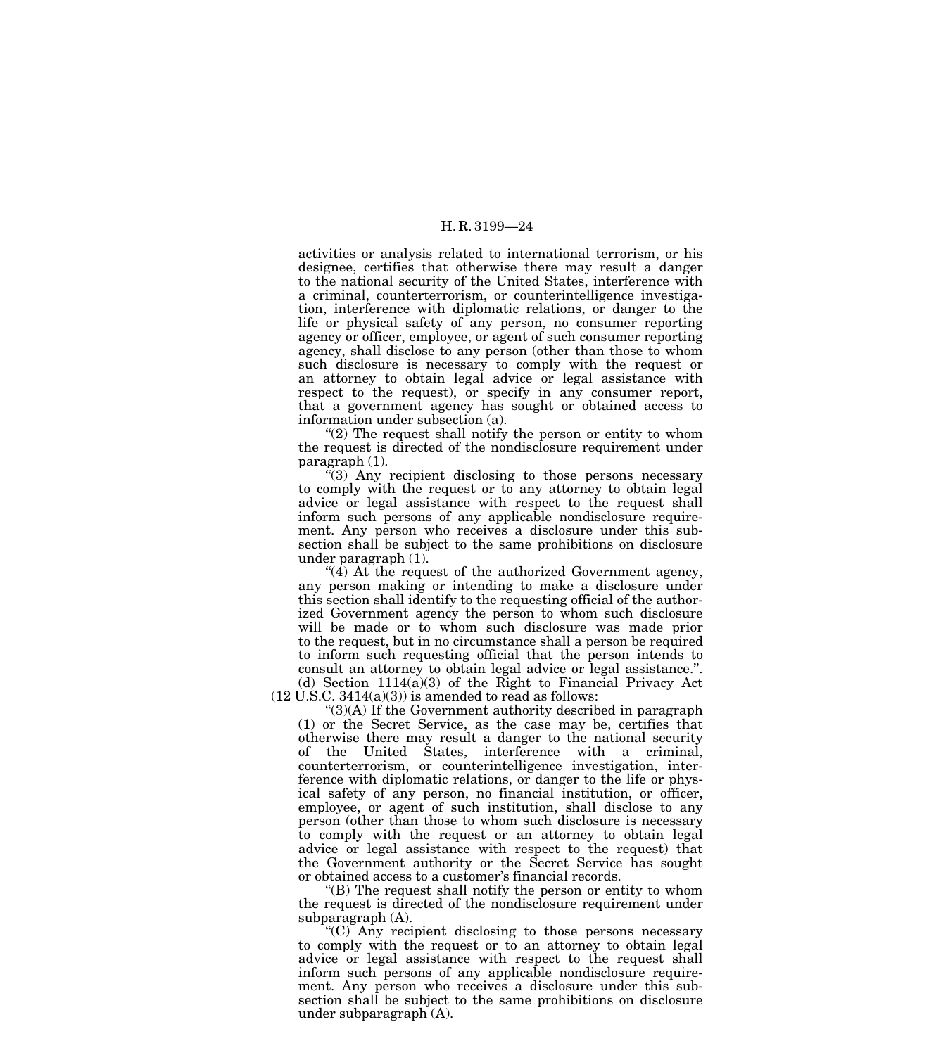activities or analysis related to international terrorism, or his designee, certifies that otherwise there may result a danger to the national security of the United States, interference with a criminal, counterterrorism, or counterintelligence investigation, interference with diplomatic relations, or danger to the life or physical safety of any person, no consumer reporting agency or officer, employee, or agent of such consumer reporting agency, shall disclose to any person (other than those to whom such disclosure is necessary to comply with the request or an attorney to obtain legal advice or legal assistance with respect to the request), or specify in any consumer report, that a government agency has sought or obtained access to information under subsection (a).

"(2) The request shall notify the person or entity to whom the request is directed of the nondisclosure requirement under paragraph (1).

"(3) Any recipient disclosing to those persons necessary to comply with the request or to any attorney to obtain legal advice or legal assistance with respect to the request shall inform such persons of any applicable nondisclosure requirement. Any person who receives a disclosure under this subsection shall be subject to the same prohibitions on disclosure under paragraph (1).

"(4) At the request of the authorized Government agency, any person making or intending to make a disclosure under this section shall identify to the requesting official of the authorized Government agency the person to whom such disclosure will be made or to whom such disclosure was made prior to the request, but in no circumstance shall a person be required to inform such requesting official that the person intends to consult an attorney to obtain legal advice or legal assistance.".

(d) Section 1114(a)(3) of the Right to Financial Privacy Act (12 U.S.C. 3414(a)(3)) is amended to read as follows:

"(3)(A) If the Government authority described in paragraph (1) or the Secret Service, as the case may be, certifies that otherwise there may result a danger to the national security of the United States, interference with a criminal, counterterrorism, or counterintelligence investigation, interference with diplomatic relations, or danger to the life or physical safety of any person, no financial institution, or officer, employee, or agent of such institution, shall disclose to any person (other than those to whom such disclosure is necessary to comply with the request or an attorney to obtain legal advice or legal assistance with respect to the request) that the Government authority or the Secret Service has sought or obtained access to a customer's financial records.

"(B) The request shall notify the person or entity to whom the request is directed of the nondisclosure requirement under subparagraph (A).

"(C) Any recipient disclosing to those persons necessary to comply with the request or to an attorney to obtain legal advice or legal assistance with respect to the request shall inform such persons of any applicable nondisclosure requirement. Any person who receives a disclosure under this subsection shall be subject to the same prohibitions on disclosure under subparagraph (A).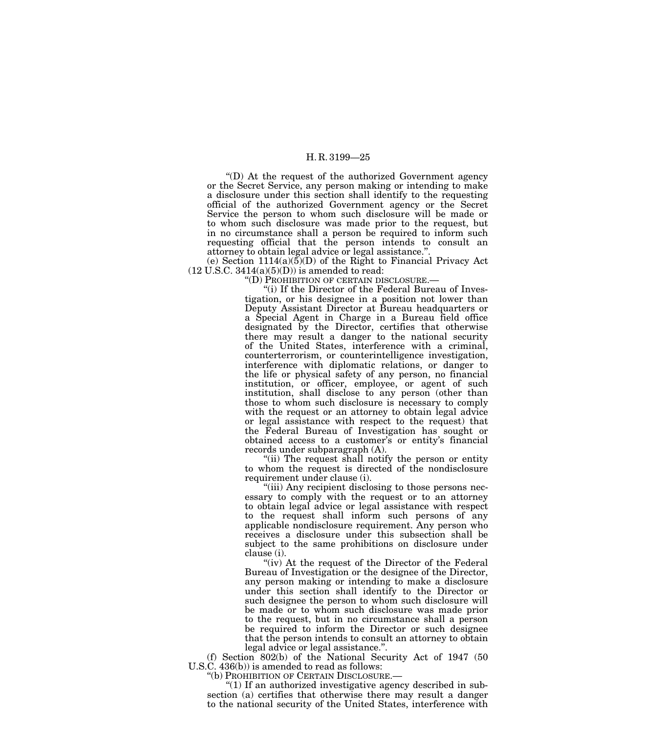"(D) At the request of the authorized Government agency or the Secret Service, any person making or intending to make a disclosure under this section shall identify to the requesting official of the authorized Government agency or the Secret Service the person to whom such disclosure will be made or to whom such disclosure was made prior to the request, but in no circumstance shall a person be required to inform such requesting official that the person intends to consult an attorney to obtain legal advice or legal assistance.".

(e) Section 1114(a)(5)(D) of the Right to Financial Privacy Act (12 U.S.C. 3414(a)(5)(D)) is amended to read:

"(D) PROHIBITION OF CERTAIN DISCLOSURE.—

"(i) If the Director of the Federal Bureau of Investigation, or his designee in a position not lower than Deputy Assistant Director at Bureau headquarters or a Special Agent in Charge in a Bureau field office designated by the Director, certifies that otherwise there may result a danger to the national security of the United States, interference with a criminal, counterterrorism, or counterintelligence investigation, interference with diplomatic relations, or danger to the life or physical safety of any person, no financial institution, or officer, employee, or agent of such institution, shall disclose to any person (other than those to whom such disclosure is necessary to comply with the request or an attorney to obtain legal advice or legal assistance with respect to the request) that the Federal Bureau of Investigation has sought or obtained access to a customer's or entity's financial records under subparagraph (A).

"(ii) The request shall notify the person or entity to whom the request is directed of the nondisclosure requirement under clause (i).

"(iii) Any recipient disclosing to those persons necessary to comply with the request or to an attorney to obtain legal advice or legal assistance with respect to the request shall inform such persons of any applicable nondisclosure requirement. Any person who receives a disclosure under this subsection shall be subject to the same prohibitions on disclosure under clause (i).

"(iv) At the request of the Director of the Federal Bureau of Investigation or the designee of the Director, any person making or intending to make a disclosure under this section shall identify to the Director or such designee the person to whom such disclosure will be made or to whom such disclosure was made prior to the request, but in no circumstance shall a person be required to inform the Director or such designee that the person intends to consult an attorney to obtain legal advice or legal assistance.".

(f) Section 802(b) of the National Security Act of 1947 (50 U.S.C. 436(b)) is amended to read as follows:

"(b) PROHIBITION OF CERTAIN DISCLOSURE.—

"(1) If an authorized investigative agency described in subsection (a) certifies that otherwise there may result a danger to the national security of the United States, interference with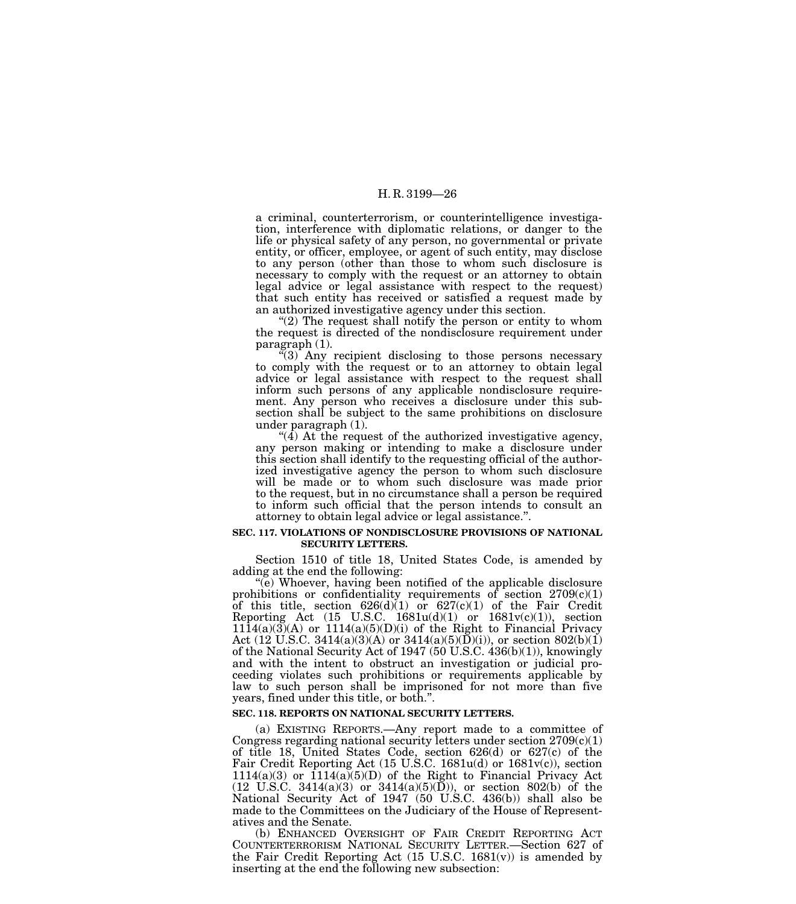a criminal, counterterrorism, or counterintelligence investigation, interference with diplomatic relations, or danger to the life or physical safety of any person, no governmental or private entity, or officer, employee, or agent of such entity, may disclose to any person (other than those to whom such disclosure is necessary to comply with the request or an attorney to obtain legal advice or legal assistance with respect to the request) that such entity has received or satisfied a request made by an authorized investigative agency under this section.

"(2) The request shall notify the person or entity to whom the request is directed of the nondisclosure requirement under paragraph (1).

"(3) Any recipient disclosing to those persons necessary to comply with the request or to an attorney to obtain legal advice or legal assistance with respect to the request shall inform such persons of any applicable nondisclosure requirement. Any person who receives a disclosure under this subsection shall be subject to the same prohibitions on disclosure under paragraph (1).

"(4) At the request of the authorized investigative agency, any person making or intending to make a disclosure under this section shall identify to the requesting official of the authorized investigative agency the person to whom such disclosure will be made or to whom such disclosure was made prior to the request, but in no circumstance shall a person be required to inform such official that the person intends to consult an attorney to obtain legal advice or legal assistance.".

**SEC. 117. VIOLATIONS OF NONDISCLOSURE PROVISIONS OF NATIONAL SECURITY LETTERS.**

Section 1510 of title 18, United States Code, is amended by adding at the end the following:

"(e) Whoever, having been notified of the applicable disclosure prohibitions or confidentiality requirements of section 2709(c)(1) of this title, section 626(d)(1) or 627(c)(1) of the Fair Credit Reporting Act (15 U.S.C. 1681u(d)(1) or 1681v(c)(1)), section 1114(a)(3)(A) or 1114(a)(5)(D)(i) of the Right to Financial Privacy Act (12 U.S.C. 3414(a)(3)(A) or 3414(a)(5)(D)(i)), or section 802(b)(1) of the National Security Act of 1947 (50 U.S.C. 436(b)(1)), knowingly and with the intent to obstruct an investigation or judicial proceeding violates such prohibitions or requirements applicable by law to such person shall be imprisoned for not more than five years, fined under this title, or both.".

**SEC. 118. REPORTS ON NATIONAL SECURITY LETTERS.**

(a) EXISTING REPORTS.—Any report made to a committee of Congress regarding national security letters under section 2709(c)(1) of title 18, United States Code, section 626(d) or 627(c) of the Fair Credit Reporting Act (15 U.S.C. 1681u(d) or 1681v(c)), section 1114(a)(3) or 1114(a)(5)(D) of the Right to Financial Privacy Act (12 U.S.C. 3414(a)(3) or 3414(a)(5)(D)), or section 802(b) of the National Security Act of 1947 (50 U.S.C. 436(b)) shall also be made to the Committees on the Judiciary of the House of Representatives and the Senate.

(b) ENHANCED OVERSIGHT OF FAIR CREDIT REPORTING ACT COUNTERTERRORISM NATIONAL SECURITY LETTER.—Section 627 of the Fair Credit Reporting Act (15 U.S.C. 1681(v)) is amended by inserting at the end the following new subsection: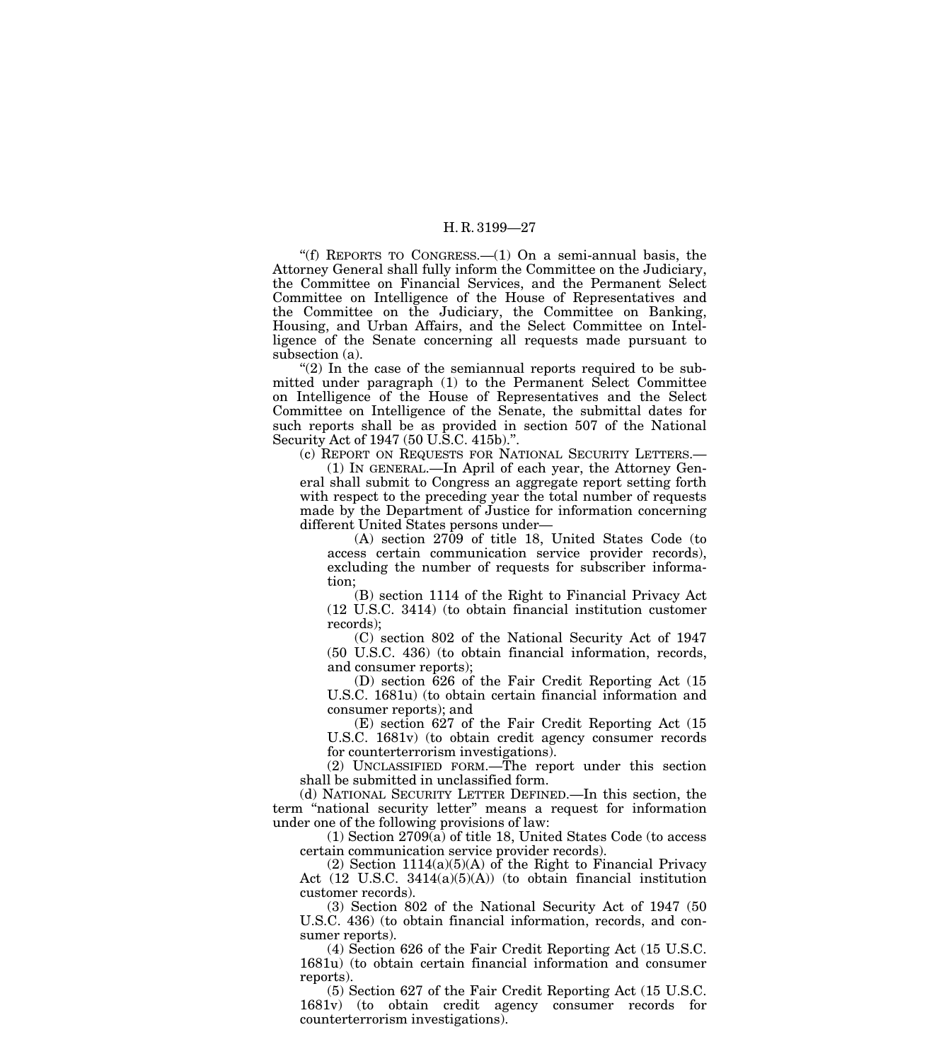"(f) REPORTS TO CONGRESS.—(1) On a semi-annual basis, the Attorney General shall fully inform the Committee on the Judiciary, the Committee on Financial Services, and the Permanent Select Committee on Intelligence of the House of Representatives and the Committee on the Judiciary, the Committee on Banking, Housing, and Urban Affairs, and the Select Committee on Intelligence of the Senate concerning all requests made pursuant to subsection (a).

"(2) In the case of the semiannual reports required to be submitted under paragraph (1) to the Permanent Select Committee on Intelligence of the House of Representatives and the Select Committee on Intelligence of the Senate, the submittal dates for such reports shall be as provided in section 507 of the National Security Act of 1947 (50 U.S.C. 415b).".

(c) REPORT ON REQUESTS FOR NATIONAL SECURITY LETTERS.—

(1) IN GENERAL.—In April of each year, the Attorney General shall submit to Congress an aggregate report setting forth with respect to the preceding year the total number of requests made by the Department of Justice for information concerning different United States persons under—

(A) section 2709 of title 18, United States Code (to access certain communication service provider records), excluding the number of requests for subscriber information;

(B) section 1114 of the Right to Financial Privacy Act (12 U.S.C. 3414) (to obtain financial institution customer records);

(C) section 802 of the National Security Act of 1947 (50 U.S.C. 436) (to obtain financial information, records, and consumer reports);

(D) section 626 of the Fair Credit Reporting Act (15 U.S.C. 1681u) (to obtain certain financial information and consumer reports); and

(E) section 627 of the Fair Credit Reporting Act (15 U.S.C. 1681v) (to obtain credit agency consumer records for counterterrorism investigations).

(2) UNCLASSIFIED FORM.—The report under this section shall be submitted in unclassified form.

(d) NATIONAL SECURITY LETTER DEFINED.—In this section, the term "national security letter" means a request for information under one of the following provisions of law:

(1) Section 2709(a) of title 18, United States Code (to access certain communication service provider records).

(2) Section 1114(a)(5)(A) of the Right to Financial Privacy Act (12 U.S.C. 3414(a)(5)(A)) (to obtain financial institution customer records).

(3) Section 802 of the National Security Act of 1947 (50 U.S.C. 436) (to obtain financial information, records, and consumer reports).

(4) Section 626 of the Fair Credit Reporting Act (15 U.S.C. 1681u) (to obtain certain financial information and consumer reports).

(5) Section 627 of the Fair Credit Reporting Act (15 U.S.C. 1681v) (to obtain credit agency consumer records for counterterrorism investigations).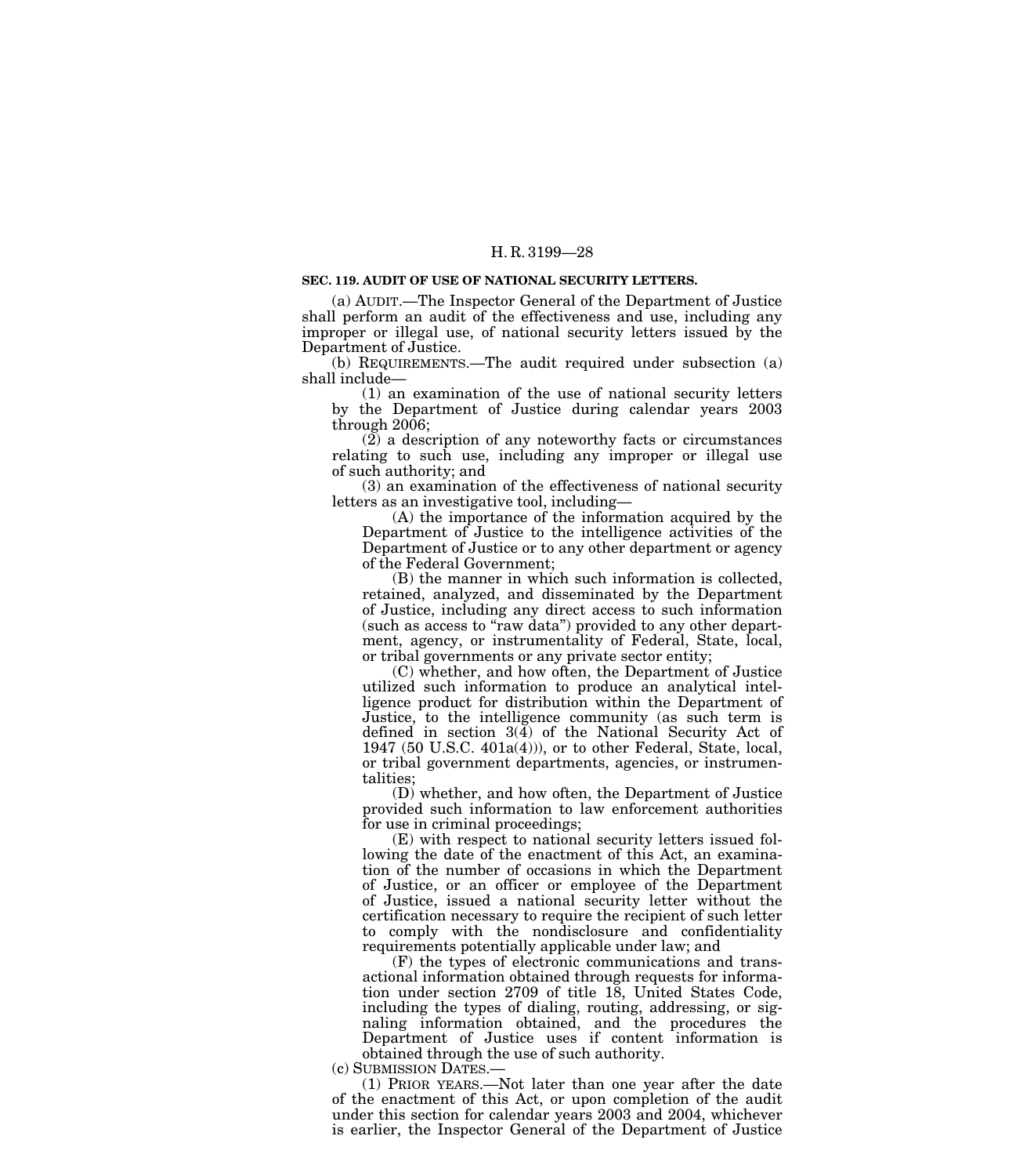**SEC. 119. AUDIT OF USE OF NATIONAL SECURITY LETTERS.**

(a) AUDIT.—The Inspector General of the Department of Justice shall perform an audit of the effectiveness and use, including any improper or illegal use, of national security letters issued by the Department of Justice.

(b) REQUIREMENTS.—The audit required under subsection (a) shall include—

(1) an examination of the use of national security letters by the Department of Justice during calendar years 2003 through 2006;

(2) a description of any noteworthy facts or circumstances relating to such use, including any improper or illegal use of such authority; and

(3) an examination of the effectiveness of national security letters as an investigative tool, including—

(A) the importance of the information acquired by the Department of Justice to the intelligence activities of the Department of Justice or to any other department or agency of the Federal Government;

(B) the manner in which such information is collected, retained, analyzed, and disseminated by the Department of Justice, including any direct access to such information (such as access to "raw data") provided to any other department, agency, or instrumentality of Federal, State, local, or tribal governments or any private sector entity;

(C) whether, and how often, the Department of Justice utilized such information to produce an analytical intelligence product for distribution within the Department of Justice, to the intelligence community (as such term is defined in section 3(4) of the National Security Act of 1947 (50 U.S.C. 401a(4))), or to other Federal, State, local, or tribal government departments, agencies, or instrumentalities;

(D) whether, and how often, the Department of Justice provided such information to law enforcement authorities for use in criminal proceedings;

(E) with respect to national security letters issued following the date of the enactment of this Act, an examination of the number of occasions in which the Department of Justice, or an officer or employee of the Department of Justice, issued a national security letter without the certification necessary to require the recipient of such letter to comply with the nondisclosure and confidentiality requirements potentially applicable under law; and

(F) the types of electronic communications and transactional information obtained through requests for information under section 2709 of title 18, United States Code, including the types of dialing, routing, addressing, or signaling information obtained, and the procedures the Department of Justice uses if content information is obtained through the use of such authority.

(c) SUBMISSION DATES.—

(1) PRIOR YEARS.—Not later than one year after the date of the enactment of this Act, or upon completion of the audit under this section for calendar years 2003 and 2004, whichever is earlier, the Inspector General of the Department of Justice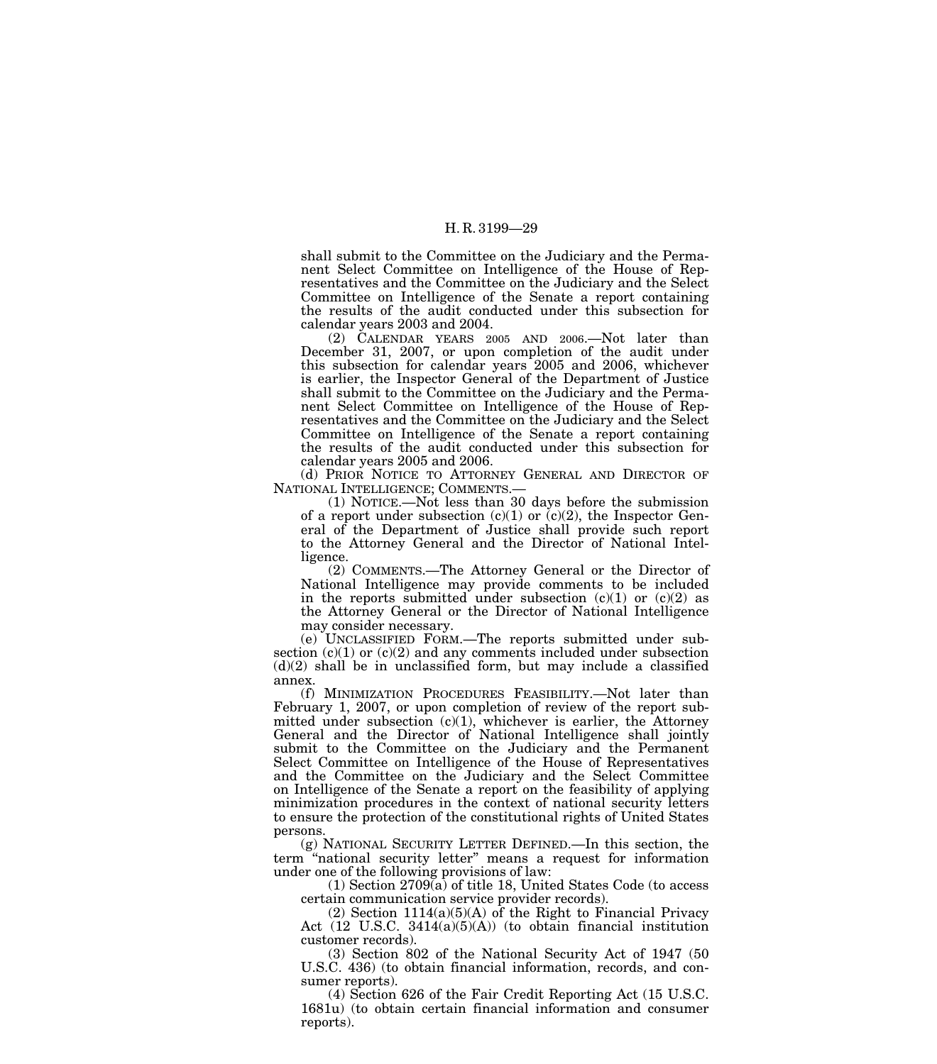shall submit to the Committee on the Judiciary and the Permanent Select Committee on Intelligence of the House of Representatives and the Committee on the Judiciary and the Select Committee on Intelligence of the Senate a report containing the results of the audit conducted under this subsection for calendar years 2003 and 2004.

(2) CALENDAR YEARS 2005 AND 2006.—Not later than December 31, 2007, or upon completion of the audit under this subsection for calendar years 2005 and 2006, whichever is earlier, the Inspector General of the Department of Justice shall submit to the Committee on the Judiciary and the Permanent Select Committee on Intelligence of the House of Representatives and the Committee on the Judiciary and the Select Committee on Intelligence of the Senate a report containing the results of the audit conducted under this subsection for calendar years 2005 and 2006.

(d) PRIOR NOTICE TO ATTORNEY GENERAL AND DIRECTOR OF NATIONAL INTELLIGENCE; COMMENTS.—

(1) NOTICE.—Not less than 30 days before the submission of a report under subsection (c)(1) or (c)(2), the Inspector General of the Department of Justice shall provide such report to the Attorney General and the Director of National Intelligence.

(2) COMMENTS.—The Attorney General or the Director of National Intelligence may provide comments to be included in the reports submitted under subsection (c)(1) or (c)(2) as the Attorney General or the Director of National Intelligence may consider necessary.

(e) UNCLASSIFIED FORM.—The reports submitted under subsection (c)(1) or (c)(2) and any comments included under subsection (d)(2) shall be in unclassified form, but may include a classified annex.

(f) MINIMIZATION PROCEDURES FEASIBILITY.—Not later than February 1, 2007, or upon completion of review of the report submitted under subsection (c)(1), whichever is earlier, the Attorney General and the Director of National Intelligence shall jointly submit to the Committee on the Judiciary and the Permanent Select Committee on Intelligence of the House of Representatives and the Committee on the Judiciary and the Select Committee on Intelligence of the Senate a report on the feasibility of applying minimization procedures in the context of national security letters to ensure the protection of the constitutional rights of United States persons.

(g) NATIONAL SECURITY LETTER DEFINED.—In this section, the term "national security letter" means a request for information under one of the following provisions of law:

(1) Section 2709(a) of title 18, United States Code (to access certain communication service provider records).

(2) Section 1114(a)(5)(A) of the Right to Financial Privacy Act (12 U.S.C. 3414(a)(5)(A)) (to obtain financial institution customer records).

(3) Section 802 of the National Security Act of 1947 (50 U.S.C. 436) (to obtain financial information, records, and consumer reports).

(4) Section 626 of the Fair Credit Reporting Act (15 U.S.C. 1681u) (to obtain certain financial information and consumer reports).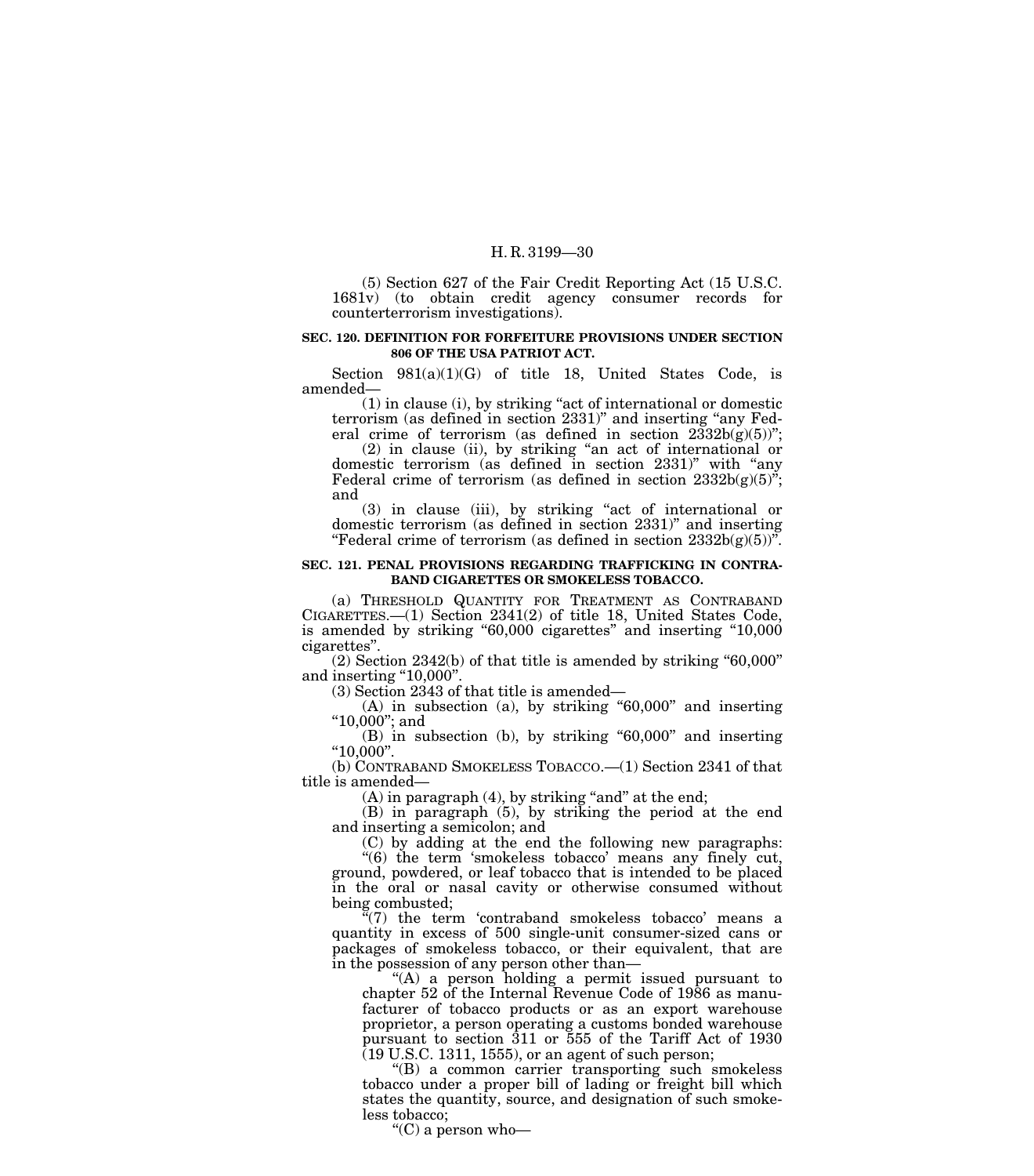(5) Section 627 of the Fair Credit Reporting Act (15 U.S.C. 1681v) (to obtain credit agency consumer records for counterterrorism investigations).

**SEC. 120. DEFINITION FOR FORFEITURE PROVISIONS UNDER SECTION 806 OF THE USA PATRIOT ACT.**

Section 981(a)(1)(G) of title 18, United States Code, is amended—

(1) in clause (i), by striking "act of international or domestic terrorism (as defined in section 2331)" and inserting "any Federal crime of terrorism (as defined in section 2332b(g)(5))";

(2) in clause (ii), by striking "an act of international or domestic terrorism (as defined in section 2331)" with "any Federal crime of terrorism (as defined in section 2332b(g)(5)"; and

(3) in clause (iii), by striking "act of international or domestic terrorism (as defined in section 2331)" and inserting "Federal crime of terrorism (as defined in section 2332b(g)(5))".

**SEC. 121. PENAL PROVISIONS REGARDING TRAFFICKING IN CONTRABAND CIGARETTES OR SMOKELESS TOBACCO.**

(a) THRESHOLD QUANTITY FOR TREATMENT AS CONTRABAND CIGARETTES.—(1) Section 2341(2) of title 18, United States Code, is amended by striking "60,000 cigarettes" and inserting "10,000 cigarettes".

(2) Section 2342(b) of that title is amended by striking "60,000" and inserting "10,000".

(3) Section 2343 of that title is amended—

(A) in subsection (a), by striking "60,000" and inserting "10,000"; and

(B) in subsection (b), by striking "60,000" and inserting "10,000".

(b) CONTRABAND SMOKELESS TOBACCO.—(1) Section 2341 of that title is amended—

(A) in paragraph (4), by striking "and" at the end;

(B) in paragraph (5), by striking the period at the end and inserting a semicolon; and

(C) by adding at the end the following new paragraphs:

"(6) the term 'smokeless tobacco' means any finely cut, ground, powdered, or leaf tobacco that is intended to be placed in the oral or nasal cavity or otherwise consumed without being combusted;

"(7) the term 'contraband smokeless tobacco' means a quantity in excess of 500 single-unit consumer-sized cans or packages of smokeless tobacco, or their equivalent, that are in the possession of any person other than—

"(A) a person holding a permit issued pursuant to chapter 52 of the Internal Revenue Code of 1986 as manufacturer of tobacco products or as an export warehouse proprietor, a person operating a customs bonded warehouse pursuant to section 311 or 555 of the Tariff Act of 1930 (19 U.S.C. 1311, 1555), or an agent of such person;

"(B) a common carrier transporting such smokeless tobacco under a proper bill of lading or freight bill which states the quantity, source, and designation of such smokeless tobacco;

"(C) a person who—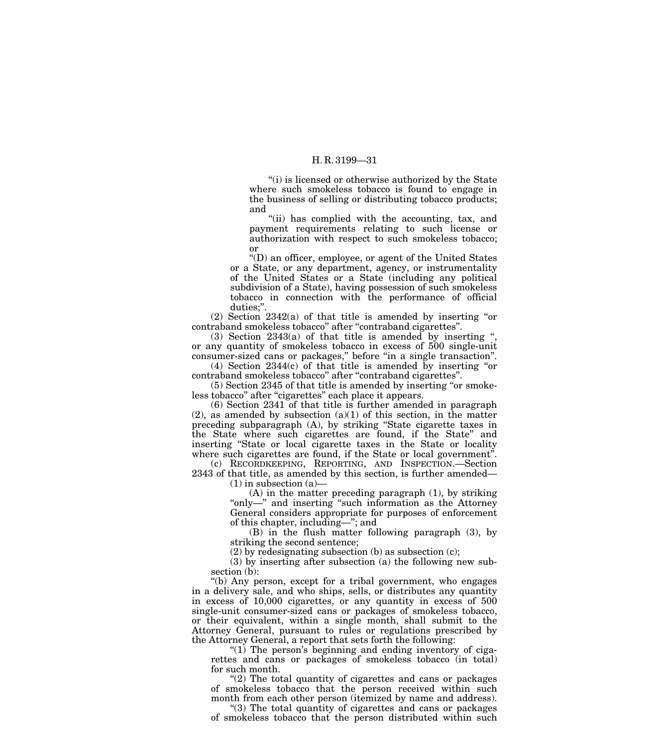"(i) is licensed or otherwise authorized by the State where such smokeless tobacco is found to engage in the business of selling or distributing tobacco products; and

"(ii) has complied with the accounting, tax, and payment requirements relating to such license or authorization with respect to such smokeless tobacco; or

"(D) an officer, employee, or agent of the United States or a State, or any department, agency, or instrumentality of the United States or a State (including any political subdivision of a State), having possession of such smokeless tobacco in connection with the performance of official duties;".

(2) Section 2342(a) of that title is amended by inserting "or contraband smokeless tobacco" after "contraband cigarettes".

(3) Section 2343(a) of that title is amended by inserting ", or any quantity of smokeless tobacco in excess of 500 single-unit consumer-sized cans or packages," before "in a single transaction".

(4) Section 2344(c) of that title is amended by inserting "or contraband smokeless tobacco" after "contraband cigarettes".

(5) Section 2345 of that title is amended by inserting "or smokeless tobacco" after "cigarettes" each place it appears.

(6) Section 2341 of that title is further amended in paragraph (2), as amended by subsection (a)(1) of this section, in the matter preceding subparagraph (A), by striking "State cigarette taxes in the State where such cigarettes are found, if the State" and inserting "State or local cigarette taxes in the State or locality where such cigarettes are found, if the State or local government".

(c) RECORDKEEPING, REPORTING, AND INSPECTION.—Section 2343 of that title, as amended by this section, is further amended—

(1) in subsection (a)—

(A) in the matter preceding paragraph (1), by striking "only—" and inserting "such information as the Attorney General considers appropriate for purposes of enforcement of this chapter, including—"; and

(B) in the flush matter following paragraph (3), by striking the second sentence;

(2) by redesignating subsection (b) as subsection (c);

(3) by inserting after subsection (a) the following new subsection (b):

"(b) Any person, except for a tribal government, who engages in a delivery sale, and who ships, sells, or distributes any quantity in excess of 10,000 cigarettes, or any quantity in excess of 500 single-unit consumer-sized cans or packages of smokeless tobacco, or their equivalent, within a single month, shall submit to the Attorney General, pursuant to rules or regulations prescribed by the Attorney General, a report that sets forth the following:

"(1) The person's beginning and ending inventory of cigarettes and cans or packages of smokeless tobacco (in total) for such month.

"(2) The total quantity of cigarettes and cans or packages of smokeless tobacco that the person received within such month from each other person (itemized by name and address).

"(3) The total quantity of cigarettes and cans or packages of smokeless tobacco that the person distributed within such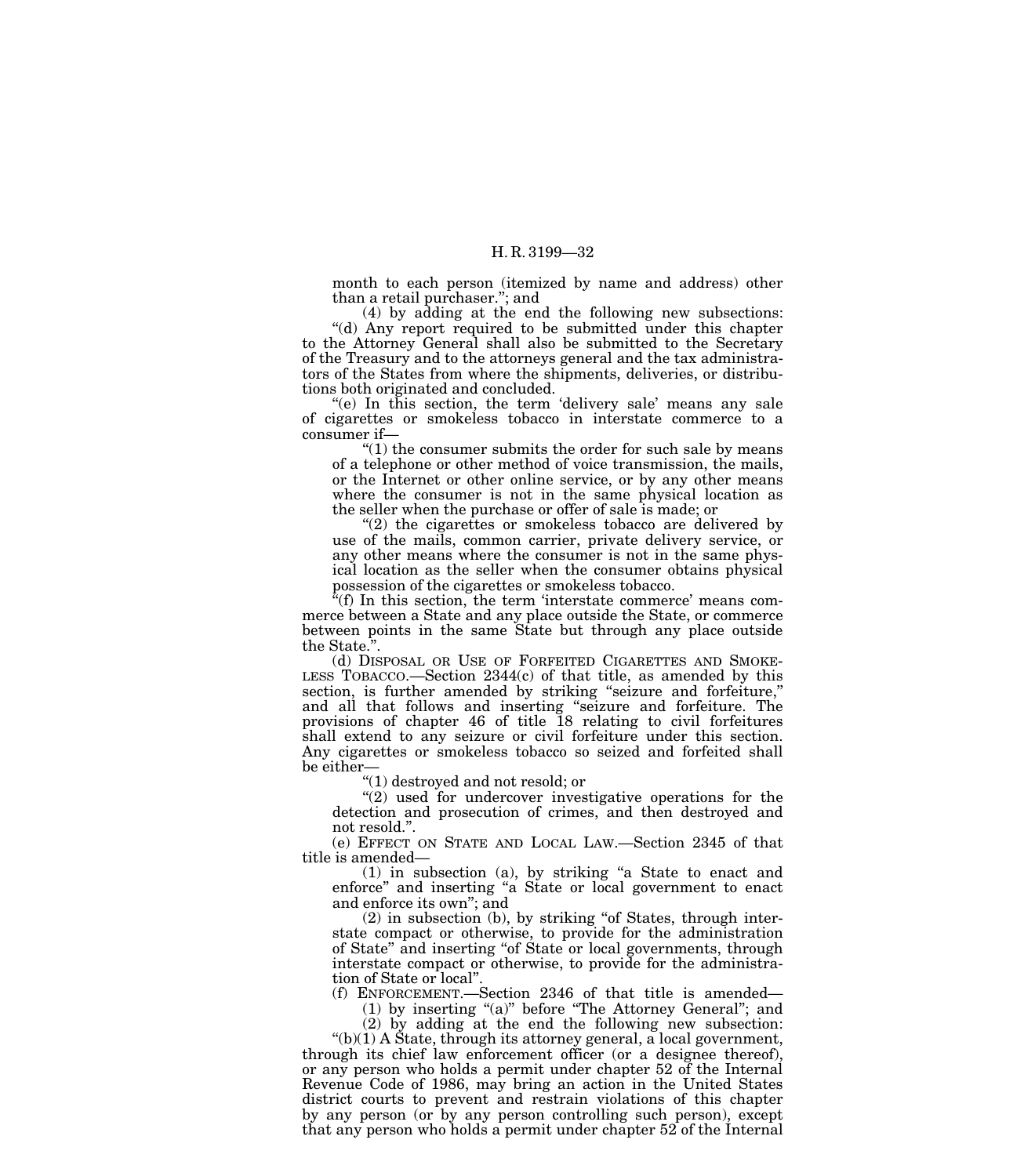month to each person (itemized by name and address) other than a retail purchaser."; and

(4) by adding at the end the following new subsections:

"(d) Any report required to be submitted under this chapter to the Attorney General shall also be submitted to the Secretary of the Treasury and to the attorneys general and the tax administrators of the States from where the shipments, deliveries, or distributions both originated and concluded.

"(e) In this section, the term 'delivery sale' means any sale of cigarettes or smokeless tobacco in interstate commerce to a consumer if—

"(1) the consumer submits the order for such sale by means of a telephone or other method of voice transmission, the mails, or the Internet or other online service, or by any other means where the consumer is not in the same physical location as the seller when the purchase or offer of sale is made; or

"(2) the cigarettes or smokeless tobacco are delivered by use of the mails, common carrier, private delivery service, or any other means where the consumer is not in the same physical location as the seller when the consumer obtains physical possession of the cigarettes or smokeless tobacco.

"(f) In this section, the term 'interstate commerce' means commerce between a State and any place outside the State, or commerce between points in the same State but through any place outside the State.".

(d) DISPOSAL OR USE OF FORFEITED CIGARETTES AND SMOKELESS TOBACCO.—Section 2344(c) of that title, as amended by this section, is further amended by striking "seizure and forfeiture," and all that follows and inserting "seizure and forfeiture. The provisions of chapter 46 of title 18 relating to civil forfeitures shall extend to any seizure or civil forfeiture under this section. Any cigarettes or smokeless tobacco so seized and forfeited shall be either—

"(1) destroyed and not resold; or

"(2) used for undercover investigative operations for the detection and prosecution of crimes, and then destroyed and not resold.".

(e) EFFECT ON STATE AND LOCAL LAW.—Section 2345 of that title is amended—

(1) in subsection (a), by striking "a State to enact and enforce" and inserting "a State or local government to enact and enforce its own"; and

(2) in subsection (b), by striking "of States, through interstate compact or otherwise, to provide for the administration of State" and inserting "of State or local governments, through interstate compact or otherwise, to provide for the administration of State or local".

(f) ENFORCEMENT.—Section 2346 of that title is amended—

(1) by inserting "(a)" before "The Attorney General"; and

(2) by adding at the end the following new subsection:

"(b)(1) A State, through its attorney general, a local government, through its chief law enforcement officer (or a designee thereof), or any person who holds a permit under chapter 52 of the Internal Revenue Code of 1986, may bring an action in the United States district courts to prevent and restrain violations of this chapter by any person (or by any person controlling such person), except that any person who holds a permit under chapter 52 of the Internal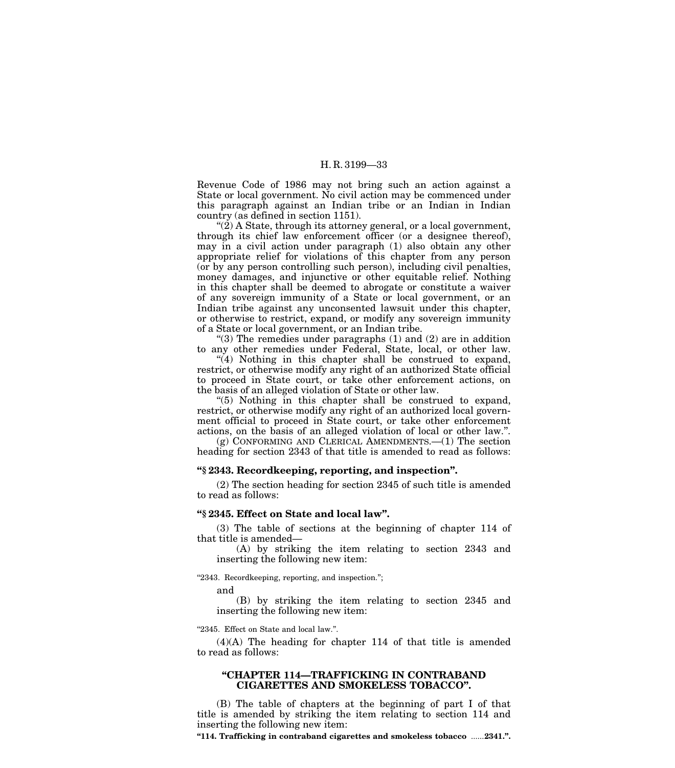Revenue Code of 1986 may not bring such an action against a State or local government. No civil action may be commenced under this paragraph against an Indian tribe or an Indian in Indian country (as defined in section 1151).

"(2) A State, through its attorney general, or a local government, through its chief law enforcement officer (or a designee thereof), may in a civil action under paragraph (1) also obtain any other appropriate relief for violations of this chapter from any person (or by any person controlling such person), including civil penalties, money damages, and injunctive or other equitable relief. Nothing in this chapter shall be deemed to abrogate or constitute a waiver of any sovereign immunity of a State or local government, or an Indian tribe against any unconsented lawsuit under this chapter, or otherwise to restrict, expand, or modify any sovereign immunity of a State or local government, or an Indian tribe.

"(3) The remedies under paragraphs (1) and (2) are in addition to any other remedies under Federal, State, local, or other law.

"(4) Nothing in this chapter shall be construed to expand, restrict, or otherwise modify any right of an authorized State official to proceed in State court, or take other enforcement actions, on the basis of an alleged violation of State or other law.

"(5) Nothing in this chapter shall be construed to expand, restrict, or otherwise modify any right of an authorized local government official to proceed in State court, or take other enforcement actions, on the basis of an alleged violation of local or other law.".

(g) CONFORMING AND CLERICAL AMENDMENTS.—(1) The section heading for section 2343 of that title is amended to read as follows:

**"§ 2343. Recordkeeping, reporting, and inspection".**

(2) The section heading for section 2345 of such title is amended to read as follows:

**"§ 2345. Effect on State and local law".**

(3) The table of sections at the beginning of chapter 114 of that title is amended—

(A) by striking the item relating to section 2343 and inserting the following new item:

"2343. Recordkeeping, reporting, and inspection.";

and

(B) by striking the item relating to section 2345 and inserting the following new item:

"2345. Effect on State and local law.".

(4)(A) The heading for chapter 114 of that title is amended to read as follows:

**"CHAPTER 114—TRAFFICKING IN CONTRABAND CIGARETTES AND SMOKELESS TOBACCO".**

(B) The table of chapters at the beginning of part I of that title is amended by striking the item relating to section 114 and inserting the following new item:

**"114. Trafficking in contraband cigarettes and smokeless tobacco ......2341.".**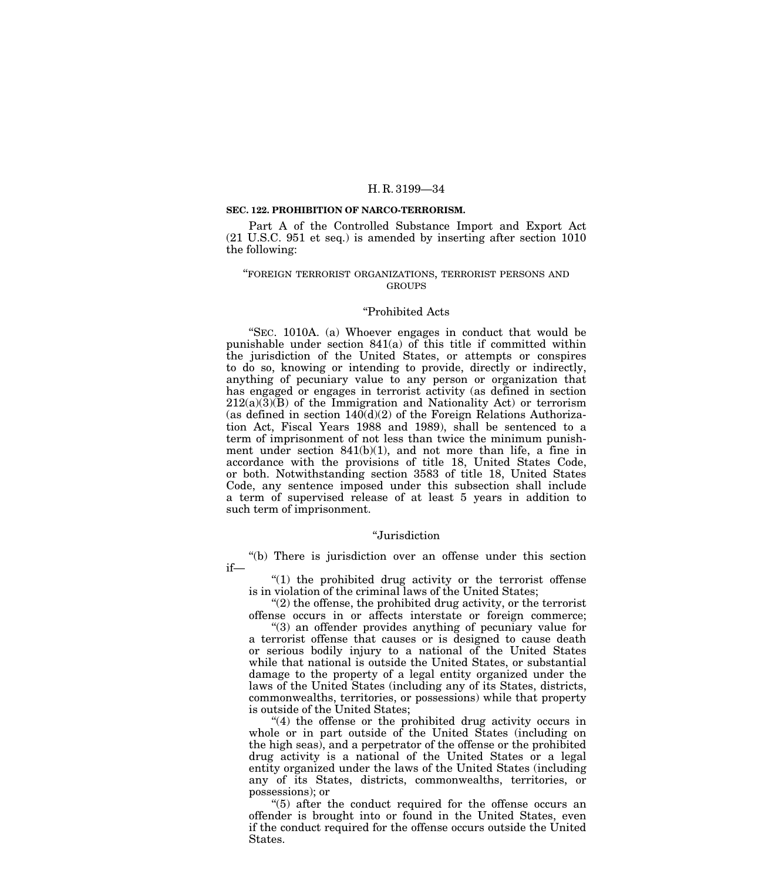**SEC. 122. PROHIBITION OF NARCO-TERRORISM.**

Part A of the Controlled Substance Import and Export Act (21 U.S.C. 951 et seq.) is amended by inserting after section 1010 the following:

“FOREIGN TERRORIST ORGANIZATIONS, TERRORIST PERSONS AND GROUPS

“Prohibited Acts

“SEC. 1010A. (a) Whoever engages in conduct that would be punishable under section 841(a) of this title if committed within the jurisdiction of the United States, or attempts or conspires to do so, knowing or intending to provide, directly or indirectly, anything of pecuniary value to any person or organization that has engaged or engages in terrorist activity (as defined in section 212(a)(3)(B) of the Immigration and Nationality Act) or terrorism (as defined in section 140(d)(2) of the Foreign Relations Authorization Act, Fiscal Years 1988 and 1989), shall be sentenced to a term of imprisonment of not less than twice the minimum punishment under section 841(b)(1), and not more than life, a fine in accordance with the provisions of title 18, United States Code, or both. Notwithstanding section 3583 of title 18, United States Code, any sentence imposed under this subsection shall include a term of supervised release of at least 5 years in addition to such term of imprisonment.

“Jurisdiction

“(b) There is jurisdiction over an offense under this section if—

“(1) the prohibited drug activity or the terrorist offense is in violation of the criminal laws of the United States;

“(2) the offense, the prohibited drug activity, or the terrorist offense occurs in or affects interstate or foreign commerce;

“(3) an offender provides anything of pecuniary value for a terrorist offense that causes or is designed to cause death or serious bodily injury to a national of the United States while that national is outside the United States, or substantial damage to the property of a legal entity organized under the laws of the United States (including any of its States, districts, commonwealths, territories, or possessions) while that property is outside of the United States;

“(4) the offense or the prohibited drug activity occurs in whole or in part outside of the United States (including on the high seas), and a perpetrator of the offense or the prohibited drug activity is a national of the United States or a legal entity organized under the laws of the United States (including any of its States, districts, commonwealths, territories, or possessions); or

“(5) after the conduct required for the offense occurs an offender is brought into or found in the United States, even if the conduct required for the offense occurs outside the United States.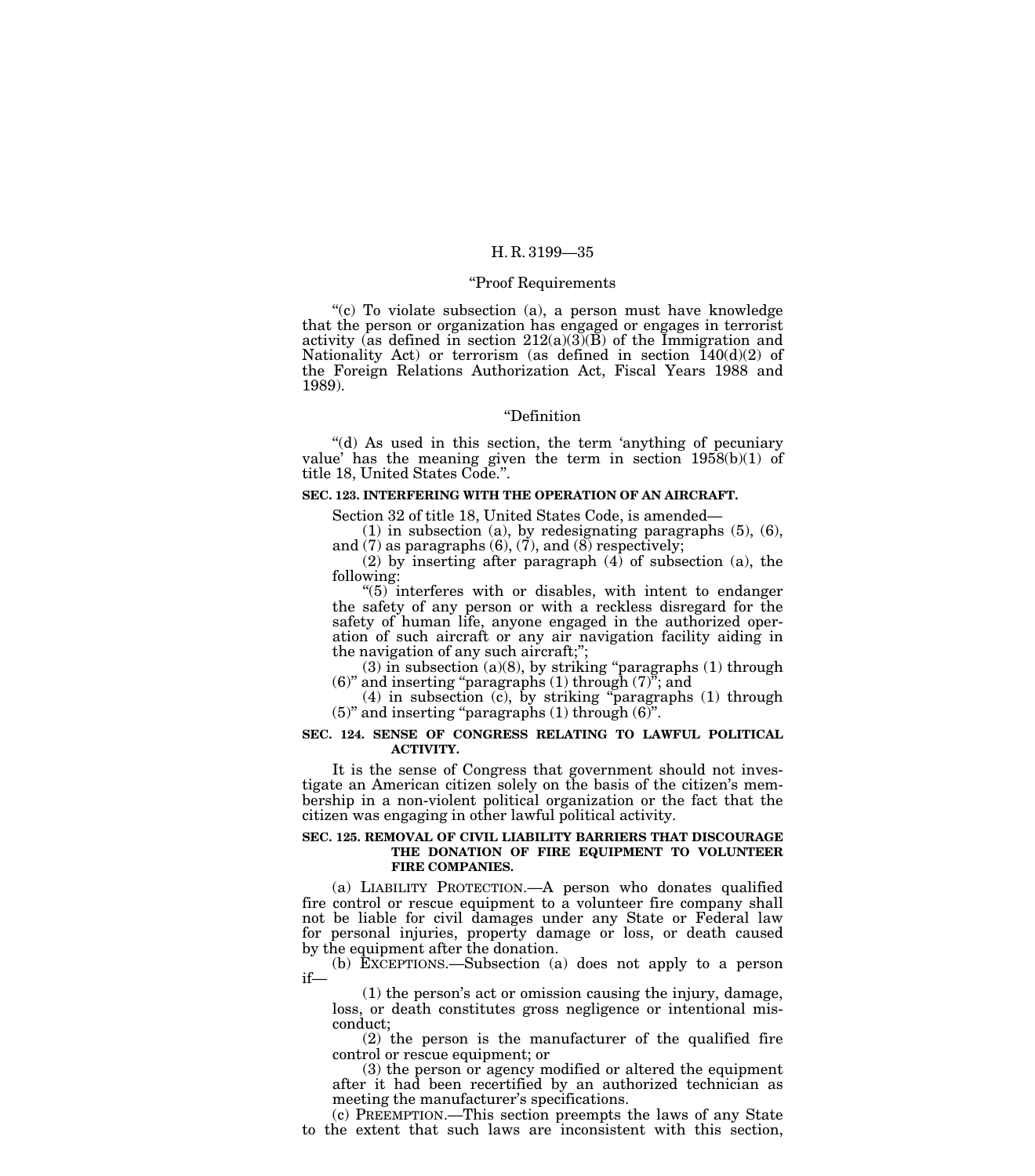“Proof Requirements

“(c) To violate subsection (a), a person must have knowledge that the person or organization has engaged or engages in terrorist activity (as defined in section 212(a)(3)(B) of the Immigration and Nationality Act) or terrorism (as defined in section 140(d)(2) of the Foreign Relations Authorization Act, Fiscal Years 1988 and 1989).

“Definition

“(d) As used in this section, the term ‘anything of pecuniary value’ has the meaning given the term in section 1958(b)(1) of title 18, United States Code.”.

**SEC. 123. INTERFERING WITH THE OPERATION OF AN AIRCRAFT.**

Section 32 of title 18, United States Code, is amended—

(1) in subsection (a), by redesignating paragraphs (5), (6), and (7) as paragraphs (6), (7), and (8) respectively;

(2) by inserting after paragraph (4) of subsection (a), the following:

“(5) interferes with or disables, with intent to endanger the safety of any person or with a reckless disregard for the safety of human life, anyone engaged in the authorized operation of such aircraft or any air navigation facility aiding in the navigation of any such aircraft;”;

(3) in subsection (a)(8), by striking “paragraphs (1) through (6)” and inserting “paragraphs (1) through (7)”; and

(4) in subsection (c), by striking “paragraphs (1) through (5)” and inserting “paragraphs (1) through (6)”.

**SEC. 124. SENSE OF CONGRESS RELATING TO LAWFUL POLITICAL ACTIVITY.**

It is the sense of Congress that government should not investigate an American citizen solely on the basis of the citizen’s membership in a non-violent political organization or the fact that the citizen was engaging in other lawful political activity.

**SEC. 125. REMOVAL OF CIVIL LIABILITY BARRIERS THAT DISCOURAGE THE DONATION OF FIRE EQUIPMENT TO VOLUNTEER FIRE COMPANIES.**

(a) LIABILITY PROTECTION.—A person who donates qualified fire control or rescue equipment to a volunteer fire company shall not be liable for civil damages under any State or Federal law for personal injuries, property damage or loss, or death caused by the equipment after the donation.

(b) EXCEPTIONS.—Subsection (a) does not apply to a person if—

(1) the person’s act or omission causing the injury, damage, loss, or death constitutes gross negligence or intentional misconduct;

(2) the person is the manufacturer of the qualified fire control or rescue equipment; or

(3) the person or agency modified or altered the equipment after it had been recertified by an authorized technician as meeting the manufacturer’s specifications.

(c) PREEMPTION.—This section preempts the laws of any State to the extent that such laws are inconsistent with this section,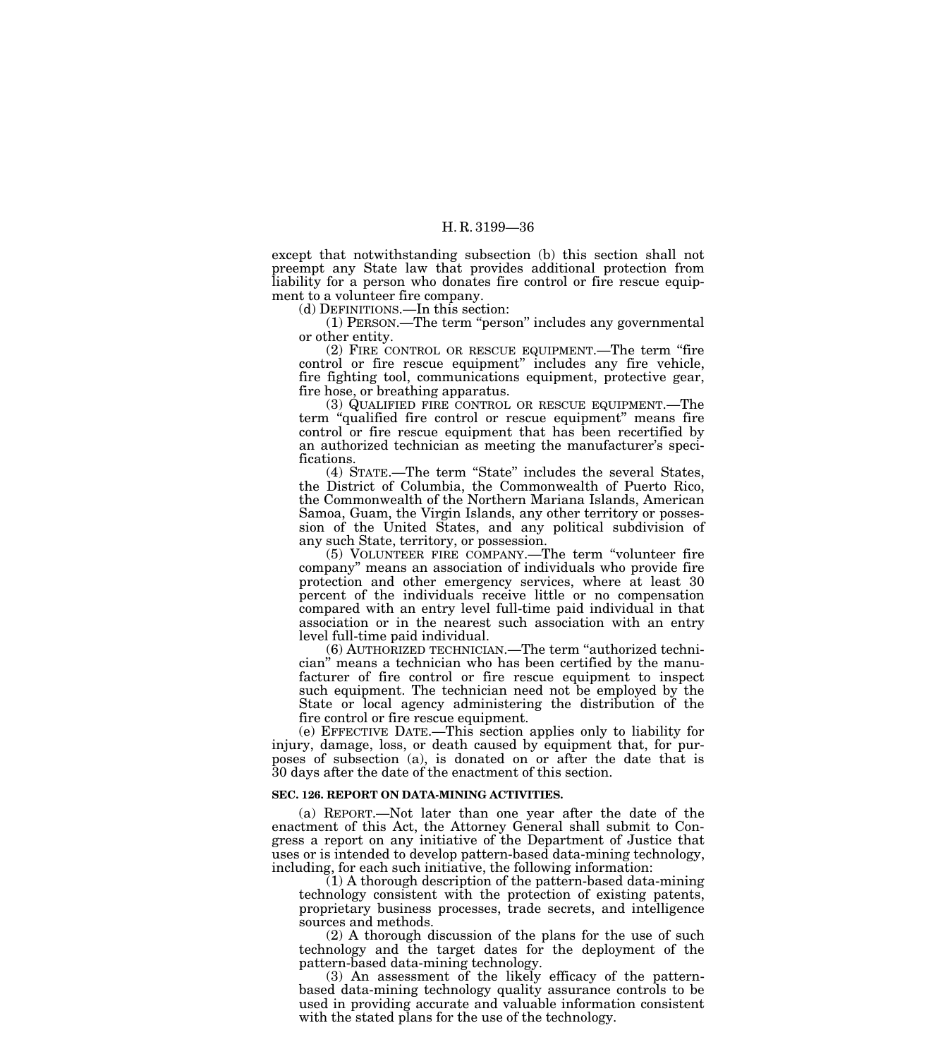except that notwithstanding subsection (b) this section shall not preempt any State law that provides additional protection from liability for a person who donates fire control or fire rescue equipment to a volunteer fire company.

(d) DEFINITIONS.—In this section:

(1) PERSON.—The term "person" includes any governmental or other entity.

(2) FIRE CONTROL OR RESCUE EQUIPMENT.—The term "fire control or fire rescue equipment" includes any fire vehicle, fire fighting tool, communications equipment, protective gear, fire hose, or breathing apparatus.

(3) QUALIFIED FIRE CONTROL OR RESCUE EQUIPMENT.—The term "qualified fire control or rescue equipment" means fire control or fire rescue equipment that has been recertified by an authorized technician as meeting the manufacturer's specifications.

(4) STATE.—The term "State" includes the several States, the District of Columbia, the Commonwealth of Puerto Rico, the Commonwealth of the Northern Mariana Islands, American Samoa, Guam, the Virgin Islands, any other territory or possession of the United States, and any political subdivision of any such State, territory, or possession.

(5) VOLUNTEER FIRE COMPANY.—The term "volunteer fire company" means an association of individuals who provide fire protection and other emergency services, where at least 30 percent of the individuals receive little or no compensation compared with an entry level full-time paid individual in that association or in the nearest such association with an entry level full-time paid individual.

(6) AUTHORIZED TECHNICIAN.—The term "authorized technician" means a technician who has been certified by the manufacturer of fire control or fire rescue equipment to inspect such equipment. The technician need not be employed by the State or local agency administering the distribution of the fire control or fire rescue equipment.

(e) EFFECTIVE DATE.—This section applies only to liability for injury, damage, loss, or death caused by equipment that, for purposes of subsection (a), is donated on or after the date that is 30 days after the date of the enactment of this section.

**SEC. 126. REPORT ON DATA-MINING ACTIVITIES.**

(a) REPORT.—Not later than one year after the date of the enactment of this Act, the Attorney General shall submit to Congress a report on any initiative of the Department of Justice that uses or is intended to develop pattern-based data-mining technology, including, for each such initiative, the following information:

(1) A thorough description of the pattern-based data-mining technology consistent with the protection of existing patents, proprietary business processes, trade secrets, and intelligence sources and methods.

(2) A thorough discussion of the plans for the use of such technology and the target dates for the deployment of the pattern-based data-mining technology.

(3) An assessment of the likely efficacy of the pattern-based data-mining technology quality assurance controls to be used in providing accurate and valuable information consistent with the stated plans for the use of the technology.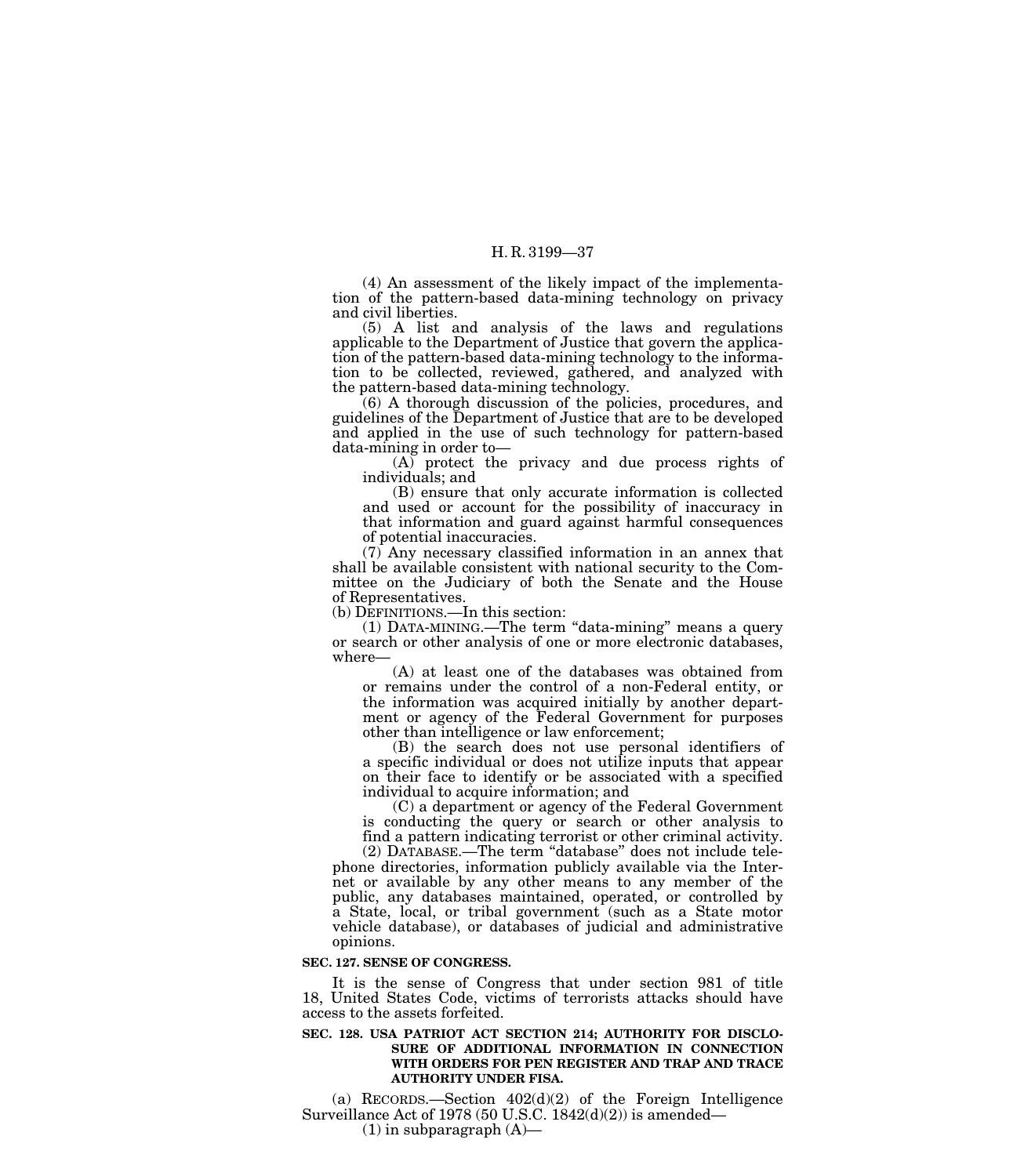(4) An assessment of the likely impact of the implementation of the pattern-based data-mining technology on privacy and civil liberties.

(5) A list and analysis of the laws and regulations applicable to the Department of Justice that govern the application of the pattern-based data-mining technology to the information to be collected, reviewed, gathered, and analyzed with the pattern-based data-mining technology.

(6) A thorough discussion of the policies, procedures, and guidelines of the Department of Justice that are to be developed and applied in the use of such technology for pattern-based data-mining in order to—

(A) protect the privacy and due process rights of individuals; and

(B) ensure that only accurate information is collected and used or account for the possibility of inaccuracy in that information and guard against harmful consequences of potential inaccuracies.

(7) Any necessary classified information in an annex that shall be available consistent with national security to the Committee on the Judiciary of both the Senate and the House of Representatives.

(b) DEFINITIONS.—In this section:

(1) DATA-MINING.—The term "data-mining" means a query or search or other analysis of one or more electronic databases, where—

(A) at least one of the databases was obtained from or remains under the control of a non-Federal entity, or the information was acquired initially by another department or agency of the Federal Government for purposes other than intelligence or law enforcement;

(B) the search does not use personal identifiers of a specific individual or does not utilize inputs that appear on their face to identify or be associated with a specified individual to acquire information; and

(C) a department or agency of the Federal Government is conducting the query or search or other analysis to find a pattern indicating terrorist or other criminal activity.

(2) DATABASE.—The term "database" does not include telephone directories, information publicly available via the Internet or available by any other means to any member of the public, any databases maintained, operated, or controlled by a State, local, or tribal government (such as a State motor vehicle database), or databases of judicial and administrative opinions.

**SEC. 127. SENSE OF CONGRESS.**

It is the sense of Congress that under section 981 of title 18, United States Code, victims of terrorists attacks should have access to the assets forfeited.

**SEC. 128. USA PATRIOT ACT SECTION 214; AUTHORITY FOR DISCLOSURE OF ADDITIONAL INFORMATION IN CONNECTION WITH ORDERS FOR PEN REGISTER AND TRAP AND TRACE AUTHORITY UNDER FISA.**

(a) RECORDS.—Section 402(d)(2) of the Foreign Intelligence Surveillance Act of 1978 (50 U.S.C. 1842(d)(2)) is amended—

(1) in subparagraph (A)—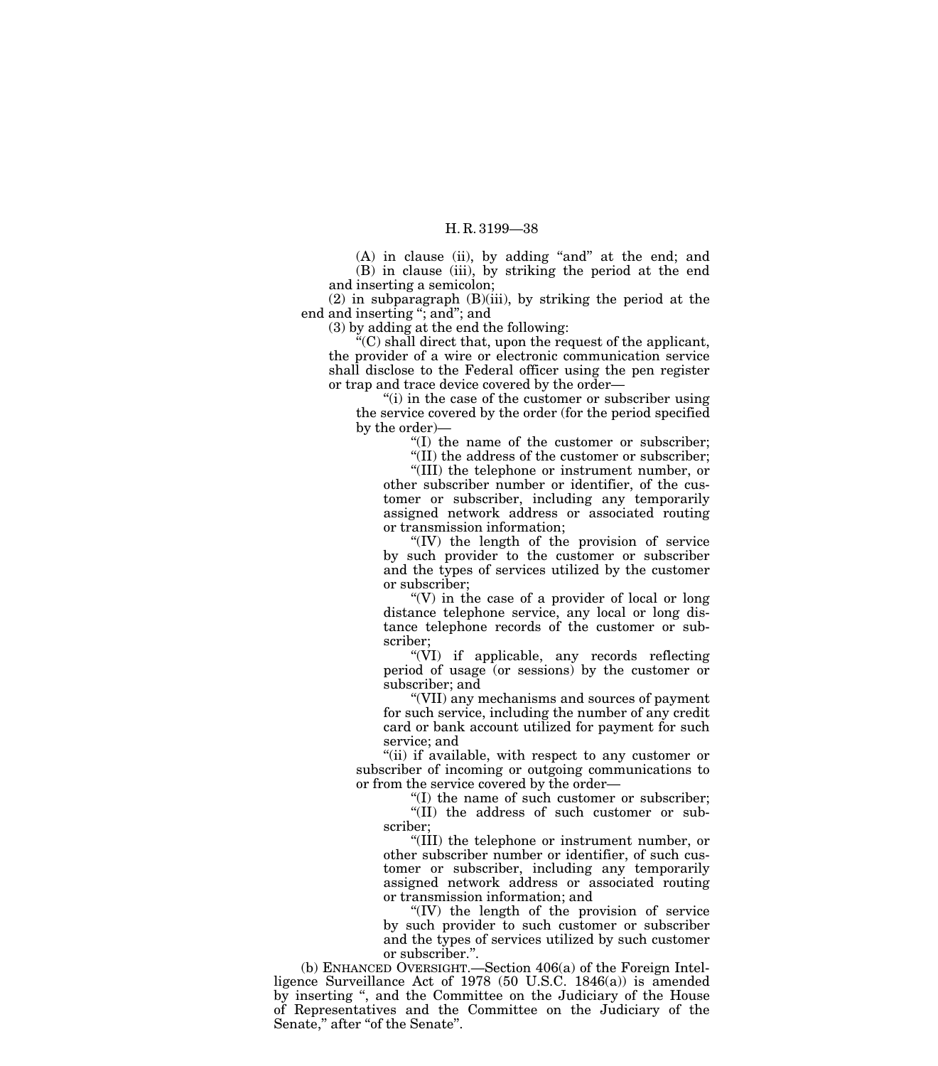(A) in clause (ii), by adding "and" at the end; and

(B) in clause (iii), by striking the period at the end and inserting a semicolon;

(2) in subparagraph (B)(iii), by striking the period at the end and inserting "; and"; and

(3) by adding at the end the following:

"(C) shall direct that, upon the request of the applicant, the provider of a wire or electronic communication service shall disclose to the Federal officer using the pen register or trap and trace device covered by the order—

"(i) in the case of the customer or subscriber using the service covered by the order (for the period specified by the order)—

"(I) the name of the customer or subscriber;

"(II) the address of the customer or subscriber;

"(III) the telephone or instrument number, or other subscriber number or identifier, of the customer or subscriber, including any temporarily assigned network address or associated routing or transmission information;

"(IV) the length of the provision of service by such provider to the customer or subscriber and the types of services utilized by the customer or subscriber;

"(V) in the case of a provider of local or long distance telephone service, any local or long distance telephone records of the customer or subscriber;

"(VI) if applicable, any records reflecting period of usage (or sessions) by the customer or subscriber; and

"(VII) any mechanisms and sources of payment for such service, including the number of any credit card or bank account utilized for payment for such service; and

"(ii) if available, with respect to any customer or subscriber of incoming or outgoing communications to or from the service covered by the order—

"(I) the name of such customer or subscriber;

"(II) the address of such customer or subscriber;

"(III) the telephone or instrument number, or other subscriber number or identifier, of such customer or subscriber, including any temporarily assigned network address or associated routing or transmission information; and

"(IV) the length of the provision of service by such provider to such customer or subscriber and the types of services utilized by such customer or subscriber.".

(b) ENHANCED OVERSIGHT.—Section 406(a) of the Foreign Intelligence Surveillance Act of 1978 (50 U.S.C. 1846(a)) is amended by inserting ", and the Committee on the Judiciary of the House of Representatives and the Committee on the Judiciary of the Senate," after "of the Senate".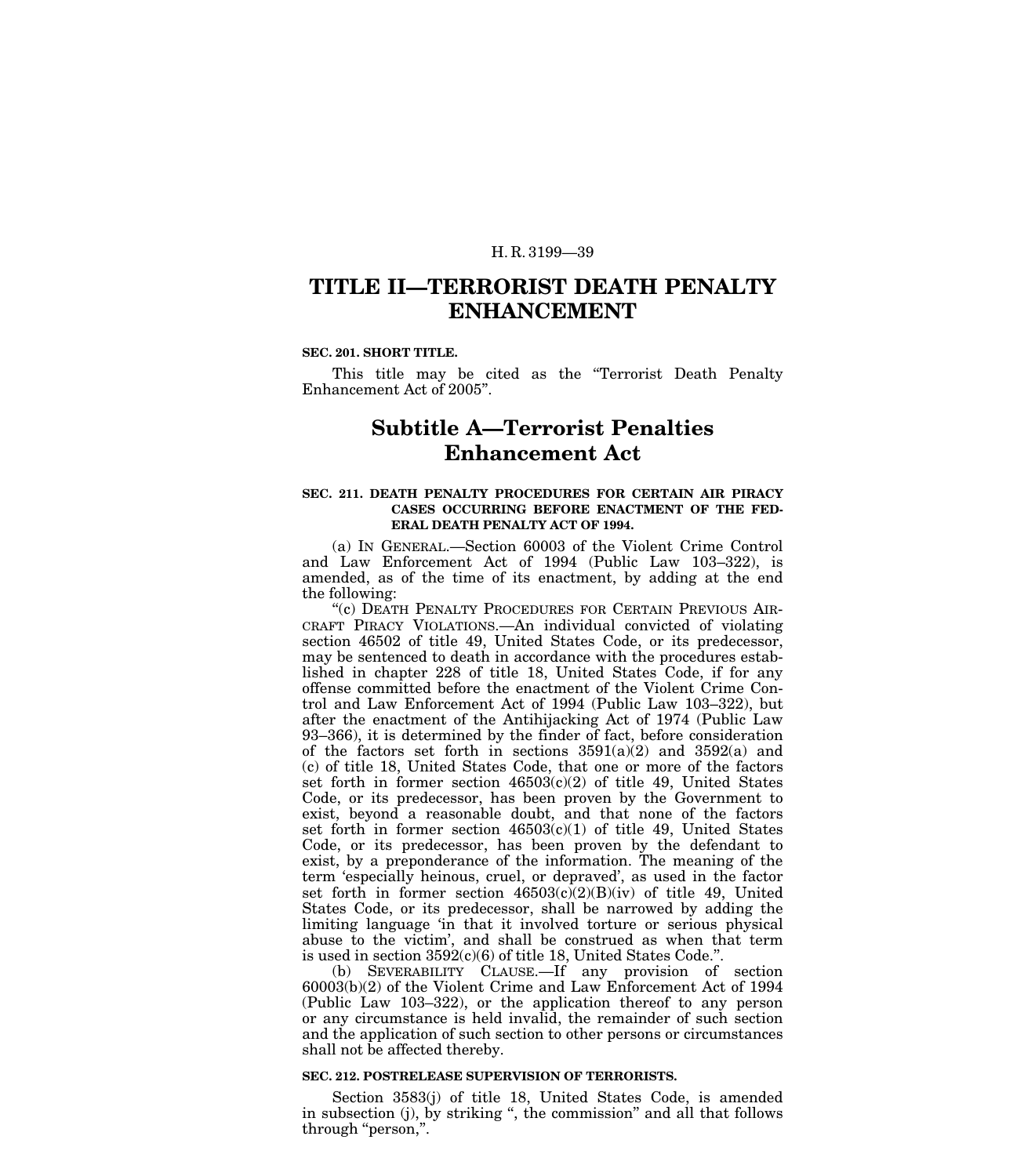# TITLE II—TERRORIST DEATH PENALTY ENHANCEMENT

**SEC. 201. SHORT TITLE.**

This title may be cited as the "Terrorist Death Penalty Enhancement Act of 2005".

## Subtitle A—Terrorist Penalties Enhancement Act

**SEC. 211. DEATH PENALTY PROCEDURES FOR CERTAIN AIR PIRACY CASES OCCURRING BEFORE ENACTMENT OF THE FEDERAL DEATH PENALTY ACT OF 1994.**

(a) IN GENERAL.—Section 60003 of the Violent Crime Control and Law Enforcement Act of 1994 (Public Law 103–322), is amended, as of the time of its enactment, by adding at the end the following:

"(c) DEATH PENALTY PROCEDURES FOR CERTAIN PREVIOUS AIRCRAFT PIRACY VIOLATIONS.—An individual convicted of violating section 46502 of title 49, United States Code, or its predecessor, may be sentenced to death in accordance with the procedures established in chapter 228 of title 18, United States Code, if for any offense committed before the enactment of the Violent Crime Control and Law Enforcement Act of 1994 (Public Law 103–322), but after the enactment of the Antihijacking Act of 1974 (Public Law 93–366), it is determined by the finder of fact, before consideration of the factors set forth in sections 3591(a)(2) and 3592(a) and (c) of title 18, United States Code, that one or more of the factors set forth in former section 46503(c)(2) of title 49, United States Code, or its predecessor, has been proven by the Government to exist, beyond a reasonable doubt, and that none of the factors set forth in former section 46503(c)(1) of title 49, United States Code, or its predecessor, has been proven by the defendant to exist, by a preponderance of the information. The meaning of the term 'especially heinous, cruel, or depraved', as used in the factor set forth in former section 46503(c)(2)(B)(iv) of title 49, United States Code, or its predecessor, shall be narrowed by adding the limiting language 'in that it involved torture or serious physical abuse to the victim', and shall be construed as when that term is used in section 3592(c)(6) of title 18, United States Code.".

(b) SEVERABILITY CLAUSE.—If any provision of section 60003(b)(2) of the Violent Crime and Law Enforcement Act of 1994 (Public Law 103–322), or the application thereof to any person or any circumstance is held invalid, the remainder of such section and the application of such section to other persons or circumstances shall not be affected thereby.

**SEC. 212. POSTRELEASE SUPERVISION OF TERRORISTS.**

Section 3583(j) of title 18, United States Code, is amended in subsection (j), by striking ", the commission" and all that follows through "person,".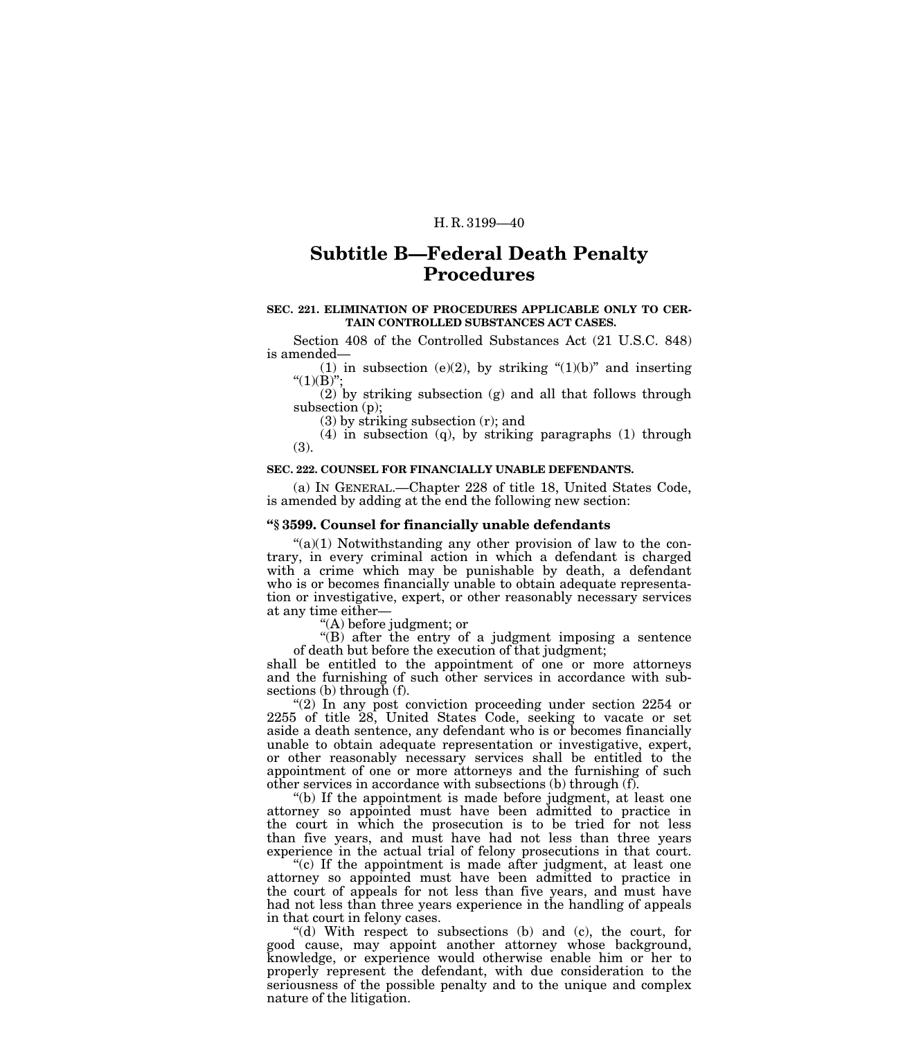## Subtitle B—Federal Death Penalty Procedures

**SEC. 221. ELIMINATION OF PROCEDURES APPLICABLE ONLY TO CERTAIN CONTROLLED SUBSTANCES ACT CASES.**

Section 408 of the Controlled Substances Act (21 U.S.C. 848) is amended—

(1) in subsection (e)(2), by striking "(1)(b)" and inserting "(1)(B)";

(2) by striking subsection (g) and all that follows through subsection (p);

(3) by striking subsection (r); and

(4) in subsection (q), by striking paragraphs (1) through (3).

**SEC. 222. COUNSEL FOR FINANCIALLY UNABLE DEFENDANTS.**

(a) IN GENERAL.—Chapter 228 of title 18, United States Code, is amended by adding at the end the following new section:

**"§ 3599. Counsel for financially unable defendants**

"(a)(1) Notwithstanding any other provision of law to the contrary, in every criminal action in which a defendant is charged with a crime which may be punishable by death, a defendant who is or becomes financially unable to obtain adequate representation or investigative, expert, or other reasonably necessary services at any time either—

"(A) before judgment; or

"(B) after the entry of a judgment imposing a sentence of death but before the execution of that judgment;

shall be entitled to the appointment of one or more attorneys and the furnishing of such other services in accordance with subsections (b) through (f).

"(2) In any post conviction proceeding under section 2254 or 2255 of title 28, United States Code, seeking to vacate or set aside a death sentence, any defendant who is or becomes financially unable to obtain adequate representation or investigative, expert, or other reasonably necessary services shall be entitled to the appointment of one or more attorneys and the furnishing of such other services in accordance with subsections (b) through (f).

"(b) If the appointment is made before judgment, at least one attorney so appointed must have been admitted to practice in the court in which the prosecution is to be tried for not less than five years, and must have had not less than three years experience in the actual trial of felony prosecutions in that court.

"(c) If the appointment is made after judgment, at least one attorney so appointed must have been admitted to practice in the court of appeals for not less than five years, and must have had not less than three years experience in the handling of appeals in that court in felony cases.

"(d) With respect to subsections (b) and (c), the court, for good cause, may appoint another attorney whose background, knowledge, or experience would otherwise enable him or her to properly represent the defendant, with due consideration to the seriousness of the possible penalty and to the unique and complex nature of the litigation.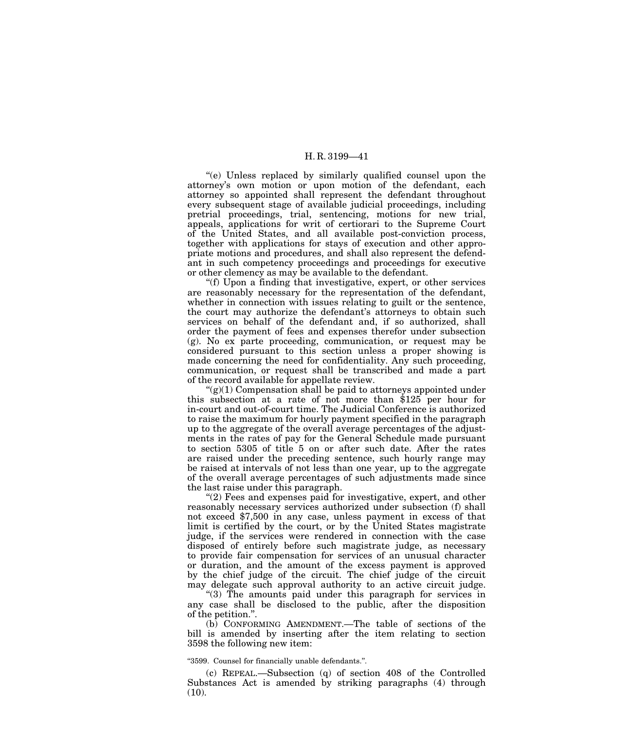"(e) Unless replaced by similarly qualified counsel upon the attorney's own motion or upon motion of the defendant, each attorney so appointed shall represent the defendant throughout every subsequent stage of available judicial proceedings, including pretrial proceedings, trial, sentencing, motions for new trial, appeals, applications for writ of certiorari to the Supreme Court of the United States, and all available post-conviction process, together with applications for stays of execution and other appropriate motions and procedures, and shall also represent the defendant in such competency proceedings and proceedings for executive or other clemency as may be available to the defendant.

"(f) Upon a finding that investigative, expert, or other services are reasonably necessary for the representation of the defendant, whether in connection with issues relating to guilt or the sentence, the court may authorize the defendant's attorneys to obtain such services on behalf of the defendant and, if so authorized, shall order the payment of fees and expenses therefor under subsection (g). No ex parte proceeding, communication, or request may be considered pursuant to this section unless a proper showing is made concerning the need for confidentiality. Any such proceeding, communication, or request shall be transcribed and made a part of the record available for appellate review.

"(g)(1) Compensation shall be paid to attorneys appointed under this subsection at a rate of not more than $125 per hour for in-court and out-of-court time. The Judicial Conference is authorized to raise the maximum for hourly payment specified in the paragraph up to the aggregate of the overall average percentages of the adjustments in the rates of pay for the General Schedule made pursuant to section 5305 of title 5 on or after such date. After the rates are raised under the preceding sentence, such hourly range may be raised at intervals of not less than one year, up to the aggregate of the overall average percentages of such adjustments made since the last raise under this paragraph.

"(2) Fees and expenses paid for investigative, expert, and other reasonably necessary services authorized under subsection (f) shall not exceed $7,500 in any case, unless payment in excess of that limit is certified by the court, or by the United States magistrate judge, if the services were rendered in connection with the case disposed of entirely before such magistrate judge, as necessary to provide fair compensation for services of an unusual character or duration, and the amount of the excess payment is approved by the chief judge of the circuit. The chief judge of the circuit may delegate such approval authority to an active circuit judge.

"(3) The amounts paid under this paragraph for services in any case shall be disclosed to the public, after the disposition of the petition.".

(b) CONFORMING AMENDMENT.—The table of sections of the bill is amended by inserting after the item relating to section 3598 the following new item:

"3599. Counsel for financially unable defendants.".

(c) REPEAL.—Subsection (q) of section 408 of the Controlled Substances Act is amended by striking paragraphs (4) through (10).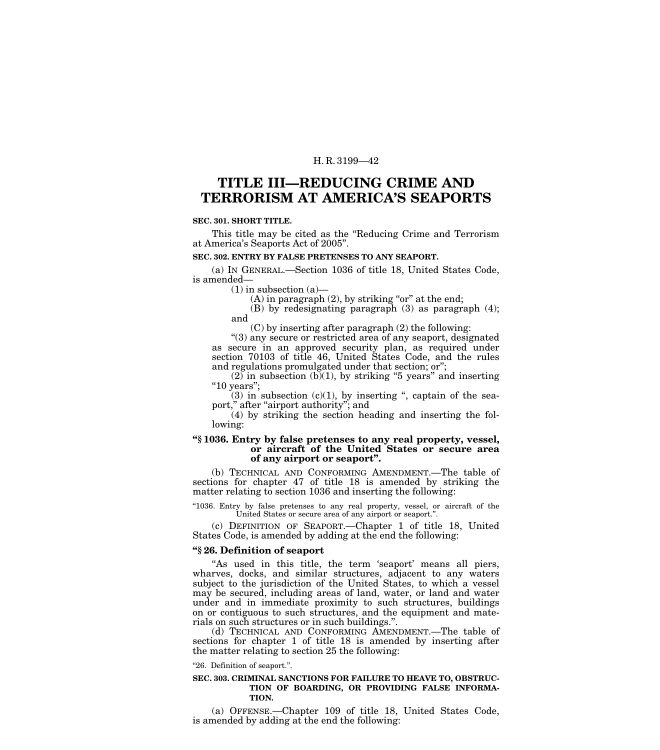# TITLE III—REDUCING CRIME AND TERRORISM AT AMERICA'S SEAPORTS

**SEC. 301. SHORT TITLE.**

This title may be cited as the "Reducing Crime and Terrorism at America's Seaports Act of 2005".

**SEC. 302. ENTRY BY FALSE PRETENSES TO ANY SEAPORT.**

(a) IN GENERAL.—Section 1036 of title 18, United States Code, is amended—

(1) in subsection (a)—

(A) in paragraph (2), by striking "or" at the end;

(B) by redesignating paragraph (3) as paragraph (4); and

(C) by inserting after paragraph (2) the following:

"(3) any secure or restricted area of any seaport, designated as secure in an approved security plan, as required under section 70103 of title 46, United States Code, and the rules and regulations promulgated under that section; or";

(2) in subsection (b)(1), by striking "5 years" and inserting "10 years";

(3) in subsection (c)(1), by inserting ", captain of the seaport," after "airport authority"; and

(4) by striking the section heading and inserting the following:

**"§ 1036. Entry by false pretenses to any real property, vessel, or aircraft of the United States or secure area of any airport or seaport".**

(b) TECHNICAL AND CONFORMING AMENDMENT.—The table of sections for chapter 47 of title 18 is amended by striking the matter relating to section 1036 and inserting the following:

"1036. Entry by false pretenses to any real property, vessel, or aircraft of the United States or secure area of any airport or seaport.".

(c) DEFINITION OF SEAPORT.—Chapter 1 of title 18, United States Code, is amended by adding at the end the following:

**"§ 26. Definition of seaport**

"As used in this title, the term 'seaport' means all piers, wharves, docks, and similar structures, adjacent to any waters subject to the jurisdiction of the United States, to which a vessel may be secured, including areas of land, water, or land and water under and in immediate proximity to such structures, buildings on or contiguous to such structures, and the equipment and materials on such structures or in such buildings.".

(d) TECHNICAL AND CONFORMING AMENDMENT.—The table of sections for chapter 1 of title 18 is amended by inserting after the matter relating to section 25 the following:

"26. Definition of seaport.".

**SEC. 303. CRIMINAL SANCTIONS FOR FAILURE TO HEAVE TO, OBSTRUCTION OF BOARDING, OR PROVIDING FALSE INFORMATION.**

(a) OFFENSE.—Chapter 109 of title 18, United States Code, is amended by adding at the end the following: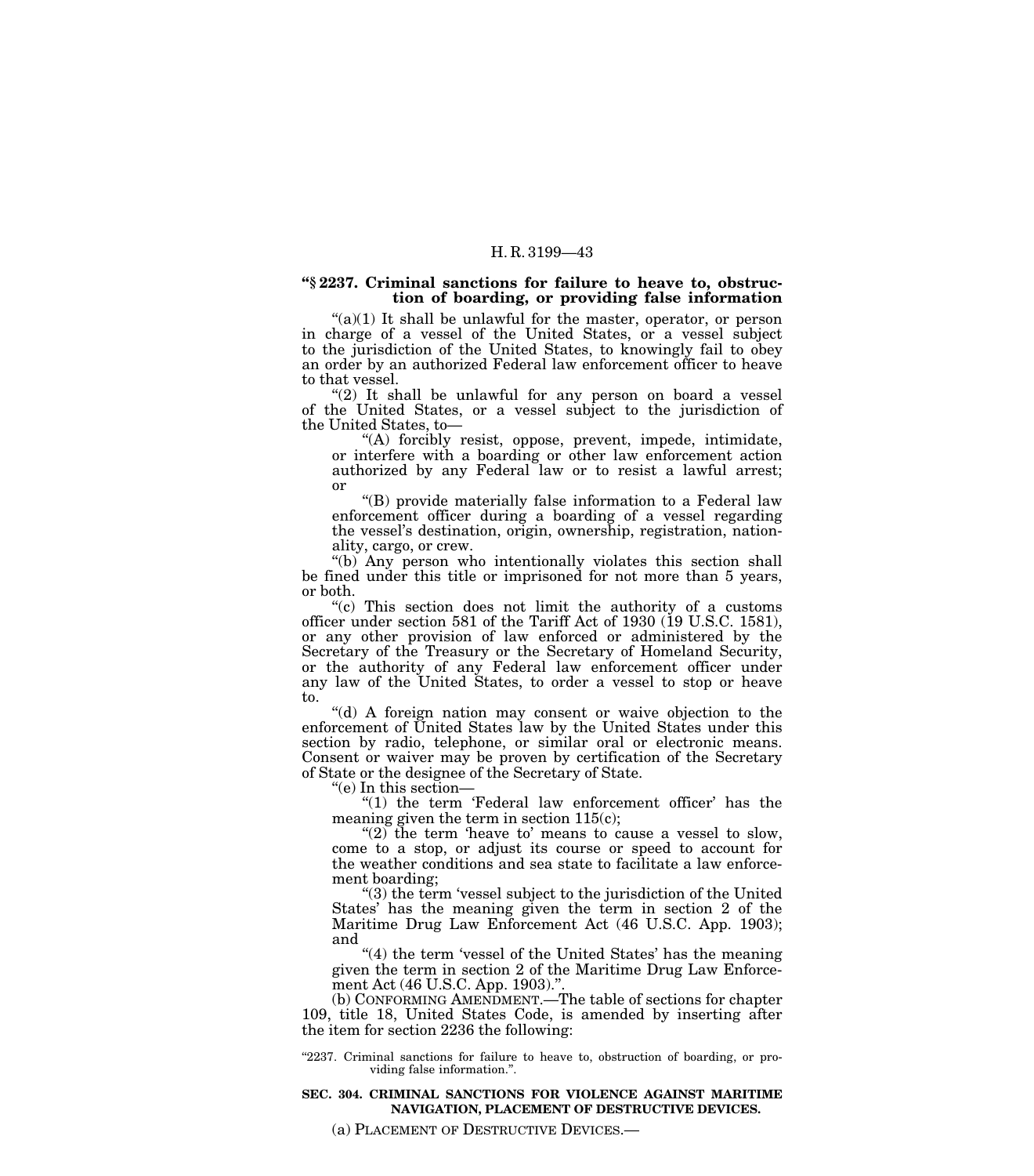**"§ 2237. Criminal sanctions for failure to heave to, obstruction of boarding, or providing false information**

"(a)(1) It shall be unlawful for the master, operator, or person in charge of a vessel of the United States, or a vessel subject to the jurisdiction of the United States, to knowingly fail to obey an order by an authorized Federal law enforcement officer to heave to that vessel.

"(2) It shall be unlawful for any person on board a vessel of the United States, or a vessel subject to the jurisdiction of the United States, to—

"(A) forcibly resist, oppose, prevent, impede, intimidate, or interfere with a boarding or other law enforcement action authorized by any Federal law or to resist a lawful arrest; or

"(B) provide materially false information to a Federal law enforcement officer during a boarding of a vessel regarding the vessel's destination, origin, ownership, registration, nationality, cargo, or crew.

"(b) Any person who intentionally violates this section shall be fined under this title or imprisoned for not more than 5 years, or both.

"(c) This section does not limit the authority of a customs officer under section 581 of the Tariff Act of 1930 (19 U.S.C. 1581), or any other provision of law enforced or administered by the Secretary of the Treasury or the Secretary of Homeland Security, or the authority of any Federal law enforcement officer under any law of the United States, to order a vessel to stop or heave to.

"(d) A foreign nation may consent or waive objection to the enforcement of United States law by the United States under this section by radio, telephone, or similar oral or electronic means. Consent or waiver may be proven by certification of the Secretary of State or the designee of the Secretary of State.

"(e) In this section—

"(1) the term 'Federal law enforcement officer' has the meaning given the term in section 115(c);

"(2) the term 'heave to' means to cause a vessel to slow, come to a stop, or adjust its course or speed to account for the weather conditions and sea state to facilitate a law enforcement boarding;

"(3) the term 'vessel subject to the jurisdiction of the United States' has the meaning given the term in section 2 of the Maritime Drug Law Enforcement Act (46 U.S.C. App. 1903); and

"(4) the term 'vessel of the United States' has the meaning given the term in section 2 of the Maritime Drug Law Enforcement Act (46 U.S.C. App. 1903).".

(b) CONFORMING AMENDMENT.—The table of sections for chapter 109, title 18, United States Code, is amended by inserting after the item for section 2236 the following:

"2237. Criminal sanctions for failure to heave to, obstruction of boarding, or providing false information.".

**SEC. 304. CRIMINAL SANCTIONS FOR VIOLENCE AGAINST MARITIME NAVIGATION, PLACEMENT OF DESTRUCTIVE DEVICES.**

(a) PLACEMENT OF DESTRUCTIVE DEVICES.—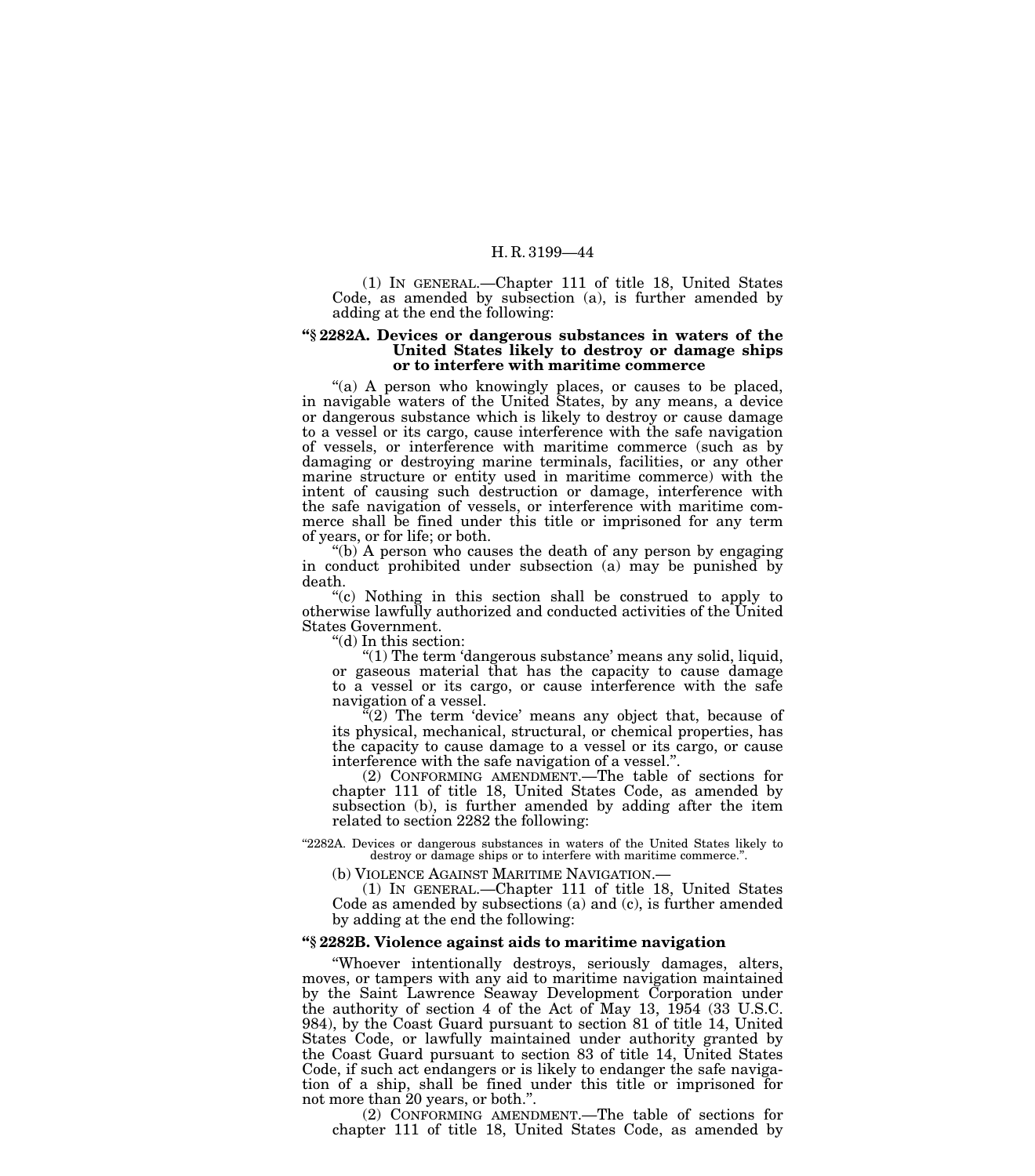(1) IN GENERAL.—Chapter 111 of title 18, United States Code, as amended by subsection (a), is further amended by adding at the end the following:

**"§ 2282A. Devices or dangerous substances in waters of the United States likely to destroy or damage ships or to interfere with maritime commerce**

"(a) A person who knowingly places, or causes to be placed, in navigable waters of the United States, by any means, a device or dangerous substance which is likely to destroy or cause damage to a vessel or its cargo, cause interference with the safe navigation of vessels, or interference with maritime commerce (such as by damaging or destroying marine terminals, facilities, or any other marine structure or entity used in maritime commerce) with the intent of causing such destruction or damage, interference with the safe navigation of vessels, or interference with maritime commerce shall be fined under this title or imprisoned for any term of years, or for life; or both.

"(b) A person who causes the death of any person by engaging in conduct prohibited under subsection (a) may be punished by death.

"(c) Nothing in this section shall be construed to apply to otherwise lawfully authorized and conducted activities of the United States Government.

"(d) In this section:

"(1) The term 'dangerous substance' means any solid, liquid, or gaseous material that has the capacity to cause damage to a vessel or its cargo, or cause interference with the safe navigation of a vessel.

"(2) The term 'device' means any object that, because of its physical, mechanical, structural, or chemical properties, has the capacity to cause damage to a vessel or its cargo, or cause interference with the safe navigation of a vessel.".

(2) CONFORMING AMENDMENT.—The table of sections for chapter 111 of title 18, United States Code, as amended by subsection (b), is further amended by adding after the item related to section 2282 the following:

"2282A. Devices or dangerous substances in waters of the United States likely to destroy or damage ships or to interfere with maritime commerce.".

(b) VIOLENCE AGAINST MARITIME NAVIGATION.—

(1) IN GENERAL.—Chapter 111 of title 18, United States Code as amended by subsections (a) and (c), is further amended by adding at the end the following:

**"§ 2282B. Violence against aids to maritime navigation**

"Whoever intentionally destroys, seriously damages, alters, moves, or tampers with any aid to maritime navigation maintained by the Saint Lawrence Seaway Development Corporation under the authority of section 4 of the Act of May 13, 1954 (33 U.S.C. 984), by the Coast Guard pursuant to section 81 of title 14, United States Code, or lawfully maintained under authority granted by the Coast Guard pursuant to section 83 of title 14, United States Code, if such act endangers or is likely to endanger the safe navigation of a ship, shall be fined under this title or imprisoned for not more than 20 years, or both.".

(2) CONFORMING AMENDMENT.—The table of sections for chapter 111 of title 18, United States Code, as amended by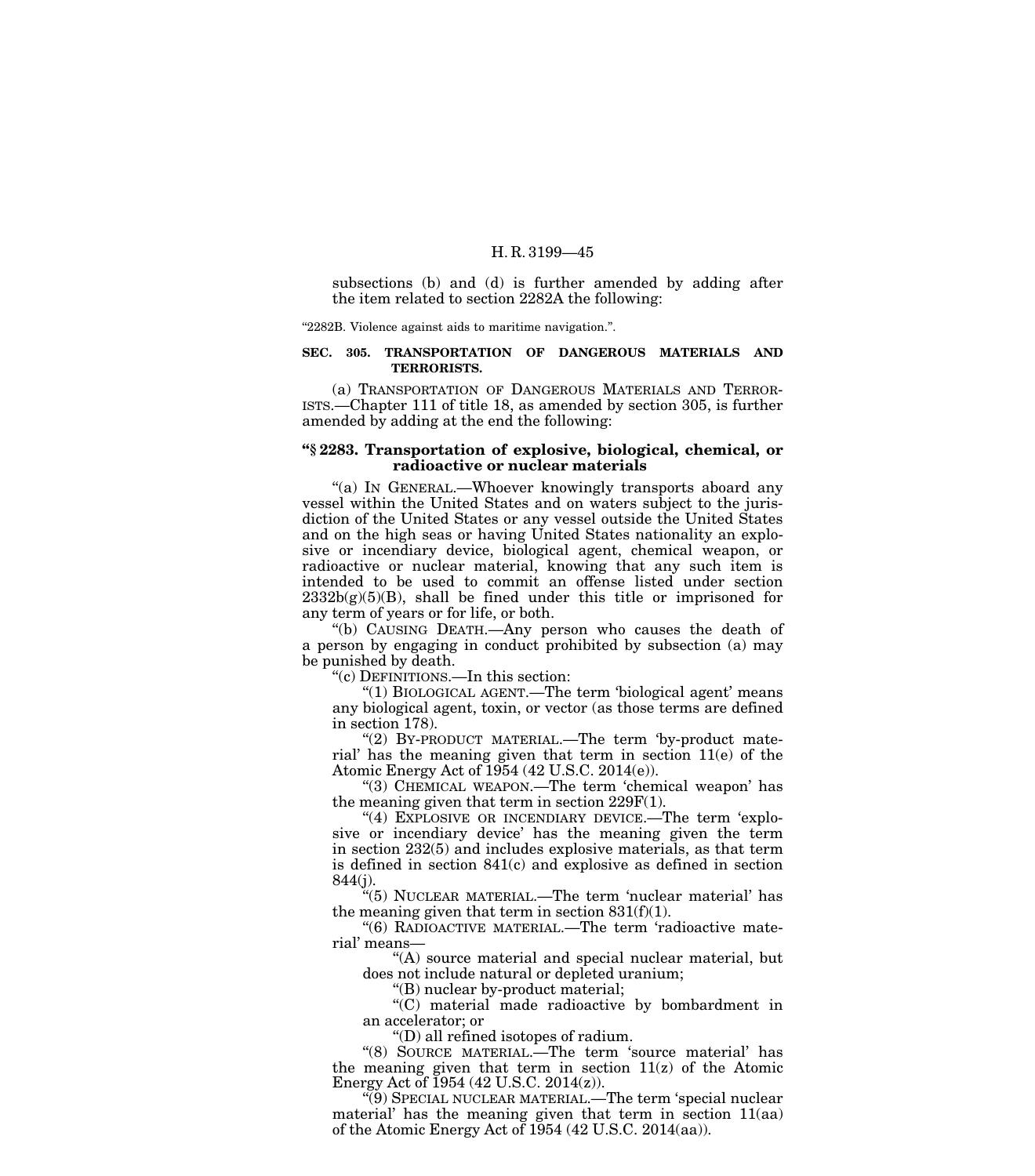subsections (b) and (d) is further amended by adding after the item related to section 2282A the following:

"2282B. Violence against aids to maritime navigation.".

**SEC. 305. TRANSPORTATION OF DANGEROUS MATERIALS AND TERRORISTS.**

(a) TRANSPORTATION OF DANGEROUS MATERIALS AND TERRORISTS.—Chapter 111 of title 18, as amended by section 305, is further amended by adding at the end the following:

**"§ 2283. Transportation of explosive, biological, chemical, or radioactive or nuclear materials**

"(a) IN GENERAL.—Whoever knowingly transports aboard any vessel within the United States and on waters subject to the jurisdiction of the United States or any vessel outside the United States and on the high seas or having United States nationality an explosive or incendiary device, biological agent, chemical weapon, or radioactive or nuclear material, knowing that any such item is intended to be used to commit an offense listed under section 2332b(g)(5)(B), shall be fined under this title or imprisoned for any term of years or for life, or both.

"(b) CAUSING DEATH.—Any person who causes the death of a person by engaging in conduct prohibited by subsection (a) may be punished by death.

"(c) DEFINITIONS.—In this section:

"(1) BIOLOGICAL AGENT.—The term 'biological agent' means any biological agent, toxin, or vector (as those terms are defined in section 178).

"(2) BY-PRODUCT MATERIAL.—The term 'by-product material' has the meaning given that term in section 11(e) of the Atomic Energy Act of 1954 (42 U.S.C. 2014(e)).

"(3) CHEMICAL WEAPON.—The term 'chemical weapon' has the meaning given that term in section 229F(1).

"(4) EXPLOSIVE OR INCENDIARY DEVICE.—The term 'explosive or incendiary device' has the meaning given the term in section 232(5) and includes explosive materials, as that term is defined in section 841(c) and explosive as defined in section 844(j).

"(5) NUCLEAR MATERIAL.—The term 'nuclear material' has the meaning given that term in section 831(f)(1).

"(6) RADIOACTIVE MATERIAL.—The term 'radioactive material' means—

"(A) source material and special nuclear material, but does not include natural or depleted uranium;

"(B) nuclear by-product material;

"(C) material made radioactive by bombardment in an accelerator; or

"(D) all refined isotopes of radium.

"(8) SOURCE MATERIAL.—The term 'source material' has the meaning given that term in section 11(z) of the Atomic Energy Act of 1954 (42 U.S.C. 2014(z)).

"(9) SPECIAL NUCLEAR MATERIAL.—The term 'special nuclear material' has the meaning given that term in section 11(aa) of the Atomic Energy Act of 1954 (42 U.S.C. 2014(aa)).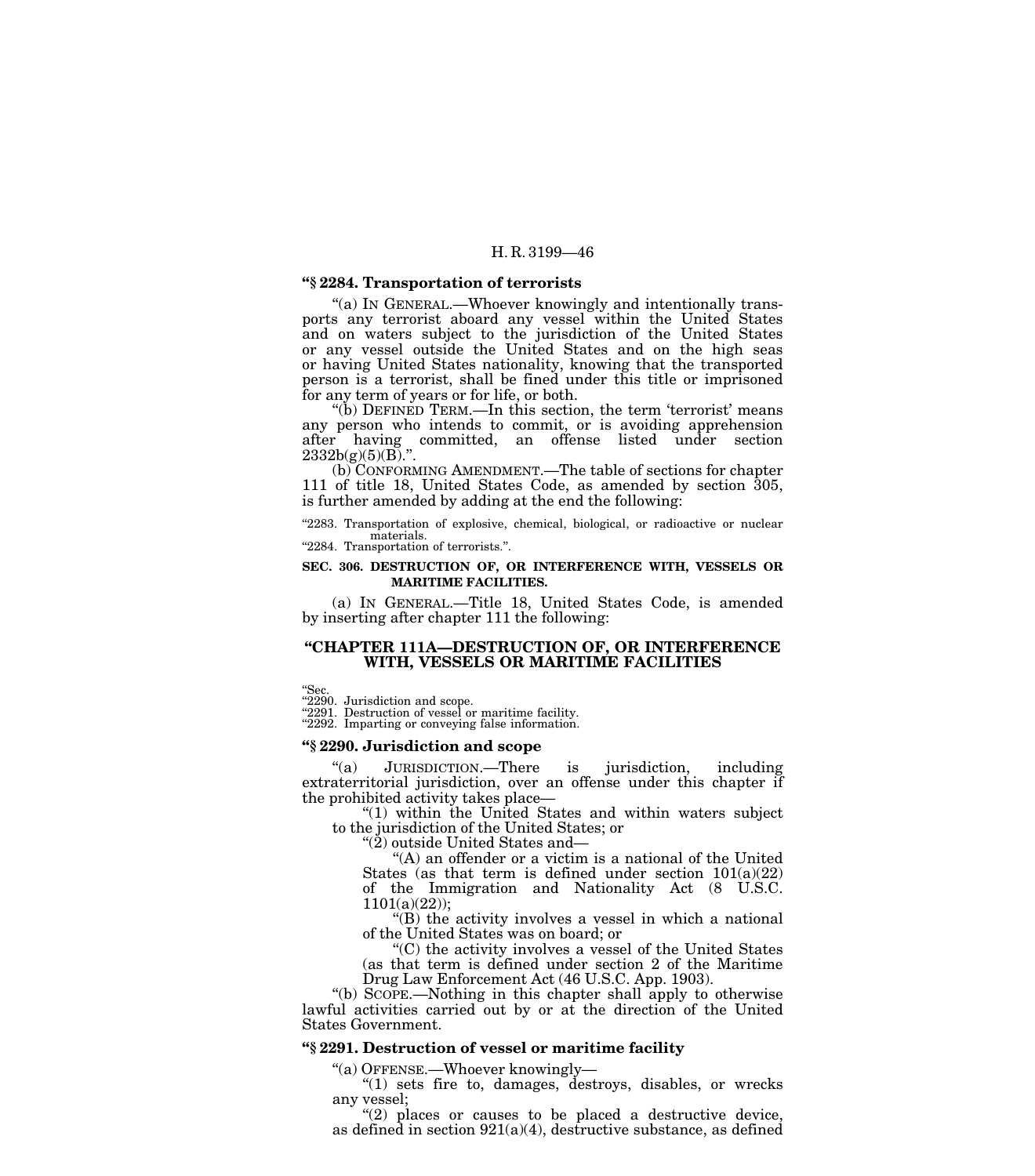**"§ 2284. Transportation of terrorists**

"(a) IN GENERAL.—Whoever knowingly and intentionally transports any terrorist aboard any vessel within the United States and on waters subject to the jurisdiction of the United States or any vessel outside the United States and on the high seas or having United States nationality, knowing that the transported person is a terrorist, shall be fined under this title or imprisoned for any term of years or for life, or both.

"(b) DEFINED TERM.—In this section, the term 'terrorist' means any person who intends to commit, or is avoiding apprehension after having committed, an offense listed under section 2332b(g)(5)(B).".

(b) CONFORMING AMENDMENT.—The table of sections for chapter 111 of title 18, United States Code, as amended by section 305, is further amended by adding at the end the following:

"2283. Transportation of explosive, chemical, biological, or radioactive or nuclear materials.
"2284. Transportation of terrorists.".

**SEC. 306. DESTRUCTION OF, OR INTERFERENCE WITH, VESSELS OR MARITIME FACILITIES.**

(a) IN GENERAL.—Title 18, United States Code, is amended by inserting after chapter 111 the following:

## "CHAPTER 111A—DESTRUCTION OF, OR INTERFERENCE WITH, VESSELS OR MARITIME FACILITIES

"Sec.
"2290. Jurisdiction and scope.
"2291. Destruction of vessel or maritime facility.
"2292. Imparting or conveying false information.

**"§ 2290. Jurisdiction and scope**

"(a) JURISDICTION.—There is jurisdiction, including extraterritorial jurisdiction, over an offense under this chapter if the prohibited activity takes place—

"(1) within the United States and within waters subject to the jurisdiction of the United States; or

"(2) outside United States and—

"(A) an offender or a victim is a national of the United States (as that term is defined under section 101(a)(22) of the Immigration and Nationality Act (8 U.S.C. 1101(a)(22));

"(B) the activity involves a vessel in which a national of the United States was on board; or

"(C) the activity involves a vessel of the United States (as that term is defined under section 2 of the Maritime Drug Law Enforcement Act (46 U.S.C. App. 1903).

"(b) SCOPE.—Nothing in this chapter shall apply to otherwise lawful activities carried out by or at the direction of the United States Government.

**"§ 2291. Destruction of vessel or maritime facility**

"(a) OFFENSE.—Whoever knowingly—

"(1) sets fire to, damages, destroys, disables, or wrecks any vessel;

"(2) places or causes to be placed a destructive device, as defined in section 921(a)(4), destructive substance, as defined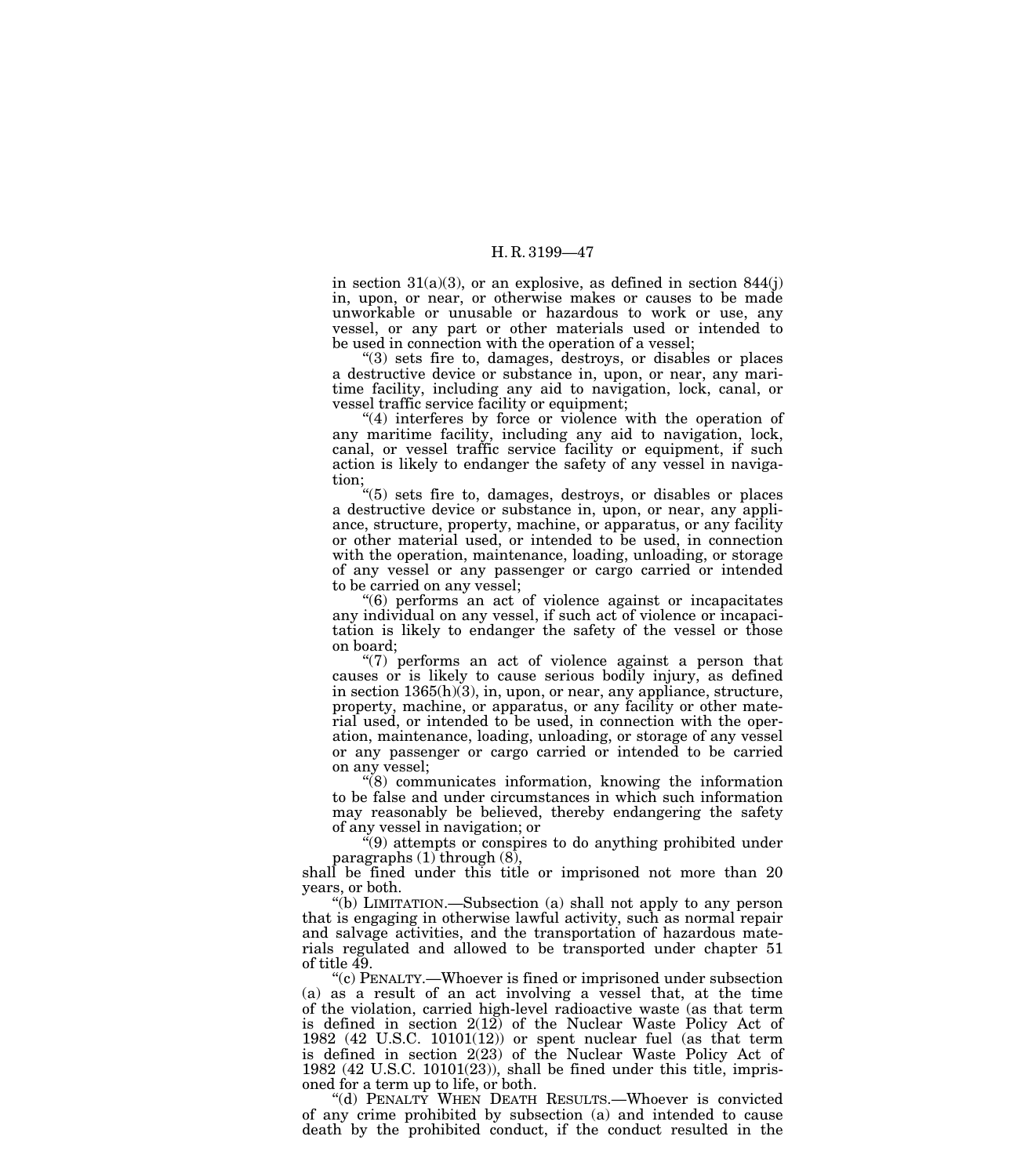in section 31(a)(3), or an explosive, as defined in section 844(j) in, upon, or near, or otherwise makes or causes to be made unworkable or unusable or hazardous to work or use, any vessel, or any part or other materials used or intended to be used in connection with the operation of a vessel;

"(3) sets fire to, damages, destroys, or disables or places a destructive device or substance in, upon, or near, any maritime facility, including any aid to navigation, lock, canal, or vessel traffic service facility or equipment;

"(4) interferes by force or violence with the operation of any maritime facility, including any aid to navigation, lock, canal, or vessel traffic service facility or equipment, if such action is likely to endanger the safety of any vessel in navigation;

"(5) sets fire to, damages, destroys, or disables or places a destructive device or substance in, upon, or near, any appliance, structure, property, machine, or apparatus, or any facility or other material used, or intended to be used, in connection with the operation, maintenance, loading, unloading, or storage of any vessel or any passenger or cargo carried or intended to be carried on any vessel;

"(6) performs an act of violence against or incapacitates any individual on any vessel, if such act of violence or incapacitation is likely to endanger the safety of the vessel or those on board;

"(7) performs an act of violence against a person that causes or is likely to cause serious bodily injury, as defined in section 1365(h)(3), in, upon, or near, any appliance, structure, property, machine, or apparatus, or any facility or other material used, or intended to be used, in connection with the operation, maintenance, loading, unloading, or storage of any vessel or any passenger or cargo carried or intended to be carried on any vessel;

"(8) communicates information, knowing the information to be false and under circumstances in which such information may reasonably be believed, thereby endangering the safety of any vessel in navigation; or

"(9) attempts or conspires to do anything prohibited under paragraphs (1) through (8),

shall be fined under this title or imprisoned not more than 20 years, or both.

"(b) LIMITATION.—Subsection (a) shall not apply to any person that is engaging in otherwise lawful activity, such as normal repair and salvage activities, and the transportation of hazardous materials regulated and allowed to be transported under chapter 51 of title 49.

"(c) PENALTY.—Whoever is fined or imprisoned under subsection (a) as a result of an act involving a vessel that, at the time of the violation, carried high-level radioactive waste (as that term is defined in section 2(12) of the Nuclear Waste Policy Act of 1982 (42 U.S.C. 10101(12)) or spent nuclear fuel (as that term is defined in section 2(23) of the Nuclear Waste Policy Act of 1982 (42 U.S.C. 10101(23)), shall be fined under this title, imprisoned for a term up to life, or both.

"(d) PENALTY WHEN DEATH RESULTS.—Whoever is convicted of any crime prohibited by subsection (a) and intended to cause death by the prohibited conduct, if the conduct resulted in the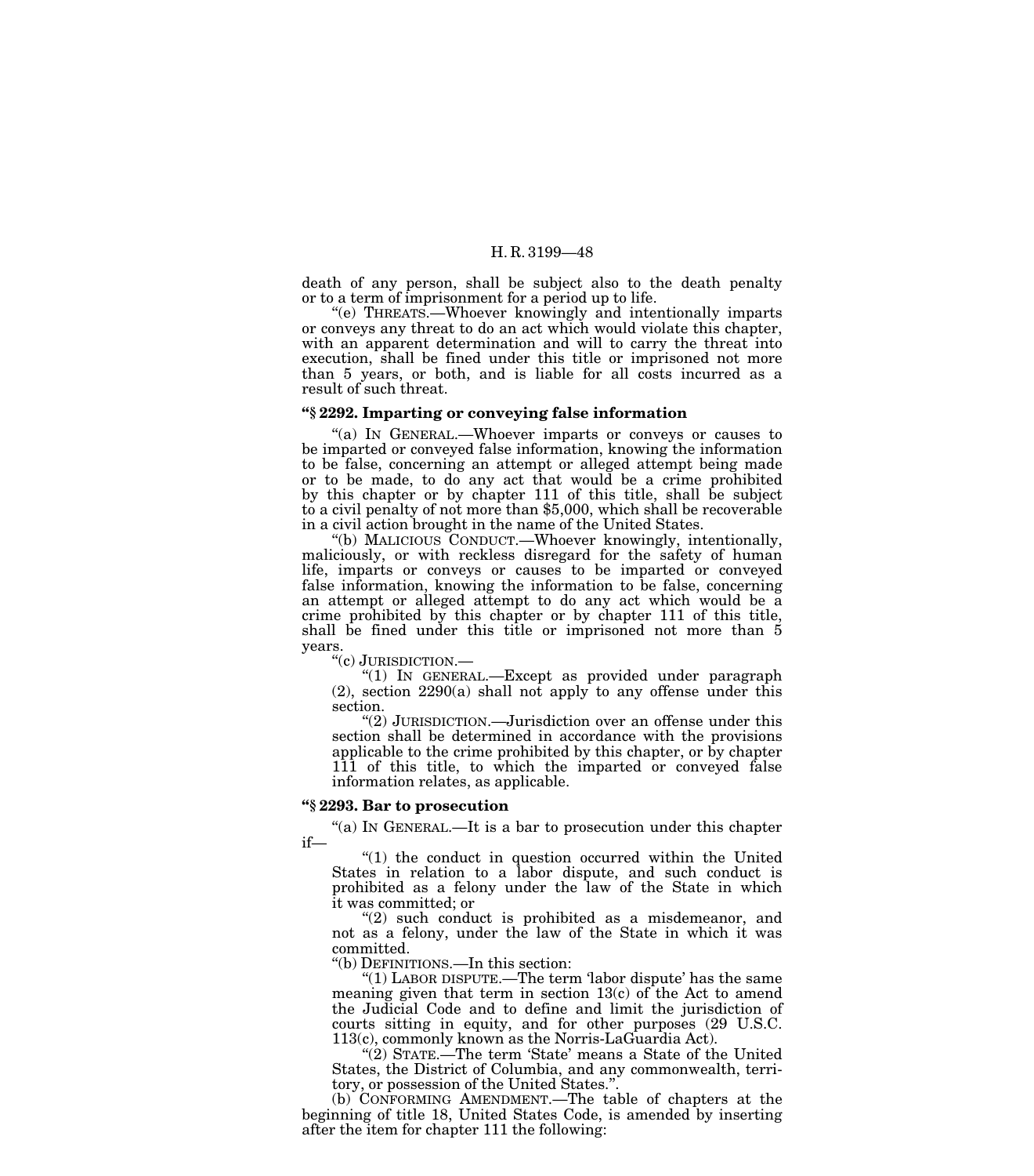death of any person, shall be subject also to the death penalty or to a term of imprisonment for a period up to life.

"(e) THREATS.—Whoever knowingly and intentionally imparts or conveys any threat to do an act which would violate this chapter, with an apparent determination and will to carry the threat into execution, shall be fined under this title or imprisoned not more than 5 years, or both, and is liable for all costs incurred as a result of such threat.

**"§ 2292. Imparting or conveying false information**

"(a) IN GENERAL.—Whoever imparts or conveys or causes to be imparted or conveyed false information, knowing the information to be false, concerning an attempt or alleged attempt being made or to be made, to do any act that would be a crime prohibited by this chapter or by chapter 111 of this title, shall be subject to a civil penalty of not more than $5,000, which shall be recoverable in a civil action brought in the name of the United States.

"(b) MALICIOUS CONDUCT.—Whoever knowingly, intentionally, maliciously, or with reckless disregard for the safety of human life, imparts or conveys or causes to be imparted or conveyed false information, knowing the information to be false, concerning an attempt or alleged attempt to do any act which would be a crime prohibited by this chapter or by chapter 111 of this title, shall be fined under this title or imprisoned not more than 5 years.

"(c) JURISDICTION.—

"(1) IN GENERAL.—Except as provided under paragraph (2), section 2290(a) shall not apply to any offense under this section.

"(2) JURISDICTION.—Jurisdiction over an offense under this section shall be determined in accordance with the provisions applicable to the crime prohibited by this chapter, or by chapter 111 of this title, to which the imparted or conveyed false information relates, as applicable.

**"§ 2293. Bar to prosecution**

"(a) IN GENERAL.—It is a bar to prosecution under this chapter if—

"(1) the conduct in question occurred within the United States in relation to a labor dispute, and such conduct is prohibited as a felony under the law of the State in which it was committed; or

"(2) such conduct is prohibited as a misdemeanor, and not as a felony, under the law of the State in which it was committed.

"(b) DEFINITIONS.—In this section:

"(1) LABOR DISPUTE.—The term 'labor dispute' has the same meaning given that term in section 13(c) of the Act to amend the Judicial Code and to define and limit the jurisdiction of courts sitting in equity, and for other purposes (29 U.S.C. 113(c), commonly known as the Norris-LaGuardia Act).

"(2) STATE.—The term 'State' means a State of the United States, the District of Columbia, and any commonwealth, territory, or possession of the United States.".

(b) CONFORMING AMENDMENT.—The table of chapters at the beginning of title 18, United States Code, is amended by inserting after the item for chapter 111 the following: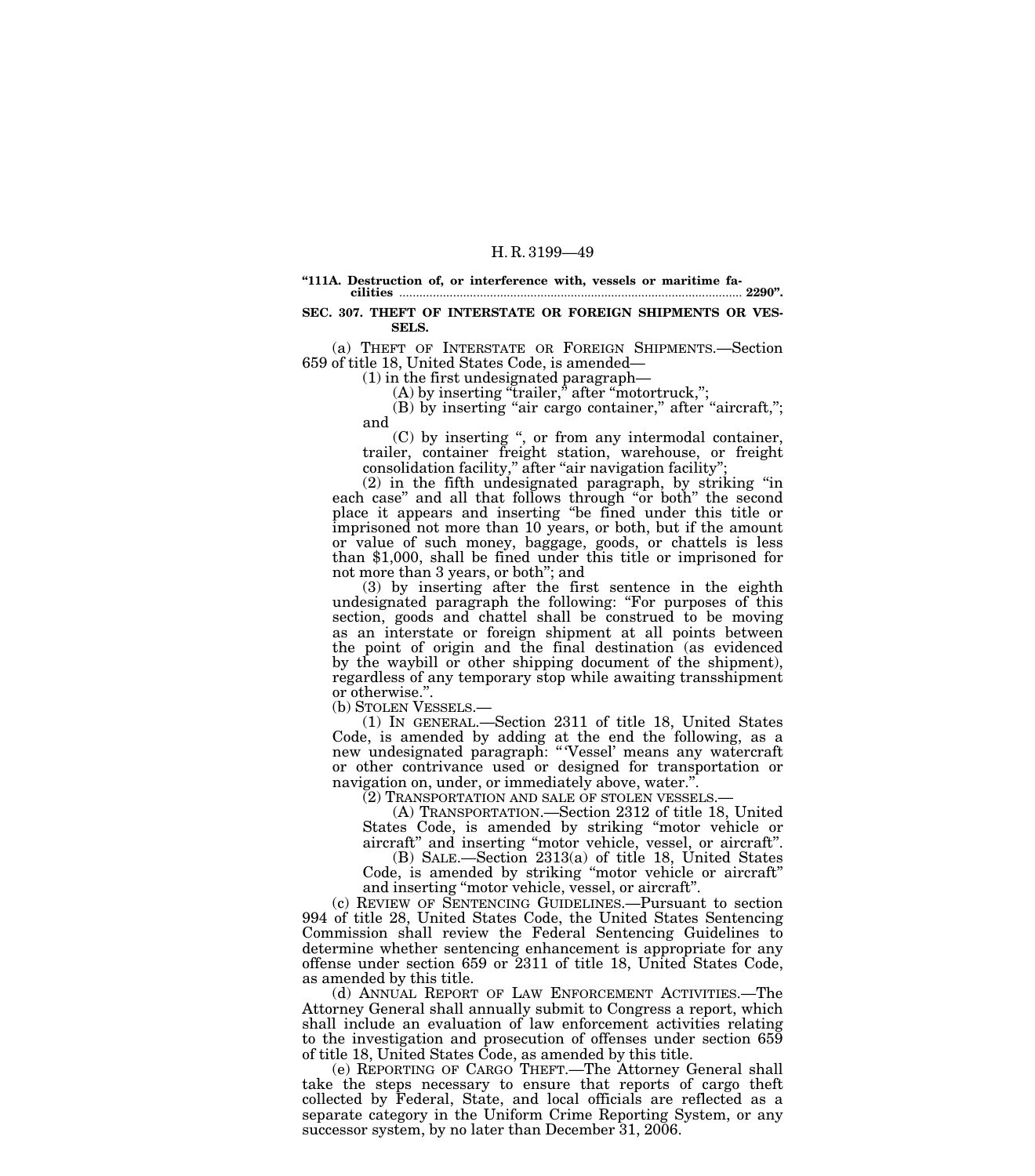**"111A. Destruction of, or interference with, vessels or maritime facilities ..................................................................................................... 2290".**

**SEC. 307. THEFT OF INTERSTATE OR FOREIGN SHIPMENTS OR VESSELS.**

(a) THEFT OF INTERSTATE OR FOREIGN SHIPMENTS.—Section 659 of title 18, United States Code, is amended—

(1) in the first undesignated paragraph—

(A) by inserting "trailer," after "motortruck,";

(B) by inserting "air cargo container," after "aircraft,"; and

(C) by inserting ", or from any intermodal container, trailer, container freight station, warehouse, or freight consolidation facility," after "air navigation facility";

(2) in the fifth undesignated paragraph, by striking "in each case" and all that follows through "or both" the second place it appears and inserting "be fined under this title or imprisoned not more than 10 years, or both, but if the amount or value of such money, baggage, goods, or chattels is less than $1,000, shall be fined under this title or imprisoned for not more than 3 years, or both"; and

(3) by inserting after the first sentence in the eighth undesignated paragraph the following: "For purposes of this section, goods and chattel shall be construed to be moving as an interstate or foreign shipment at all points between the point of origin and the final destination (as evidenced by the waybill or other shipping document of the shipment), regardless of any temporary stop while awaiting transshipment or otherwise.".

(b) STOLEN VESSELS.—

(1) IN GENERAL.—Section 2311 of title 18, United States Code, is amended by adding at the end the following, as a new undesignated paragraph: "'Vessel' means any watercraft or other contrivance used or designed for transportation or navigation on, under, or immediately above, water.".

(2) TRANSPORTATION AND SALE OF STOLEN VESSELS.—

(A) TRANSPORTATION.—Section 2312 of title 18, United States Code, is amended by striking "motor vehicle or aircraft" and inserting "motor vehicle, vessel, or aircraft".

(B) SALE.—Section 2313(a) of title 18, United States Code, is amended by striking "motor vehicle or aircraft" and inserting "motor vehicle, vessel, or aircraft".

(c) REVIEW OF SENTENCING GUIDELINES.—Pursuant to section 994 of title 28, United States Code, the United States Sentencing Commission shall review the Federal Sentencing Guidelines to determine whether sentencing enhancement is appropriate for any offense under section 659 or 2311 of title 18, United States Code, as amended by this title.

(d) ANNUAL REPORT OF LAW ENFORCEMENT ACTIVITIES.—The Attorney General shall annually submit to Congress a report, which shall include an evaluation of law enforcement activities relating to the investigation and prosecution of offenses under section 659 of title 18, United States Code, as amended by this title.

(e) REPORTING OF CARGO THEFT.—The Attorney General shall take the steps necessary to ensure that reports of cargo theft collected by Federal, State, and local officials are reflected as a separate category in the Uniform Crime Reporting System, or any successor system, by no later than December 31, 2006.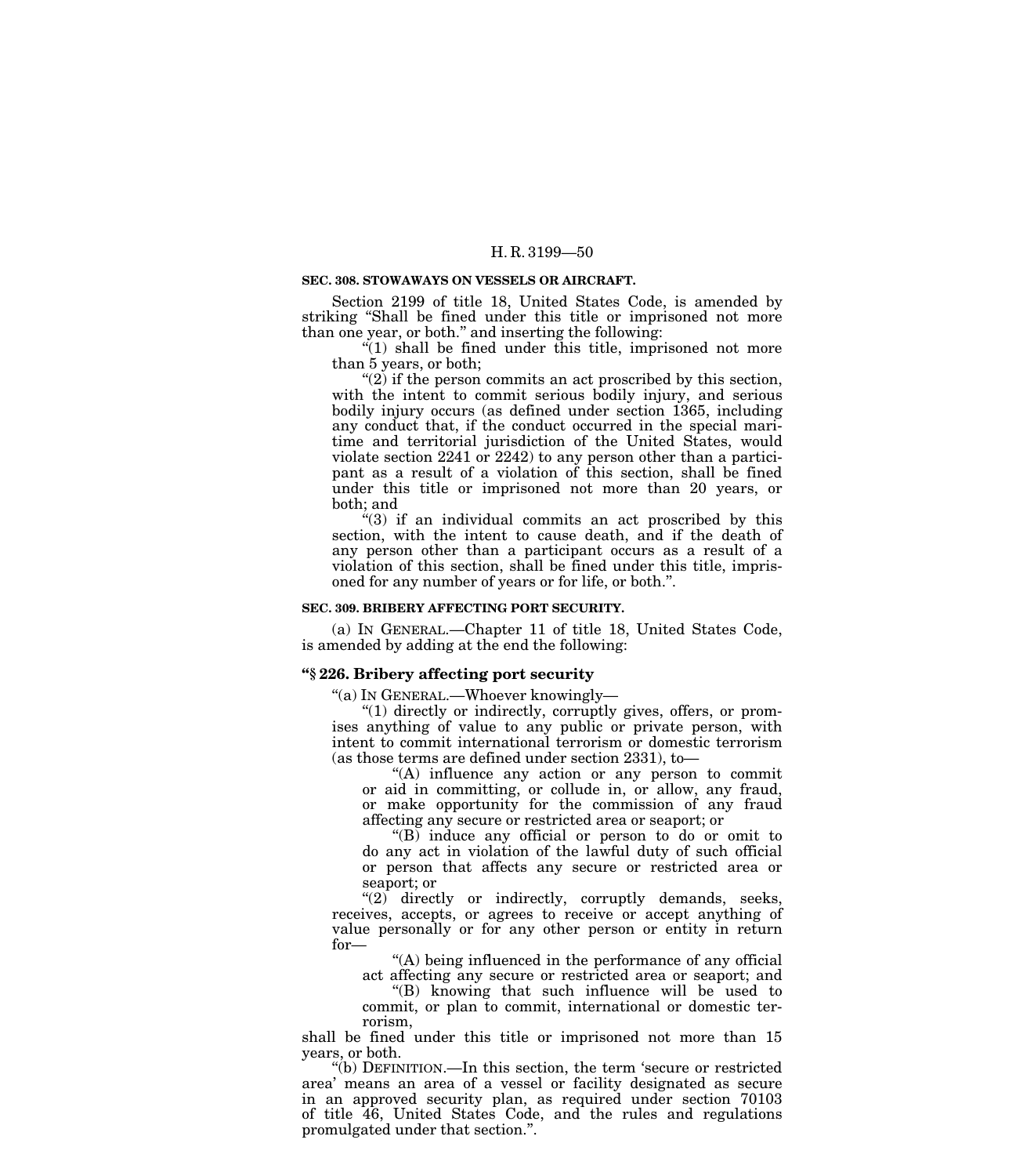**SEC. 308. STOWAWAYS ON VESSELS OR AIRCRAFT.**

Section 2199 of title 18, United States Code, is amended by striking "Shall be fined under this title or imprisoned not more than one year, or both." and inserting the following:

"(1) shall be fined under this title, imprisoned not more than 5 years, or both;

"(2) if the person commits an act proscribed by this section, with the intent to commit serious bodily injury, and serious bodily injury occurs (as defined under section 1365, including any conduct that, if the conduct occurred in the special maritime and territorial jurisdiction of the United States, would violate section 2241 or 2242) to any person other than a participant as a result of a violation of this section, shall be fined under this title or imprisoned not more than 20 years, or both; and

"(3) if an individual commits an act proscribed by this section, with the intent to cause death, and if the death of any person other than a participant occurs as a result of a violation of this section, shall be fined under this title, imprisoned for any number of years or for life, or both.".

**SEC. 309. BRIBERY AFFECTING PORT SECURITY.**

(a) IN GENERAL.—Chapter 11 of title 18, United States Code, is amended by adding at the end the following:

**"§ 226. Bribery affecting port security**

"(a) IN GENERAL.—Whoever knowingly—

"(1) directly or indirectly, corruptly gives, offers, or promises anything of value to any public or private person, with intent to commit international terrorism or domestic terrorism (as those terms are defined under section 2331), to—

"(A) influence any action or any person to commit or aid in committing, or collude in, or allow, any fraud, or make opportunity for the commission of any fraud affecting any secure or restricted area or seaport; or

"(B) induce any official or person to do or omit to do any act in violation of the lawful duty of such official or person that affects any secure or restricted area or seaport; or

"(2) directly or indirectly, corruptly demands, seeks, receives, accepts, or agrees to receive or accept anything of value personally or for any other person or entity in return for—

"(A) being influenced in the performance of any official act affecting any secure or restricted area or seaport; and

"(B) knowing that such influence will be used to commit, or plan to commit, international or domestic terrorism,

shall be fined under this title or imprisoned not more than 15 years, or both.

"(b) DEFINITION.—In this section, the term 'secure or restricted area' means an area of a vessel or facility designated as secure in an approved security plan, as required under section 70103 of title 46, United States Code, and the rules and regulations promulgated under that section.".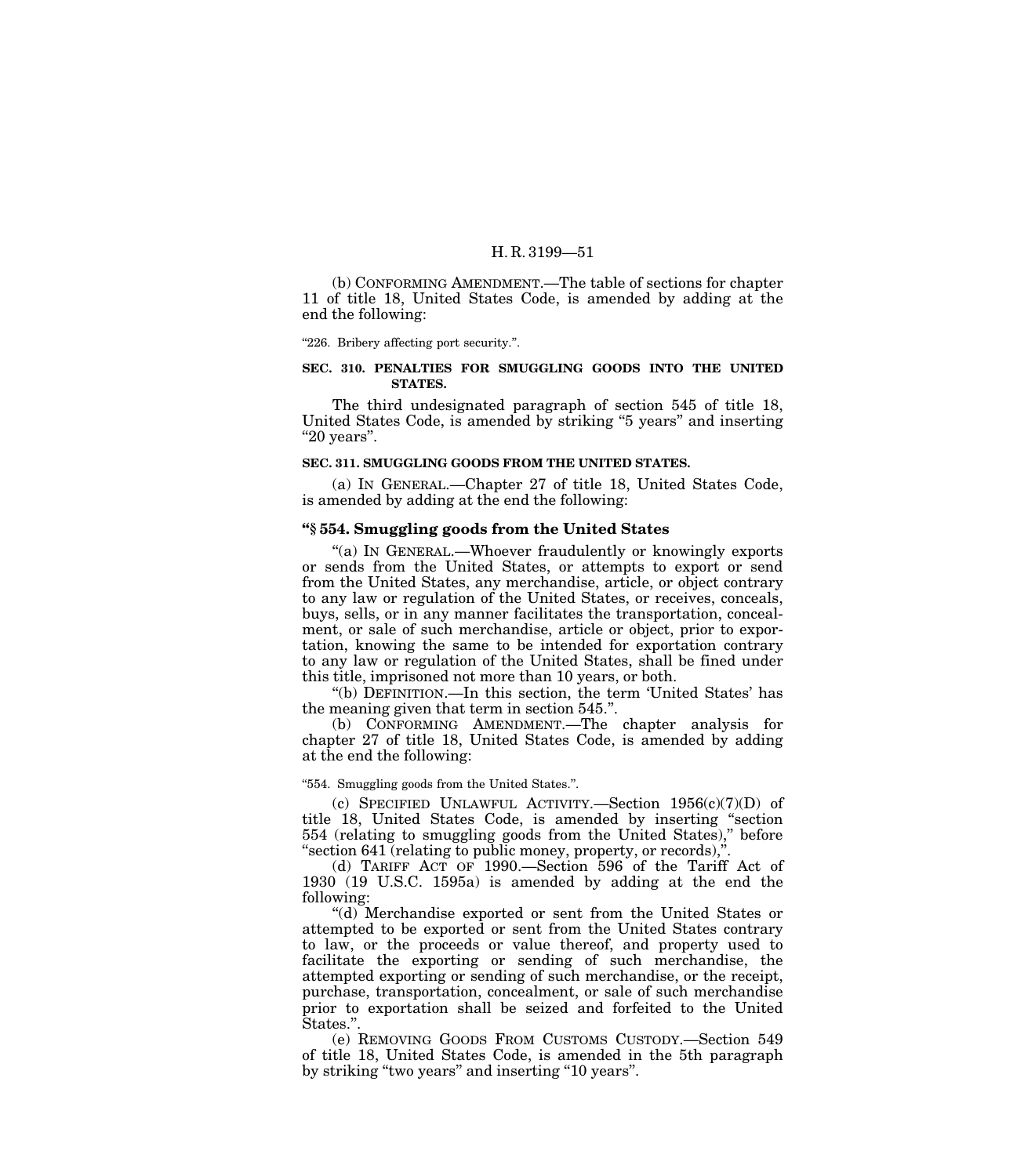(b) CONFORMING AMENDMENT.—The table of sections for chapter 11 of title 18, United States Code, is amended by adding at the end the following:

"226. Bribery affecting port security.".

**SEC. 310. PENALTIES FOR SMUGGLING GOODS INTO THE UNITED STATES.**

The third undesignated paragraph of section 545 of title 18, United States Code, is amended by striking "5 years" and inserting "20 years".

**SEC. 311. SMUGGLING GOODS FROM THE UNITED STATES.**

(a) IN GENERAL.—Chapter 27 of title 18, United States Code, is amended by adding at the end the following:

**"§ 554. Smuggling goods from the United States**

"(a) IN GENERAL.—Whoever fraudulently or knowingly exports or sends from the United States, or attempts to export or send from the United States, any merchandise, article, or object contrary to any law or regulation of the United States, or receives, conceals, buys, sells, or in any manner facilitates the transportation, concealment, or sale of such merchandise, article or object, prior to exportation, knowing the same to be intended for exportation contrary to any law or regulation of the United States, shall be fined under this title, imprisoned not more than 10 years, or both.

"(b) DEFINITION.—In this section, the term 'United States' has the meaning given that term in section 545.".

(b) CONFORMING AMENDMENT.—The chapter analysis for chapter 27 of title 18, United States Code, is amended by adding at the end the following:

"554. Smuggling goods from the United States.".

(c) SPECIFIED UNLAWFUL ACTIVITY.—Section 1956(c)(7)(D) of title 18, United States Code, is amended by inserting "section 554 (relating to smuggling goods from the United States)," before "section 641 (relating to public money, property, or records),".

(d) TARIFF ACT OF 1990.—Section 596 of the Tariff Act of 1930 (19 U.S.C. 1595a) is amended by adding at the end the following:

"(d) Merchandise exported or sent from the United States or attempted to be exported or sent from the United States contrary to law, or the proceeds or value thereof, and property used to facilitate the exporting or sending of such merchandise, the attempted exporting or sending of such merchandise, or the receipt, purchase, transportation, concealment, or sale of such merchandise prior to exportation shall be seized and forfeited to the United States.".

(e) REMOVING GOODS FROM CUSTOMS CUSTODY.—Section 549 of title 18, United States Code, is amended in the 5th paragraph by striking "two years" and inserting "10 years".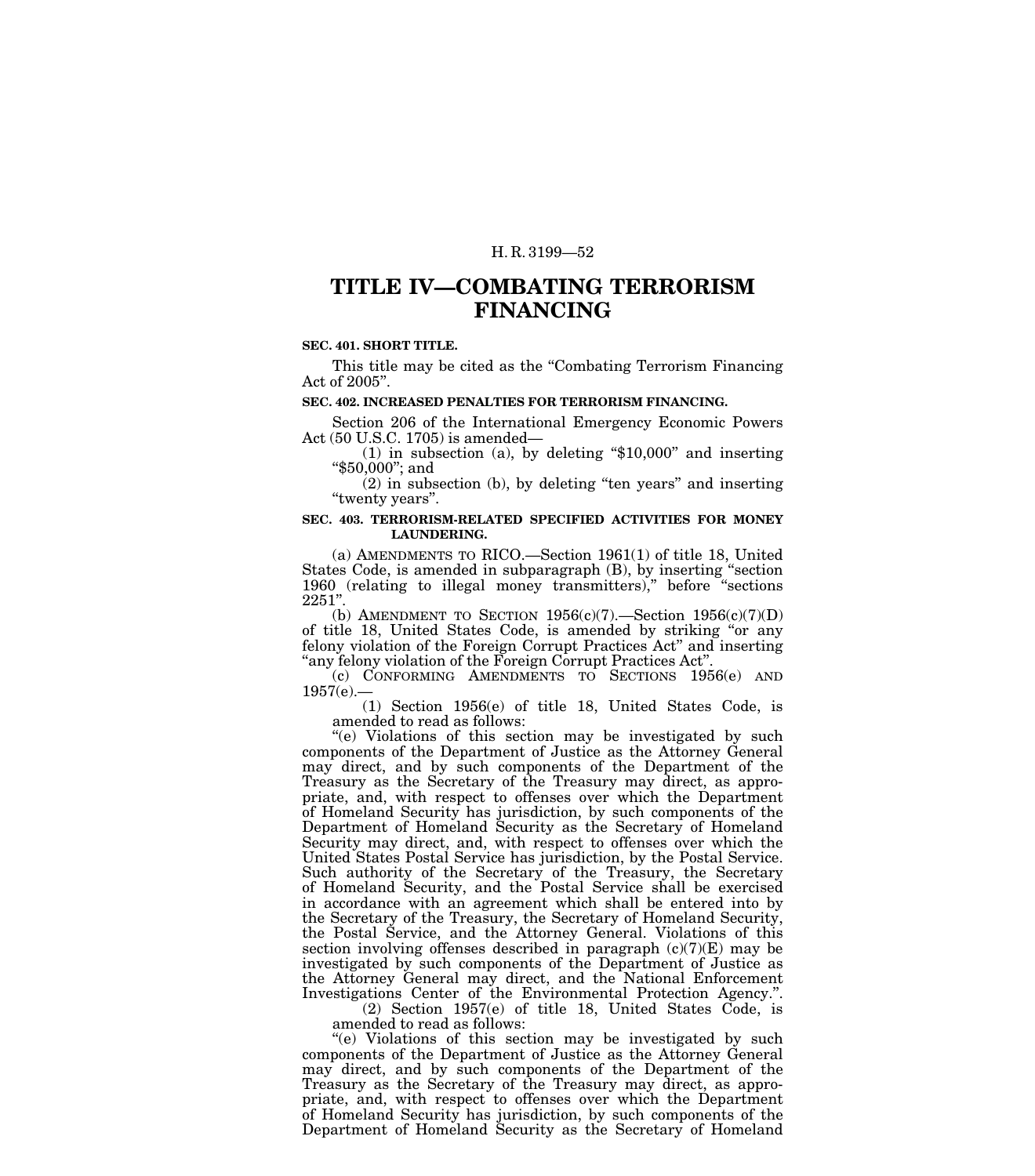# TITLE IV—COMBATING TERRORISM FINANCING

**SEC. 401. SHORT TITLE.**

This title may be cited as the "Combating Terrorism Financing Act of 2005".

**SEC. 402. INCREASED PENALTIES FOR TERRORISM FINANCING.**

Section 206 of the International Emergency Economic Powers Act (50 U.S.C. 1705) is amended—

(1) in subsection (a), by deleting "$10,000" and inserting "$50,000"; and

(2) in subsection (b), by deleting "ten years" and inserting "twenty years".

**SEC. 403. TERRORISM-RELATED SPECIFIED ACTIVITIES FOR MONEY LAUNDERING.**

(a) AMENDMENTS TO RICO.—Section 1961(1) of title 18, United States Code, is amended in subparagraph (B), by inserting "section 1960 (relating to illegal money transmitters)," before "sections 2251".

(b) AMENDMENT TO SECTION 1956(c)(7).—Section 1956(c)(7)(D) of title 18, United States Code, is amended by striking "or any felony violation of the Foreign Corrupt Practices Act" and inserting "any felony violation of the Foreign Corrupt Practices Act".

(c) CONFORMING AMENDMENTS TO SECTIONS 1956(e) AND 1957(e).—

(1) Section 1956(e) of title 18, United States Code, is amended to read as follows:

"(e) Violations of this section may be investigated by such components of the Department of Justice as the Attorney General may direct, and by such components of the Department of the Treasury as the Secretary of the Treasury may direct, as appropriate, and, with respect to offenses over which the Department of Homeland Security has jurisdiction, by such components of the Department of Homeland Security as the Secretary of Homeland Security may direct, and, with respect to offenses over which the United States Postal Service has jurisdiction, by the Postal Service. Such authority of the Secretary of the Treasury, the Secretary of Homeland Security, and the Postal Service shall be exercised in accordance with an agreement which shall be entered into by the Secretary of the Treasury, the Secretary of Homeland Security, the Postal Service, and the Attorney General. Violations of this section involving offenses described in paragraph (c)(7)(E) may be investigated by such components of the Department of Justice as the Attorney General may direct, and the National Enforcement Investigations Center of the Environmental Protection Agency.".

(2) Section 1957(e) of title 18, United States Code, is amended to read as follows:

"(e) Violations of this section may be investigated by such components of the Department of Justice as the Attorney General may direct, and by such components of the Department of the Treasury as the Secretary of the Treasury may direct, as appropriate, and, with respect to offenses over which the Department of Homeland Security has jurisdiction, by such components of the Department of Homeland Security as the Secretary of Homeland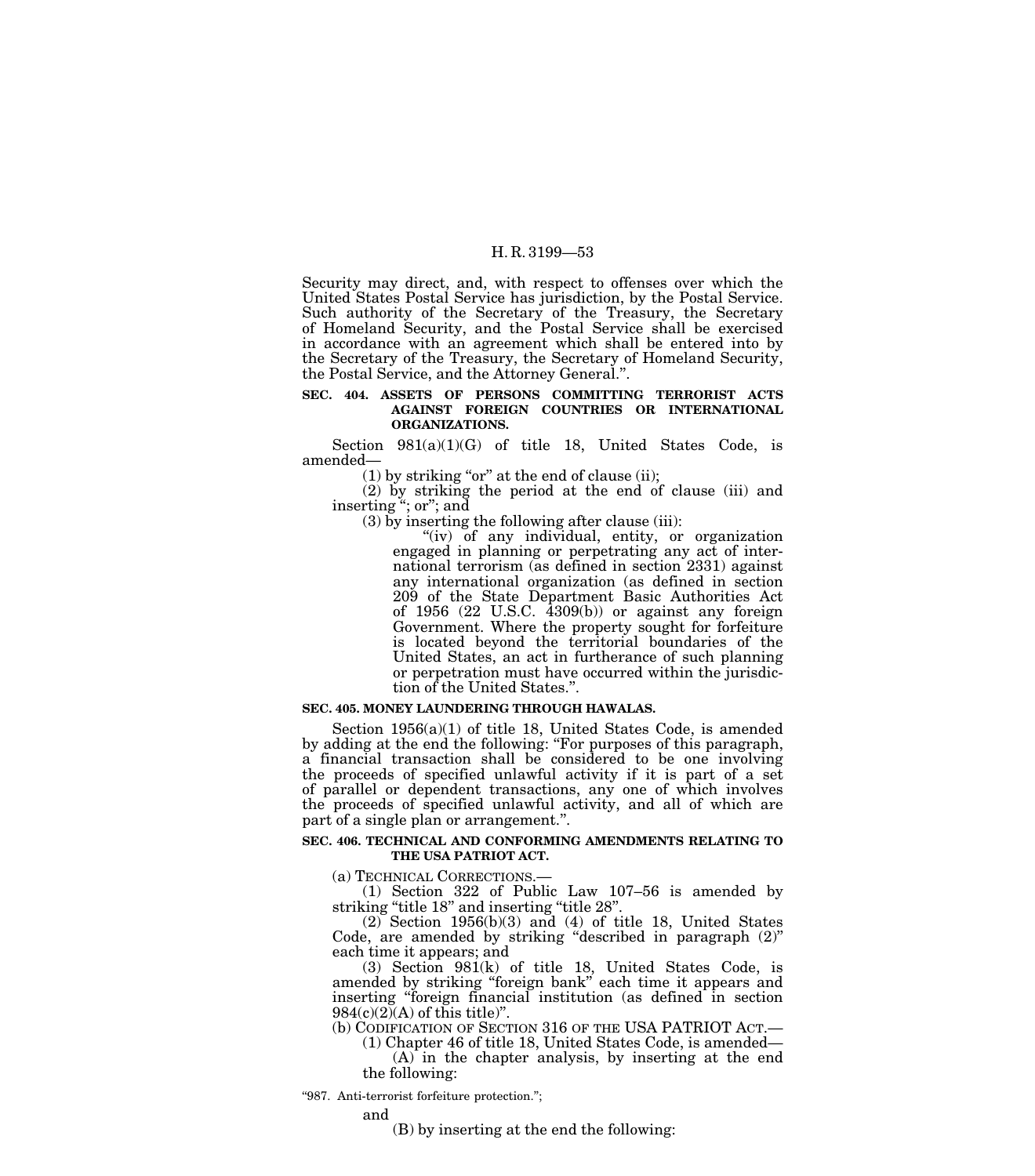Security may direct, and, with respect to offenses over which the United States Postal Service has jurisdiction, by the Postal Service. Such authority of the Secretary of the Treasury, the Secretary of Homeland Security, and the Postal Service shall be exercised in accordance with an agreement which shall be entered into by the Secretary of the Treasury, the Secretary of Homeland Security, the Postal Service, and the Attorney General.".

**SEC. 404. ASSETS OF PERSONS COMMITTING TERRORIST ACTS AGAINST FOREIGN COUNTRIES OR INTERNATIONAL ORGANIZATIONS.**

Section 981(a)(1)(G) of title 18, United States Code, is amended—

(1) by striking "or" at the end of clause (ii);

(2) by striking the period at the end of clause (iii) and inserting "; or"; and

(3) by inserting the following after clause (iii):

"(iv) of any individual, entity, or organization engaged in planning or perpetrating any act of international terrorism (as defined in section 2331) against any international organization (as defined in section 209 of the State Department Basic Authorities Act of 1956 (22 U.S.C. 4309(b)) or against any foreign Government. Where the property sought for forfeiture is located beyond the territorial boundaries of the United States, an act in furtherance of such planning or perpetration must have occurred within the jurisdiction of the United States.".

**SEC. 405. MONEY LAUNDERING THROUGH HAWALAS.**

Section 1956(a)(1) of title 18, United States Code, is amended by adding at the end the following: "For purposes of this paragraph, a financial transaction shall be considered to be one involving the proceeds of specified unlawful activity if it is part of a set of parallel or dependent transactions, any one of which involves the proceeds of specified unlawful activity, and all of which are part of a single plan or arrangement.".

**SEC. 406. TECHNICAL AND CONFORMING AMENDMENTS RELATING TO THE USA PATRIOT ACT.**

(a) TECHNICAL CORRECTIONS.—

(1) Section 322 of Public Law 107–56 is amended by striking "title 18" and inserting "title 28".

(2) Section 1956(b)(3) and (4) of title 18, United States Code, are amended by striking "described in paragraph (2)" each time it appears; and

(3) Section 981(k) of title 18, United States Code, is amended by striking "foreign bank" each time it appears and inserting "foreign financial institution (as defined in section 984(c)(2)(A) of this title)".

(b) CODIFICATION OF SECTION 316 OF THE USA PATRIOT ACT.—

(1) Chapter 46 of title 18, United States Code, is amended—

(A) in the chapter analysis, by inserting at the end the following:

"987. Anti-terrorist forfeiture protection.";

and

(B) by inserting at the end the following: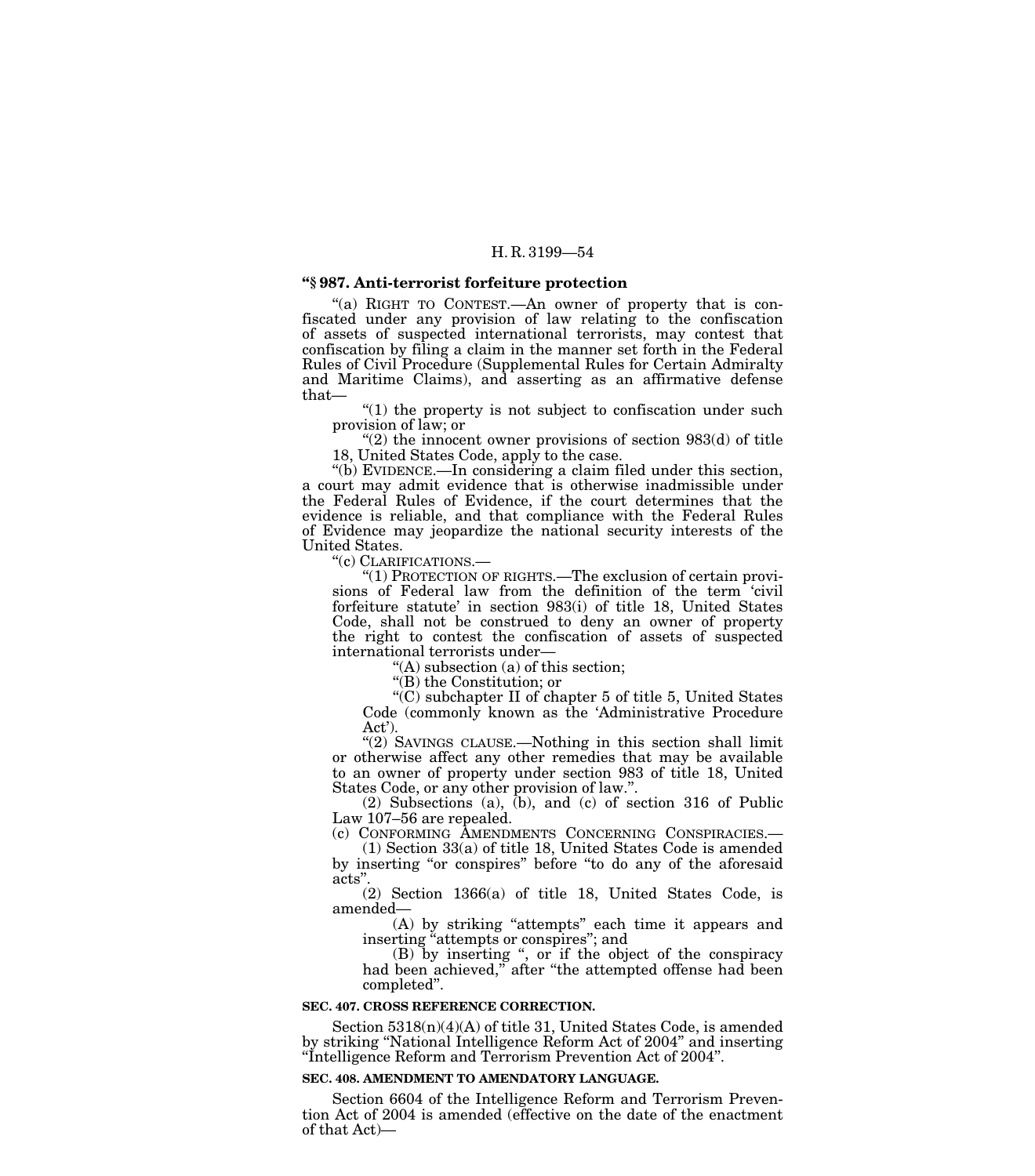**"§ 987. Anti-terrorist forfeiture protection**

"(a) RIGHT TO CONTEST.—An owner of property that is confiscated under any provision of law relating to the confiscation of assets of suspected international terrorists, may contest that confiscation by filing a claim in the manner set forth in the Federal Rules of Civil Procedure (Supplemental Rules for Certain Admiralty and Maritime Claims), and asserting as an affirmative defense that—

"(1) the property is not subject to confiscation under such provision of law; or

"(2) the innocent owner provisions of section 983(d) of title 18, United States Code, apply to the case.

"(b) EVIDENCE.—In considering a claim filed under this section, a court may admit evidence that is otherwise inadmissible under the Federal Rules of Evidence, if the court determines that the evidence is reliable, and that compliance with the Federal Rules of Evidence may jeopardize the national security interests of the United States.

"(c) CLARIFICATIONS.—

"(1) PROTECTION OF RIGHTS.—The exclusion of certain provisions of Federal law from the definition of the term 'civil forfeiture statute' in section 983(i) of title 18, United States Code, shall not be construed to deny an owner of property the right to contest the confiscation of assets of suspected international terrorists under—

"(A) subsection (a) of this section;

"(B) the Constitution; or

"(C) subchapter II of chapter 5 of title 5, United States Code (commonly known as the 'Administrative Procedure Act').

"(2) SAVINGS CLAUSE.—Nothing in this section shall limit or otherwise affect any other remedies that may be available to an owner of property under section 983 of title 18, United States Code, or any other provision of law.".

(2) Subsections (a), (b), and (c) of section 316 of Public Law 107–56 are repealed.

(c) CONFORMING AMENDMENTS CONCERNING CONSPIRACIES.—

(1) Section 33(a) of title 18, United States Code is amended by inserting "or conspires" before "to do any of the aforesaid acts".

(2) Section 1366(a) of title 18, United States Code, is amended—

(A) by striking "attempts" each time it appears and inserting "attempts or conspires"; and

(B) by inserting ", or if the object of the conspiracy had been achieved," after "the attempted offense had been completed".

**SEC. 407. CROSS REFERENCE CORRECTION.**

Section 5318(n)(4)(A) of title 31, United States Code, is amended by striking "National Intelligence Reform Act of 2004" and inserting "Intelligence Reform and Terrorism Prevention Act of 2004".

**SEC. 408. AMENDMENT TO AMENDATORY LANGUAGE.**

Section 6604 of the Intelligence Reform and Terrorism Prevention Act of 2004 is amended (effective on the date of the enactment of that Act)—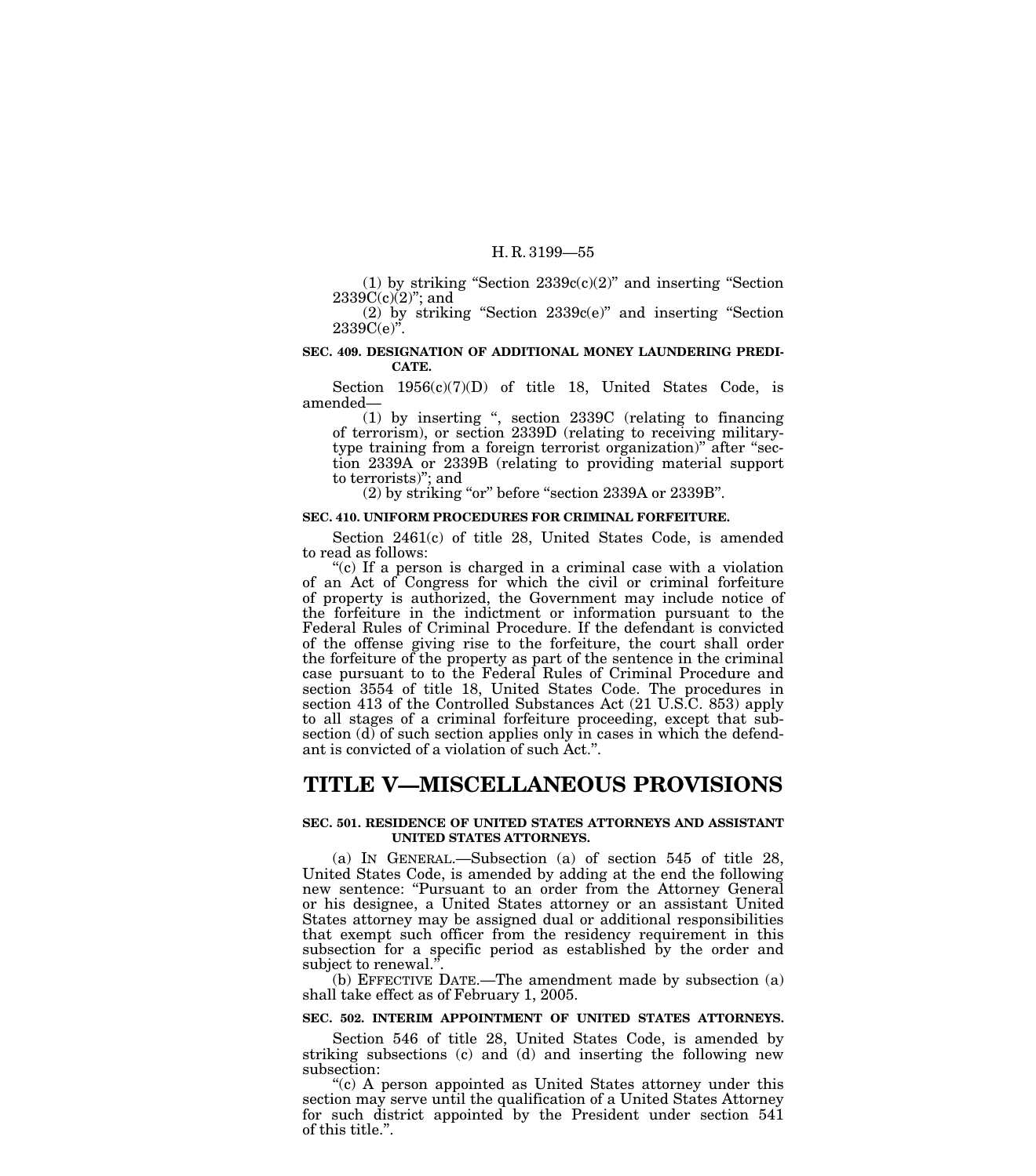(1) by striking "Section 2339c(c)(2)" and inserting "Section 2339C(c)(2)"; and

(2) by striking "Section 2339c(e)" and inserting "Section 2339C(e)".

**SEC. 409. DESIGNATION OF ADDITIONAL MONEY LAUNDERING PREDICATE.**

Section 1956(c)(7)(D) of title 18, United States Code, is amended—

(1) by inserting ", section 2339C (relating to financing of terrorism), or section 2339D (relating to receiving military-type training from a foreign terrorist organization)" after "section 2339A or 2339B (relating to providing material support to terrorists)"; and

(2) by striking "or" before "section 2339A or 2339B".

**SEC. 410. UNIFORM PROCEDURES FOR CRIMINAL FORFEITURE.**

Section 2461(c) of title 28, United States Code, is amended to read as follows:

"(c) If a person is charged in a criminal case with a violation of an Act of Congress for which the civil or criminal forfeiture of property is authorized, the Government may include notice of the forfeiture in the indictment or information pursuant to the Federal Rules of Criminal Procedure. If the defendant is convicted of the offense giving rise to the forfeiture, the court shall order the forfeiture of the property as part of the sentence in the criminal case pursuant to to the Federal Rules of Criminal Procedure and section 3554 of title 18, United States Code. The procedures in section 413 of the Controlled Substances Act (21 U.S.C. 853) apply to all stages of a criminal forfeiture proceeding, except that subsection (d) of such section applies only in cases in which the defendant is convicted of a violation of such Act.".

# TITLE V—MISCELLANEOUS PROVISIONS

**SEC. 501. RESIDENCE OF UNITED STATES ATTORNEYS AND ASSISTANT UNITED STATES ATTORNEYS.**

(a) IN GENERAL.—Subsection (a) of section 545 of title 28, United States Code, is amended by adding at the end the following new sentence: "Pursuant to an order from the Attorney General or his designee, a United States attorney or an assistant United States attorney may be assigned dual or additional responsibilities that exempt such officer from the residency requirement in this subsection for a specific period as established by the order and subject to renewal.".

(b) EFFECTIVE DATE.—The amendment made by subsection (a) shall take effect as of February 1, 2005.

**SEC. 502. INTERIM APPOINTMENT OF UNITED STATES ATTORNEYS.**

Section 546 of title 28, United States Code, is amended by striking subsections (c) and (d) and inserting the following new subsection:

"(c) A person appointed as United States attorney under this section may serve until the qualification of a United States Attorney for such district appointed by the President under section 541 of this title.".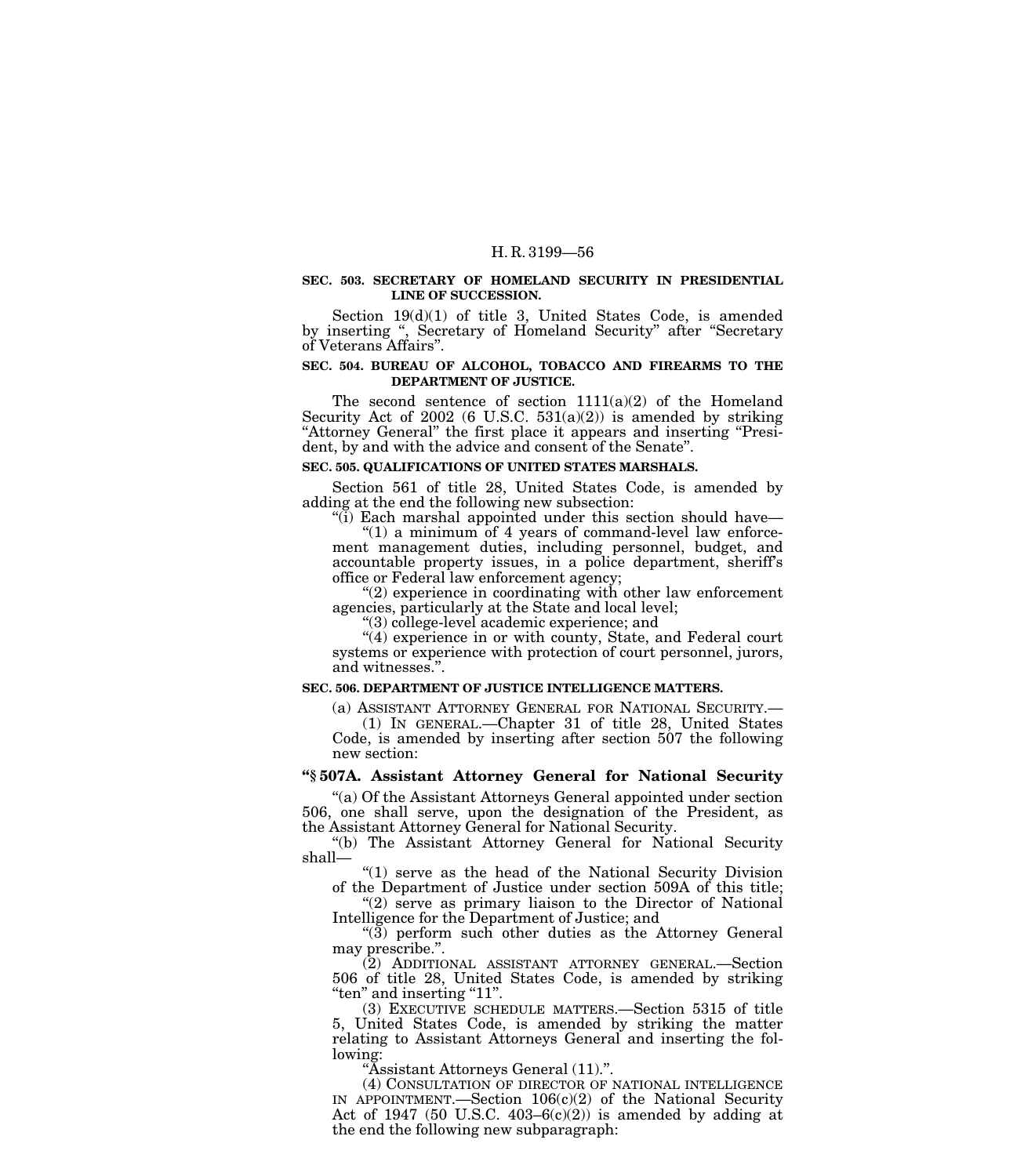**SEC. 503. SECRETARY OF HOMELAND SECURITY IN PRESIDENTIAL LINE OF SUCCESSION.**

Section 19(d)(1) of title 3, United States Code, is amended by inserting ", Secretary of Homeland Security" after "Secretary of Veterans Affairs".

**SEC. 504. BUREAU OF ALCOHOL, TOBACCO AND FIREARMS TO THE DEPARTMENT OF JUSTICE.**

The second sentence of section 1111(a)(2) of the Homeland Security Act of 2002 (6 U.S.C. 531(a)(2)) is amended by striking "Attorney General" the first place it appears and inserting "President, by and with the advice and consent of the Senate".

**SEC. 505. QUALIFICATIONS OF UNITED STATES MARSHALS.**

Section 561 of title 28, United States Code, is amended by adding at the end the following new subsection:

"(i) Each marshal appointed under this section should have—

"(1) a minimum of 4 years of command-level law enforcement management duties, including personnel, budget, and accountable property issues, in a police department, sheriff's office or Federal law enforcement agency;

"(2) experience in coordinating with other law enforcement agencies, particularly at the State and local level;

"(3) college-level academic experience; and

"(4) experience in or with county, State, and Federal court systems or experience with protection of court personnel, jurors, and witnesses.".

**SEC. 506. DEPARTMENT OF JUSTICE INTELLIGENCE MATTERS.**

(a) ASSISTANT ATTORNEY GENERAL FOR NATIONAL SECURITY.—

(1) IN GENERAL.—Chapter 31 of title 28, United States Code, is amended by inserting after section 507 the following new section:

**"§ 507A. Assistant Attorney General for National Security**

"(a) Of the Assistant Attorneys General appointed under section 506, one shall serve, upon the designation of the President, as the Assistant Attorney General for National Security.

"(b) The Assistant Attorney General for National Security shall—

"(1) serve as the head of the National Security Division of the Department of Justice under section 509A of this title;

"(2) serve as primary liaison to the Director of National Intelligence for the Department of Justice; and

"(3) perform such other duties as the Attorney General may prescribe.".

(2) ADDITIONAL ASSISTANT ATTORNEY GENERAL.—Section 506 of title 28, United States Code, is amended by striking "ten" and inserting "11".

(3) EXECUTIVE SCHEDULE MATTERS.—Section 5315 of title 5, United States Code, is amended by striking the matter relating to Assistant Attorneys General and inserting the following:

"Assistant Attorneys General (11).".

(4) CONSULTATION OF DIRECTOR OF NATIONAL INTELLIGENCE IN APPOINTMENT.—Section 106(c)(2) of the National Security Act of 1947 (50 U.S.C. 403–6(c)(2)) is amended by adding at the end the following new subparagraph: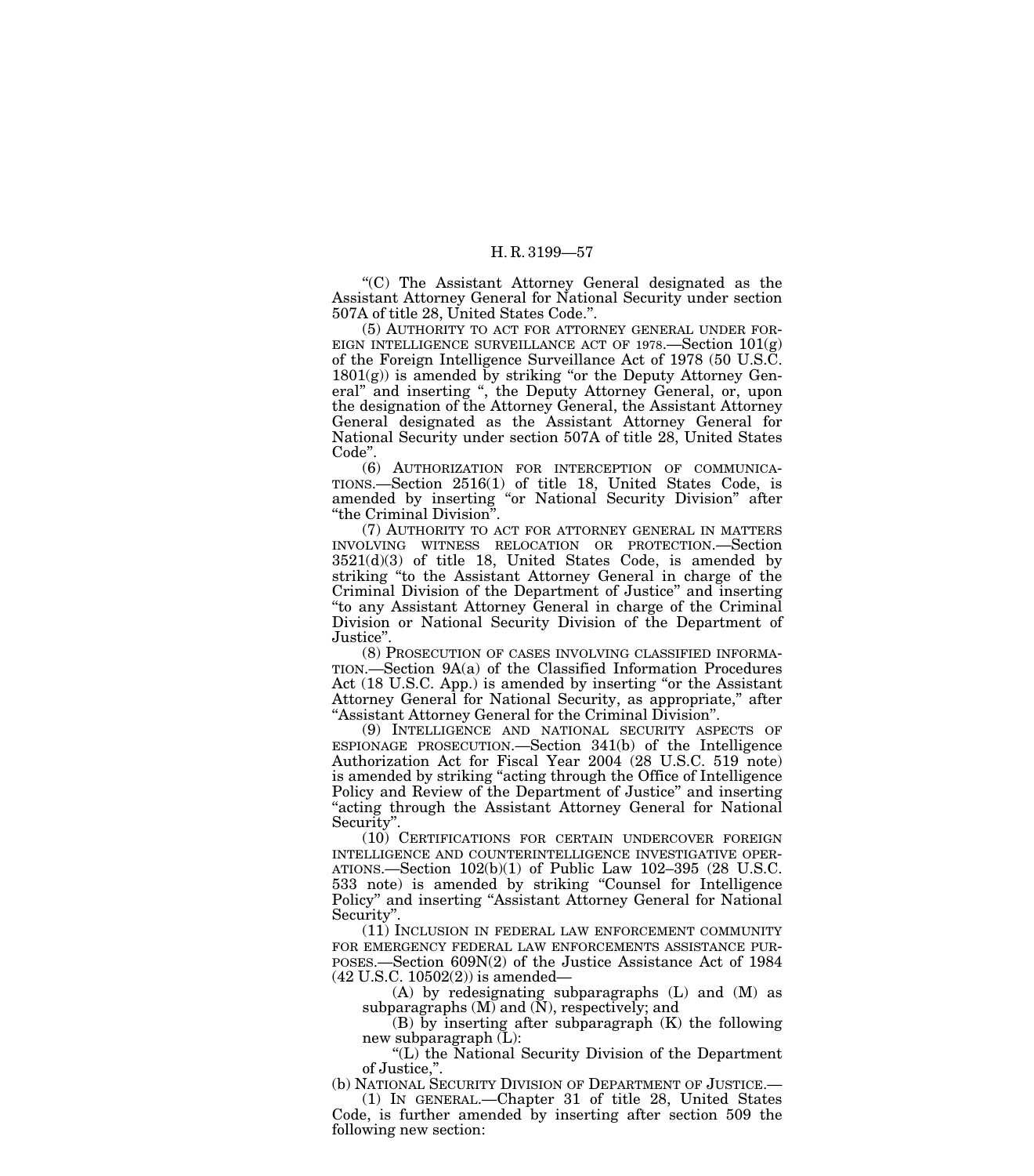"(C) The Assistant Attorney General designated as the Assistant Attorney General for National Security under section 507A of title 28, United States Code.".

(5) AUTHORITY TO ACT FOR ATTORNEY GENERAL UNDER FOREIGN INTELLIGENCE SURVEILLANCE ACT OF 1978.—Section 101(g) of the Foreign Intelligence Surveillance Act of 1978 (50 U.S.C. 1801(g)) is amended by striking "or the Deputy Attorney General" and inserting ", the Deputy Attorney General, or, upon the designation of the Attorney General, the Assistant Attorney General designated as the Assistant Attorney General for National Security under section 507A of title 28, United States Code".

(6) AUTHORIZATION FOR INTERCEPTION OF COMMUNICATIONS.—Section 2516(1) of title 18, United States Code, is amended by inserting "or National Security Division" after "the Criminal Division".

(7) AUTHORITY TO ACT FOR ATTORNEY GENERAL IN MATTERS INVOLVING WITNESS RELOCATION OR PROTECTION.—Section 3521(d)(3) of title 18, United States Code, is amended by striking "to the Assistant Attorney General in charge of the Criminal Division of the Department of Justice" and inserting "to any Assistant Attorney General in charge of the Criminal Division or National Security Division of the Department of Justice".

(8) PROSECUTION OF CASES INVOLVING CLASSIFIED INFORMATION.—Section 9A(a) of the Classified Information Procedures Act (18 U.S.C. App.) is amended by inserting "or the Assistant Attorney General for National Security, as appropriate," after "Assistant Attorney General for the Criminal Division".

(9) INTELLIGENCE AND NATIONAL SECURITY ASPECTS OF ESPIONAGE PROSECUTION.—Section 341(b) of the Intelligence Authorization Act for Fiscal Year 2004 (28 U.S.C. 519 note) is amended by striking "acting through the Office of Intelligence Policy and Review of the Department of Justice" and inserting "acting through the Assistant Attorney General for National Security".

(10) CERTIFICATIONS FOR CERTAIN UNDERCOVER FOREIGN INTELLIGENCE AND COUNTERINTELLIGENCE INVESTIGATIVE OPERATIONS.—Section 102(b)(1) of Public Law 102–395 (28 U.S.C. 533 note) is amended by striking "Counsel for Intelligence Policy" and inserting "Assistant Attorney General for National Security".

(11) INCLUSION IN FEDERAL LAW ENFORCEMENT COMMUNITY FOR EMERGENCY FEDERAL LAW ENFORCEMENTS ASSISTANCE PURPOSES.—Section 609N(2) of the Justice Assistance Act of 1984 (42 U.S.C. 10502(2)) is amended—

(A) by redesignating subparagraphs (L) and (M) as subparagraphs (M) and (N), respectively; and

(B) by inserting after subparagraph (K) the following new subparagraph (L):

"(L) the National Security Division of the Department of Justice,".

(b) NATIONAL SECURITY DIVISION OF DEPARTMENT OF JUSTICE.—

(1) IN GENERAL.—Chapter 31 of title 28, United States Code, is further amended by inserting after section 509 the following new section: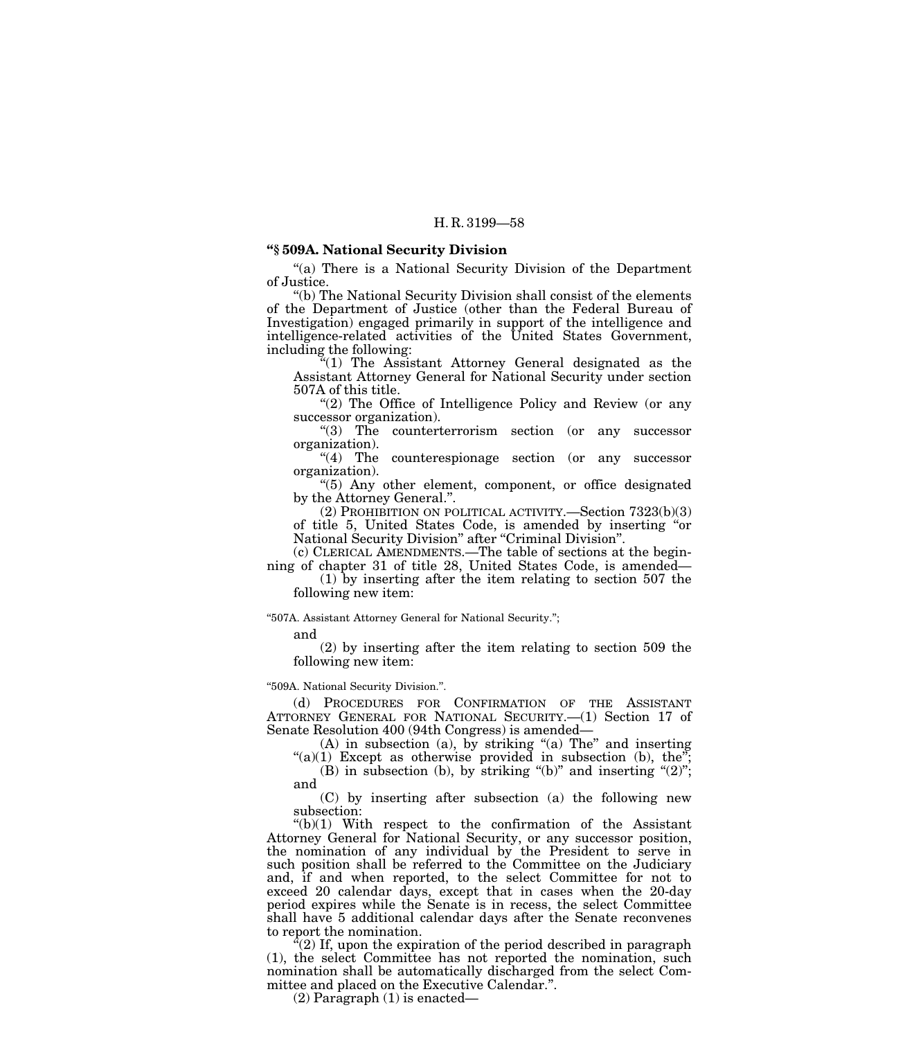**"§ 509A. National Security Division**

"(a) There is a National Security Division of the Department of Justice.

"(b) The National Security Division shall consist of the elements of the Department of Justice (other than the Federal Bureau of Investigation) engaged primarily in support of the intelligence and intelligence-related activities of the United States Government, including the following:

"(1) The Assistant Attorney General designated as the Assistant Attorney General for National Security under section 507A of this title.

"(2) The Office of Intelligence Policy and Review (or any successor organization).

"(3) The counterterrorism section (or any successor organization).

"(4) The counterespionage section (or any successor organization).

"(5) Any other element, component, or office designated by the Attorney General.".

(2) PROHIBITION ON POLITICAL ACTIVITY.—Section 7323(b)(3) of title 5, United States Code, is amended by inserting "or National Security Division" after "Criminal Division".

(c) CLERICAL AMENDMENTS.—The table of sections at the beginning of chapter 31 of title 28, United States Code, is amended—

(1) by inserting after the item relating to section 507 the following new item:

"507A. Assistant Attorney General for National Security.";

and

(2) by inserting after the item relating to section 509 the following new item:

"509A. National Security Division.".

(d) PROCEDURES FOR CONFIRMATION OF THE ASSISTANT ATTORNEY GENERAL FOR NATIONAL SECURITY.—(1) Section 17 of Senate Resolution 400 (94th Congress) is amended—

(A) in subsection (a), by striking "(a) The" and inserting "(a)(1) Except as otherwise provided in subsection (b), the";

(B) in subsection (b), by striking "(b)" and inserting "(2)"; and

(C) by inserting after subsection (a) the following new subsection:

"(b)(1) With respect to the confirmation of the Assistant Attorney General for National Security, or any successor position, the nomination of any individual by the President to serve in such position shall be referred to the Committee on the Judiciary and, if and when reported, to the select Committee for not to exceed 20 calendar days, except that in cases when the 20-day period expires while the Senate is in recess, the select Committee shall have 5 additional calendar days after the Senate reconvenes to report the nomination.

"(2) If, upon the expiration of the period described in paragraph (1), the select Committee has not reported the nomination, such nomination shall be automatically discharged from the select Committee and placed on the Executive Calendar.".

(2) Paragraph (1) is enacted—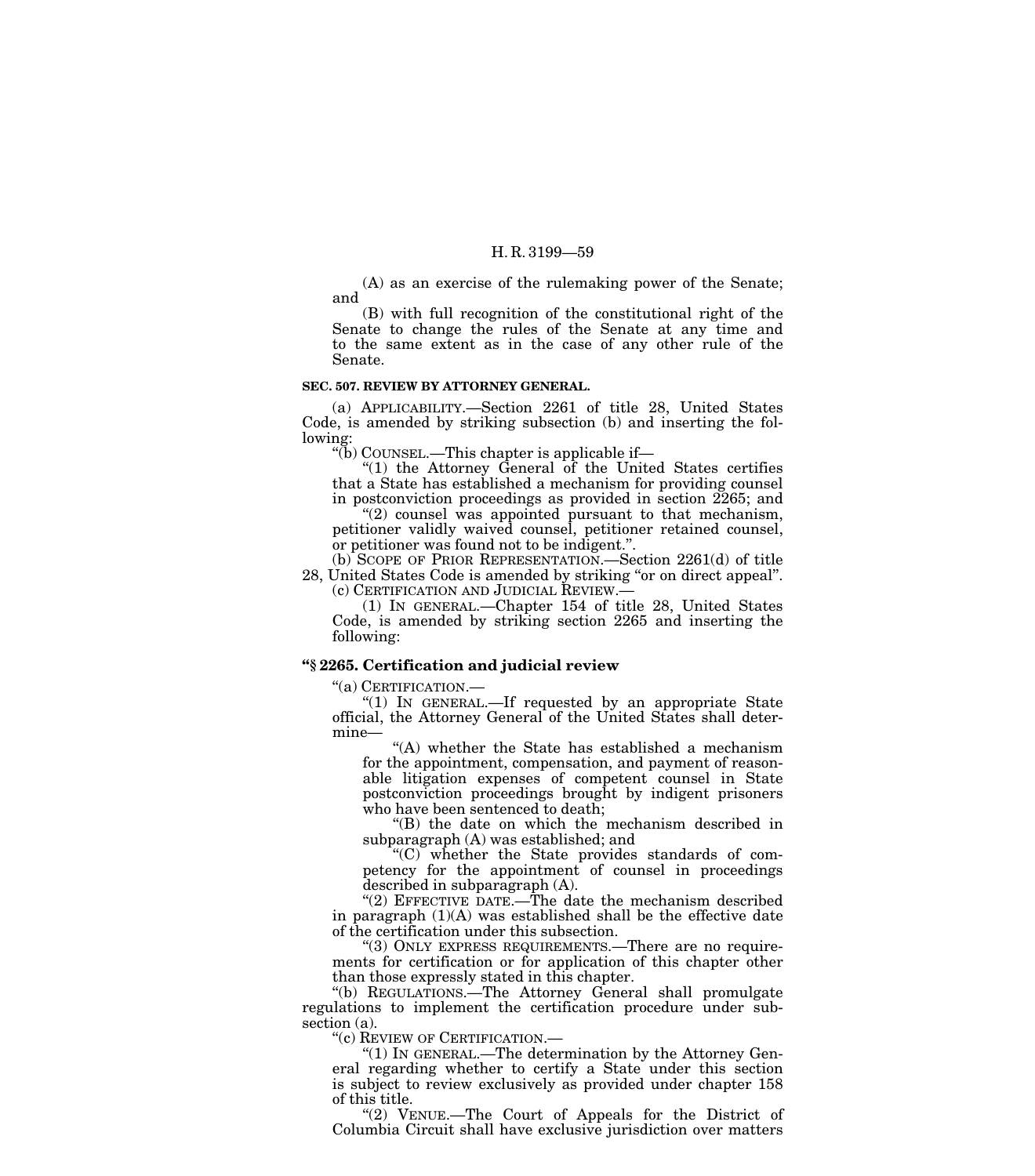(A) as an exercise of the rulemaking power of the Senate; and

(B) with full recognition of the constitutional right of the Senate to change the rules of the Senate at any time and to the same extent as in the case of any other rule of the Senate.

**SEC. 507. REVIEW BY ATTORNEY GENERAL.**

(a) APPLICABILITY.—Section 2261 of title 28, United States Code, is amended by striking subsection (b) and inserting the following:

"(b) COUNSEL.—This chapter is applicable if—

"(1) the Attorney General of the United States certifies that a State has established a mechanism for providing counsel in postconviction proceedings as provided in section 2265; and

"(2) counsel was appointed pursuant to that mechanism, petitioner validly waived counsel, petitioner retained counsel, or petitioner was found not to be indigent.".

(b) SCOPE OF PRIOR REPRESENTATION.—Section 2261(d) of title 28, United States Code is amended by striking "or on direct appeal".

(c) CERTIFICATION AND JUDICIAL REVIEW.—

(1) IN GENERAL.—Chapter 154 of title 28, United States Code, is amended by striking section 2265 and inserting the following:

**"§ 2265. Certification and judicial review**

"(a) CERTIFICATION.—

"(1) IN GENERAL.—If requested by an appropriate State official, the Attorney General of the United States shall determine—

"(A) whether the State has established a mechanism for the appointment, compensation, and payment of reasonable litigation expenses of competent counsel in State postconviction proceedings brought by indigent prisoners who have been sentenced to death;

"(B) the date on which the mechanism described in subparagraph (A) was established; and

"(C) whether the State provides standards of competency for the appointment of counsel in proceedings described in subparagraph (A).

"(2) EFFECTIVE DATE.—The date the mechanism described in paragraph (1)(A) was established shall be the effective date of the certification under this subsection.

"(3) ONLY EXPRESS REQUIREMENTS.—There are no requirements for certification or for application of this chapter other than those expressly stated in this chapter.

"(b) REGULATIONS.—The Attorney General shall promulgate regulations to implement the certification procedure under subsection (a).

"(c) REVIEW OF CERTIFICATION.—

"(1) IN GENERAL.—The determination by the Attorney General regarding whether to certify a State under this section is subject to review exclusively as provided under chapter 158 of this title.

"(2) VENUE.—The Court of Appeals for the District of Columbia Circuit shall have exclusive jurisdiction over matters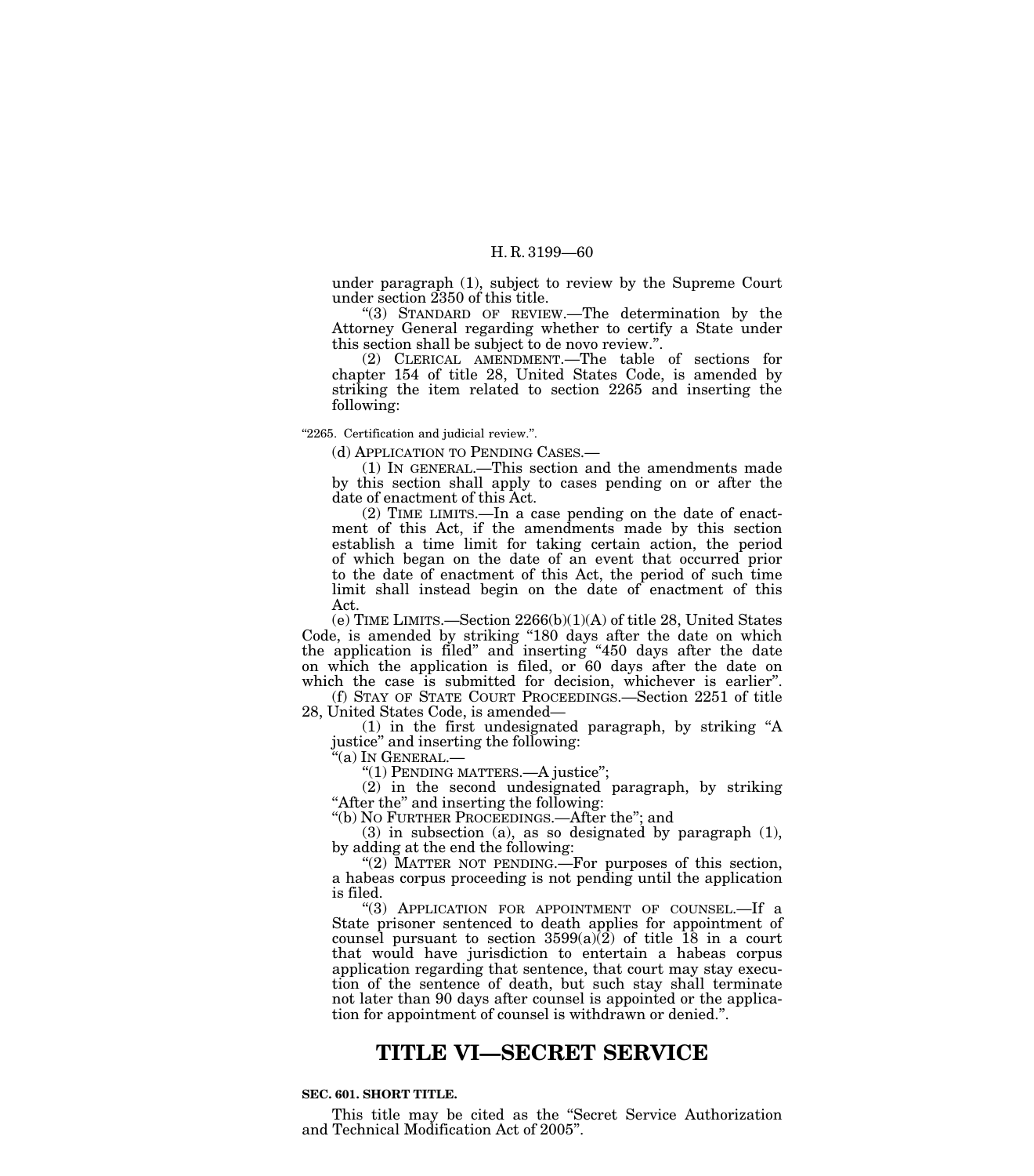under paragraph (1), subject to review by the Supreme Court under section 2350 of this title.

"(3) STANDARD OF REVIEW.—The determination by the Attorney General regarding whether to certify a State under this section shall be subject to de novo review.".

(2) CLERICAL AMENDMENT.—The table of sections for chapter 154 of title 28, United States Code, is amended by striking the item related to section 2265 and inserting the following:

"2265. Certification and judicial review.".

(d) APPLICATION TO PENDING CASES.—

(1) IN GENERAL.—This section and the amendments made by this section shall apply to cases pending on or after the date of enactment of this Act.

(2) TIME LIMITS.—In a case pending on the date of enactment of this Act, if the amendments made by this section establish a time limit for taking certain action, the period of which began on the date of an event that occurred prior to the date of enactment of this Act, the period of such time limit shall instead begin on the date of enactment of this Act.

(e) TIME LIMITS.—Section 2266(b)(1)(A) of title 28, United States Code, is amended by striking "180 days after the date on which the application is filed" and inserting "450 days after the date on which the application is filed, or 60 days after the date on which the case is submitted for decision, whichever is earlier".

(f) STAY OF STATE COURT PROCEEDINGS.—Section 2251 of title 28, United States Code, is amended—

(1) in the first undesignated paragraph, by striking "A justice" and inserting the following:

"(a) IN GENERAL.—

"(1) PENDING MATTERS.—A justice";

(2) in the second undesignated paragraph, by striking "After the" and inserting the following:

"(b) NO FURTHER PROCEEDINGS.—After the"; and

(3) in subsection (a), as so designated by paragraph (1), by adding at the end the following:

"(2) MATTER NOT PENDING.—For purposes of this section, a habeas corpus proceeding is not pending until the application is filed.

"(3) APPLICATION FOR APPOINTMENT OF COUNSEL.—If a State prisoner sentenced to death applies for appointment of counsel pursuant to section 3599(a)(2) of title 18 in a court that would have jurisdiction to entertain a habeas corpus application regarding that sentence, that court may stay execution of the sentence of death, but such stay shall terminate not later than 90 days after counsel is appointed or the application for appointment of counsel is withdrawn or denied.".

# TITLE VI—SECRET SERVICE

**SEC. 601. SHORT TITLE.**

This title may be cited as the "Secret Service Authorization and Technical Modification Act of 2005".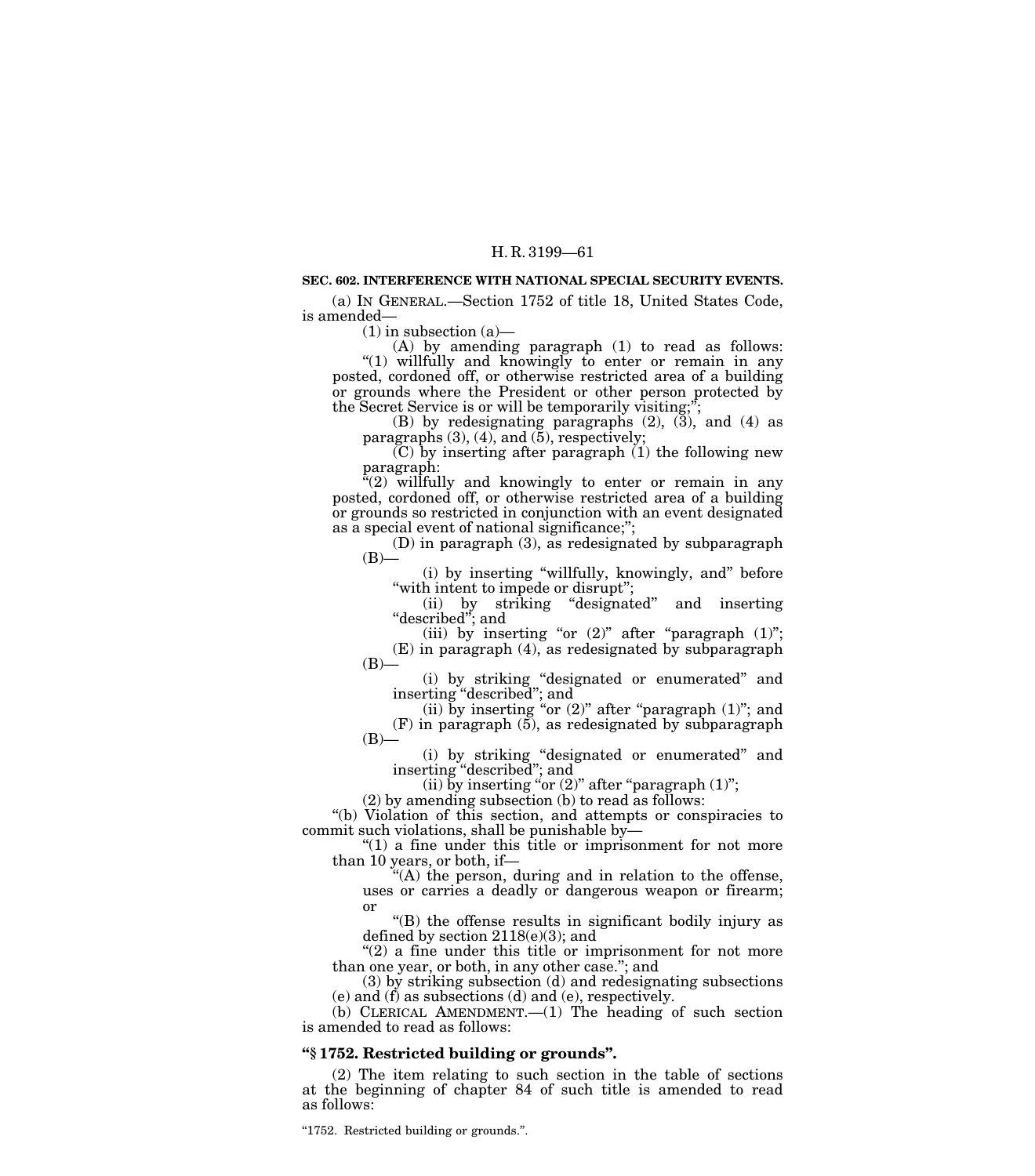**SEC. 602. INTERFERENCE WITH NATIONAL SPECIAL SECURITY EVENTS.**

(a) IN GENERAL.—Section 1752 of title 18, United States Code, is amended—

(1) in subsection (a)—

(A) by amending paragraph (1) to read as follows: "(1) willfully and knowingly to enter or remain in any posted, cordoned off, or otherwise restricted area of a building or grounds where the President or other person protected by the Secret Service is or will be temporarily visiting;";

(B) by redesignating paragraphs (2), (3), and (4) as paragraphs (3), (4), and (5), respectively;

(C) by inserting after paragraph (1) the following new paragraph:

"(2) willfully and knowingly to enter or remain in any posted, cordoned off, or otherwise restricted area of a building or grounds so restricted in conjunction with an event designated as a special event of national significance;";

(D) in paragraph (3), as redesignated by subparagraph (B)—

(i) by inserting "willfully, knowingly, and" before "with intent to impede or disrupt";

(ii) by striking "designated" and inserting "described"; and

(iii) by inserting "or (2)" after "paragraph (1)";

(E) in paragraph (4), as redesignated by subparagraph (B)—

(i) by striking "designated or enumerated" and inserting "described"; and

(ii) by inserting "or (2)" after "paragraph (1)"; and

(F) in paragraph (5), as redesignated by subparagraph (B)—

(i) by striking "designated or enumerated" and inserting "described"; and

(ii) by inserting "or (2)" after "paragraph (1)";

(2) by amending subsection (b) to read as follows:

"(b) Violation of this section, and attempts or conspiracies to commit such violations, shall be punishable by—

"(1) a fine under this title or imprisonment for not more than 10 years, or both, if—

"(A) the person, during and in relation to the offense, uses or carries a deadly or dangerous weapon or firearm; or

"(B) the offense results in significant bodily injury as defined by section 2118(e)(3); and

"(2) a fine under this title or imprisonment for not more than one year, or both, in any other case."; and

(3) by striking subsection (d) and redesignating subsections (e) and (f) as subsections (d) and (e), respectively.

(b) CLERICAL AMENDMENT.—(1) The heading of such section is amended to read as follows:

**"§ 1752. Restricted building or grounds".**

(2) The item relating to such section in the table of sections at the beginning of chapter 84 of such title is amended to read as follows:

"1752. Restricted building or grounds.".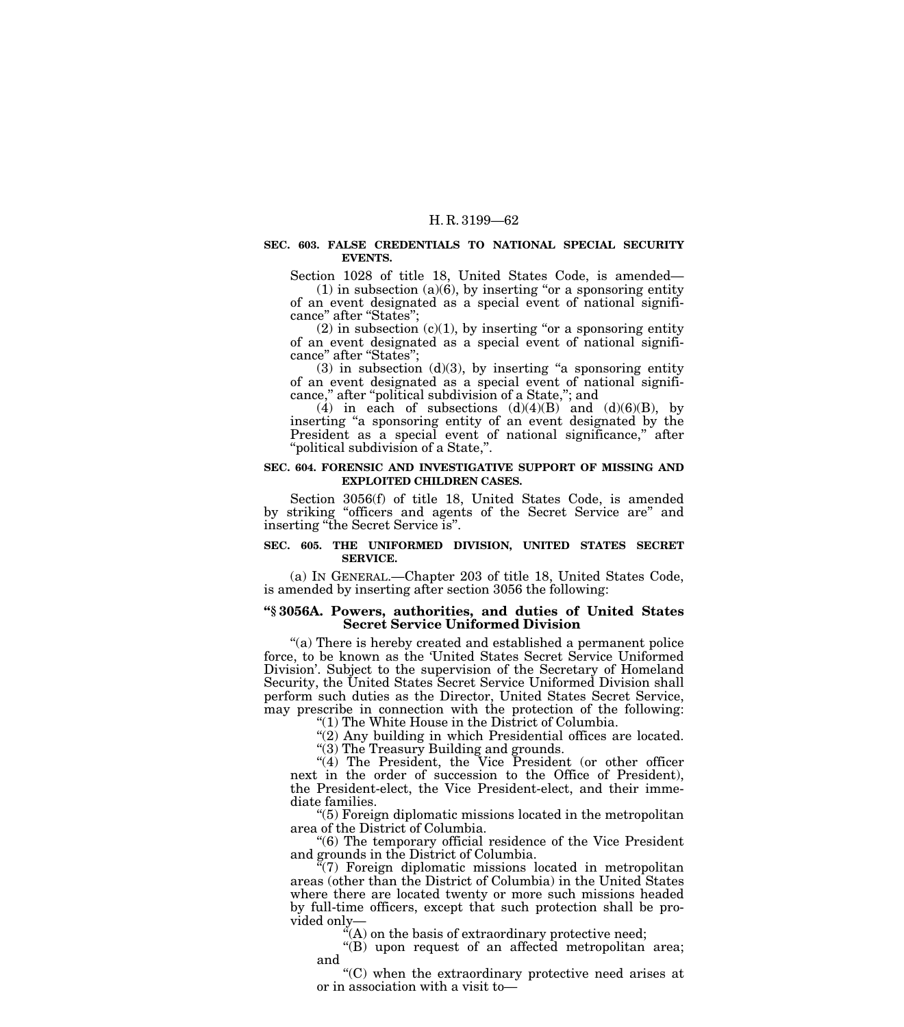**SEC. 603. FALSE CREDENTIALS TO NATIONAL SPECIAL SECURITY EVENTS.**

Section 1028 of title 18, United States Code, is amended—

(1) in subsection (a)(6), by inserting "or a sponsoring entity of an event designated as a special event of national significance" after "States";

(2) in subsection (c)(1), by inserting "or a sponsoring entity of an event designated as a special event of national significance" after "States";

(3) in subsection (d)(3), by inserting "a sponsoring entity of an event designated as a special event of national significance," after "political subdivision of a State,"; and

(4) in each of subsections (d)(4)(B) and (d)(6)(B), by inserting "a sponsoring entity of an event designated by the President as a special event of national significance," after "political subdivision of a State,".

**SEC. 604. FORENSIC AND INVESTIGATIVE SUPPORT OF MISSING AND EXPLOITED CHILDREN CASES.**

Section 3056(f) of title 18, United States Code, is amended by striking "officers and agents of the Secret Service are" and inserting "the Secret Service is".

**SEC. 605. THE UNIFORMED DIVISION, UNITED STATES SECRET SERVICE.**

(a) IN GENERAL.—Chapter 203 of title 18, United States Code, is amended by inserting after section 3056 the following:

**"§ 3056A. Powers, authorities, and duties of United States Secret Service Uniformed Division**

"(a) There is hereby created and established a permanent police force, to be known as the 'United States Secret Service Uniformed Division'. Subject to the supervision of the Secretary of Homeland Security, the United States Secret Service Uniformed Division shall perform such duties as the Director, United States Secret Service, may prescribe in connection with the protection of the following:

"(1) The White House in the District of Columbia.

"(2) Any building in which Presidential offices are located.

"(3) The Treasury Building and grounds.

"(4) The President, the Vice President (or other officer next in the order of succession to the Office of President), the President-elect, the Vice President-elect, and their immediate families.

"(5) Foreign diplomatic missions located in the metropolitan area of the District of Columbia.

"(6) The temporary official residence of the Vice President and grounds in the District of Columbia.

"(7) Foreign diplomatic missions located in metropolitan areas (other than the District of Columbia) in the United States where there are located twenty or more such missions headed by full-time officers, except that such protection shall be provided only—

"(A) on the basis of extraordinary protective need;

"(B) upon request of an affected metropolitan area; and

"(C) when the extraordinary protective need arises at or in association with a visit to—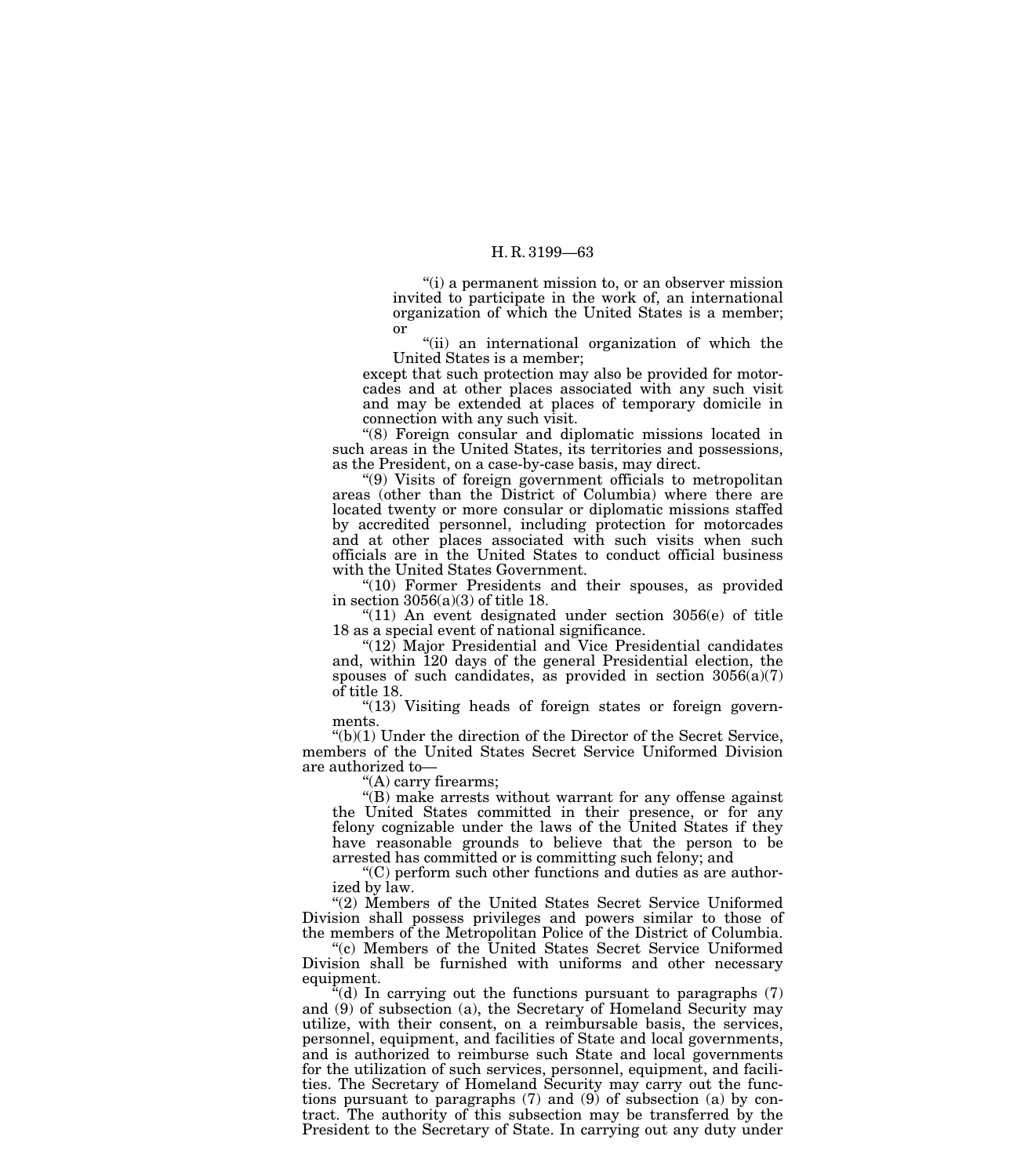"(i) a permanent mission to, or an observer mission invited to participate in the work of, an international organization of which the United States is a member; or

"(ii) an international organization of which the United States is a member;

except that such protection may also be provided for motorcades and at other places associated with any such visit and may be extended at places of temporary domicile in connection with any such visit.

"(8) Foreign consular and diplomatic missions located in such areas in the United States, its territories and possessions, as the President, on a case-by-case basis, may direct.

"(9) Visits of foreign government officials to metropolitan areas (other than the District of Columbia) where there are located twenty or more consular or diplomatic missions staffed by accredited personnel, including protection for motorcades and at other places associated with such visits when such officials are in the United States to conduct official business with the United States Government.

"(10) Former Presidents and their spouses, as provided in section 3056(a)(3) of title 18.

"(11) An event designated under section 3056(e) of title 18 as a special event of national significance.

"(12) Major Presidential and Vice Presidential candidates and, within 120 days of the general Presidential election, the spouses of such candidates, as provided in section 3056(a)(7) of title 18.

"(13) Visiting heads of foreign states or foreign governments.

"(b)(1) Under the direction of the Director of the Secret Service, members of the United States Secret Service Uniformed Division are authorized to—

"(A) carry firearms;

"(B) make arrests without warrant for any offense against the United States committed in their presence, or for any felony cognizable under the laws of the United States if they have reasonable grounds to believe that the person to be arrested has committed or is committing such felony; and

"(C) perform such other functions and duties as are authorized by law.

"(2) Members of the United States Secret Service Uniformed Division shall possess privileges and powers similar to those of the members of the Metropolitan Police of the District of Columbia.

"(c) Members of the United States Secret Service Uniformed Division shall be furnished with uniforms and other necessary equipment.

"(d) In carrying out the functions pursuant to paragraphs (7) and (9) of subsection (a), the Secretary of Homeland Security may utilize, with their consent, on a reimbursable basis, the services, personnel, equipment, and facilities of State and local governments, and is authorized to reimburse such State and local governments for the utilization of such services, personnel, equipment, and facilities. The Secretary of Homeland Security may carry out the functions pursuant to paragraphs (7) and (9) of subsection (a) by contract. The authority of this subsection may be transferred by the President to the Secretary of State. In carrying out any duty under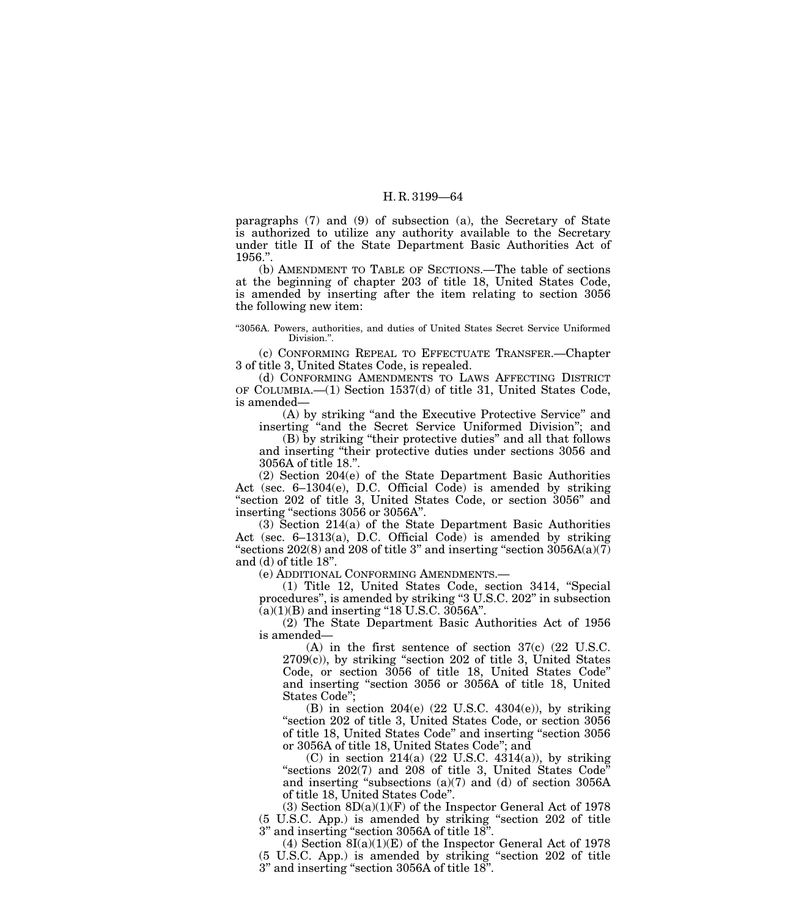paragraphs (7) and (9) of subsection (a), the Secretary of State is authorized to utilize any authority available to the Secretary under title II of the State Department Basic Authorities Act of 1956.”.

(b) AMENDMENT TO TABLE OF SECTIONS.—The table of sections at the beginning of chapter 203 of title 18, United States Code, is amended by inserting after the item relating to section 3056 the following new item:

“3056A. Powers, authorities, and duties of United States Secret Service Uniformed Division.”.

(c) CONFORMING REPEAL TO EFFECTUATE TRANSFER.—Chapter 3 of title 3, United States Code, is repealed.

(d) CONFORMING AMENDMENTS TO LAWS AFFECTING DISTRICT OF COLUMBIA.—(1) Section 1537(d) of title 31, United States Code, is amended—

(A) by striking “and the Executive Protective Service” and inserting “and the Secret Service Uniformed Division”; and

(B) by striking “their protective duties” and all that follows and inserting “their protective duties under sections 3056 and 3056A of title 18.”.

(2) Section 204(e) of the State Department Basic Authorities Act (sec. 6–1304(e), D.C. Official Code) is amended by striking “section 202 of title 3, United States Code, or section 3056” and inserting “sections 3056 or 3056A”.

(3) Section 214(a) of the State Department Basic Authorities Act (sec. 6–1313(a), D.C. Official Code) is amended by striking “sections 202(8) and 208 of title 3” and inserting “section 3056A(a)(7) and (d) of title 18”.

(e) ADDITIONAL CONFORMING AMENDMENTS.—

(1) Title 12, United States Code, section 3414, “Special procedures”, is amended by striking “3 U.S.C. 202” in subsection (a)(1)(B) and inserting “18 U.S.C. 3056A”.

(2) The State Department Basic Authorities Act of 1956 is amended—

(A) in the first sentence of section 37(c) (22 U.S.C. 2709(c)), by striking “section 202 of title 3, United States Code, or section 3056 of title 18, United States Code” and inserting “section 3056 or 3056A of title 18, United States Code”;

(B) in section 204(e) (22 U.S.C. 4304(e)), by striking “section 202 of title 3, United States Code, or section 3056 of title 18, United States Code” and inserting “section 3056 or 3056A of title 18, United States Code”; and

(C) in section 214(a) (22 U.S.C. 4314(a)), by striking “sections 202(7) and 208 of title 3, United States Code” and inserting “subsections (a)(7) and (d) of section 3056A of title 18, United States Code”.

(3) Section 8D(a)(1)(F) of the Inspector General Act of 1978 (5 U.S.C. App.) is amended by striking “section 202 of title 3” and inserting “section 3056A of title 18”.

(4) Section 8I(a)(1)(E) of the Inspector General Act of 1978 (5 U.S.C. App.) is amended by striking “section 202 of title 3” and inserting “section 3056A of title 18”.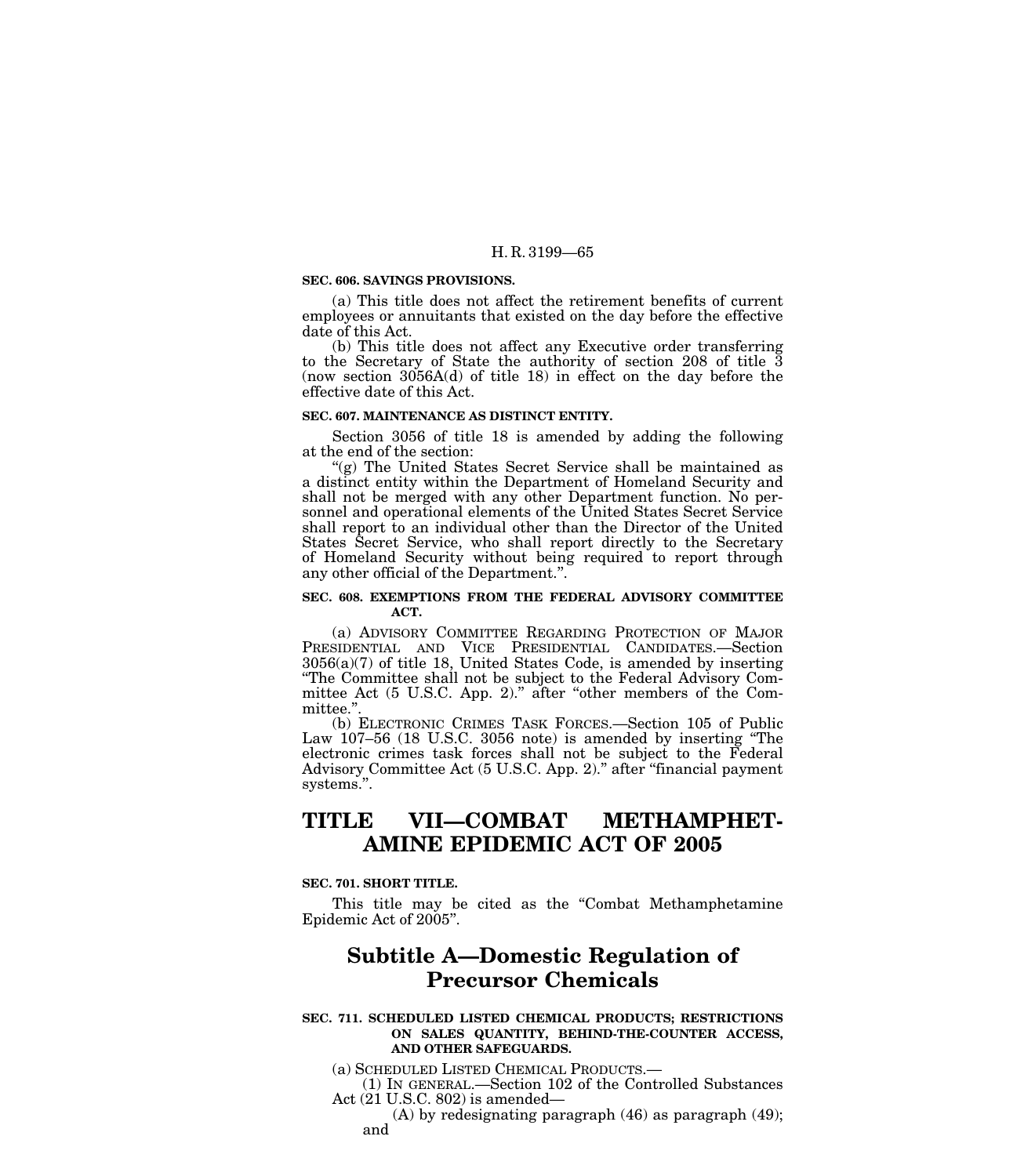**SEC. 606. SAVINGS PROVISIONS.**

(a) This title does not affect the retirement benefits of current employees or annuitants that existed on the day before the effective date of this Act.

(b) This title does not affect any Executive order transferring to the Secretary of State the authority of section 208 of title 3 (now section 3056A(d) of title 18) in effect on the day before the effective date of this Act.

**SEC. 607. MAINTENANCE AS DISTINCT ENTITY.**

Section 3056 of title 18 is amended by adding the following at the end of the section:

"(g) The United States Secret Service shall be maintained as a distinct entity within the Department of Homeland Security and shall not be merged with any other Department function. No personnel and operational elements of the United States Secret Service shall report to an individual other than the Director of the United States Secret Service, who shall report directly to the Secretary of Homeland Security without being required to report through any other official of the Department.".

**SEC. 608. EXEMPTIONS FROM THE FEDERAL ADVISORY COMMITTEE ACT.**

(a) ADVISORY COMMITTEE REGARDING PROTECTION OF MAJOR PRESIDENTIAL AND VICE PRESIDENTIAL CANDIDATES.—Section 3056(a)(7) of title 18, United States Code, is amended by inserting "The Committee shall not be subject to the Federal Advisory Committee Act (5 U.S.C. App. 2)." after "other members of the Committee.".

(b) ELECTRONIC CRIMES TASK FORCES.—Section 105 of Public Law 107–56 (18 U.S.C. 3056 note) is amended by inserting "The electronic crimes task forces shall not be subject to the Federal Advisory Committee Act (5 U.S.C. App. 2)." after "financial payment systems.".

# TITLE VII—COMBAT METHAMPHETAMINE EPIDEMIC ACT OF 2005

**SEC. 701. SHORT TITLE.**

This title may be cited as the "Combat Methamphetamine Epidemic Act of 2005".

## Subtitle A—Domestic Regulation of Precursor Chemicals

**SEC. 711. SCHEDULED LISTED CHEMICAL PRODUCTS; RESTRICTIONS ON SALES QUANTITY, BEHIND-THE-COUNTER ACCESS, AND OTHER SAFEGUARDS.**

(a) SCHEDULED LISTED CHEMICAL PRODUCTS.—

(1) IN GENERAL.—Section 102 of the Controlled Substances Act (21 U.S.C. 802) is amended—

(A) by redesignating paragraph (46) as paragraph (49); and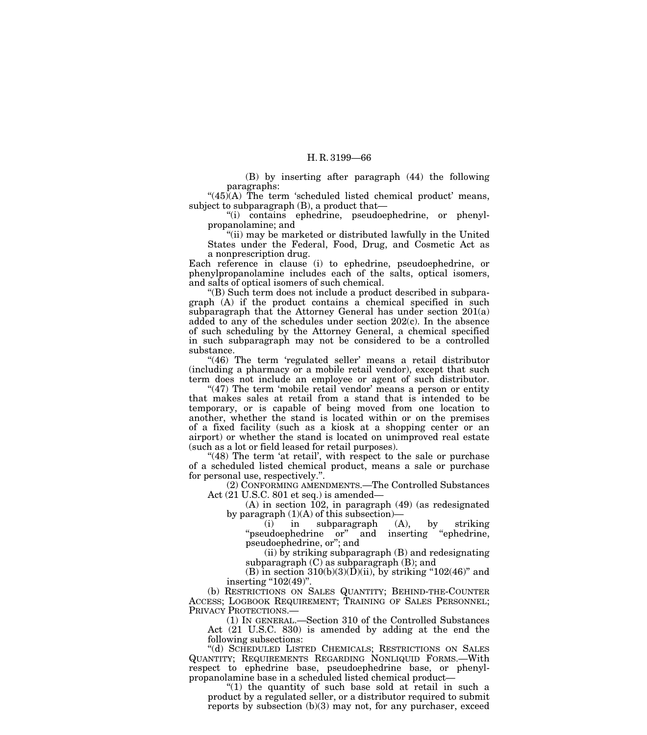(B) by inserting after paragraph (44) the following paragraphs:

"(45)(A) The term 'scheduled listed chemical product' means, subject to subparagraph (B), a product that—

"(i) contains ephedrine, pseudoephedrine, or phenylpropanolamine; and

"(ii) may be marketed or distributed lawfully in the United States under the Federal, Food, Drug, and Cosmetic Act as a nonprescription drug.

Each reference in clause (i) to ephedrine, pseudoephedrine, or phenylpropanolamine includes each of the salts, optical isomers, and salts of optical isomers of such chemical.

"(B) Such term does not include a product described in subparagraph (A) if the product contains a chemical specified in such subparagraph that the Attorney General has under section 201(a) added to any of the schedules under section 202(c). In the absence of such scheduling by the Attorney General, a chemical specified in such subparagraph may not be considered to be a controlled substance.

"(46) The term 'regulated seller' means a retail distributor (including a pharmacy or a mobile retail vendor), except that such term does not include an employee or agent of such distributor.

"(47) The term 'mobile retail vendor' means a person or entity that makes sales at retail from a stand that is intended to be temporary, or is capable of being moved from one location to another, whether the stand is located within or on the premises of a fixed facility (such as a kiosk at a shopping center or an airport) or whether the stand is located on unimproved real estate (such as a lot or field leased for retail purposes).

"(48) The term 'at retail', with respect to the sale or purchase of a scheduled listed chemical product, means a sale or purchase for personal use, respectively.".

(2) CONFORMING AMENDMENTS.—The Controlled Substances Act (21 U.S.C. 801 et seq.) is amended—

(A) in section 102, in paragraph (49) (as redesignated by paragraph (1)(A) of this subsection)—

(i) in subparagraph (A), by striking "pseudoephedrine or" and inserting "ephedrine, pseudoephedrine, or"; and

(ii) by striking subparagraph (B) and redesignating subparagraph (C) as subparagraph (B); and

(B) in section 310(b)(3)(D)(ii), by striking "102(46)" and inserting "102(49)".

(b) RESTRICTIONS ON SALES QUANTITY; BEHIND-THE-COUNTER ACCESS; LOGBOOK REQUIREMENT; TRAINING OF SALES PERSONNEL; PRIVACY PROTECTIONS.—

(1) IN GENERAL.—Section 310 of the Controlled Substances Act (21 U.S.C. 830) is amended by adding at the end the following subsections:

"(d) SCHEDULED LISTED CHEMICALS; RESTRICTIONS ON SALES QUANTITY; REQUIREMENTS REGARDING NONLIQUID FORMS.—With respect to ephedrine base, pseudoephedrine base, or phenylpropanolamine base in a scheduled listed chemical product—

"(1) the quantity of such base sold at retail in such a product by a regulated seller, or a distributor required to submit reports by subsection (b)(3) may not, for any purchaser, exceed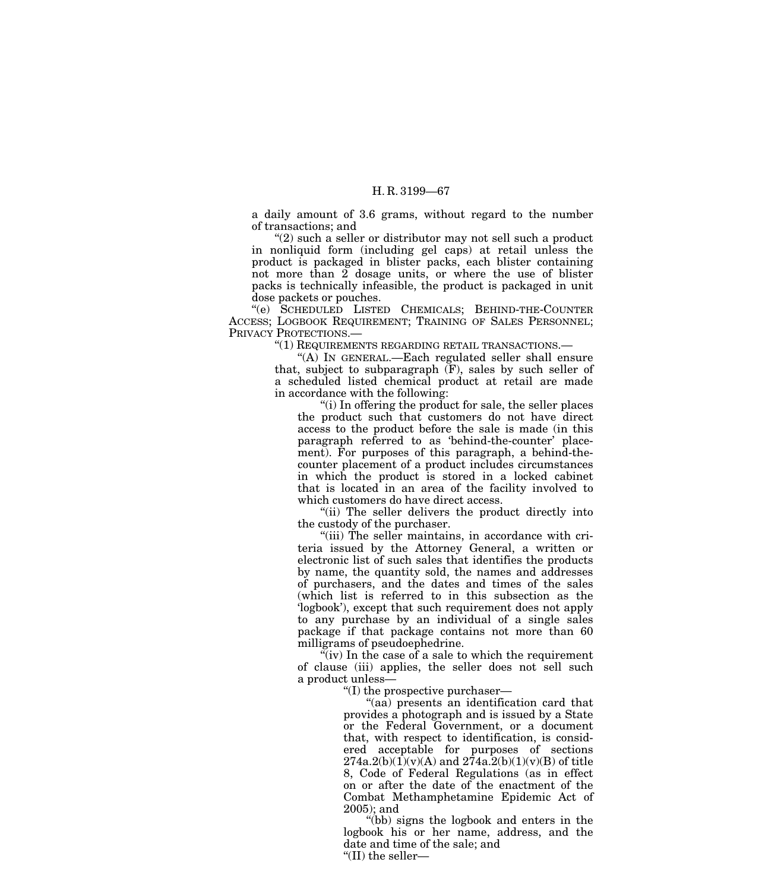a daily amount of 3.6 grams, without regard to the number of transactions; and

"(2) such a seller or distributor may not sell such a product in nonliquid form (including gel caps) at retail unless the product is packaged in blister packs, each blister containing not more than 2 dosage units, or where the use of blister packs is technically infeasible, the product is packaged in unit dose packets or pouches.

"(e) SCHEDULED LISTED CHEMICALS; BEHIND-THE-COUNTER ACCESS; LOGBOOK REQUIREMENT; TRAINING OF SALES PERSONNEL; PRIVACY PROTECTIONS.—

"(1) REQUIREMENTS REGARDING RETAIL TRANSACTIONS.—

"(A) IN GENERAL.—Each regulated seller shall ensure that, subject to subparagraph (F), sales by such seller of a scheduled listed chemical product at retail are made in accordance with the following:

"(i) In offering the product for sale, the seller places the product such that customers do not have direct access to the product before the sale is made (in this paragraph referred to as 'behind-the-counter' placement). For purposes of this paragraph, a behind-the-counter placement of a product includes circumstances in which the product is stored in a locked cabinet that is located in an area of the facility involved to which customers do have direct access.

"(ii) The seller delivers the product directly into the custody of the purchaser.

"(iii) The seller maintains, in accordance with criteria issued by the Attorney General, a written or electronic list of such sales that identifies the products by name, the quantity sold, the names and addresses of purchasers, and the dates and times of the sales (which list is referred to in this subsection as the 'logbook'), except that such requirement does not apply to any purchase by an individual of a single sales package if that package contains not more than 60 milligrams of pseudoephedrine.

"(iv) In the case of a sale to which the requirement of clause (iii) applies, the seller does not sell such a product unless—

"(I) the prospective purchaser—

"(aa) presents an identification card that provides a photograph and is issued by a State or the Federal Government, or a document that, with respect to identification, is considered acceptable for purposes of sections 274a.2(b)(1)(v)(A) and 274a.2(b)(1)(v)(B) of title 8, Code of Federal Regulations (as in effect on or after the date of the enactment of the Combat Methamphetamine Epidemic Act of 2005); and

"(bb) signs the logbook and enters in the logbook his or her name, address, and the date and time of the sale; and

"(II) the seller—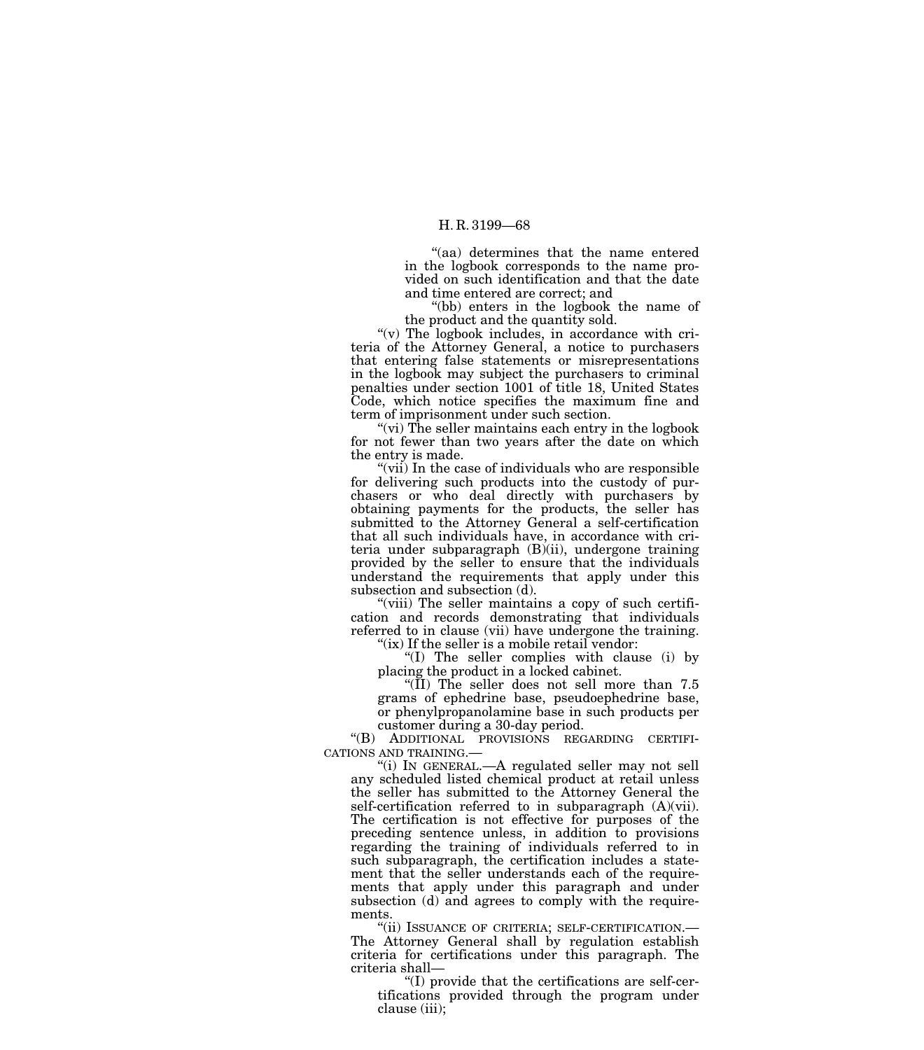"(aa) determines that the name entered in the logbook corresponds to the name provided on such identification and that the date and time entered are correct; and

"(bb) enters in the logbook the name of the product and the quantity sold.

"(v) The logbook includes, in accordance with criteria of the Attorney General, a notice to purchasers that entering false statements or misrepresentations in the logbook may subject the purchasers to criminal penalties under section 1001 of title 18, United States Code, which notice specifies the maximum fine and term of imprisonment under such section.

"(vi) The seller maintains each entry in the logbook for not fewer than two years after the date on which the entry is made.

"(vii) In the case of individuals who are responsible for delivering such products into the custody of purchasers or who deal directly with purchasers by obtaining payments for the products, the seller has submitted to the Attorney General a self-certification that all such individuals have, in accordance with criteria under subparagraph (B)(ii), undergone training provided by the seller to ensure that the individuals understand the requirements that apply under this subsection and subsection (d).

"(viii) The seller maintains a copy of such certification and records demonstrating that individuals referred to in clause (vii) have undergone the training.

"(ix) If the seller is a mobile retail vendor:

"(I) The seller complies with clause (i) by placing the product in a locked cabinet.

"(II) The seller does not sell more than 7.5 grams of ephedrine base, pseudoephedrine base, or phenylpropanolamine base in such products per customer during a 30-day period.

"(B) ADDITIONAL PROVISIONS REGARDING CERTIFICATIONS AND TRAINING.—

"(i) IN GENERAL.—A regulated seller may not sell any scheduled listed chemical product at retail unless the seller has submitted to the Attorney General the self-certification referred to in subparagraph (A)(vii). The certification is not effective for purposes of the preceding sentence unless, in addition to provisions regarding the training of individuals referred to in such subparagraph, the certification includes a statement that the seller understands each of the requirements that apply under this paragraph and under subsection (d) and agrees to comply with the requirements.

"(ii) ISSUANCE OF CRITERIA; SELF-CERTIFICATION.—The Attorney General shall by regulation establish criteria for certifications under this paragraph. The criteria shall—

"(I) provide that the certifications are self-certifications provided through the program under clause (iii);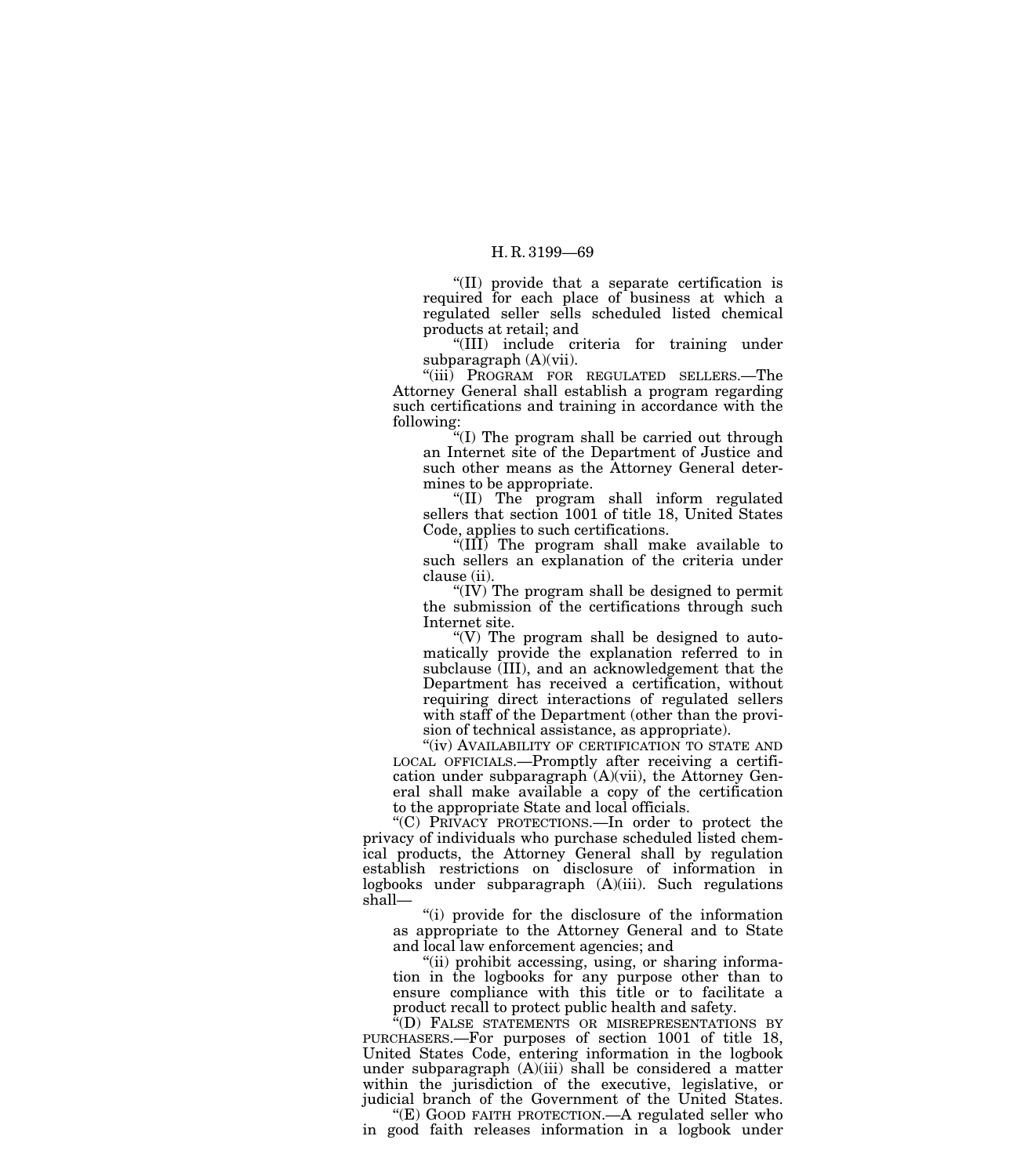"(II) provide that a separate certification is required for each place of business at which a regulated seller sells scheduled listed chemical products at retail; and

"(III) include criteria for training under subparagraph (A)(vii).

"(iii) PROGRAM FOR REGULATED SELLERS.—The Attorney General shall establish a program regarding such certifications and training in accordance with the following:

"(I) The program shall be carried out through an Internet site of the Department of Justice and such other means as the Attorney General determines to be appropriate.

"(II) The program shall inform regulated sellers that section 1001 of title 18, United States Code, applies to such certifications.

"(III) The program shall make available to such sellers an explanation of the criteria under clause (ii).

"(IV) The program shall be designed to permit the submission of the certifications through such Internet site.

"(V) The program shall be designed to automatically provide the explanation referred to in subclause (III), and an acknowledgement that the Department has received a certification, without requiring direct interactions of regulated sellers with staff of the Department (other than the provision of technical assistance, as appropriate).

"(iv) AVAILABILITY OF CERTIFICATION TO STATE AND LOCAL OFFICIALS.—Promptly after receiving a certification under subparagraph (A)(vii), the Attorney General shall make available a copy of the certification to the appropriate State and local officials.

"(C) PRIVACY PROTECTIONS.—In order to protect the privacy of individuals who purchase scheduled listed chemical products, the Attorney General shall by regulation establish restrictions on disclosure of information in logbooks under subparagraph (A)(iii). Such regulations shall—

"(i) provide for the disclosure of the information as appropriate to the Attorney General and to State and local law enforcement agencies; and

"(ii) prohibit accessing, using, or sharing information in the logbooks for any purpose other than to ensure compliance with this title or to facilitate a product recall to protect public health and safety.

"(D) FALSE STATEMENTS OR MISREPRESENTATIONS BY PURCHASERS.—For purposes of section 1001 of title 18, United States Code, entering information in the logbook under subparagraph (A)(iii) shall be considered a matter within the jurisdiction of the executive, legislative, or judicial branch of the Government of the United States.

"(E) GOOD FAITH PROTECTION.—A regulated seller who in good faith releases information in a logbook under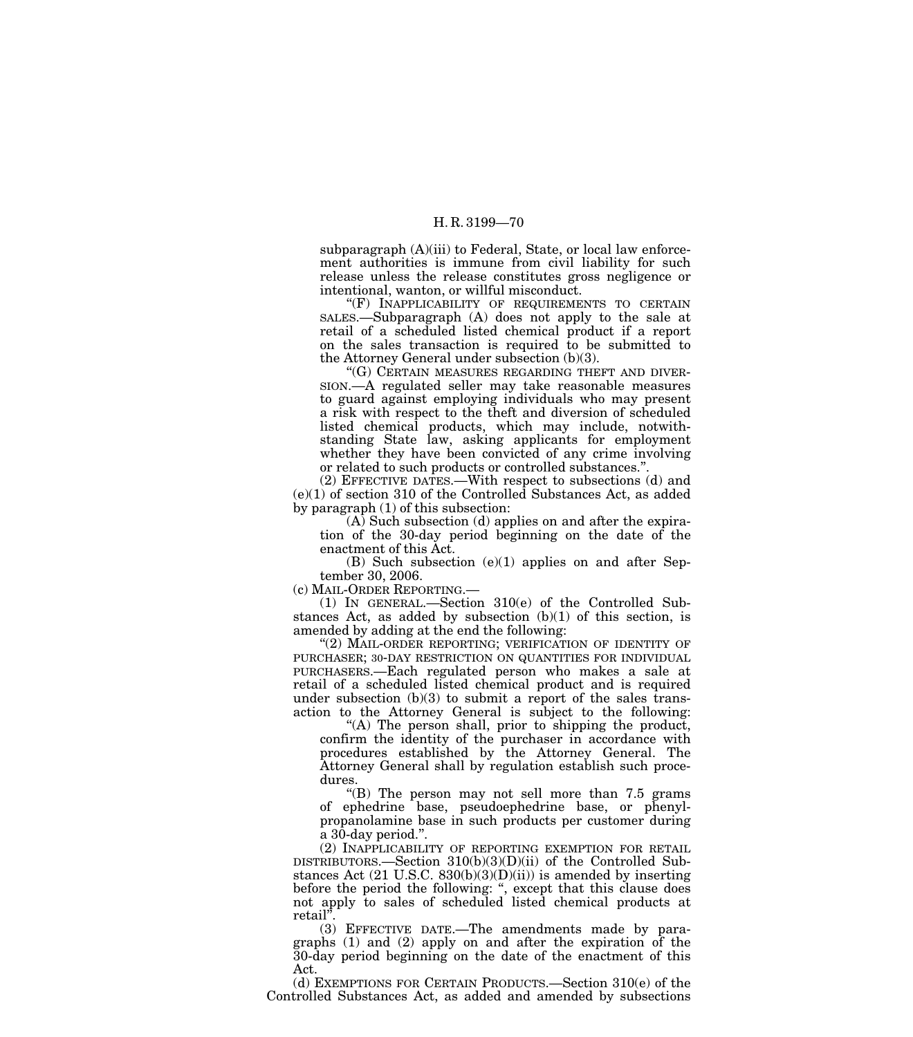subparagraph (A)(iii) to Federal, State, or local law enforcement authorities is immune from civil liability for such release unless the release constitutes gross negligence or intentional, wanton, or willful misconduct.

"(F) INAPPLICABILITY OF REQUIREMENTS TO CERTAIN SALES.—Subparagraph (A) does not apply to the sale at retail of a scheduled listed chemical product if a report on the sales transaction is required to be submitted to the Attorney General under subsection (b)(3).

"(G) CERTAIN MEASURES REGARDING THEFT AND DIVERSION.—A regulated seller may take reasonable measures to guard against employing individuals who may present a risk with respect to the theft and diversion of scheduled listed chemical products, which may include, notwithstanding State law, asking applicants for employment whether they have been convicted of any crime involving or related to such products or controlled substances.".

(2) EFFECTIVE DATES.—With respect to subsections (d) and (e)(1) of section 310 of the Controlled Substances Act, as added by paragraph (1) of this subsection:

(A) Such subsection (d) applies on and after the expiration of the 30-day period beginning on the date of the enactment of this Act.

(B) Such subsection (e)(1) applies on and after September 30, 2006.

(c) MAIL-ORDER REPORTING.—

(1) IN GENERAL.—Section 310(e) of the Controlled Substances Act, as added by subsection (b)(1) of this section, is amended by adding at the end the following:

"(2) MAIL-ORDER REPORTING; VERIFICATION OF IDENTITY OF PURCHASER; 30-DAY RESTRICTION ON QUANTITIES FOR INDIVIDUAL PURCHASERS.—Each regulated person who makes a sale at retail of a scheduled listed chemical product and is required under subsection (b)(3) to submit a report of the sales transaction to the Attorney General is subject to the following:

"(A) The person shall, prior to shipping the product, confirm the identity of the purchaser in accordance with procedures established by the Attorney General. The Attorney General shall by regulation establish such procedures.

"(B) The person may not sell more than 7.5 grams of ephedrine base, pseudoephedrine base, or phenylpropanolamine base in such products per customer during a 30-day period.".

(2) INAPPLICABILITY OF REPORTING EXEMPTION FOR RETAIL DISTRIBUTORS.—Section 310(b)(3)(D)(ii) of the Controlled Substances Act (21 U.S.C. 830(b)(3)(D)(ii)) is amended by inserting before the period the following: ", except that this clause does not apply to sales of scheduled listed chemical products at retail".

(3) EFFECTIVE DATE.—The amendments made by paragraphs (1) and (2) apply on and after the expiration of the 30-day period beginning on the date of the enactment of this Act.

(d) EXEMPTIONS FOR CERTAIN PRODUCTS.—Section 310(e) of the Controlled Substances Act, as added and amended by subsections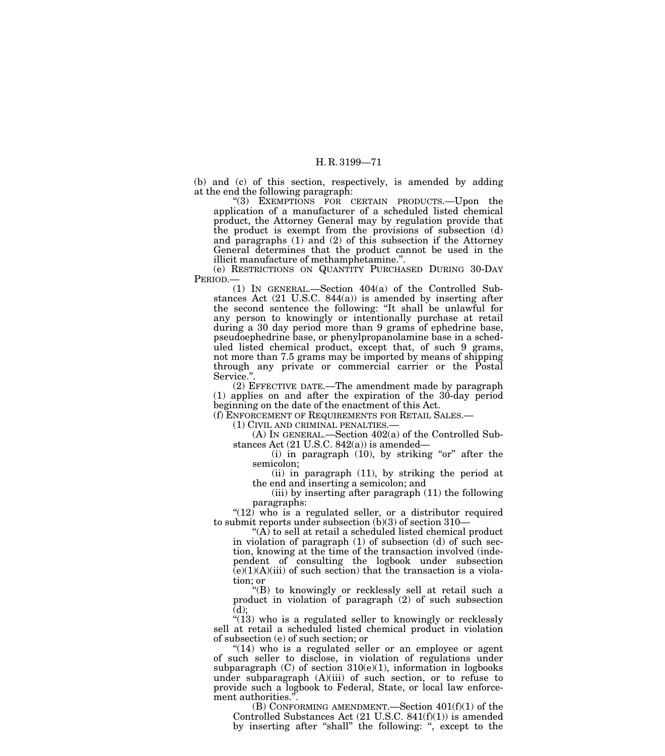(b) and (c) of this section, respectively, is amended by adding at the end the following paragraph:

"(3) EXEMPTIONS FOR CERTAIN PRODUCTS.—Upon the application of a manufacturer of a scheduled listed chemical product, the Attorney General may by regulation provide that the product is exempt from the provisions of subsection (d) and paragraphs (1) and (2) of this subsection if the Attorney General determines that the product cannot be used in the illicit manufacture of methamphetamine.".

(e) RESTRICTIONS ON QUANTITY PURCHASED DURING 30-DAY PERIOD.—

(1) IN GENERAL.—Section 404(a) of the Controlled Substances Act (21 U.S.C. 844(a)) is amended by inserting after the second sentence the following: "It shall be unlawful for any person to knowingly or intentionally purchase at retail during a 30 day period more than 9 grams of ephedrine base, pseudoephedrine base, or phenylpropanolamine base in a scheduled listed chemical product, except that, of such 9 grams, not more than 7.5 grams may be imported by means of shipping through any private or commercial carrier or the Postal Service.".

(2) EFFECTIVE DATE.—The amendment made by paragraph (1) applies on and after the expiration of the 30-day period beginning on the date of the enactment of this Act.

(f) ENFORCEMENT OF REQUIREMENTS FOR RETAIL SALES.—

(1) CIVIL AND CRIMINAL PENALTIES.—

(A) IN GENERAL.—Section 402(a) of the Controlled Substances Act (21 U.S.C. 842(a)) is amended—

(i) in paragraph (10), by striking "or" after the semicolon;

(ii) in paragraph (11), by striking the period at the end and inserting a semicolon; and

(iii) by inserting after paragraph (11) the following paragraphs:

"(12) who is a regulated seller, or a distributor required to submit reports under subsection (b)(3) of section 310—

"(A) to sell at retail a scheduled listed chemical product in violation of paragraph (1) of subsection (d) of such section, knowing at the time of the transaction involved (independent of consulting the logbook under subsection (e)(1)(A)(iii) of such section) that the transaction is a violation; or

"(B) to knowingly or recklessly sell at retail such a product in violation of paragraph (2) of such subsection (d);

"(13) who is a regulated seller to knowingly or recklessly sell at retail a scheduled listed chemical product in violation of subsection (e) of such section; or

"(14) who is a regulated seller or an employee or agent of such seller to disclose, in violation of regulations under subparagraph (C) of section 310(e)(1), information in logbooks under subparagraph (A)(iii) of such section, or to refuse to provide such a logbook to Federal, State, or local law enforcement authorities.".

(B) CONFORMING AMENDMENT.—Section 401(f)(1) of the Controlled Substances Act (21 U.S.C. 841(f)(1)) is amended by inserting after "shall" the following: ", except to the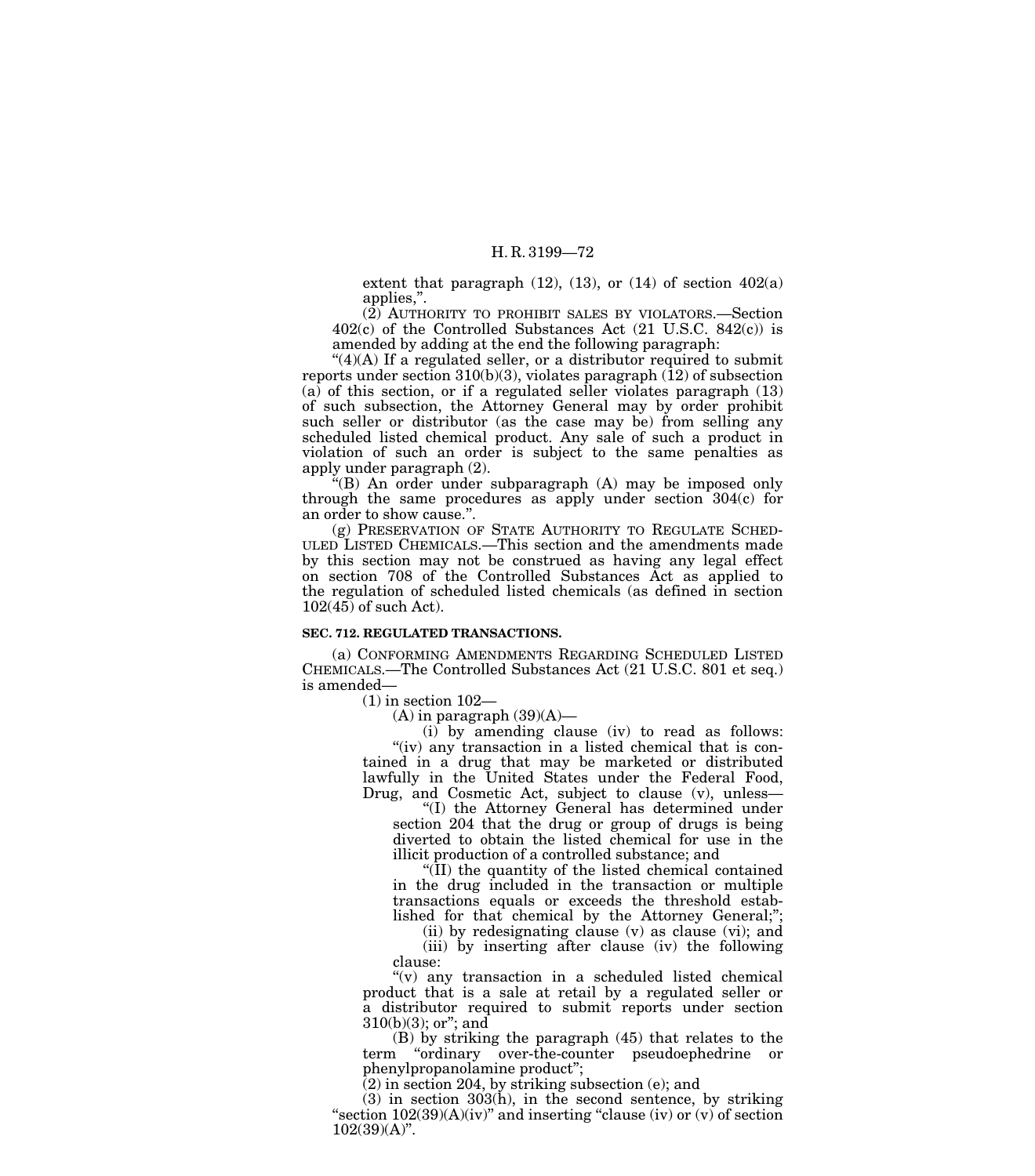extent that paragraph (12), (13), or (14) of section 402(a) applies,”.

(2) AUTHORITY TO PROHIBIT SALES BY VIOLATORS.—Section 402(c) of the Controlled Substances Act (21 U.S.C. 842(c)) is amended by adding at the end the following paragraph:

“(4)(A) If a regulated seller, or a distributor required to submit reports under section 310(b)(3), violates paragraph (12) of subsection (a) of this section, or if a regulated seller violates paragraph (13) of such subsection, the Attorney General may by order prohibit such seller or distributor (as the case may be) from selling any scheduled listed chemical product. Any sale of such a product in violation of such an order is subject to the same penalties as apply under paragraph (2).

“(B) An order under subparagraph (A) may be imposed only through the same procedures as apply under section 304(c) for an order to show cause.”.

(g) PRESERVATION OF STATE AUTHORITY TO REGULATE SCHEDULED LISTED CHEMICALS.—This section and the amendments made by this section may not be construed as having any legal effect on section 708 of the Controlled Substances Act as applied to the regulation of scheduled listed chemicals (as defined in section 102(45) of such Act).

**SEC. 712. REGULATED TRANSACTIONS.**

(a) CONFORMING AMENDMENTS REGARDING SCHEDULED LISTED CHEMICALS.—The Controlled Substances Act (21 U.S.C. 801 et seq.) is amended—

(1) in section 102—

(A) in paragraph (39)(A)—

(i) by amending clause (iv) to read as follows:

“(iv) any transaction in a listed chemical that is contained in a drug that may be marketed or distributed lawfully in the United States under the Federal Food, Drug, and Cosmetic Act, subject to clause (v), unless—

“(I) the Attorney General has determined under section 204 that the drug or group of drugs is being diverted to obtain the listed chemical for use in the illicit production of a controlled substance; and

“(II) the quantity of the listed chemical contained in the drug included in the transaction or multiple transactions equals or exceeds the threshold established for that chemical by the Attorney General;”;

(ii) by redesignating clause (v) as clause (vi); and

(iii) by inserting after clause (iv) the following clause:

“(v) any transaction in a scheduled listed chemical product that is a sale at retail by a regulated seller or a distributor required to submit reports under section 310(b)(3); or”; and

(B) by striking the paragraph (45) that relates to the term “ordinary over-the-counter pseudoephedrine or phenylpropanolamine product”;

(2) in section 204, by striking subsection (e); and

(3) in section 303(h), in the second sentence, by striking “section 102(39)(A)(iv)” and inserting “clause (iv) or (v) of section 102(39)(A)”.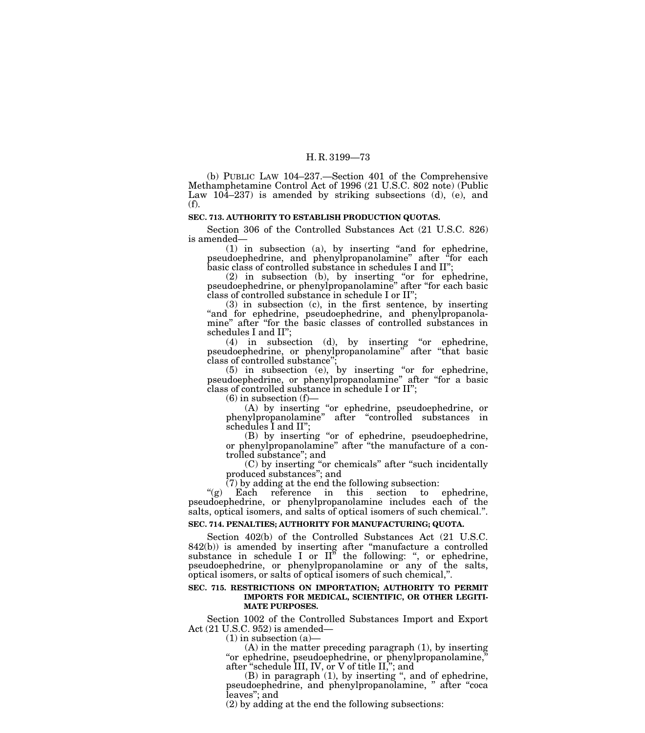(b) PUBLIC LAW 104–237.—Section 401 of the Comprehensive Methamphetamine Control Act of 1996 (21 U.S.C. 802 note) (Public Law 104–237) is amended by striking subsections (d), (e), and (f).

**SEC. 713. AUTHORITY TO ESTABLISH PRODUCTION QUOTAS.**

Section 306 of the Controlled Substances Act (21 U.S.C. 826) is amended—

(1) in subsection (a), by inserting "and for ephedrine, pseudoephedrine, and phenylpropanolamine" after "for each basic class of controlled substance in schedules I and II";

(2) in subsection (b), by inserting "or for ephedrine, pseudoephedrine, or phenylpropanolamine" after "for each basic class of controlled substance in schedule I or II";

(3) in subsection (c), in the first sentence, by inserting "and for ephedrine, pseudoephedrine, and phenylpropanolamine" after "for the basic classes of controlled substances in schedules I and II";

(4) in subsection (d), by inserting "or ephedrine, pseudoephedrine, or phenylpropanolamine" after "that basic class of controlled substance";

(5) in subsection (e), by inserting "or for ephedrine, pseudoephedrine, or phenylpropanolamine" after "for a basic class of controlled substance in schedule I or II";

(6) in subsection (f)—

(A) by inserting "or ephedrine, pseudoephedrine, or phenylpropanolamine" after "controlled substances in schedules I and II";

(B) by inserting "or of ephedrine, pseudoephedrine, or phenylpropanolamine" after "the manufacture of a controlled substance"; and

(C) by inserting "or chemicals" after "such incidentally produced substances"; and

(7) by adding at the end the following subsection:

"(g) Each reference in this section to ephedrine, pseudoephedrine, or phenylpropanolamine includes each of the salts, optical isomers, and salts of optical isomers of such chemical.".

**SEC. 714. PENALTIES; AUTHORITY FOR MANUFACTURING; QUOTA.**

Section 402(b) of the Controlled Substances Act (21 U.S.C. 842(b)) is amended by inserting after "manufacture a controlled substance in schedule I or II" the following: ", or ephedrine, pseudoephedrine, or phenylpropanolamine or any of the salts, optical isomers, or salts of optical isomers of such chemical,".

**SEC. 715. RESTRICTIONS ON IMPORTATION; AUTHORITY TO PERMIT IMPORTS FOR MEDICAL, SCIENTIFIC, OR OTHER LEGITIMATE PURPOSES.**

Section 1002 of the Controlled Substances Import and Export Act (21 U.S.C. 952) is amended—

(1) in subsection (a)—

(A) in the matter preceding paragraph (1), by inserting "or ephedrine, pseudoephedrine, or phenylpropanolamine," after "schedule III, IV, or V of title II,"; and

(B) in paragraph (1), by inserting ", and of ephedrine, pseudoephedrine, and phenylpropanolamine, " after "coca leaves"; and

(2) by adding at the end the following subsections: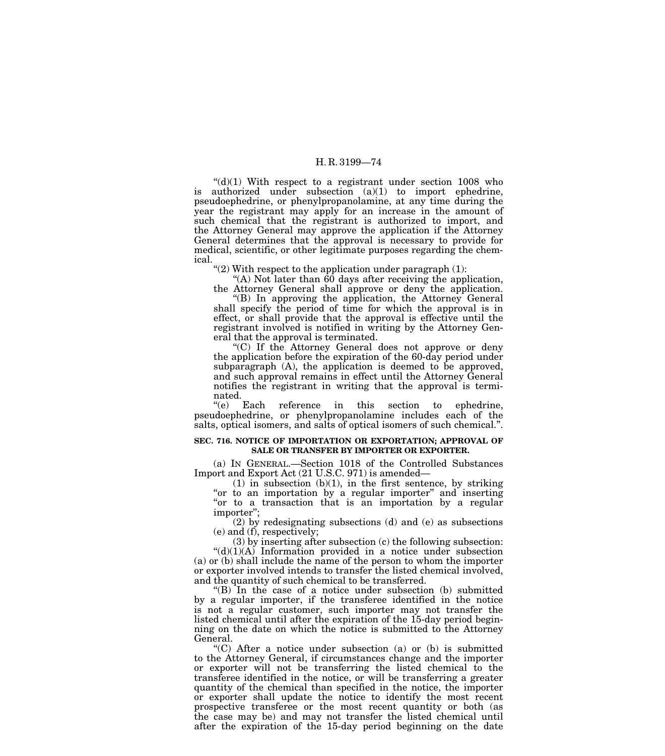"(d)(1) With respect to a registrant under section 1008 who is authorized under subsection (a)(1) to import ephedrine, pseudoephedrine, or phenylpropanolamine, at any time during the year the registrant may apply for an increase in the amount of such chemical that the registrant is authorized to import, and the Attorney General may approve the application if the Attorney General determines that the approval is necessary to provide for medical, scientific, or other legitimate purposes regarding the chemical.

"(2) With respect to the application under paragraph (1):

"(A) Not later than 60 days after receiving the application, the Attorney General shall approve or deny the application.

"(B) In approving the application, the Attorney General shall specify the period of time for which the approval is in effect, or shall provide that the approval is effective until the registrant involved is notified in writing by the Attorney General that the approval is terminated.

"(C) If the Attorney General does not approve or deny the application before the expiration of the 60-day period under subparagraph (A), the application is deemed to be approved, and such approval remains in effect until the Attorney General notifies the registrant in writing that the approval is terminated.

"(e) Each reference in this section to ephedrine, pseudoephedrine, or phenylpropanolamine includes each of the salts, optical isomers, and salts of optical isomers of such chemical.".

**SEC. 716. NOTICE OF IMPORTATION OR EXPORTATION; APPROVAL OF SALE OR TRANSFER BY IMPORTER OR EXPORTER.**

(a) IN GENERAL.—Section 1018 of the Controlled Substances Import and Export Act (21 U.S.C. 971) is amended—

(1) in subsection (b)(1), in the first sentence, by striking "or to an importation by a regular importer" and inserting "or to a transaction that is an importation by a regular importer";

(2) by redesignating subsections (d) and (e) as subsections (e) and (f), respectively;

(3) by inserting after subsection (c) the following subsection:

"(d)(1)(A) Information provided in a notice under subsection (a) or (b) shall include the name of the person to whom the importer or exporter involved intends to transfer the listed chemical involved, and the quantity of such chemical to be transferred.

"(B) In the case of a notice under subsection (b) submitted by a regular importer, if the transferee identified in the notice is not a regular customer, such importer may not transfer the listed chemical until after the expiration of the 15-day period beginning on the date on which the notice is submitted to the Attorney General.

"(C) After a notice under subsection (a) or (b) is submitted to the Attorney General, if circumstances change and the importer or exporter will not be transferring the listed chemical to the transferee identified in the notice, or will be transferring a greater quantity of the chemical than specified in the notice, the importer or exporter shall update the notice to identify the most recent prospective transferee or the most recent quantity or both (as the case may be) and may not transfer the listed chemical until after the expiration of the 15-day period beginning on the date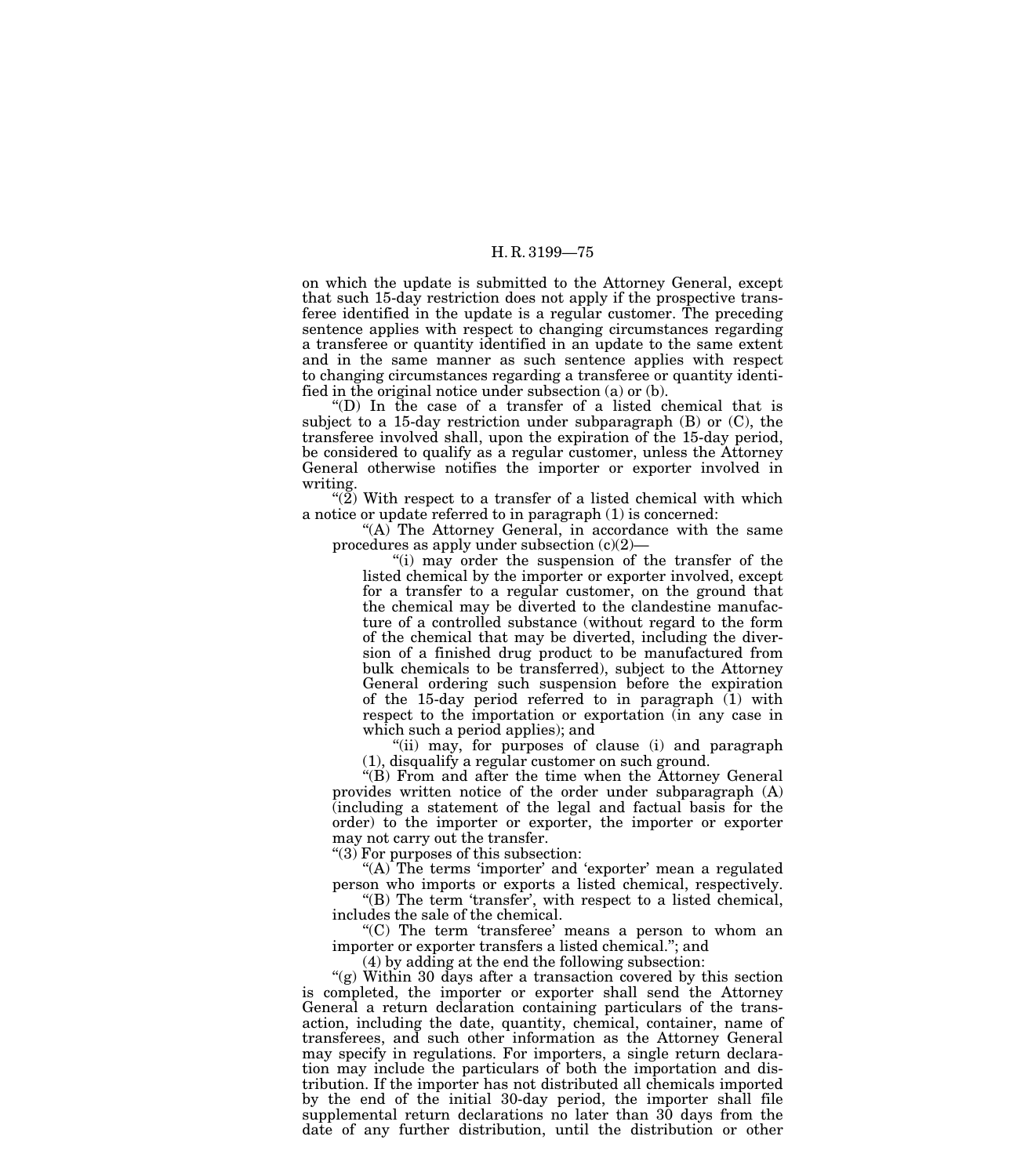on which the update is submitted to the Attorney General, except that such 15-day restriction does not apply if the prospective transferee identified in the update is a regular customer. The preceding sentence applies with respect to changing circumstances regarding a transferee or quantity identified in an update to the same extent and in the same manner as such sentence applies with respect to changing circumstances regarding a transferee or quantity identified in the original notice under subsection (a) or (b).

"(D) In the case of a transfer of a listed chemical that is subject to a 15-day restriction under subparagraph (B) or (C), the transferee involved shall, upon the expiration of the 15-day period, be considered to qualify as a regular customer, unless the Attorney General otherwise notifies the importer or exporter involved in writing.

"(2) With respect to a transfer of a listed chemical with which a notice or update referred to in paragraph (1) is concerned:

"(A) The Attorney General, in accordance with the same procedures as apply under subsection (c)(2)—

"(i) may order the suspension of the transfer of the listed chemical by the importer or exporter involved, except for a transfer to a regular customer, on the ground that the chemical may be diverted to the clandestine manufacture of a controlled substance (without regard to the form of the chemical that may be diverted, including the diversion of a finished drug product to be manufactured from bulk chemicals to be transferred), subject to the Attorney General ordering such suspension before the expiration of the 15-day period referred to in paragraph (1) with respect to the importation or exportation (in any case in which such a period applies); and

"(ii) may, for purposes of clause (i) and paragraph (1), disqualify a regular customer on such ground.

"(B) From and after the time when the Attorney General provides written notice of the order under subparagraph (A) (including a statement of the legal and factual basis for the order) to the importer or exporter, the importer or exporter may not carry out the transfer.

"(3) For purposes of this subsection:

"(A) The terms 'importer' and 'exporter' mean a regulated person who imports or exports a listed chemical, respectively.

"(B) The term 'transfer', with respect to a listed chemical, includes the sale of the chemical.

"(C) The term 'transferee' means a person to whom an importer or exporter transfers a listed chemical."; and

(4) by adding at the end the following subsection:

"(g) Within 30 days after a transaction covered by this section is completed, the importer or exporter shall send the Attorney General a return declaration containing particulars of the transaction, including the date, quantity, chemical, container, name of transferees, and such other information as the Attorney General may specify in regulations. For importers, a single return declaration may include the particulars of both the importation and distribution. If the importer has not distributed all chemicals imported by the end of the initial 30-day period, the importer shall file supplemental return declarations no later than 30 days from the date of any further distribution, until the distribution or other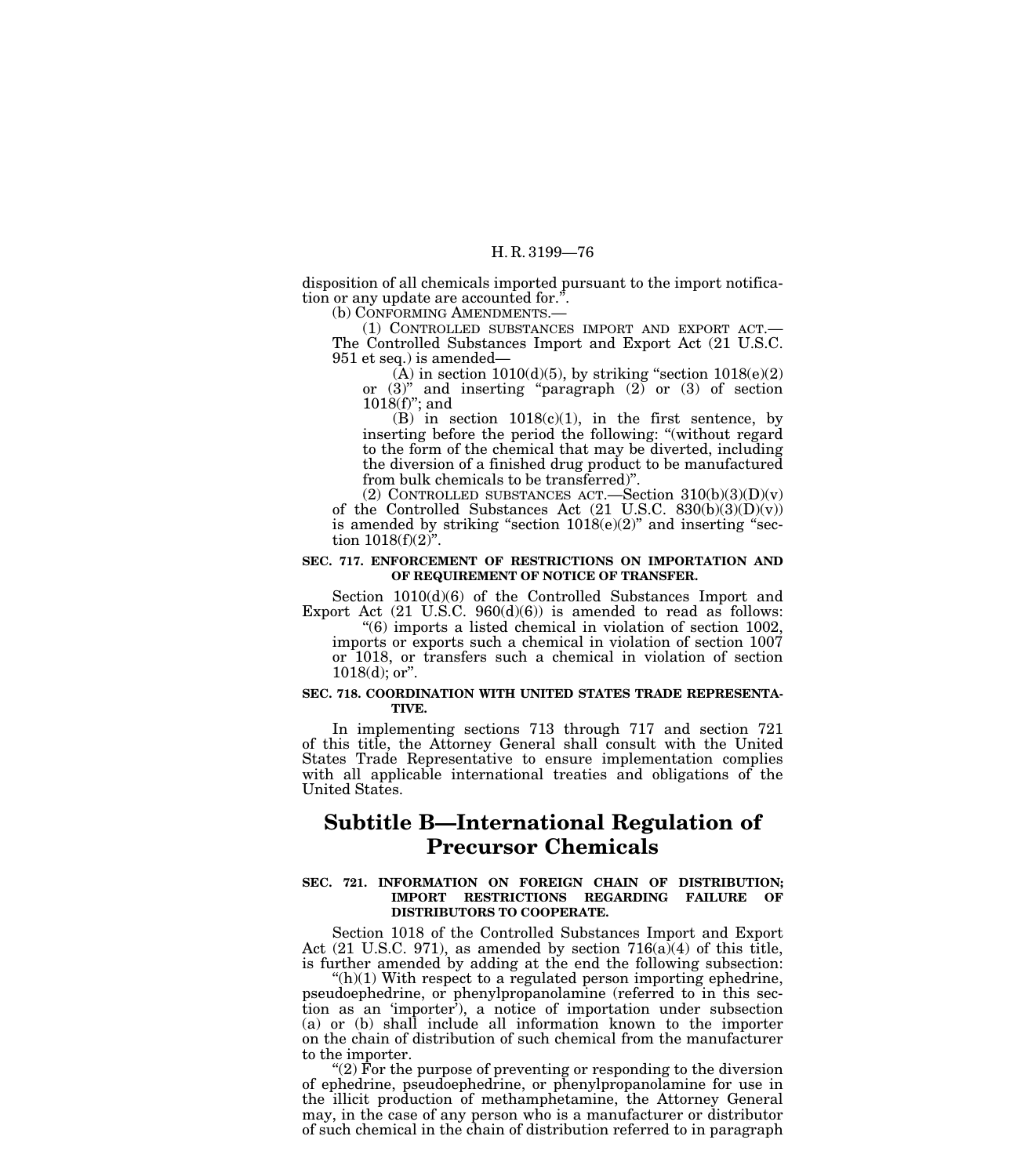disposition of all chemicals imported pursuant to the import notification or any update are accounted for.".

(b) CONFORMING AMENDMENTS.—

(1) CONTROLLED SUBSTANCES IMPORT AND EXPORT ACT.—The Controlled Substances Import and Export Act (21 U.S.C. 951 et seq.) is amended—

(A) in section 1010(d)(5), by striking "section 1018(e)(2) or (3)" and inserting "paragraph (2) or (3) of section 1018(f)"; and

(B) in section 1018(c)(1), in the first sentence, by inserting before the period the following: "(without regard to the form of the chemical that may be diverted, including the diversion of a finished drug product to be manufactured from bulk chemicals to be transferred)".

(2) CONTROLLED SUBSTANCES ACT.—Section 310(b)(3)(D)(v) of the Controlled Substances Act (21 U.S.C. 830(b)(3)(D)(v)) is amended by striking "section 1018(e)(2)" and inserting "section 1018(f)(2)".

**SEC. 717. ENFORCEMENT OF RESTRICTIONS ON IMPORTATION AND OF REQUIREMENT OF NOTICE OF TRANSFER.**

Section 1010(d)(6) of the Controlled Substances Import and Export Act (21 U.S.C. 960(d)(6)) is amended to read as follows:

"(6) imports a listed chemical in violation of section 1002, imports or exports such a chemical in violation of section 1007 or 1018, or transfers such a chemical in violation of section 1018(d); or".

**SEC. 718. COORDINATION WITH UNITED STATES TRADE REPRESENTATIVE.**

In implementing sections 713 through 717 and section 721 of this title, the Attorney General shall consult with the United States Trade Representative to ensure implementation complies with all applicable international treaties and obligations of the United States.

## Subtitle B—International Regulation of Precursor Chemicals

**SEC. 721. INFORMATION ON FOREIGN CHAIN OF DISTRIBUTION; IMPORT RESTRICTIONS REGARDING FAILURE OF DISTRIBUTORS TO COOPERATE.**

Section 1018 of the Controlled Substances Import and Export Act (21 U.S.C. 971), as amended by section 716(a)(4) of this title, is further amended by adding at the end the following subsection:

"(h)(1) With respect to a regulated person importing ephedrine, pseudoephedrine, or phenylpropanolamine (referred to in this section as an 'importer'), a notice of importation under subsection (a) or (b) shall include all information known to the importer on the chain of distribution of such chemical from the manufacturer to the importer.

"(2) For the purpose of preventing or responding to the diversion of ephedrine, pseudoephedrine, or phenylpropanolamine for use in the illicit production of methamphetamine, the Attorney General may, in the case of any person who is a manufacturer or distributor of such chemical in the chain of distribution referred to in paragraph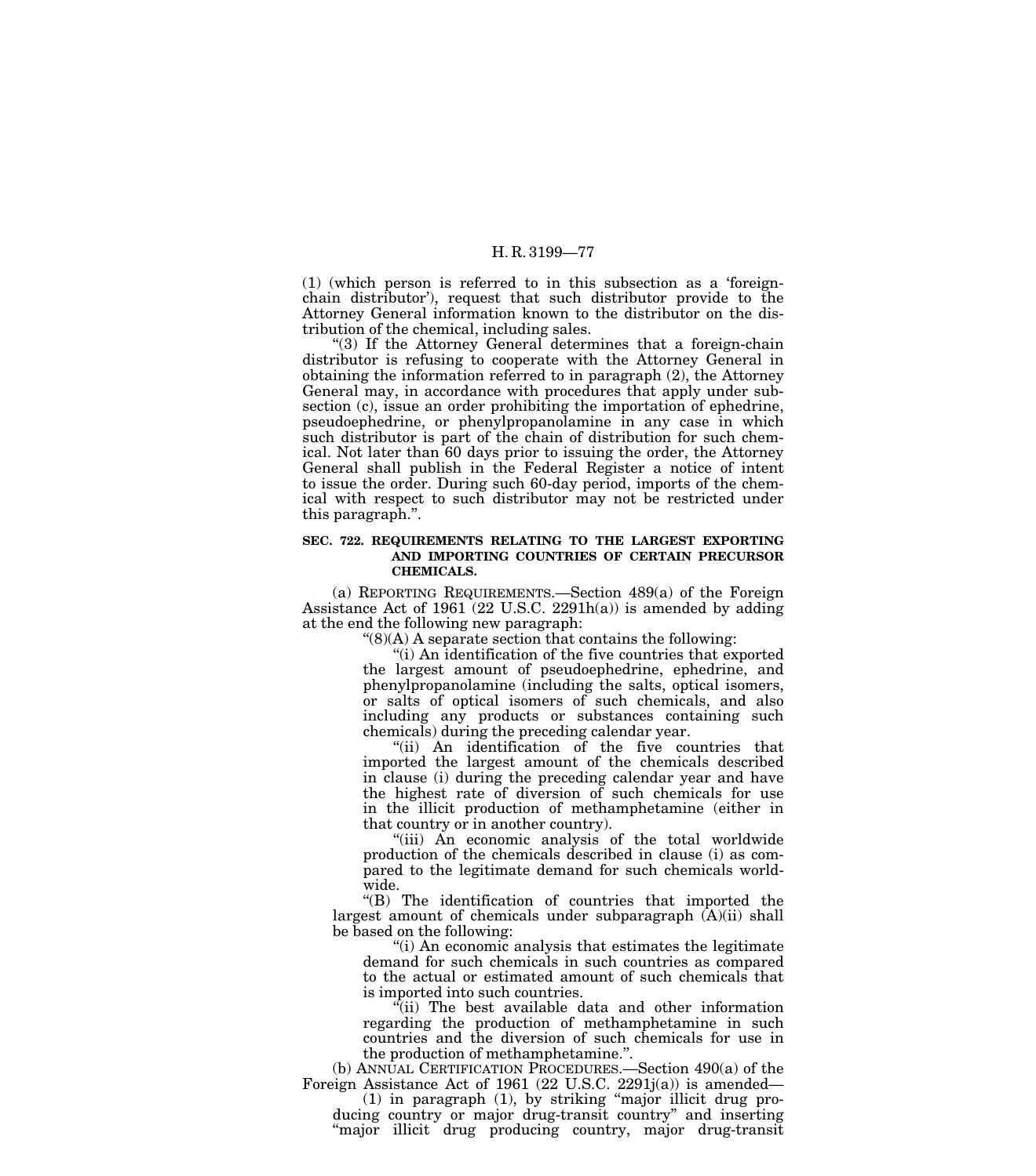(1) (which person is referred to in this subsection as a 'foreign-chain distributor'), request that such distributor provide to the Attorney General information known to the distributor on the distribution of the chemical, including sales.

"(3) If the Attorney General determines that a foreign-chain distributor is refusing to cooperate with the Attorney General in obtaining the information referred to in paragraph (2), the Attorney General may, in accordance with procedures that apply under subsection (c), issue an order prohibiting the importation of ephedrine, pseudoephedrine, or phenylpropanolamine in any case in which such distributor is part of the chain of distribution for such chemical. Not later than 60 days prior to issuing the order, the Attorney General shall publish in the Federal Register a notice of intent to issue the order. During such 60-day period, imports of the chemical with respect to such distributor may not be restricted under this paragraph.".

### SEC. 722. REQUIREMENTS RELATING TO THE LARGEST EXPORTING AND IMPORTING COUNTRIES OF CERTAIN PRECURSOR CHEMICALS.

(a) REPORTING REQUIREMENTS.—Section 489(a) of the Foreign Assistance Act of 1961 (22 U.S.C. 2291h(a)) is amended by adding at the end the following new paragraph:

"(8)(A) A separate section that contains the following:

"(i) An identification of the five countries that exported the largest amount of pseudoephedrine, ephedrine, and phenylpropanolamine (including the salts, optical isomers, or salts of optical isomers of such chemicals, and also including any products or substances containing such chemicals) during the preceding calendar year.

"(ii) An identification of the five countries that imported the largest amount of the chemicals described in clause (i) during the preceding calendar year and have the highest rate of diversion of such chemicals for use in the illicit production of methamphetamine (either in that country or in another country).

"(iii) An economic analysis of the total worldwide production of the chemicals described in clause (i) as compared to the legitimate demand for such chemicals worldwide.

"(B) The identification of countries that imported the largest amount of chemicals under subparagraph (A)(ii) shall be based on the following:

"(i) An economic analysis that estimates the legitimate demand for such chemicals in such countries as compared to the actual or estimated amount of such chemicals that is imported into such countries.

"(ii) The best available data and other information regarding the production of methamphetamine in such countries and the diversion of such chemicals for use in the production of methamphetamine.".

(b) ANNUAL CERTIFICATION PROCEDURES.—Section 490(a) of the Foreign Assistance Act of 1961 (22 U.S.C. 2291j(a)) is amended—

(1) in paragraph (1), by striking "major illicit drug producing country or major drug-transit country" and inserting "major illicit drug producing country, major drug-transit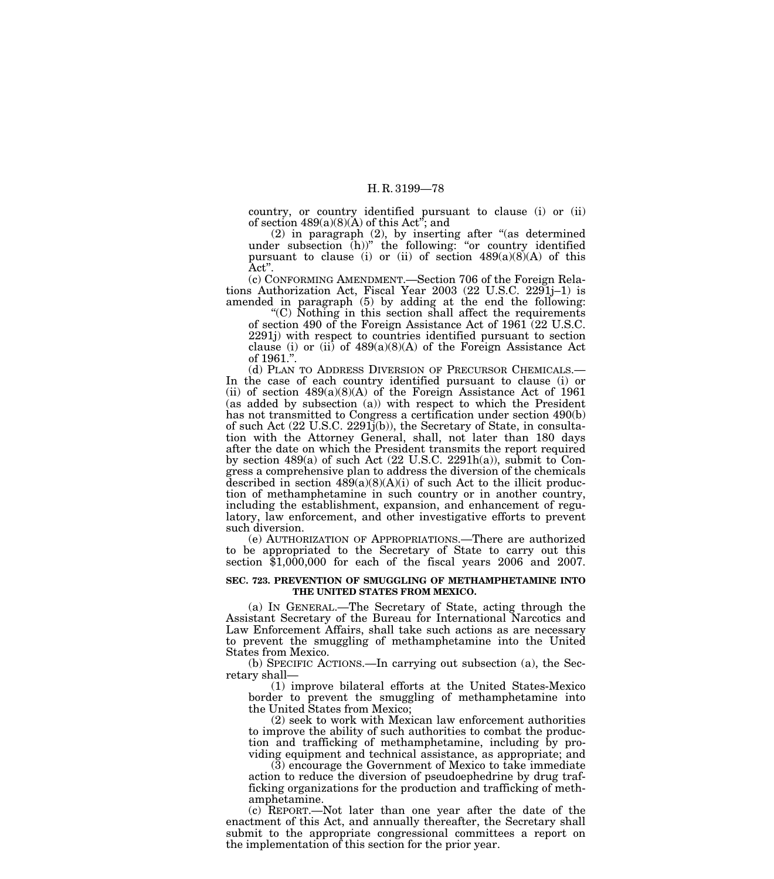country, or country identified pursuant to clause (i) or (ii) of section 489(a)(8)(A) of this Act''; and

(2) in paragraph (2), by inserting after ''(as determined under subsection (h))'' the following: ''or country identified pursuant to clause (i) or (ii) of section 489(a)(8)(A) of this Act''.

(c) CONFORMING AMENDMENT.—Section 706 of the Foreign Relations Authorization Act, Fiscal Year 2003 (22 U.S.C. 2291j–1) is amended in paragraph (5) by adding at the end the following:

''(C) Nothing in this section shall affect the requirements of section 490 of the Foreign Assistance Act of 1961 (22 U.S.C. 2291j) with respect to countries identified pursuant to section clause (i) or (ii) of 489(a)(8)(A) of the Foreign Assistance Act of 1961.''.

(d) PLAN TO ADDRESS DIVERSION OF PRECURSOR CHEMICALS.— In the case of each country identified pursuant to clause (i) or (ii) of section 489(a)(8)(A) of the Foreign Assistance Act of 1961 (as added by subsection (a)) with respect to which the President has not transmitted to Congress a certification under section 490(b) of such Act (22 U.S.C. 2291j(b)), the Secretary of State, in consultation with the Attorney General, shall, not later than 180 days after the date on which the President transmits the report required by section 489(a) of such Act (22 U.S.C. 2291h(a)), submit to Congress a comprehensive plan to address the diversion of the chemicals described in section 489(a)(8)(A)(i) of such Act to the illicit production of methamphetamine in such country or in another country, including the establishment, expansion, and enhancement of regulatory, law enforcement, and other investigative efforts to prevent such diversion.

(e) AUTHORIZATION OF APPROPRIATIONS.—There are authorized to be appropriated to the Secretary of State to carry out this section $1,000,000 for each of the fiscal years 2006 and 2007.

**SEC. 723. PREVENTION OF SMUGGLING OF METHAMPHETAMINE INTO THE UNITED STATES FROM MEXICO.**

(a) IN GENERAL.—The Secretary of State, acting through the Assistant Secretary of the Bureau for International Narcotics and Law Enforcement Affairs, shall take such actions as are necessary to prevent the smuggling of methamphetamine into the United States from Mexico.

(b) SPECIFIC ACTIONS.—In carrying out subsection (a), the Secretary shall—

(1) improve bilateral efforts at the United States-Mexico border to prevent the smuggling of methamphetamine into the United States from Mexico;

(2) seek to work with Mexican law enforcement authorities to improve the ability of such authorities to combat the production and trafficking of methamphetamine, including by providing equipment and technical assistance, as appropriate; and

(3) encourage the Government of Mexico to take immediate action to reduce the diversion of pseudoephedrine by drug trafficking organizations for the production and trafficking of methamphetamine.

(c) REPORT.—Not later than one year after the date of the enactment of this Act, and annually thereafter, the Secretary shall submit to the appropriate congressional committees a report on the implementation of this section for the prior year.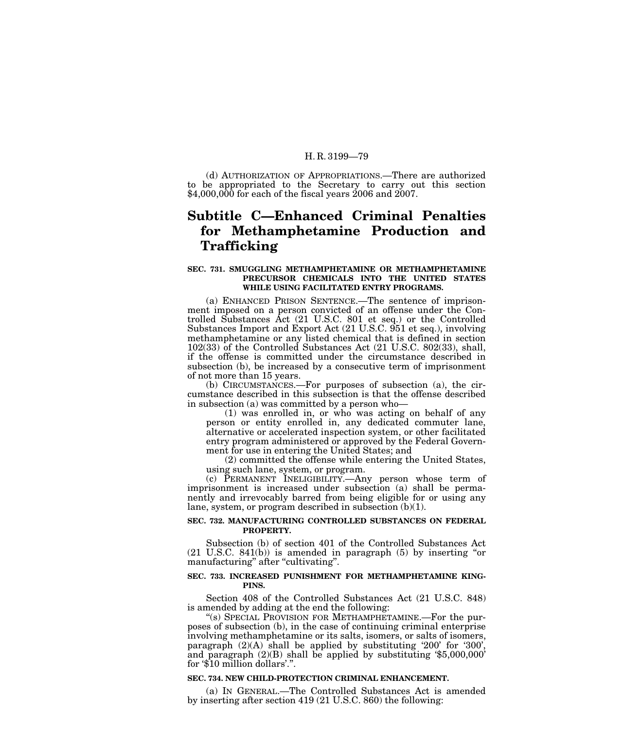(d) AUTHORIZATION OF APPROPRIATIONS.—There are authorized to be appropriated to the Secretary to carry out this section $4,000,000 for each of the fiscal years 2006 and 2007.

# Subtitle C—Enhanced Criminal Penalties for Methamphetamine Production and Trafficking

### SEC. 731. SMUGGLING METHAMPHETAMINE OR METHAMPHETAMINE PRECURSOR CHEMICALS INTO THE UNITED STATES WHILE USING FACILITATED ENTRY PROGRAMS.

(a) ENHANCED PRISON SENTENCE.—The sentence of imprisonment imposed on a person convicted of an offense under the Controlled Substances Act (21 U.S.C. 801 et seq.) or the Controlled Substances Import and Export Act (21 U.S.C. 951 et seq.), involving methamphetamine or any listed chemical that is defined in section 102(33) of the Controlled Substances Act (21 U.S.C. 802(33), shall, if the offense is committed under the circumstance described in subsection (b), be increased by a consecutive term of imprisonment of not more than 15 years.

(b) CIRCUMSTANCES.—For purposes of subsection (a), the circumstance described in this subsection is that the offense described in subsection (a) was committed by a person who—

(1) was enrolled in, or who was acting on behalf of any person or entity enrolled in, any dedicated commuter lane, alternative or accelerated inspection system, or other facilitated entry program administered or approved by the Federal Government for use in entering the United States; and

(2) committed the offense while entering the United States, using such lane, system, or program.

(c) PERMANENT INELIGIBILITY.—Any person whose term of imprisonment is increased under subsection (a) shall be permanently and irrevocably barred from being eligible for or using any lane, system, or program described in subsection (b)(1).

### SEC. 732. MANUFACTURING CONTROLLED SUBSTANCES ON FEDERAL PROPERTY.

Subsection (b) of section 401 of the Controlled Substances Act (21 U.S.C. 841(b)) is amended in paragraph (5) by inserting "or manufacturing" after "cultivating".

### SEC. 733. INCREASED PUNISHMENT FOR METHAMPHETAMINE KINGPINS.

Section 408 of the Controlled Substances Act (21 U.S.C. 848) is amended by adding at the end the following:

"(s) SPECIAL PROVISION FOR METHAMPHETAMINE.—For the purposes of subsection (b), in the case of continuing criminal enterprise involving methamphetamine or its salts, isomers, or salts of isomers, paragraph (2)(A) shall be applied by substituting '200' for '300', and paragraph (2)(B) shall be applied by substituting '$5,000,000' for '$10 million dollars'.".

### SEC. 734. NEW CHILD-PROTECTION CRIMINAL ENHANCEMENT.

(a) IN GENERAL.—The Controlled Substances Act is amended by inserting after section 419 (21 U.S.C. 860) the following: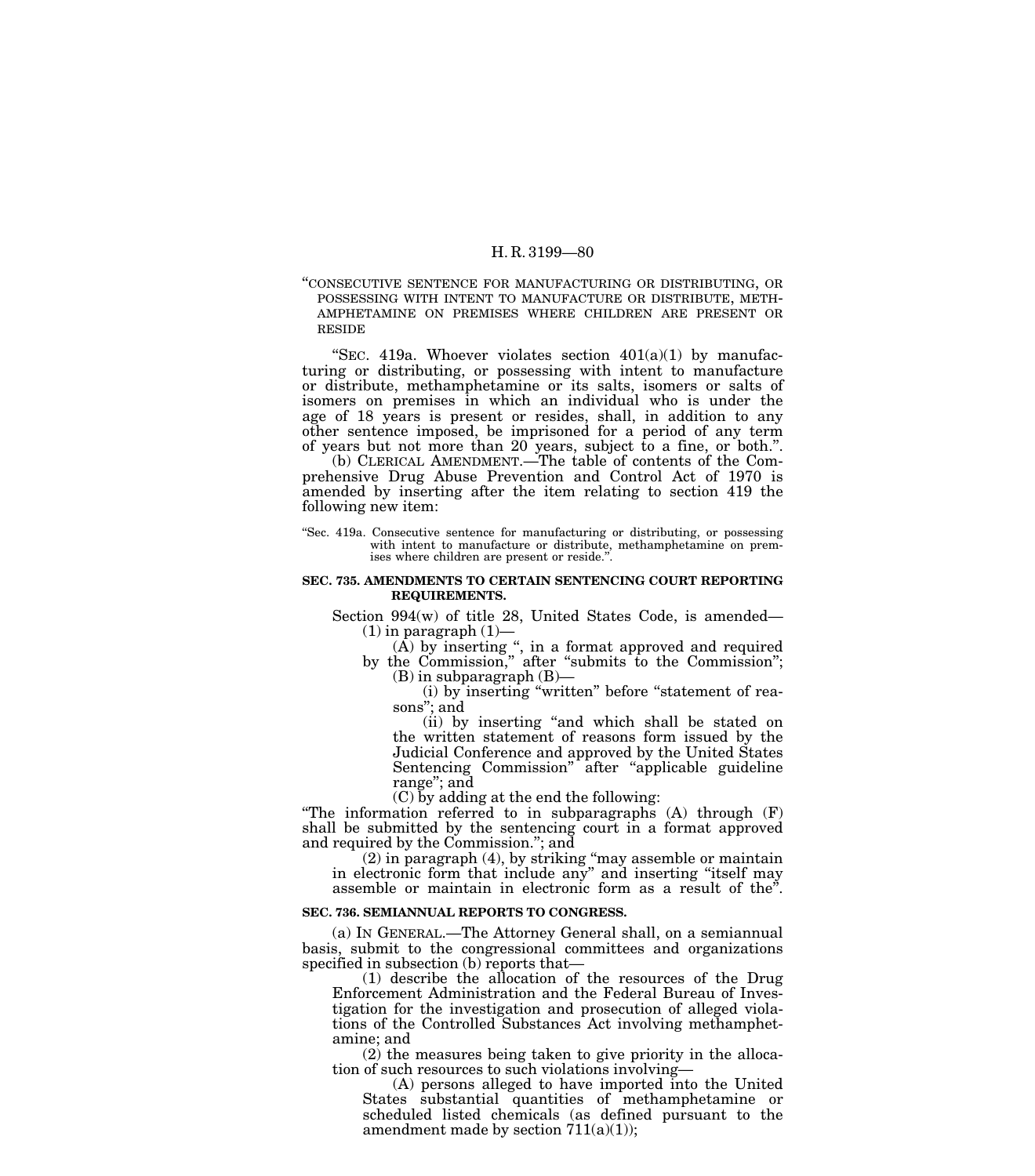"CONSECUTIVE SENTENCE FOR MANUFACTURING OR DISTRIBUTING, OR POSSESSING WITH INTENT TO MANUFACTURE OR DISTRIBUTE, METHAMPHETAMINE ON PREMISES WHERE CHILDREN ARE PRESENT OR RESIDE

"SEC. 419a. Whoever violates section 401(a)(1) by manufacturing or distributing, or possessing with intent to manufacture or distribute, methamphetamine or its salts, isomers or salts of isomers on premises in which an individual who is under the age of 18 years is present or resides, shall, in addition to any other sentence imposed, be imprisoned for a period of any term of years but not more than 20 years, subject to a fine, or both.".

(b) CLERICAL AMENDMENT.—The table of contents of the Comprehensive Drug Abuse Prevention and Control Act of 1970 is amended by inserting after the item relating to section 419 the following new item:

"Sec. 419a. Consecutive sentence for manufacturing or distributing, or possessing with intent to manufacture or distribute, methamphetamine on premises where children are present or reside.".

**SEC. 735. AMENDMENTS TO CERTAIN SENTENCING COURT REPORTING REQUIREMENTS.**

Section 994(w) of title 28, United States Code, is amended—

(1) in paragraph (1)—

(A) by inserting ", in a format approved and required by the Commission," after "submits to the Commission";

(B) in subparagraph (B)—

(i) by inserting "written" before "statement of reasons"; and

(ii) by inserting "and which shall be stated on the written statement of reasons form issued by the Judicial Conference and approved by the United States Sentencing Commission" after "applicable guideline range"; and

(C) by adding at the end the following:

"The information referred to in subparagraphs (A) through (F) shall be submitted by the sentencing court in a format approved and required by the Commission."; and

(2) in paragraph (4), by striking "may assemble or maintain in electronic form that include any" and inserting "itself may assemble or maintain in electronic form as a result of the".

**SEC. 736. SEMIANNUAL REPORTS TO CONGRESS.**

(a) IN GENERAL.—The Attorney General shall, on a semiannual basis, submit to the congressional committees and organizations specified in subsection (b) reports that—

(1) describe the allocation of the resources of the Drug Enforcement Administration and the Federal Bureau of Investigation for the investigation and prosecution of alleged violations of the Controlled Substances Act involving methamphetamine; and

(2) the measures being taken to give priority in the allocation of such resources to such violations involving—

(A) persons alleged to have imported into the United States substantial quantities of methamphetamine or scheduled listed chemicals (as defined pursuant to the amendment made by section 711(a)(1));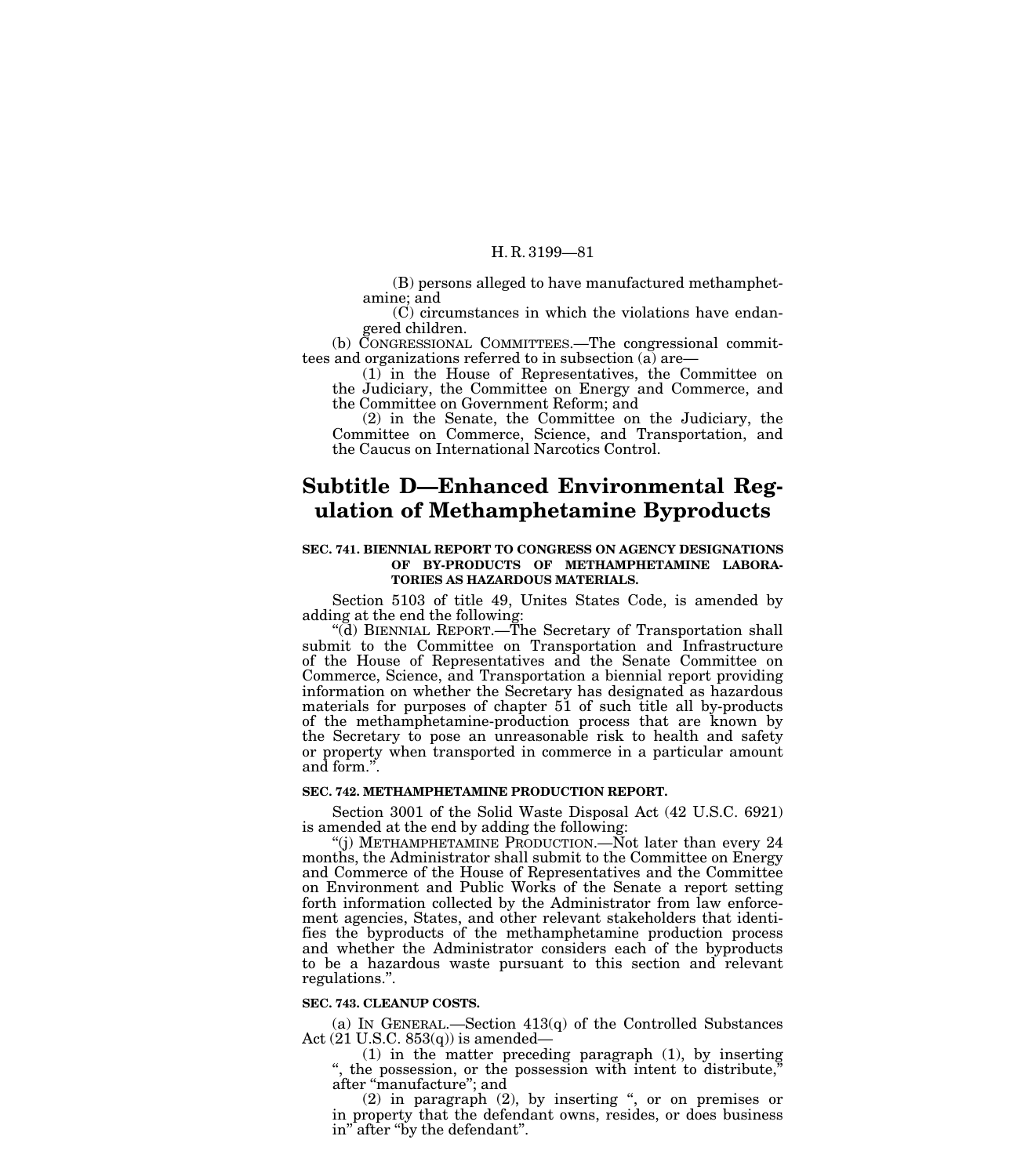(B) persons alleged to have manufactured methamphetamine; and

(C) circumstances in which the violations have endangered children.

(b) CONGRESSIONAL COMMITTEES.—The congressional committees and organizations referred to in subsection (a) are—

(1) in the House of Representatives, the Committee on the Judiciary, the Committee on Energy and Commerce, and the Committee on Government Reform; and

(2) in the Senate, the Committee on the Judiciary, the Committee on Commerce, Science, and Transportation, and the Caucus on International Narcotics Control.

## Subtitle D—Enhanced Environmental Regulation of Methamphetamine Byproducts

**SEC. 741. BIENNIAL REPORT TO CONGRESS ON AGENCY DESIGNATIONS OF BY-PRODUCTS OF METHAMPHETAMINE LABORATORIES AS HAZARDOUS MATERIALS.**

Section 5103 of title 49, Unites States Code, is amended by adding at the end the following:

"(d) BIENNIAL REPORT.—The Secretary of Transportation shall submit to the Committee on Transportation and Infrastructure of the House of Representatives and the Senate Committee on Commerce, Science, and Transportation a biennial report providing information on whether the Secretary has designated as hazardous materials for purposes of chapter 51 of such title all by-products of the methamphetamine-production process that are known by the Secretary to pose an unreasonable risk to health and safety or property when transported in commerce in a particular amount and form.".

**SEC. 742. METHAMPHETAMINE PRODUCTION REPORT.**

Section 3001 of the Solid Waste Disposal Act (42 U.S.C. 6921) is amended at the end by adding the following:

"(j) METHAMPHETAMINE PRODUCTION.—Not later than every 24 months, the Administrator shall submit to the Committee on Energy and Commerce of the House of Representatives and the Committee on Environment and Public Works of the Senate a report setting forth information collected by the Administrator from law enforcement agencies, States, and other relevant stakeholders that identifies the byproducts of the methamphetamine production process and whether the Administrator considers each of the byproducts to be a hazardous waste pursuant to this section and relevant regulations.".

**SEC. 743. CLEANUP COSTS.**

(a) IN GENERAL.—Section 413(q) of the Controlled Substances Act (21 U.S.C. 853(q)) is amended—

(1) in the matter preceding paragraph (1), by inserting ", the possession, or the possession with intent to distribute," after "manufacture"; and

(2) in paragraph (2), by inserting ", or on premises or in property that the defendant owns, resides, or does business in" after "by the defendant".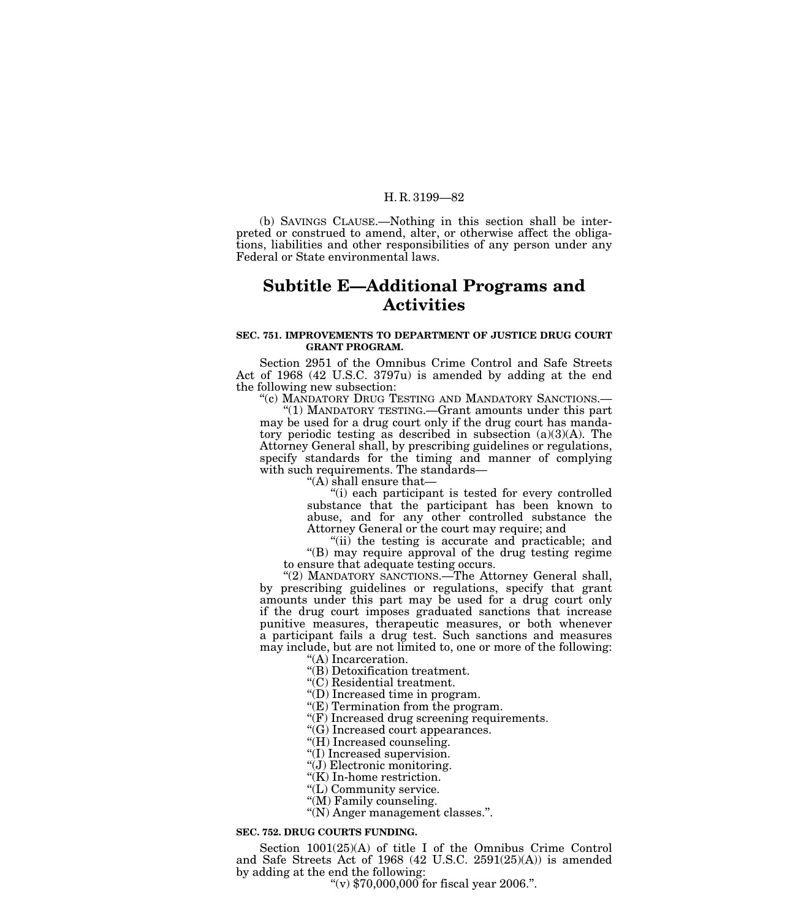(b) SAVINGS CLAUSE.—Nothing in this section shall be interpreted or construed to amend, alter, or otherwise affect the obligations, liabilities and other responsibilities of any person under any Federal or State environmental laws.

## Subtitle E—Additional Programs and Activities

**SEC. 751. IMPROVEMENTS TO DEPARTMENT OF JUSTICE DRUG COURT GRANT PROGRAM.**

Section 2951 of the Omnibus Crime Control and Safe Streets Act of 1968 (42 U.S.C. 3797u) is amended by adding at the end the following new subsection:

"(c) MANDATORY DRUG TESTING AND MANDATORY SANCTIONS.—

"(1) MANDATORY TESTING.—Grant amounts under this part may be used for a drug court only if the drug court has mandatory periodic testing as described in subsection (a)(3)(A). The Attorney General shall, by prescribing guidelines or regulations, specify standards for the timing and manner of complying with such requirements. The standards—

"(A) shall ensure that—

"(i) each participant is tested for every controlled substance that the participant has been known to abuse, and for any other controlled substance the Attorney General or the court may require; and

"(ii) the testing is accurate and practicable; and

"(B) may require approval of the drug testing regime to ensure that adequate testing occurs.

"(2) MANDATORY SANCTIONS.—The Attorney General shall, by prescribing guidelines or regulations, specify that grant amounts under this part may be used for a drug court only if the drug court imposes graduated sanctions that increase punitive measures, therapeutic measures, or both whenever a participant fails a drug test. Such sanctions and measures may include, but are not limited to, one or more of the following:

"(A) Incarceration.

"(B) Detoxification treatment.

"(C) Residential treatment.

"(D) Increased time in program.

"(E) Termination from the program.

"(F) Increased drug screening requirements.

"(G) Increased court appearances.

"(H) Increased counseling.

"(I) Increased supervision.

"(J) Electronic monitoring.

"(K) In-home restriction.

"(L) Community service.

"(M) Family counseling.

"(N) Anger management classes.".

**SEC. 752. DRUG COURTS FUNDING.**

Section 1001(25)(A) of title I of the Omnibus Crime Control and Safe Streets Act of 1968 (42 U.S.C. 2591(25)(A)) is amended by adding at the end the following:

"(v) $70,000,000 for fiscal year 2006.".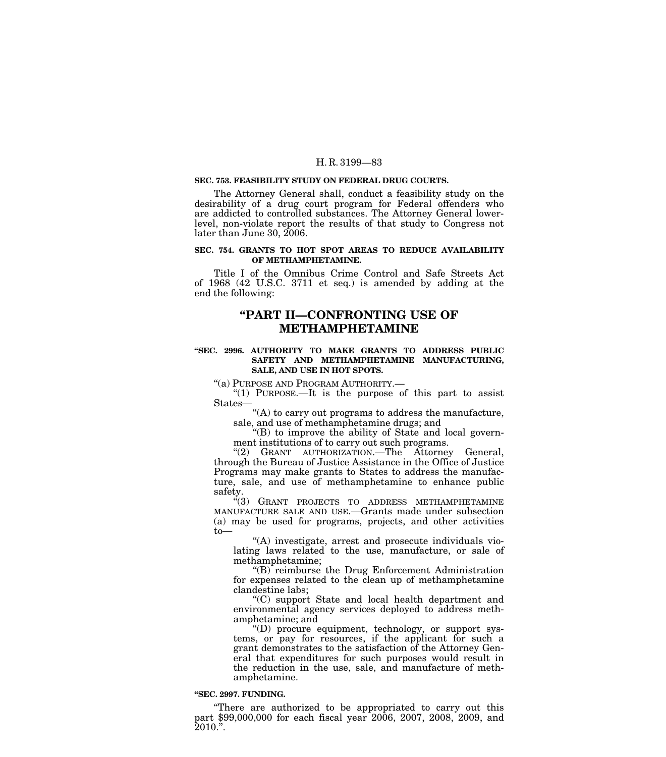**SEC. 753. FEASIBILITY STUDY ON FEDERAL DRUG COURTS.**

The Attorney General shall, conduct a feasibility study on the desirability of a drug court program for Federal offenders who are addicted to controlled substances. The Attorney General lower-level, non-violate report the results of that study to Congress not later than June 30, 2006.

**SEC. 754. GRANTS TO HOT SPOT AREAS TO REDUCE AVAILABILITY OF METHAMPHETAMINE.**

Title I of the Omnibus Crime Control and Safe Streets Act of 1968 (42 U.S.C. 3711 et seq.) is amended by adding at the end the following:

## "PART II—CONFRONTING USE OF METHAMPHETAMINE

**"SEC. 2996. AUTHORITY TO MAKE GRANTS TO ADDRESS PUBLIC SAFETY AND METHAMPHETAMINE MANUFACTURING, SALE, AND USE IN HOT SPOTS.**

"(a) PURPOSE AND PROGRAM AUTHORITY.—

"(1) PURPOSE.—It is the purpose of this part to assist States—

"(A) to carry out programs to address the manufacture, sale, and use of methamphetamine drugs; and

"(B) to improve the ability of State and local government institutions of to carry out such programs.

"(2) GRANT AUTHORIZATION.—The Attorney General, through the Bureau of Justice Assistance in the Office of Justice Programs may make grants to States to address the manufacture, sale, and use of methamphetamine to enhance public safety.

"(3) GRANT PROJECTS TO ADDRESS METHAMPHETAMINE MANUFACTURE SALE AND USE.—Grants made under subsection (a) may be used for programs, projects, and other activities to—

"(A) investigate, arrest and prosecute individuals violating laws related to the use, manufacture, or sale of methamphetamine;

"(B) reimburse the Drug Enforcement Administration for expenses related to the clean up of methamphetamine clandestine labs;

"(C) support State and local health department and environmental agency services deployed to address methamphetamine; and

"(D) procure equipment, technology, or support systems, or pay for resources, if the applicant for such a grant demonstrates to the satisfaction of the Attorney General that expenditures for such purposes would result in the reduction in the use, sale, and manufacture of methamphetamine.

**"SEC. 2997. FUNDING.**

"There are authorized to be appropriated to carry out this part $99,000,000 for each fiscal year 2006, 2007, 2008, 2009, and 2010.".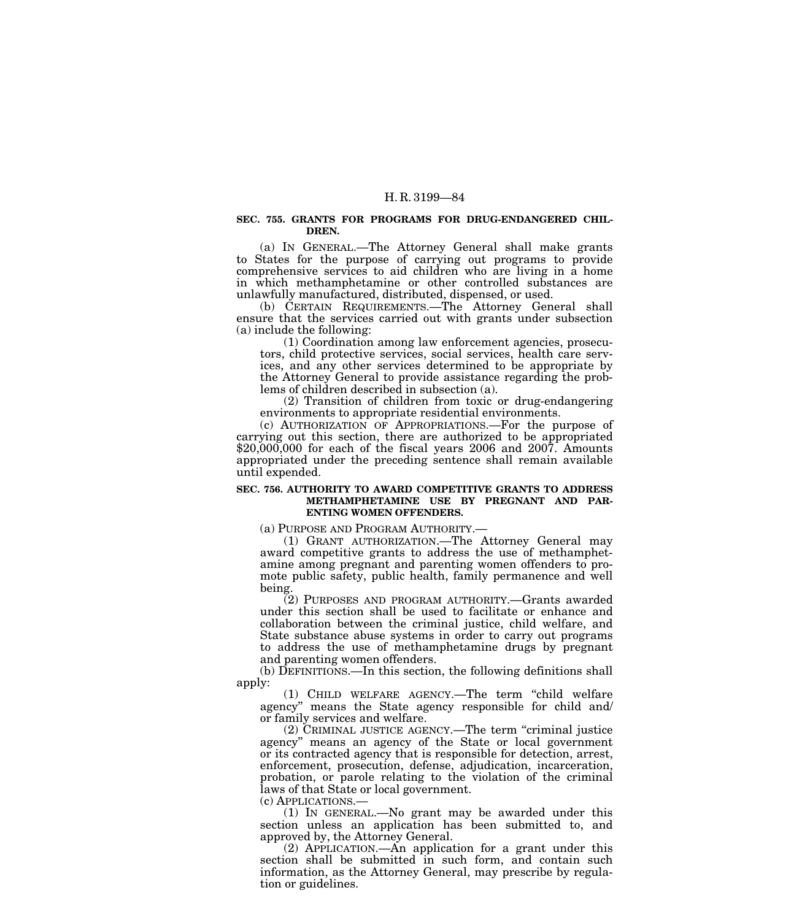**SEC. 755. GRANTS FOR PROGRAMS FOR DRUG-ENDANGERED CHILDREN.**

(a) IN GENERAL.—The Attorney General shall make grants to States for the purpose of carrying out programs to provide comprehensive services to aid children who are living in a home in which methamphetamine or other controlled substances are unlawfully manufactured, distributed, dispensed, or used.

(b) CERTAIN REQUIREMENTS.—The Attorney General shall ensure that the services carried out with grants under subsection (a) include the following:

(1) Coordination among law enforcement agencies, prosecutors, child protective services, social services, health care services, and any other services determined to be appropriate by the Attorney General to provide assistance regarding the problems of children described in subsection (a).

(2) Transition of children from toxic or drug-endangering environments to appropriate residential environments.

(c) AUTHORIZATION OF APPROPRIATIONS.—For the purpose of carrying out this section, there are authorized to be appropriated $20,000,000 for each of the fiscal years 2006 and 2007. Amounts appropriated under the preceding sentence shall remain available until expended.

**SEC. 756. AUTHORITY TO AWARD COMPETITIVE GRANTS TO ADDRESS METHAMPHETAMINE USE BY PREGNANT AND PARENTING WOMEN OFFENDERS.**

(a) PURPOSE AND PROGRAM AUTHORITY.—

(1) GRANT AUTHORIZATION.—The Attorney General may award competitive grants to address the use of methamphetamine among pregnant and parenting women offenders to promote public safety, public health, family permanence and well being.

(2) PURPOSES AND PROGRAM AUTHORITY.—Grants awarded under this section shall be used to facilitate or enhance and collaboration between the criminal justice, child welfare, and State substance abuse systems in order to carry out programs to address the use of methamphetamine drugs by pregnant and parenting women offenders.

(b) DEFINITIONS.—In this section, the following definitions shall apply:

(1) CHILD WELFARE AGENCY.—The term "child welfare agency" means the State agency responsible for child and/or family services and welfare.

(2) CRIMINAL JUSTICE AGENCY.—The term "criminal justice agency" means an agency of the State or local government or its contracted agency that is responsible for detection, arrest, enforcement, prosecution, defense, adjudication, incarceration, probation, or parole relating to the violation of the criminal laws of that State or local government.

(c) APPLICATIONS.—

(1) IN GENERAL.—No grant may be awarded under this section unless an application has been submitted to, and approved by, the Attorney General.

(2) APPLICATION.—An application for a grant under this section shall be submitted in such form, and contain such information, as the Attorney General, may prescribe by regulation or guidelines.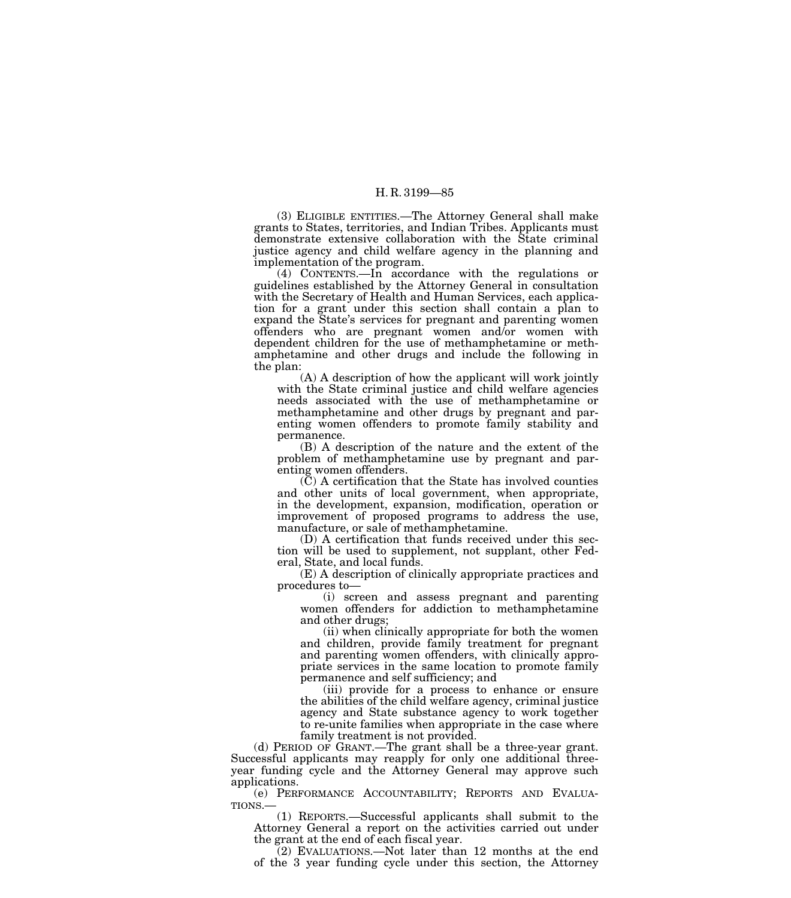(3) ELIGIBLE ENTITIES.—The Attorney General shall make grants to States, territories, and Indian Tribes. Applicants must demonstrate extensive collaboration with the State criminal justice agency and child welfare agency in the planning and implementation of the program.

(4) CONTENTS.—In accordance with the regulations or guidelines established by the Attorney General in consultation with the Secretary of Health and Human Services, each application for a grant under this section shall contain a plan to expand the State's services for pregnant and parenting women offenders who are pregnant women and/or women with dependent children for the use of methamphetamine or methamphetamine and other drugs and include the following in the plan:

(A) A description of how the applicant will work jointly with the State criminal justice and child welfare agencies needs associated with the use of methamphetamine or methamphetamine and other drugs by pregnant and parenting women offenders to promote family stability and permanence.

(B) A description of the nature and the extent of the problem of methamphetamine use by pregnant and parenting women offenders.

(C) A certification that the State has involved counties and other units of local government, when appropriate, in the development, expansion, modification, operation or improvement of proposed programs to address the use, manufacture, or sale of methamphetamine.

(D) A certification that funds received under this section will be used to supplement, not supplant, other Federal, State, and local funds.

(E) A description of clinically appropriate practices and procedures to—

(i) screen and assess pregnant and parenting women offenders for addiction to methamphetamine and other drugs;

(ii) when clinically appropriate for both the women and children, provide family treatment for pregnant and parenting women offenders, with clinically appropriate services in the same location to promote family permanence and self sufficiency; and

(iii) provide for a process to enhance or ensure the abilities of the child welfare agency, criminal justice agency and State substance agency to work together to re-unite families when appropriate in the case where family treatment is not provided.

(d) PERIOD OF GRANT.—The grant shall be a three-year grant. Successful applicants may reapply for only one additional three-year funding cycle and the Attorney General may approve such applications.

(e) PERFORMANCE ACCOUNTABILITY; REPORTS AND EVALUATIONS.—

(1) REPORTS.—Successful applicants shall submit to the Attorney General a report on the activities carried out under the grant at the end of each fiscal year.

(2) EVALUATIONS.—Not later than 12 months at the end of the 3 year funding cycle under this section, the Attorney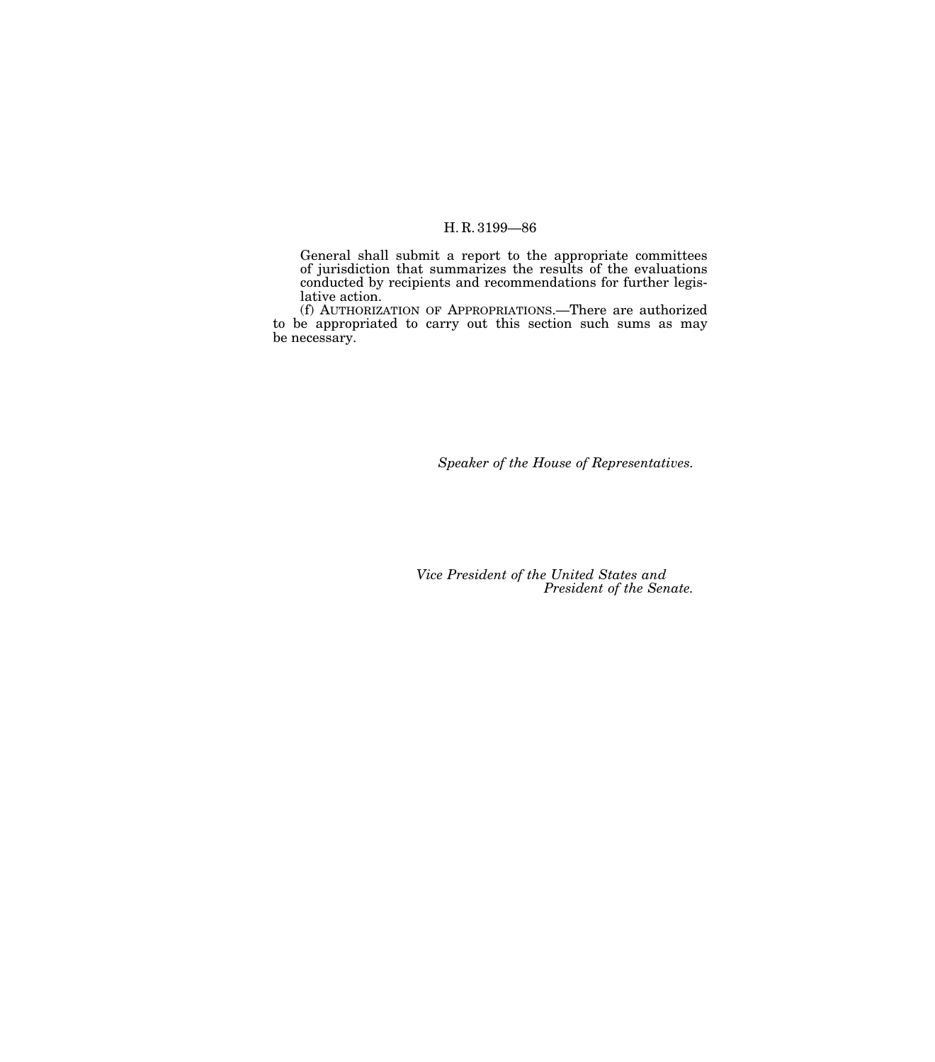General shall submit a report to the appropriate committees of jurisdiction that summarizes the results of the evaluations conducted by recipients and recommendations for further legislative action.

(f) AUTHORIZATION OF APPROPRIATIONS.—There are authorized to be appropriated to carry out this section such sums as may be necessary.

*Speaker of the House of Representatives.*

*Vice President of the United States and President of the Senate.*